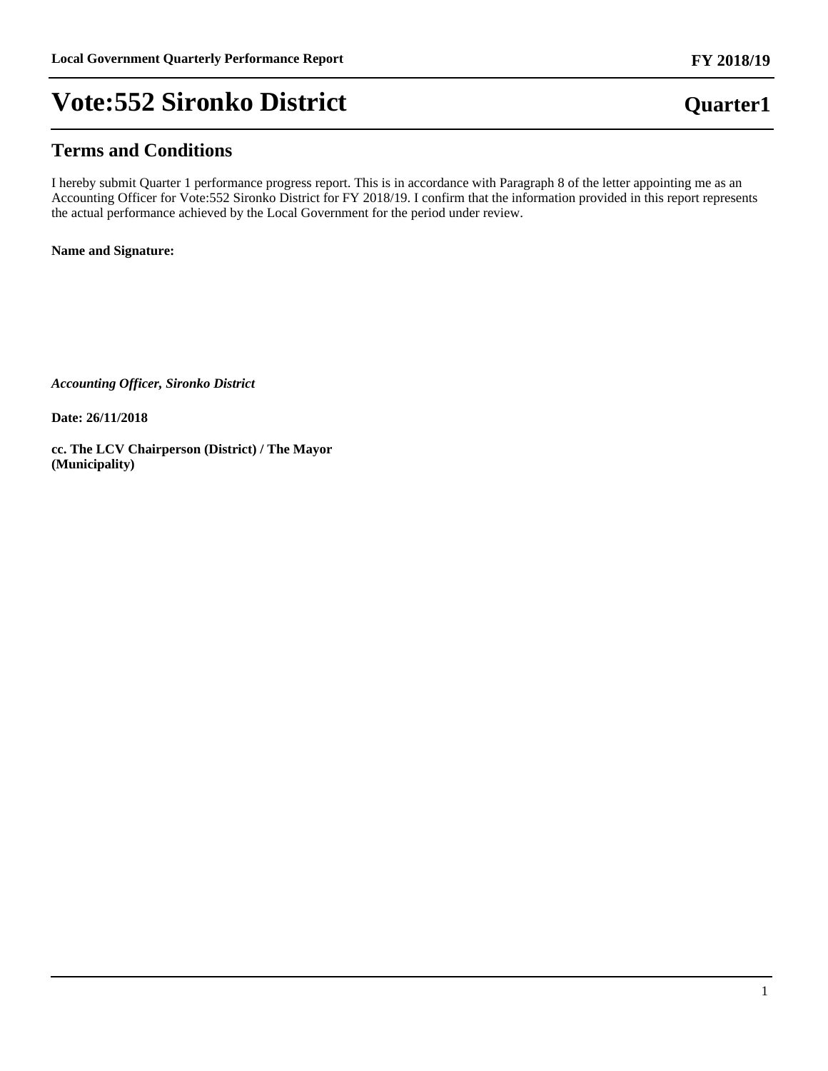# Vote:552 Sironko District

**Quarter1**

## Terms and Conditions

I hereby submit Quarter 1 performance progress report. This is in accordance with Paragraph 8 of the letter appointing me as an Accounting Officer for Vote:552 Sironko District for FY 2018/19. I confirm that the information provided in this report represents the actual performance achieved by the Local Government for the period under review.

**Name and Signature:**

***Accounting Officer, Sironko District***

**Date: 26/11/2018**

**cc. The LCV Chairperson (District) / The Mayor (Municipality)**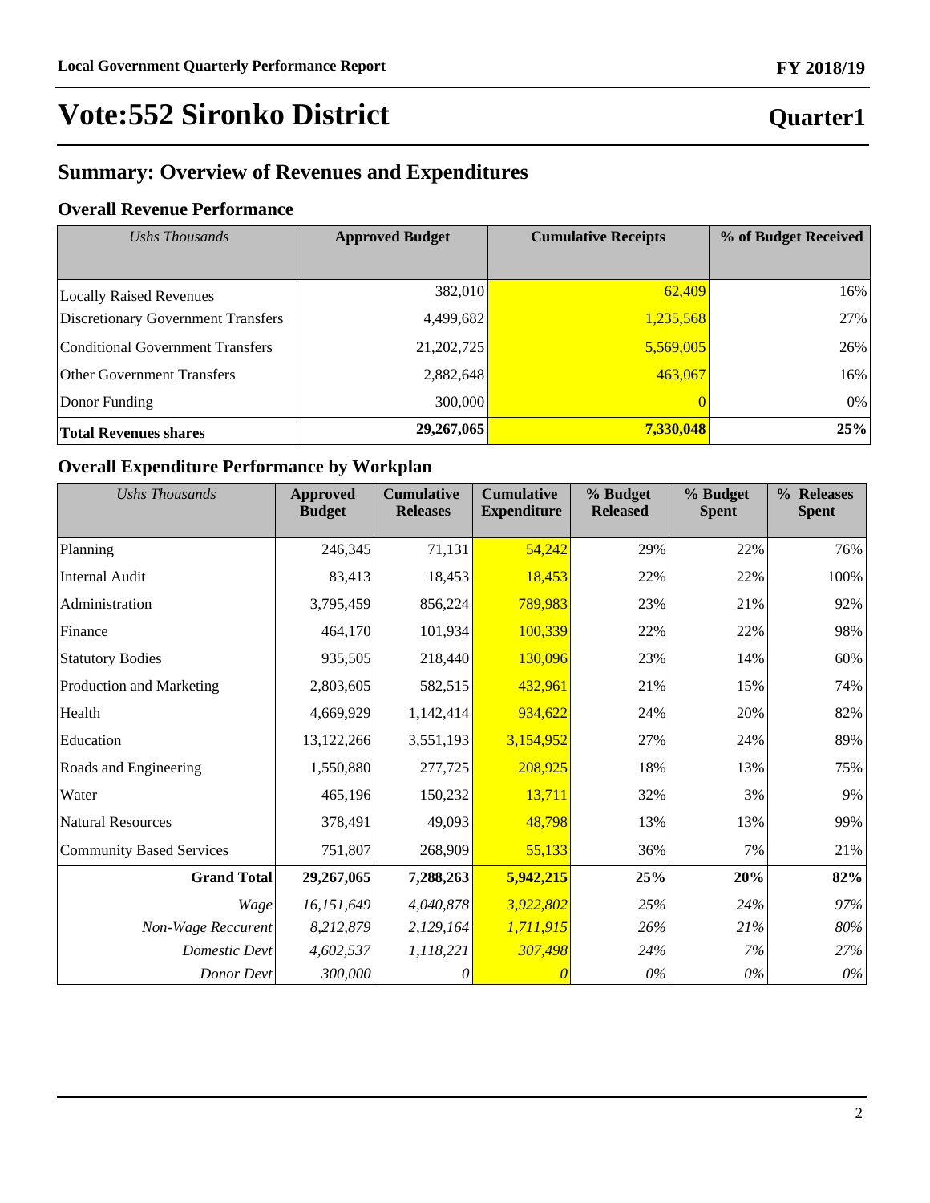# Vote:552 Sironko District

**Quarter1**

## Summary: Overview of Revenues and Expenditures

### Overall Revenue Performance

| *Ushs Thousands* | Approved Budget | Cumulative Receipts | % of Budget Received |
|---|---|---|---|
| Locally Raised Revenues | 382,010 | 62,409 | 16% |
| Discretionary Government Transfers | 4,499,682 | 1,235,568 | 27% |
| Conditional Government Transfers | 21,202,725 | 5,569,005 | 26% |
| Other Government Transfers | 2,882,648 | 463,067 | 16% |
| Donor Funding | 300,000 | 0 | 0% |
| **Total Revenues shares** | **29,267,065** | **7,330,048** | **25%** |

### Overall Expenditure Performance by Workplan

| *Ushs Thousands* | Approved Budget | Cumulative Releases | Cumulative Expenditure | % Budget Released | % Budget Spent | % Releases Spent |
|---|---|---|---|---|---|---|
| Planning | 246,345 | 71,131 | 54,242 | 29% | 22% | 76% |
| Internal Audit | 83,413 | 18,453 | 18,453 | 22% | 22% | 100% |
| Administration | 3,795,459 | 856,224 | 789,983 | 23% | 21% | 92% |
| Finance | 464,170 | 101,934 | 100,339 | 22% | 22% | 98% |
| Statutory Bodies | 935,505 | 218,440 | 130,096 | 23% | 14% | 60% |
| Production and Marketing | 2,803,605 | 582,515 | 432,961 | 21% | 15% | 74% |
| Health | 4,669,929 | 1,142,414 | 934,622 | 24% | 20% | 82% |
| Education | 13,122,266 | 3,551,193 | 3,154,952 | 27% | 24% | 89% |
| Roads and Engineering | 1,550,880 | 277,725 | 208,925 | 18% | 13% | 75% |
| Water | 465,196 | 150,232 | 13,711 | 32% | 3% | 9% |
| Natural Resources | 378,491 | 49,093 | 48,798 | 13% | 13% | 99% |
| Community Based Services | 751,807 | 268,909 | 55,133 | 36% | 7% | 21% |
| **Grand Total** | **29,267,065** | **7,288,263** | **5,942,215** | **25%** | **20%** | **82%** |
| *Wage* | *16,151,649* | *4,040,878* | *3,922,802* | *25%* | *24%* | *97%* |
| *Non-Wage Reccurent* | *8,212,879* | *2,129,164* | *1,711,915* | *26%* | *21%* | *80%* |
| *Domestic Devt* | *4,602,537* | *1,118,221* | *307,498* | *24%* | *7%* | *27%* |
| *Donor Devt* | *300,000* | *0* | *0* | *0%* | *0%* | *0%* |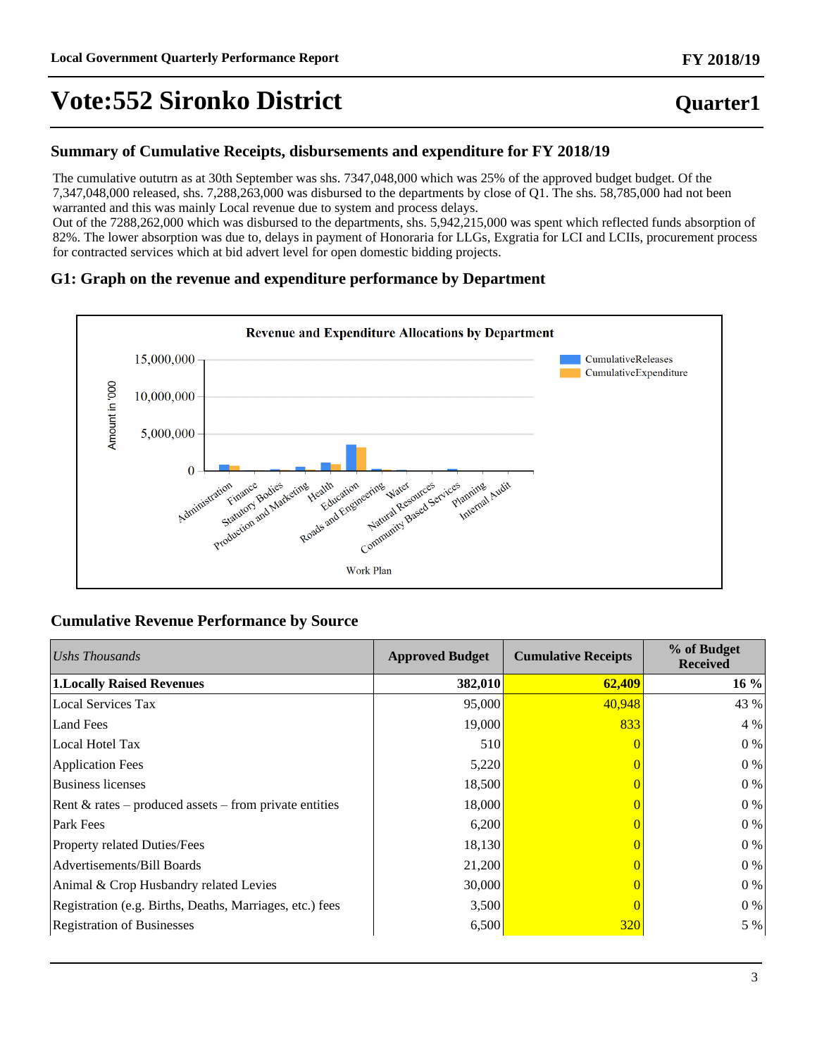# Vote:552 Sironko District

## Summary of Cumulative Receipts, disbursements and expenditure for FY 2018/19

The cumulative oututrn as at 30th September was shs. 7347,048,000 which was 25% of the approved budget budget. Of the 7,347,048,000 released, shs. 7,288,263,000 was disbursed to the departments by close of Q1. The shs. 58,785,000 had not been warranted and this was mainly Local revenue due to system and process delays.
Out of the 7288,262,000 which was disbursed to the departments, shs. 5,942,215,000 was spent which reflected funds absorption of 82%. The lower absorption was due to, delays in payment of Honoraria for LLGs, Exgratia for LCI and LCIIs, procurement process for contracted services which at bid advert level for open domestic bidding projects.

## G1: Graph on the revenue and expenditure performance by Department

## Cumulative Revenue Performance by Source

| *Ushs Thousands* | Approved Budget | Cumulative Receipts | % of Budget Received |
|---|---|---|---|
| **1.Locally Raised Revenues** | **382,010** | **62,409** | **16 %** |
| Local Services Tax | 95,000 | 40,948 | 43 % |
| Land Fees | 19,000 | 833 | 4 % |
| Local Hotel Tax | 510 | 0 | 0 % |
| Application Fees | 5,220 | 0 | 0 % |
| Business licenses | 18,500 | 0 | 0 % |
| Rent & rates – produced assets – from private entities | 18,000 | 0 | 0 % |
| Park Fees | 6,200 | 0 | 0 % |
| Property related Duties/Fees | 18,130 | 0 | 0 % |
| Advertisements/Bill Boards | 21,200 | 0 | 0 % |
| Animal & Crop Husbandry related Levies | 30,000 | 0 | 0 % |
| Registration (e.g. Births, Deaths, Marriages, etc.) fees | 3,500 | 0 | 0 % |
| Registration of Businesses | 6,500 | 320 | 5 % |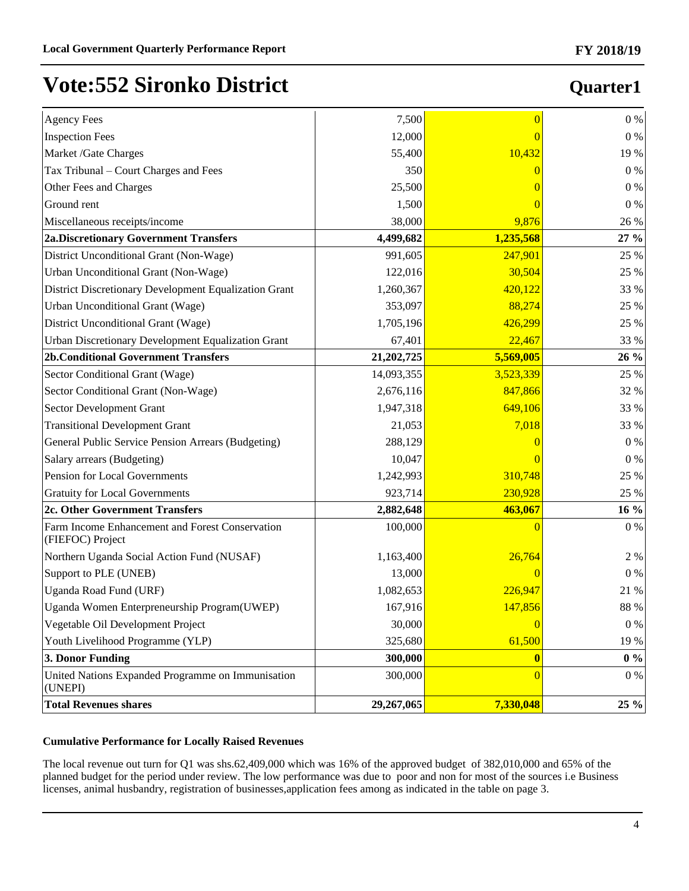# Vote:552 Sironko District

## Quarter1

| | | | |
|---|---|---|---|
| Agency Fees | 7,500 | 0 | 0 % |
| Inspection Fees | 12,000 | 0 | 0 % |
| Market /Gate Charges | 55,400 | 10,432 | 19 % |
| Tax Tribunal – Court Charges and Fees | 350 | 0 | 0 % |
| Other Fees and Charges | 25,500 | 0 | 0 % |
| Ground rent | 1,500 | 0 | 0 % |
| Miscellaneous receipts/income | 38,000 | 9,876 | 26 % |
| **2a.Discretionary Government Transfers** | **4,499,682** | **1,235,568** | **27 %** |
| District Unconditional Grant (Non-Wage) | 991,605 | 247,901 | 25 % |
| Urban Unconditional Grant (Non-Wage) | 122,016 | 30,504 | 25 % |
| District Discretionary Development Equalization Grant | 1,260,367 | 420,122 | 33 % |
| Urban Unconditional Grant (Wage) | 353,097 | 88,274 | 25 % |
| District Unconditional Grant (Wage) | 1,705,196 | 426,299 | 25 % |
| Urban Discretionary Development Equalization Grant | 67,401 | 22,467 | 33 % |
| **2b.Conditional Government Transfers** | **21,202,725** | **5,569,005** | **26 %** |
| Sector Conditional Grant (Wage) | 14,093,355 | 3,523,339 | 25 % |
| Sector Conditional Grant (Non-Wage) | 2,676,116 | 847,866 | 32 % |
| Sector Development Grant | 1,947,318 | 649,106 | 33 % |
| Transitional Development Grant | 21,053 | 7,018 | 33 % |
| General Public Service Pension Arrears (Budgeting) | 288,129 | 0 | 0 % |
| Salary arrears (Budgeting) | 10,047 | 0 | 0 % |
| Pension for Local Governments | 1,242,993 | 310,748 | 25 % |
| Gratuity for Local Governments | 923,714 | 230,928 | 25 % |
| **2c. Other Government Transfers** | **2,882,648** | **463,067** | **16 %** |
| Farm Income Enhancement and Forest Conservation (FIEFOC) Project | 100,000 | 0 | 0 % |
| Northern Uganda Social Action Fund (NUSAF) | 1,163,400 | 26,764 | 2 % |
| Support to PLE (UNEB) | 13,000 | 0 | 0 % |
| Uganda Road Fund (URF) | 1,082,653 | 226,947 | 21 % |
| Uganda Women Enterpreneurship Program(UWEP) | 167,916 | 147,856 | 88 % |
| Vegetable Oil Development Project | 30,000 | 0 | 0 % |
| Youth Livelihood Programme (YLP) | 325,680 | 61,500 | 19 % |
| **3. Donor Funding** | **300,000** | **0** | **0 %** |
| United Nations Expanded Programme on Immunisation (UNEPI) | 300,000 | 0 | 0 % |
| **Total Revenues shares** | **29,267,065** | **7,330,048** | **25 %** |

**Cumulative Performance for Locally Raised Revenues**

The local revenue out turn for Q1 was shs.62,409,000 which was 16% of the approved budget of 382,010,000 and 65% of the planned budget for the period under review. The low performance was due to poor and non for most of the sources i.e Business licenses, animal husbandry, registration of businesses,application fees among as indicated in the table on page 3.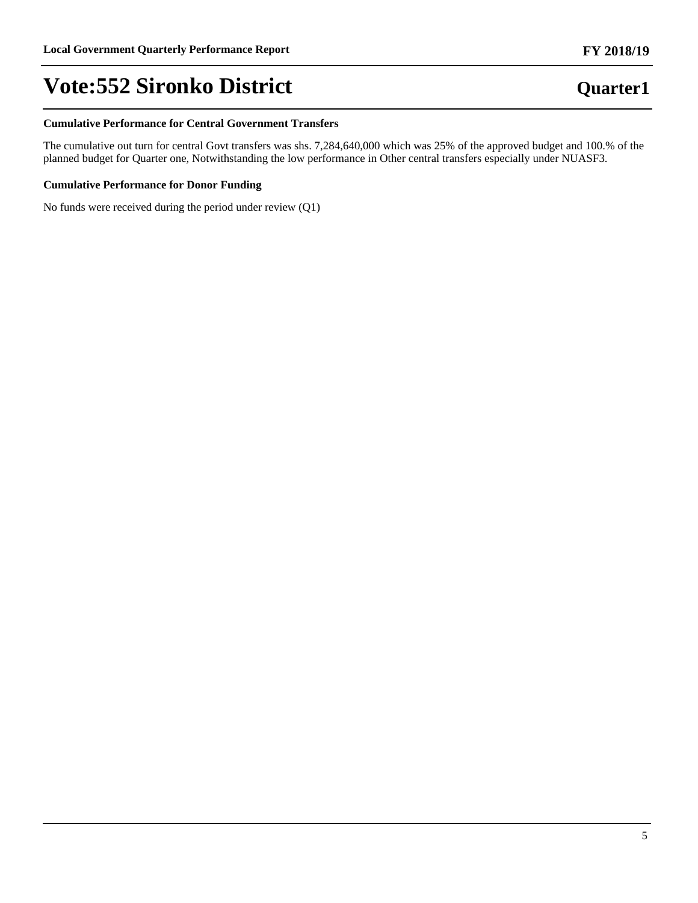**Cumulative Performance for Central Government Transfers**

The cumulative out turn for central Govt transfers was shs. 7,284,640,000 which was 25% of the approved budget and 100.% of the planned budget for Quarter one, Notwithstanding the low performance in Other central transfers especially under NUASF3.

**Cumulative Performance for Donor Funding**

No funds were received during the period under review (Q1)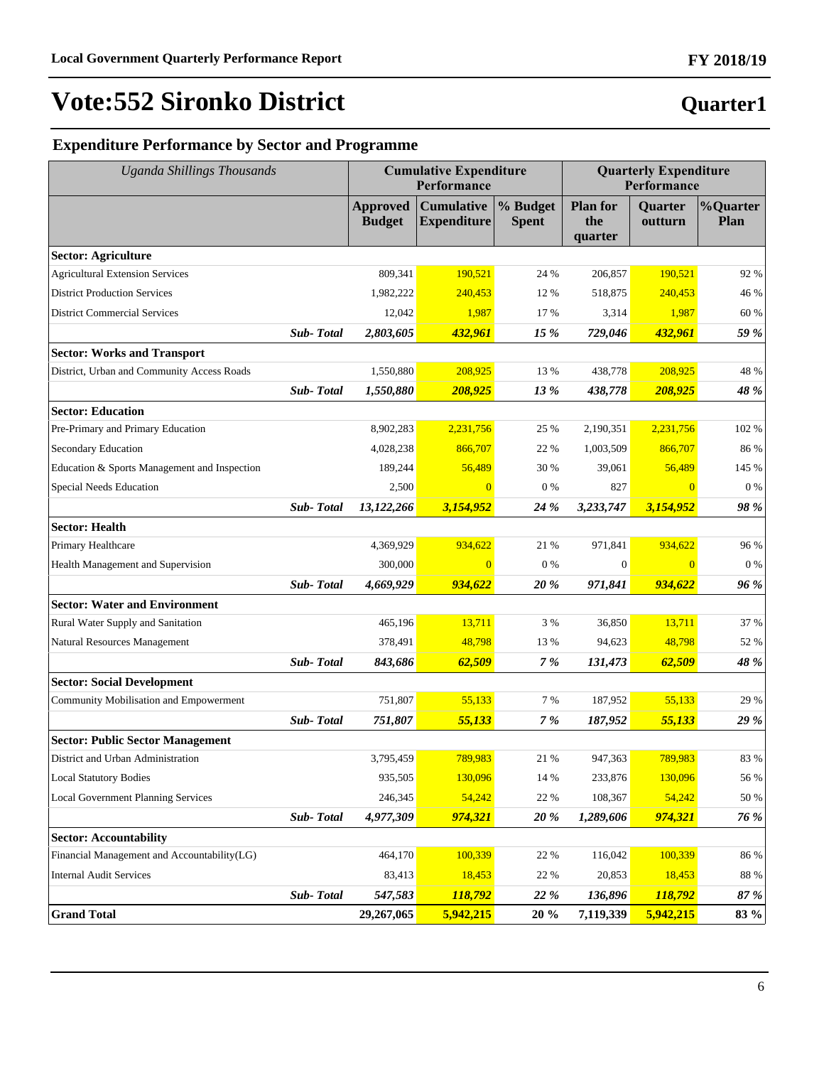# Vote:552 Sironko District

## Quarter1

### Expenditure Performance by Sector and Programme

| *Uganda Shillings Thousands* | Cumulative Expenditure Performance | | | Quarterly Expenditure Performance | | |
|---|---|---|---|---|---|---|
| | **Approved Budget** | **Cumulative Expenditure** | **% Budget Spent** | **Plan for the quarter** | **Quarter outturn** | **%Quarter Plan** |
| **Sector: Agriculture** | | | | | | |
| Agricultural Extension Services | 809,341 | 190,521 | 24 % | 206,857 | 190,521 | 92 % |
| District Production Services | 1,982,222 | 240,453 | 12 % | 518,875 | 240,453 | 46 % |
| District Commercial Services | 12,042 | 1,987 | 17 % | 3,314 | 1,987 | 60 % |
| ***Sub- Total*** | ***2,803,605*** | ***432,961*** | ***15 %*** | ***729,046*** | ***432,961*** | ***59 %*** |
| **Sector: Works and Transport** | | | | | | |
| District, Urban and Community Access Roads | 1,550,880 | 208,925 | 13 % | 438,778 | 208,925 | 48 % |
| ***Sub- Total*** | ***1,550,880*** | ***208,925*** | ***13 %*** | ***438,778*** | ***208,925*** | ***48 %*** |
| **Sector: Education** | | | | | | |
| Pre-Primary and Primary Education | 8,902,283 | 2,231,756 | 25 % | 2,190,351 | 2,231,756 | 102 % |
| Secondary Education | 4,028,238 | 866,707 | 22 % | 1,003,509 | 866,707 | 86 % |
| Education & Sports Management and Inspection | 189,244 | 56,489 | 30 % | 39,061 | 56,489 | 145 % |
| Special Needs Education | 2,500 | 0 | 0 % | 827 | 0 | 0 % |
| ***Sub- Total*** | ***13,122,266*** | ***3,154,952*** | ***24 %*** | ***3,233,747*** | ***3,154,952*** | ***98 %*** |
| **Sector: Health** | | | | | | |
| Primary Healthcare | 4,369,929 | 934,622 | 21 % | 971,841 | 934,622 | 96 % |
| Health Management and Supervision | 300,000 | 0 | 0 % | 0 | 0 | 0 % |
| ***Sub- Total*** | ***4,669,929*** | ***934,622*** | ***20 %*** | ***971,841*** | ***934,622*** | ***96 %*** |
| **Sector: Water and Environment** | | | | | | |
| Rural Water Supply and Sanitation | 465,196 | 13,711 | 3 % | 36,850 | 13,711 | 37 % |
| Natural Resources Management | 378,491 | 48,798 | 13 % | 94,623 | 48,798 | 52 % |
| ***Sub- Total*** | ***843,686*** | ***62,509*** | ***7 %*** | ***131,473*** | ***62,509*** | ***48 %*** |
| **Sector: Social Development** | | | | | | |
| Community Mobilisation and Empowerment | 751,807 | 55,133 | 7 % | 187,952 | 55,133 | 29 % |
| ***Sub- Total*** | ***751,807*** | ***55,133*** | ***7 %*** | ***187,952*** | ***55,133*** | ***29 %*** |
| **Sector: Public Sector Management** | | | | | | |
| District and Urban Administration | 3,795,459 | 789,983 | 21 % | 947,363 | 789,983 | 83 % |
| Local Statutory Bodies | 935,505 | 130,096 | 14 % | 233,876 | 130,096 | 56 % |
| Local Government Planning Services | 246,345 | 54,242 | 22 % | 108,367 | 54,242 | 50 % |
| ***Sub- Total*** | ***4,977,309*** | ***974,321*** | ***20 %*** | ***1,289,606*** | ***974,321*** | ***76 %*** |
| **Sector: Accountability** | | | | | | |
| Financial Management and Accountability(LG) | 464,170 | 100,339 | 22 % | 116,042 | 100,339 | 86 % |
| Internal Audit Services | 83,413 | 18,453 | 22 % | 20,853 | 18,453 | 88 % |
| ***Sub- Total*** | ***547,583*** | ***118,792*** | ***22 %*** | ***136,896*** | ***118,792*** | ***87 %*** |
| **Grand Total** | **29,267,065** | **5,942,215** | **20 %** | **7,119,339** | **5,942,215** | **83 %** |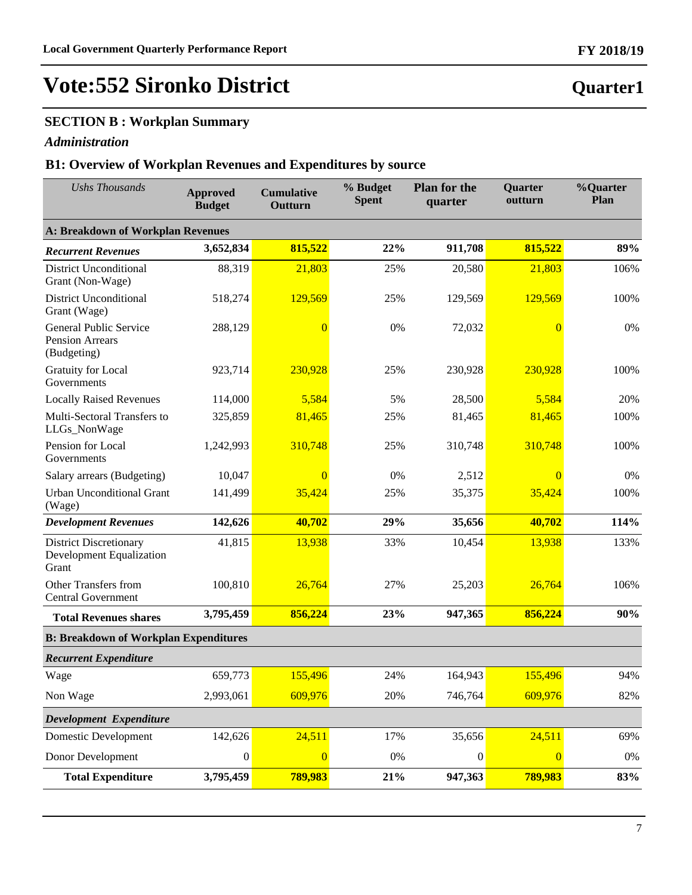# Vote:552 Sironko District

**Quarter1**

## SECTION B : Workplan Summary

### *Administration*

### B1: Overview of Workplan Revenues and Expenditures by source

| *Ushs Thousands* | **Approved Budget** | **Cumulative Outturn** | **% Budget Spent** | **Plan for the quarter** | **Quarter outturn** | **%Quarter Plan** |
|---|---|---|---|---|---|---|
| **A: Breakdown of Workplan Revenues** | | | | | | |
| ***Recurrent Revenues*** | **3,652,834** | **815,522** | **22%** | **911,708** | **815,522** | **89%** |
| District Unconditional Grant (Non-Wage) | 88,319 | 21,803 | 25% | 20,580 | 21,803 | 106% |
| District Unconditional Grant (Wage) | 518,274 | 129,569 | 25% | 129,569 | 129,569 | 100% |
| General Public Service Pension Arrears (Budgeting) | 288,129 | 0 | 0% | 72,032 | 0 | 0% |
| Gratuity for Local Governments | 923,714 | 230,928 | 25% | 230,928 | 230,928 | 100% |
| Locally Raised Revenues | 114,000 | 5,584 | 5% | 28,500 | 5,584 | 20% |
| Multi-Sectoral Transfers to LLGs_NonWage | 325,859 | 81,465 | 25% | 81,465 | 81,465 | 100% |
| Pension for Local Governments | 1,242,993 | 310,748 | 25% | 310,748 | 310,748 | 100% |
| Salary arrears (Budgeting) | 10,047 | 0 | 0% | 2,512 | 0 | 0% |
| Urban Unconditional Grant (Wage) | 141,499 | 35,424 | 25% | 35,375 | 35,424 | 100% |
| ***Development Revenues*** | **142,626** | **40,702** | **29%** | **35,656** | **40,702** | **114%** |
| District Discretionary Development Equalization Grant | 41,815 | 13,938 | 33% | 10,454 | 13,938 | 133% |
| Other Transfers from Central Government | 100,810 | 26,764 | 27% | 25,203 | 26,764 | 106% |
| **Total Revenues shares** | **3,795,459** | **856,224** | **23%** | **947,365** | **856,224** | **90%** |
| **B: Breakdown of Workplan Expenditures** | | | | | | |
| ***Recurrent Expenditure*** | | | | | | |
| Wage | 659,773 | 155,496 | 24% | 164,943 | 155,496 | 94% |
| Non Wage | 2,993,061 | 609,976 | 20% | 746,764 | 609,976 | 82% |
| ***Development Expenditure*** | | | | | | |
| Domestic Development | 142,626 | 24,511 | 17% | 35,656 | 24,511 | 69% |
| Donor Development | 0 | 0 | 0% | 0 | 0 | 0% |
| **Total Expenditure** | **3,795,459** | **789,983** | **21%** | **947,363** | **789,983** | **83%** |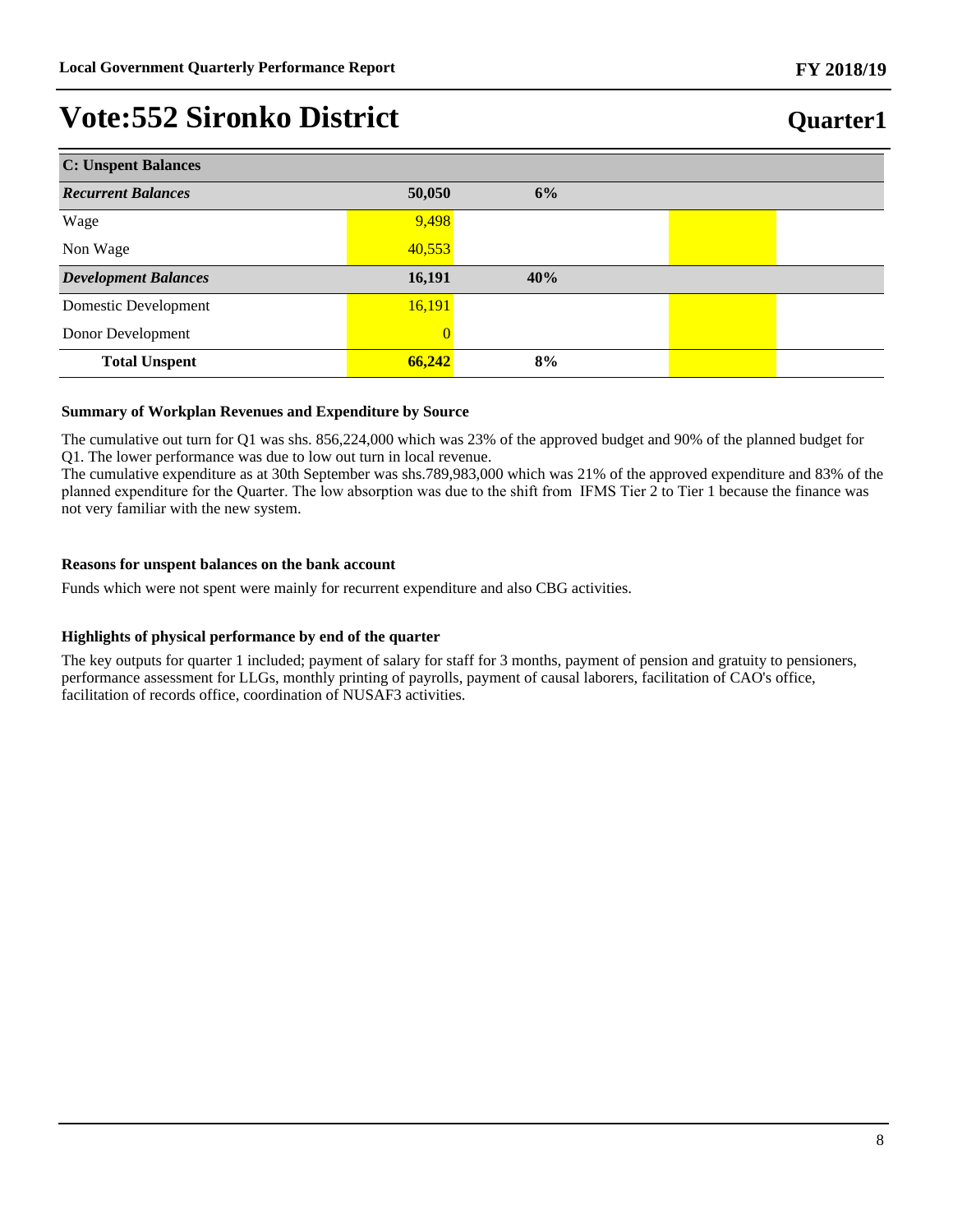# Vote:552 Sironko District

## Quarter1

| C: Unspent Balances | | | | |
|---|---|---|---|---|
| ***Recurrent Balances*** | **50,050** | **6%** | | |
| Wage | 9,498 | | | |
| Non Wage | 40,553 | | | |
| ***Development Balances*** | **16,191** | **40%** | | |
| Domestic Development | 16,191 | | | |
| Donor Development | 0 | | | |
| **Total Unspent** | **66,242** | **8%** | | |

### Summary of Workplan Revenues and Expenditure by Source

The cumulative out turn for Q1 was shs. 856,224,000 which was 23% of the approved budget and 90% of the planned budget for Q1. The lower performance was due to low out turn in local revenue.
The cumulative expenditure as at 30th September was shs.789,983,000 which was 21% of the approved expenditure and 83% of the planned expenditure for the Quarter. The low absorption was due to the shift from IFMS Tier 2 to Tier 1 because the finance was not very familiar with the new system.

### Reasons for unspent balances on the bank account

Funds which were not spent were mainly for recurrent expenditure and also CBG activities.

### Highlights of physical performance by end of the quarter

The key outputs for quarter 1 included; payment of salary for staff for 3 months, payment of pension and gratuity to pensioners, performance assessment for LLGs, monthly printing of payrolls, payment of causal laborers, facilitation of CAO's office, facilitation of records office, coordination of NUSAF3 activities.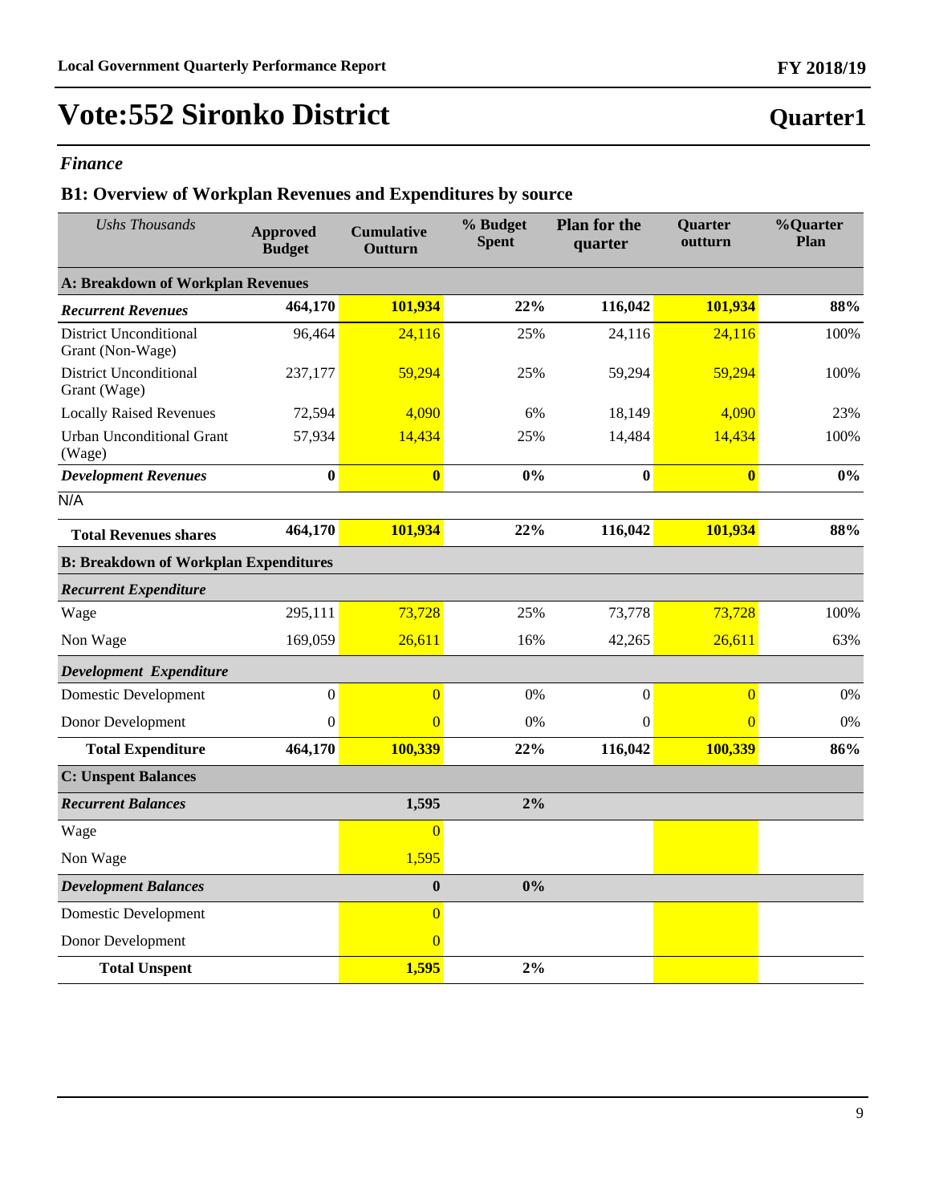# Vote:552 Sironko District

**Quarter1**

*Finance*

## B1: Overview of Workplan Revenues and Expenditures by source

| *Ushs Thousands* | Approved Budget | Cumulative Outturn | % Budget Spent | Plan for the quarter | Quarter outturn | %Quarter Plan |
|---|---|---|---|---|---|---|
| **A: Breakdown of Workplan Revenues** | | | | | | |
| ***Recurrent Revenues*** | **464,170** | **101,934** | **22%** | **116,042** | **101,934** | **88%** |
| District Unconditional Grant (Non-Wage) | 96,464 | 24,116 | 25% | 24,116 | 24,116 | 100% |
| District Unconditional Grant (Wage) | 237,177 | 59,294 | 25% | 59,294 | 59,294 | 100% |
| Locally Raised Revenues | 72,594 | 4,090 | 6% | 18,149 | 4,090 | 23% |
| Urban Unconditional Grant (Wage) | 57,934 | 14,434 | 25% | 14,484 | 14,434 | 100% |
| ***Development Revenues*** | **0** | **0** | **0%** | **0** | **0** | **0%** |
| N/A | | | | | | |
| **Total Revenues shares** | **464,170** | **101,934** | **22%** | **116,042** | **101,934** | **88%** |
| **B: Breakdown of Workplan Expenditures** | | | | | | |
| ***Recurrent Expenditure*** | | | | | | |
| Wage | 295,111 | 73,728 | 25% | 73,778 | 73,728 | 100% |
| Non Wage | 169,059 | 26,611 | 16% | 42,265 | 26,611 | 63% |
| ***Development Expenditure*** | | | | | | |
| Domestic Development | 0 | 0 | 0% | 0 | 0 | 0% |
| Donor Development | 0 | 0 | 0% | 0 | 0 | 0% |
| **Total Expenditure** | **464,170** | **100,339** | **22%** | **116,042** | **100,339** | **86%** |
| **C: Unspent Balances** | | | | | | |
| ***Recurrent Balances*** | | **1,595** | **2%** | | | |
| Wage | | 0 | | | | |
| Non Wage | | 1,595 | | | | |
| ***Development Balances*** | | **0** | **0%** | | | |
| Domestic Development | | 0 | | | | |
| Donor Development | | 0 | | | | |
| **Total Unspent** | | **1,595** | **2%** | | | |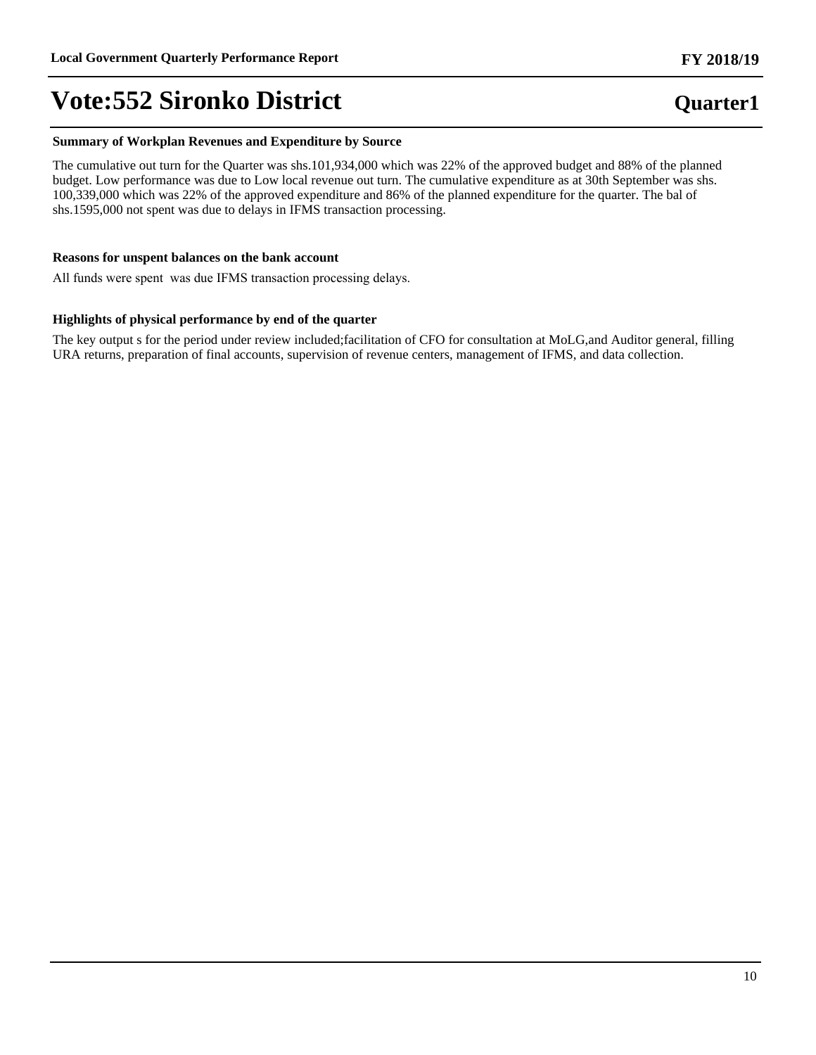# Vote:552 Sironko District

**Quarter1**

**Summary of Workplan Revenues and Expenditure by Source**

The cumulative out turn for the Quarter was shs.101,934,000 which was 22% of the approved budget and 88% of the planned budget. Low performance was due to Low local revenue out turn. The cumulative expenditure as at 30th September was shs. 100,339,000 which was 22% of the approved expenditure and 86% of the planned expenditure for the quarter. The bal of shs.1595,000 not spent was due to delays in IFMS transaction processing.

**Reasons for unspent balances on the bank account**

All funds were spent was due IFMS transaction processing delays.

**Highlights of physical performance by end of the quarter**

The key output s for the period under review included;facilitation of CFO for consultation at MoLG,and Auditor general, filling URA returns, preparation of final accounts, supervision of revenue centers, management of IFMS, and data collection.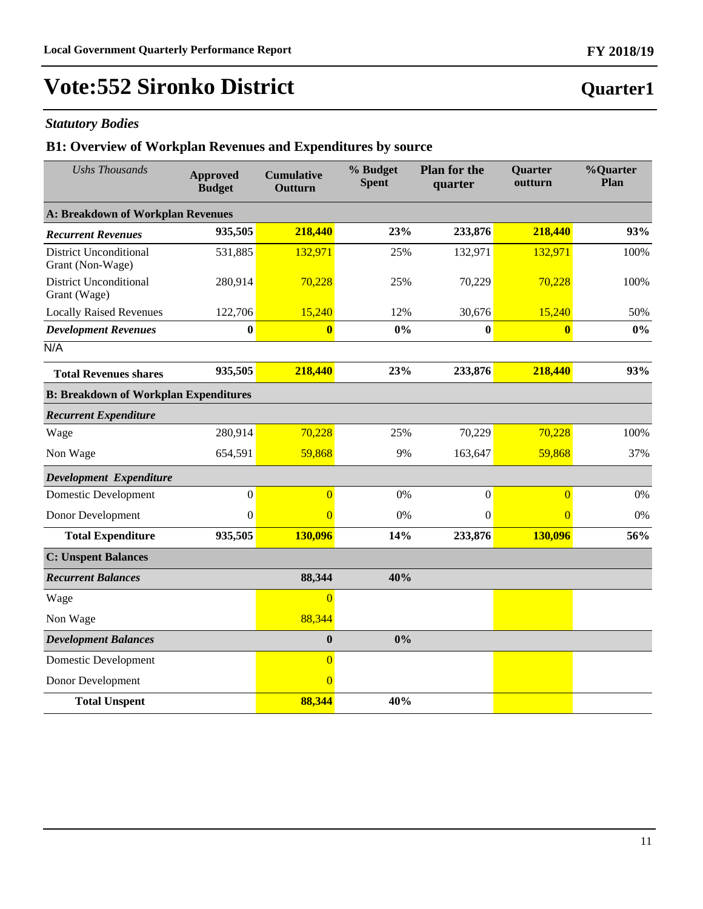# Vote:552 Sironko District

## Quarter1

### *Statutory Bodies*

### B1: Overview of Workplan Revenues and Expenditures by source

| *Ushs Thousands* | Approved Budget | Cumulative Outturn | % Budget Spent | Plan for the quarter | Quarter outturn | %Quarter Plan |
|---|---|---|---|---|---|---|
| **A: Breakdown of Workplan Revenues** | | | | | | |
| ***Recurrent Revenues*** | **935,505** | **218,440** | **23%** | **233,876** | **218,440** | **93%** |
| District Unconditional Grant (Non-Wage) | 531,885 | 132,971 | 25% | 132,971 | 132,971 | 100% |
| District Unconditional Grant (Wage) | 280,914 | 70,228 | 25% | 70,229 | 70,228 | 100% |
| Locally Raised Revenues | 122,706 | 15,240 | 12% | 30,676 | 15,240 | 50% |
| ***Development Revenues*** | **0** | **0** | **0%** | **0** | **0** | **0%** |
| N/A | | | | | | |
| **Total Revenues shares** | **935,505** | **218,440** | **23%** | **233,876** | **218,440** | **93%** |
| **B: Breakdown of Workplan Expenditures** | | | | | | |
| ***Recurrent Expenditure*** | | | | | | |
| Wage | 280,914 | 70,228 | 25% | 70,229 | 70,228 | 100% |
| Non Wage | 654,591 | 59,868 | 9% | 163,647 | 59,868 | 37% |
| ***Development Expenditure*** | | | | | | |
| Domestic Development | 0 | 0 | 0% | 0 | 0 | 0% |
| Donor Development | 0 | 0 | 0% | 0 | 0 | 0% |
| **Total Expenditure** | **935,505** | **130,096** | **14%** | **233,876** | **130,096** | **56%** |
| **C: Unspent Balances** | | | | | | |
| ***Recurrent Balances*** | | **88,344** | **40%** | | | |
| Wage | | 0 | | | | |
| Non Wage | | 88,344 | | | | |
| ***Development Balances*** | | **0** | **0%** | | | |
| Domestic Development | | 0 | | | | |
| Donor Development | | 0 | | | | |
| **Total Unspent** | | **88,344** | **40%** | | | |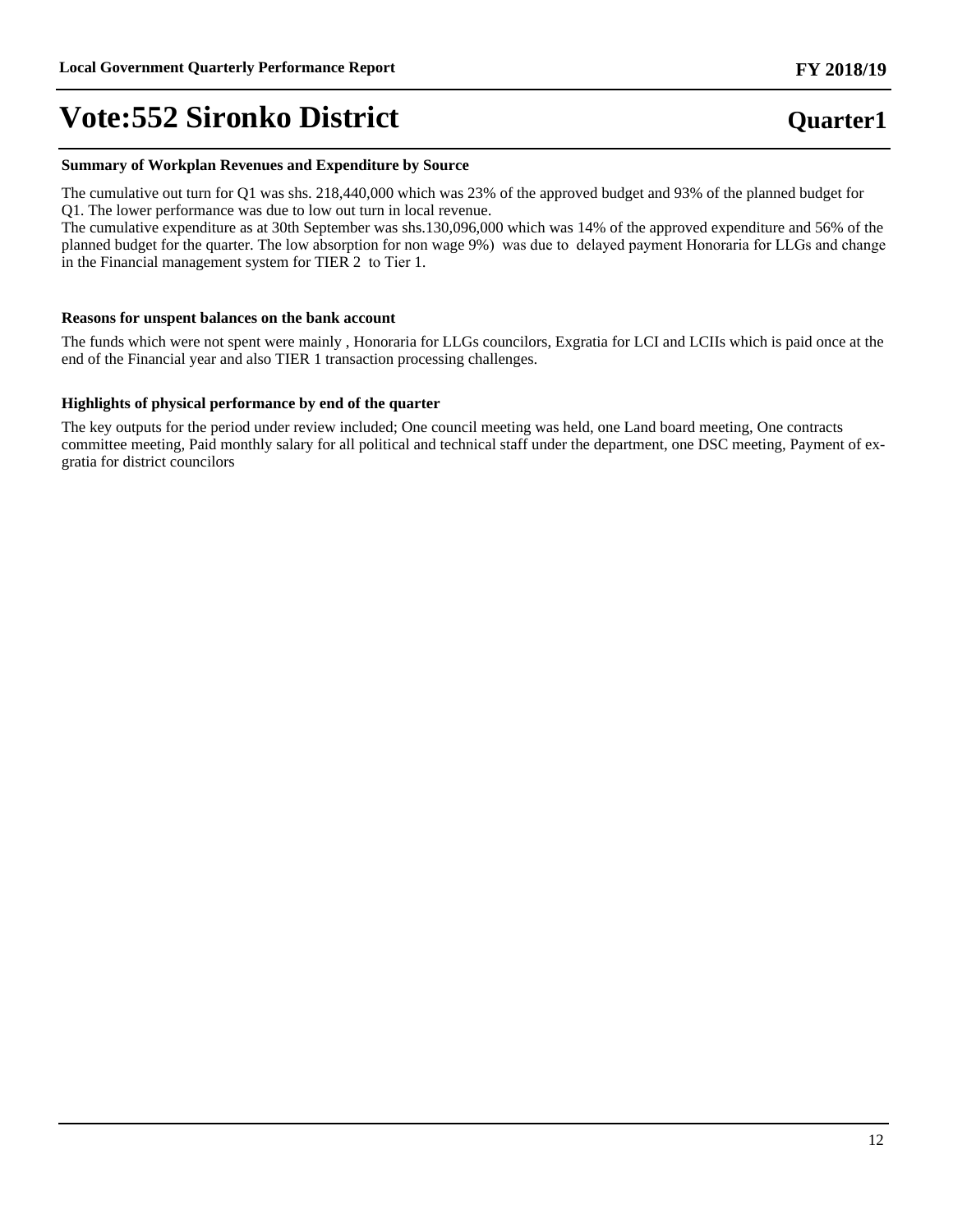# Vote:552 Sironko District

**Quarter1**

### Summary of Workplan Revenues and Expenditure by Source

The cumulative out turn for Q1 was shs. 218,440,000 which was 23% of the approved budget and 93% of the planned budget for Q1. The lower performance was due to low out turn in local revenue.
The cumulative expenditure as at 30th September was shs.130,096,000 which was 14% of the approved expenditure and 56% of the planned budget for the quarter. The low absorption for non wage 9%) was due to delayed payment Honoraria for LLGs and change in the Financial management system for TIER 2 to Tier 1.

### Reasons for unspent balances on the bank account

The funds which were not spent were mainly , Honoraria for LLGs councilors, Exgratia for LCI and LCIIs which is paid once at the end of the Financial year and also TIER 1 transaction processing challenges.

### Highlights of physical performance by end of the quarter

The key outputs for the period under review included; One council meeting was held, one Land board meeting, One contracts committee meeting, Paid monthly salary for all political and technical staff under the department, one DSC meeting, Payment of ex-gratia for district councilors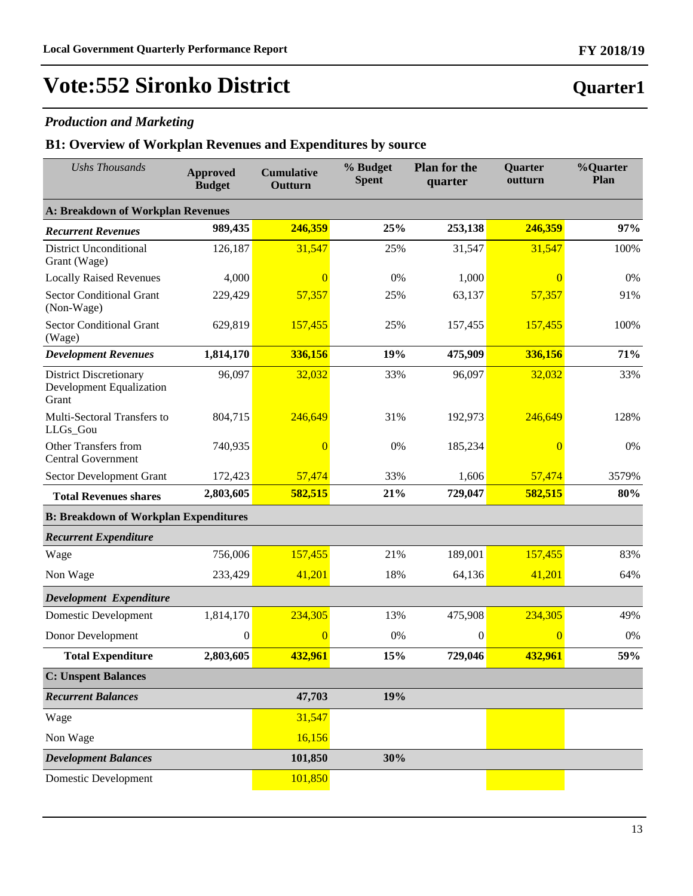# Vote:552 Sironko District

**Quarter1**

## *Production and Marketing*

## B1: Overview of Workplan Revenues and Expenditures by source

| *Ushs Thousands* | Approved Budget | Cumulative Outturn | % Budget Spent | Plan for the quarter | Quarter outturn | %Quarter Plan |
|---|---|---|---|---|---|---|
| **A: Breakdown of Workplan Revenues** | | | | | | |
| ***Recurrent Revenues*** | **989,435** | **246,359** | **25%** | **253,138** | **246,359** | **97%** |
| District Unconditional Grant (Wage) | 126,187 | 31,547 | 25% | 31,547 | 31,547 | 100% |
| Locally Raised Revenues | 4,000 | 0 | 0% | 1,000 | 0 | 0% |
| Sector Conditional Grant (Non-Wage) | 229,429 | 57,357 | 25% | 63,137 | 57,357 | 91% |
| Sector Conditional Grant (Wage) | 629,819 | 157,455 | 25% | 157,455 | 157,455 | 100% |
| ***Development Revenues*** | **1,814,170** | **336,156** | **19%** | **475,909** | **336,156** | **71%** |
| District Discretionary Development Equalization Grant | 96,097 | 32,032 | 33% | 96,097 | 32,032 | 33% |
| Multi-Sectoral Transfers to LLGs_Gou | 804,715 | 246,649 | 31% | 192,973 | 246,649 | 128% |
| Other Transfers from Central Government | 740,935 | 0 | 0% | 185,234 | 0 | 0% |
| Sector Development Grant | 172,423 | 57,474 | 33% | 1,606 | 57,474 | 3579% |
| **Total Revenues shares** | **2,803,605** | **582,515** | **21%** | **729,047** | **582,515** | **80%** |
| **B: Breakdown of Workplan Expenditures** | | | | | | |
| ***Recurrent Expenditure*** | | | | | | |
| Wage | 756,006 | 157,455 | 21% | 189,001 | 157,455 | 83% |
| Non Wage | 233,429 | 41,201 | 18% | 64,136 | 41,201 | 64% |
| ***Development Expenditure*** | | | | | | |
| Domestic Development | 1,814,170 | 234,305 | 13% | 475,908 | 234,305 | 49% |
| Donor Development | 0 | 0 | 0% | 0 | 0 | 0% |
| **Total Expenditure** | **2,803,605** | **432,961** | **15%** | **729,046** | **432,961** | **59%** |
| **C: Unspent Balances** | | | | | | |
| ***Recurrent Balances*** | | **47,703** | **19%** | | | |
| Wage | | 31,547 | | | | |
| Non Wage | | 16,156 | | | | |
| ***Development Balances*** | | **101,850** | **30%** | | | |
| Domestic Development | | 101,850 | | | | |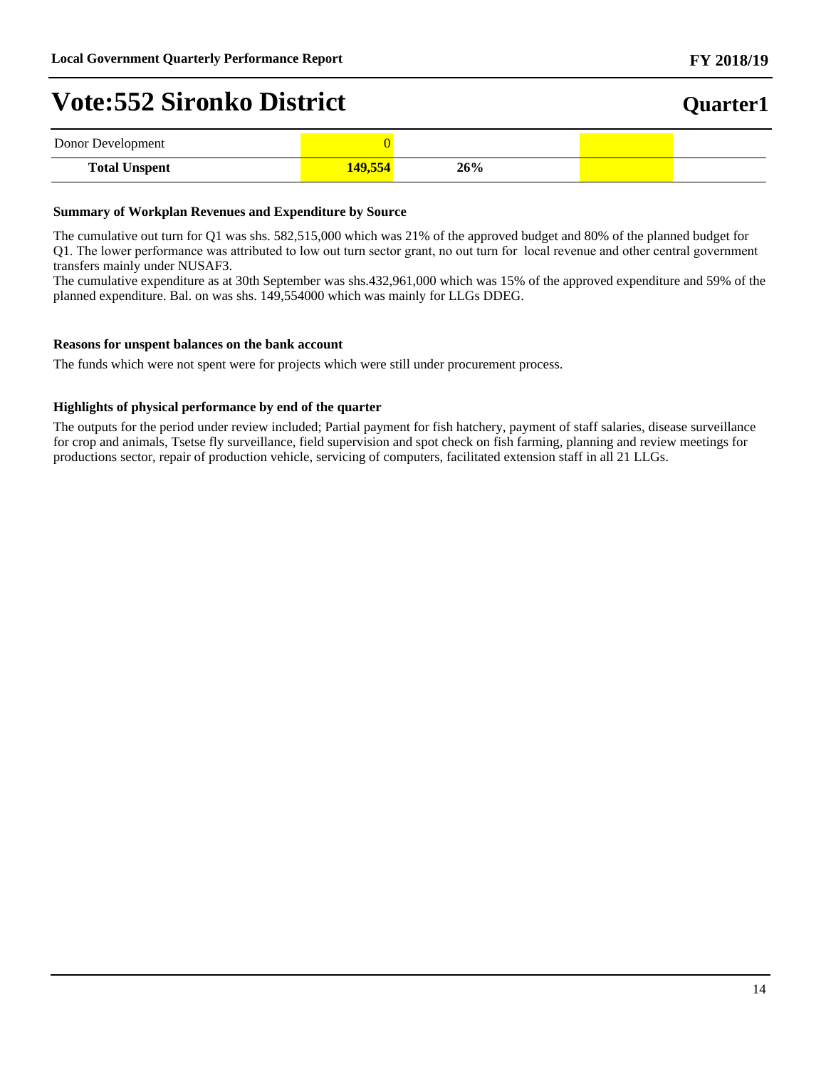# Vote:552 Sironko District

**Quarter1**

| | | | | |
|---|---|---|---|---|
| Donor Development | 0 | | | |
| **Total Unspent** | **149,554** | **26%** | | |

**Summary of Workplan Revenues and Expenditure by Source**

The cumulative out turn for Q1 was shs. 582,515,000 which was 21% of the approved budget and 80% of the planned budget for Q1. The lower performance was attributed to low out turn sector grant, no out turn for local revenue and other central government transfers mainly under NUSAF3.
The cumulative expenditure as at 30th September was shs.432,961,000 which was 15% of the approved expenditure and 59% of the planned expenditure. Bal. on was shs. 149,554000 which was mainly for LLGs DDEG.

**Reasons for unspent balances on the bank account**

The funds which were not spent were for projects which were still under procurement process.

**Highlights of physical performance by end of the quarter**

The outputs for the period under review included; Partial payment for fish hatchery, payment of staff salaries, disease surveillance for crop and animals, Tsetse fly surveillance, field supervision and spot check on fish farming, planning and review meetings for productions sector, repair of production vehicle, servicing of computers, facilitated extension staff in all 21 LLGs.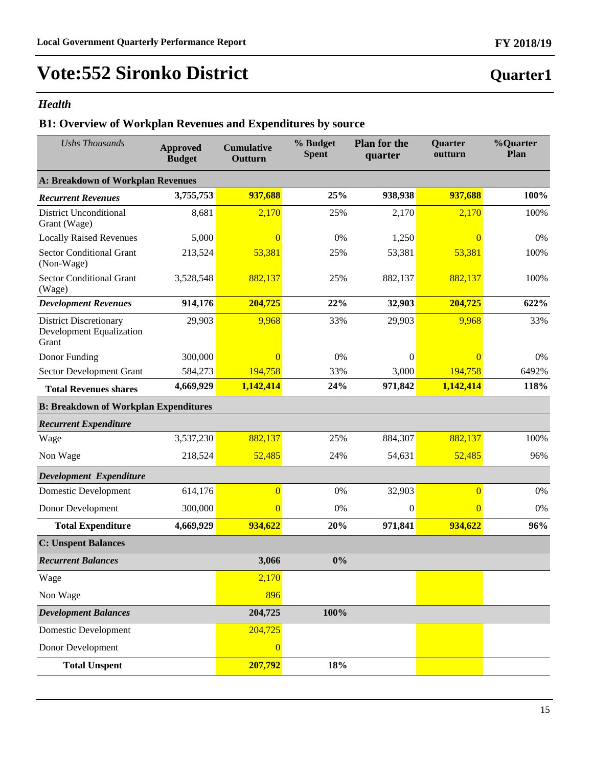# Vote:552 Sironko District

**Quarter1**

### *Health*

## B1: Overview of Workplan Revenues and Expenditures by source

| *Ushs Thousands* | Approved Budget | Cumulative Outturn | % Budget Spent | Plan for the quarter | Quarter outturn | %Quarter Plan |
|---|---|---|---|---|---|---|
| **A: Breakdown of Workplan Revenues** | | | | | | |
| ***Recurrent Revenues*** | **3,755,753** | **937,688** | **25%** | **938,938** | **937,688** | **100%** |
| District Unconditional Grant (Wage) | 8,681 | 2,170 | 25% | 2,170 | 2,170 | 100% |
| Locally Raised Revenues | 5,000 | 0 | 0% | 1,250 | 0 | 0% |
| Sector Conditional Grant (Non-Wage) | 213,524 | 53,381 | 25% | 53,381 | 53,381 | 100% |
| Sector Conditional Grant (Wage) | 3,528,548 | 882,137 | 25% | 882,137 | 882,137 | 100% |
| ***Development Revenues*** | **914,176** | **204,725** | **22%** | **32,903** | **204,725** | **622%** |
| District Discretionary Development Equalization Grant | 29,903 | 9,968 | 33% | 29,903 | 9,968 | 33% |
| Donor Funding | 300,000 | 0 | 0% | 0 | 0 | 0% |
| Sector Development Grant | 584,273 | 194,758 | 33% | 3,000 | 194,758 | 6492% |
| **Total Revenues shares** | **4,669,929** | **1,142,414** | **24%** | **971,842** | **1,142,414** | **118%** |
| **B: Breakdown of Workplan Expenditures** | | | | | | |
| ***Recurrent Expenditure*** | | | | | | |
| Wage | 3,537,230 | 882,137 | 25% | 884,307 | 882,137 | 100% |
| Non Wage | 218,524 | 52,485 | 24% | 54,631 | 52,485 | 96% |
| ***Development Expenditure*** | | | | | | |
| Domestic Development | 614,176 | 0 | 0% | 32,903 | 0 | 0% |
| Donor Development | 300,000 | 0 | 0% | 0 | 0 | 0% |
| **Total Expenditure** | **4,669,929** | **934,622** | **20%** | **971,841** | **934,622** | **96%** |
| **C: Unspent Balances** | | | | | | |
| ***Recurrent Balances*** | | **3,066** | **0%** | | | |
| Wage | | 2,170 | | | | |
| Non Wage | | 896 | | | | |
| ***Development Balances*** | | **204,725** | **100%** | | | |
| Domestic Development | | 204,725 | | | | |
| Donor Development | | 0 | | | | |
| **Total Unspent** | | **207,792** | **18%** | | | |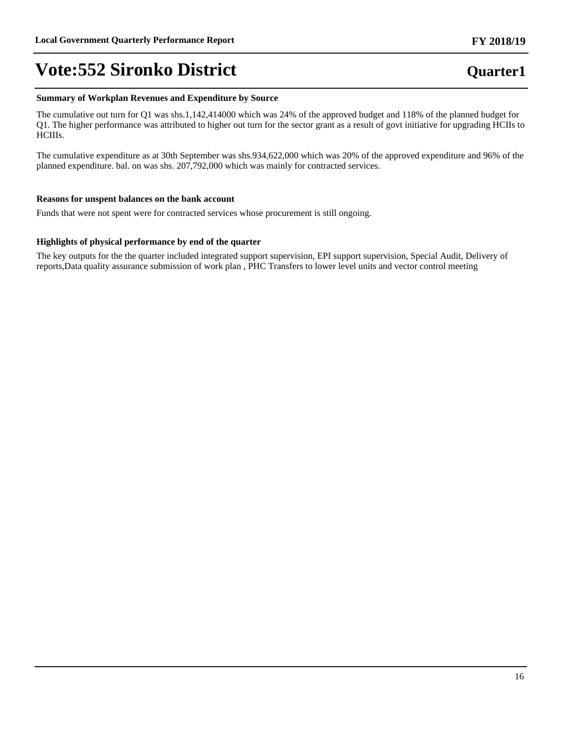**Summary of Workplan Revenues and Expenditure by Source**

The cumulative out turn for Q1 was shs.1,142,414000 which was 24% of the approved budget and 118% of the planned budget for Q1. The higher performance was attributed to higher out turn for the sector grant as a result of govt initiative for upgrading HCIIs to HCIIIs.

The cumulative expenditure as at 30th September was shs.934,622,000 which was 20% of the approved expenditure and 96% of the planned expenditure. bal. on was shs. 207,792,000 which was mainly for contracted services.

**Reasons for unspent balances on the bank account**

Funds that were not spent were for contracted services whose procurement is still ongoing.

**Highlights of physical performance by end of the quarter**

The key outputs for the the quarter included integrated support supervision, EPI support supervision, Special Audit, Delivery of reports,Data quality assurance submission of work plan , PHC Transfers to lower level units and vector control meeting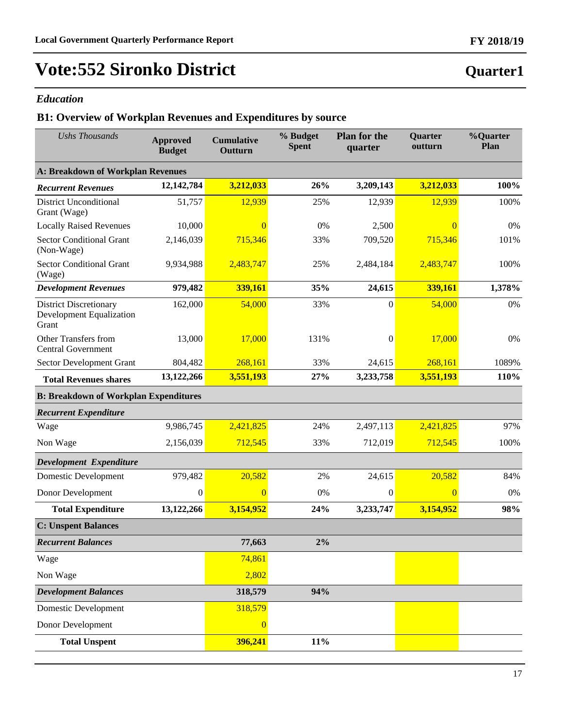# Vote:552 Sironko District

**Quarter1**

*Education*

## B1: Overview of Workplan Revenues and Expenditures by source

| *Ushs Thousands* | Approved Budget | Cumulative Outturn | % Budget Spent | Plan for the quarter | Quarter outturn | %Quarter Plan |
|---|---|---|---|---|---|---|
| **A: Breakdown of Workplan Revenues** | | | | | | |
| ***Recurrent Revenues*** | **12,142,784** | **3,212,033** | **26%** | **3,209,143** | **3,212,033** | **100%** |
| District Unconditional Grant (Wage) | 51,757 | 12,939 | 25% | 12,939 | 12,939 | 100% |
| Locally Raised Revenues | 10,000 | 0 | 0% | 2,500 | 0 | 0% |
| Sector Conditional Grant (Non-Wage) | 2,146,039 | 715,346 | 33% | 709,520 | 715,346 | 101% |
| Sector Conditional Grant (Wage) | 9,934,988 | 2,483,747 | 25% | 2,484,184 | 2,483,747 | 100% |
| ***Development Revenues*** | **979,482** | **339,161** | **35%** | **24,615** | **339,161** | **1,378%** |
| District Discretionary Development Equalization Grant | 162,000 | 54,000 | 33% | 0 | 54,000 | 0% |
| Other Transfers from Central Government | 13,000 | 17,000 | 131% | 0 | 17,000 | 0% |
| Sector Development Grant | 804,482 | 268,161 | 33% | 24,615 | 268,161 | 1089% |
| **Total Revenues shares** | **13,122,266** | **3,551,193** | **27%** | **3,233,758** | **3,551,193** | **110%** |
| **B: Breakdown of Workplan Expenditures** | | | | | | |
| ***Recurrent Expenditure*** | | | | | | |
| Wage | 9,986,745 | 2,421,825 | 24% | 2,497,113 | 2,421,825 | 97% |
| Non Wage | 2,156,039 | 712,545 | 33% | 712,019 | 712,545 | 100% |
| ***Development Expenditure*** | | | | | | |
| Domestic Development | 979,482 | 20,582 | 2% | 24,615 | 20,582 | 84% |
| Donor Development | 0 | 0 | 0% | 0 | 0 | 0% |
| **Total Expenditure** | **13,122,266** | **3,154,952** | **24%** | **3,233,747** | **3,154,952** | **98%** |
| **C: Unspent Balances** | | | | | | |
| ***Recurrent Balances*** | | **77,663** | **2%** | | | |
| Wage | | 74,861 | | | | |
| Non Wage | | 2,802 | | | | |
| ***Development Balances*** | | **318,579** | **94%** | | | |
| Domestic Development | | 318,579 | | | | |
| Donor Development | | 0 | | | | |
| **Total Unspent** | | **396,241** | **11%** | | | |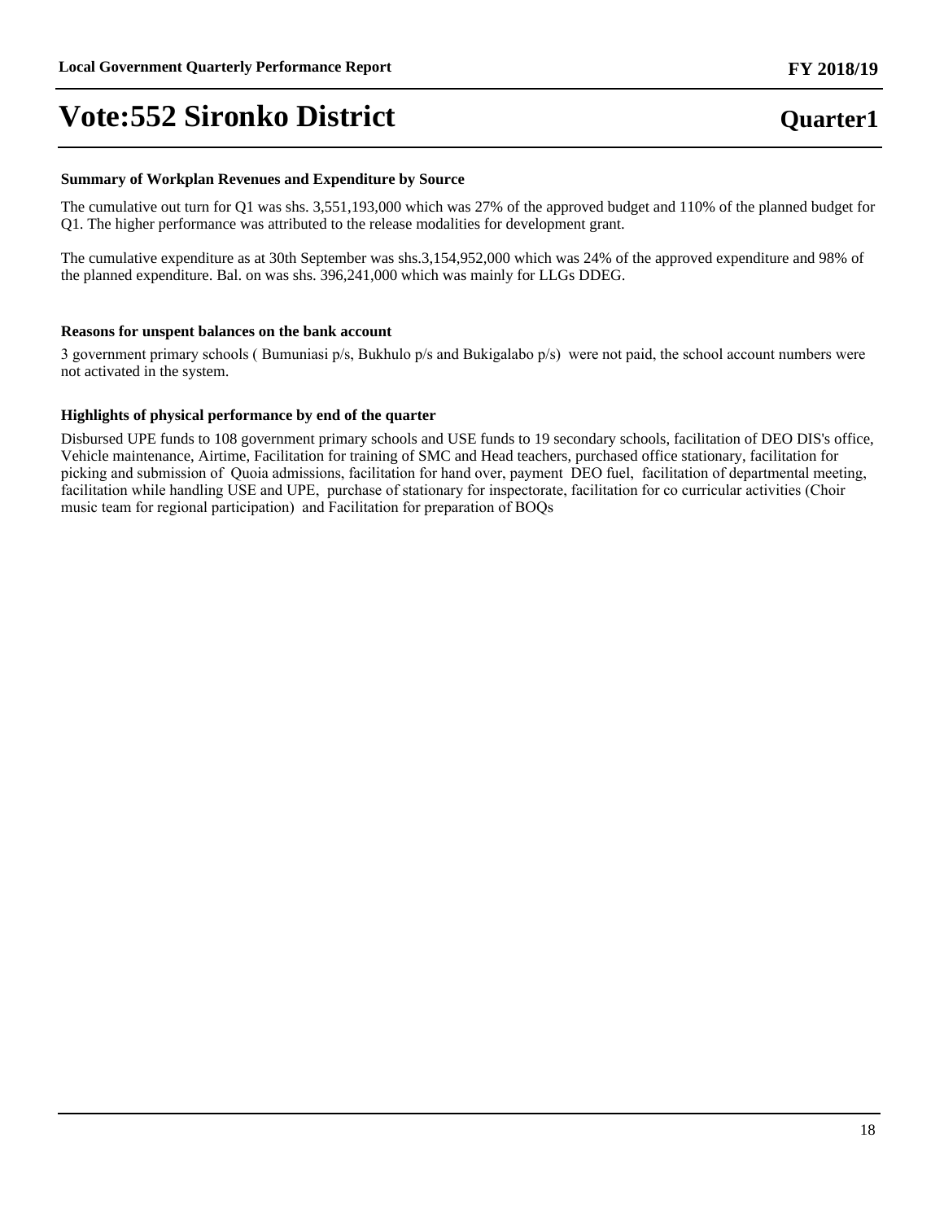# Vote:552 Sironko District

**Quarter1**

### Summary of Workplan Revenues and Expenditure by Source

The cumulative out turn for Q1 was shs. 3,551,193,000 which was 27% of the approved budget and 110% of the planned budget for Q1. The higher performance was attributed to the release modalities for development grant.

The cumulative expenditure as at 30th September was shs.3,154,952,000 which was 24% of the approved expenditure and 98% of the planned expenditure. Bal. on was shs. 396,241,000 which was mainly for LLGs DDEG.

### Reasons for unspent balances on the bank account

3 government primary schools ( Bumuniasi p/s, Bukhulo p/s and Bukigalabo p/s) were not paid, the school account numbers were not activated in the system.

### Highlights of physical performance by end of the quarter

Disbursed UPE funds to 108 government primary schools and USE funds to 19 secondary schools, facilitation of DEO DIS's office, Vehicle maintenance, Airtime, Facilitation for training of SMC and Head teachers, purchased office stationary, facilitation for picking and submission of Quoia admissions, facilitation for hand over, payment DEO fuel, facilitation of departmental meeting, facilitation while handling USE and UPE, purchase of stationary for inspectorate, facilitation for co curricular activities (Choir music team for regional participation) and Facilitation for preparation of BOQs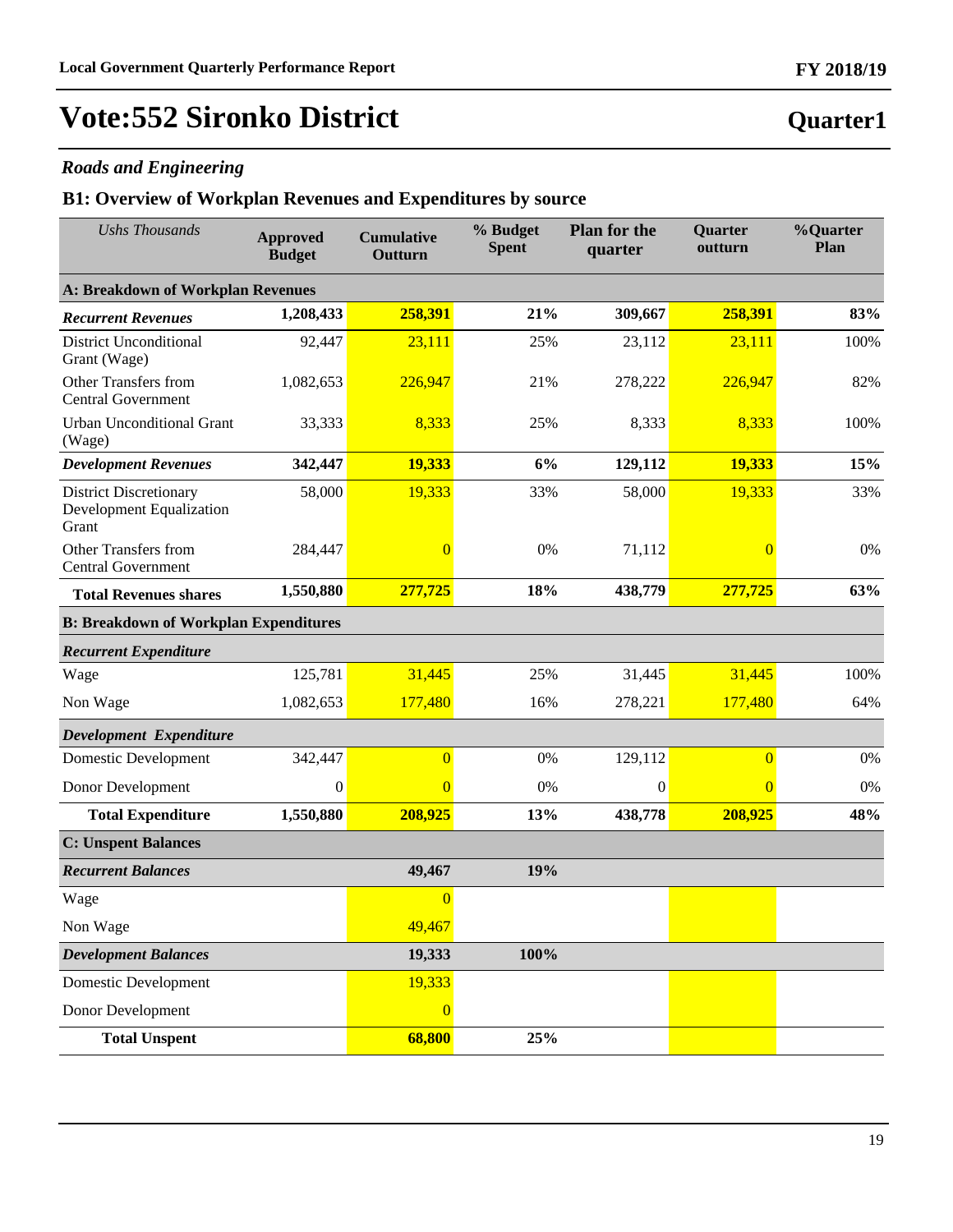# Vote:552 Sironko District

**Quarter1**

### *Roads and Engineering*

## B1: Overview of Workplan Revenues and Expenditures by source

| *Ushs Thousands* | Approved Budget | Cumulative Outturn | % Budget Spent | Plan for the quarter | Quarter outturn | %Quarter Plan |
|---|---|---|---|---|---|---|
| **A: Breakdown of Workplan Revenues** | | | | | | |
| ***Recurrent Revenues*** | **1,208,433** | **258,391** | **21%** | **309,667** | **258,391** | **83%** |
| District Unconditional Grant (Wage) | 92,447 | 23,111 | 25% | 23,112 | 23,111 | 100% |
| Other Transfers from Central Government | 1,082,653 | 226,947 | 21% | 278,222 | 226,947 | 82% |
| Urban Unconditional Grant (Wage) | 33,333 | 8,333 | 25% | 8,333 | 8,333 | 100% |
| ***Development Revenues*** | **342,447** | **19,333** | **6%** | **129,112** | **19,333** | **15%** |
| District Discretionary Development Equalization Grant | 58,000 | 19,333 | 33% | 58,000 | 19,333 | 33% |
| Other Transfers from Central Government | 284,447 | 0 | 0% | 71,112 | 0 | 0% |
| **Total Revenues shares** | **1,550,880** | **277,725** | **18%** | **438,779** | **277,725** | **63%** |
| **B: Breakdown of Workplan Expenditures** | | | | | | |
| ***Recurrent Expenditure*** | | | | | | |
| Wage | 125,781 | 31,445 | 25% | 31,445 | 31,445 | 100% |
| Non Wage | 1,082,653 | 177,480 | 16% | 278,221 | 177,480 | 64% |
| ***Development Expenditure*** | | | | | | |
| Domestic Development | 342,447 | 0 | 0% | 129,112 | 0 | 0% |
| Donor Development | 0 | 0 | 0% | 0 | 0 | 0% |
| **Total Expenditure** | **1,550,880** | **208,925** | **13%** | **438,778** | **208,925** | **48%** |
| **C: Unspent Balances** | | | | | | |
| ***Recurrent Balances*** | | **49,467** | **19%** | | | |
| Wage | | 0 | | | | |
| Non Wage | | 49,467 | | | | |
| ***Development Balances*** | | **19,333** | **100%** | | | |
| Domestic Development | | 19,333 | | | | |
| Donor Development | | 0 | | | | |
| **Total Unspent** | | **68,800** | **25%** | | | |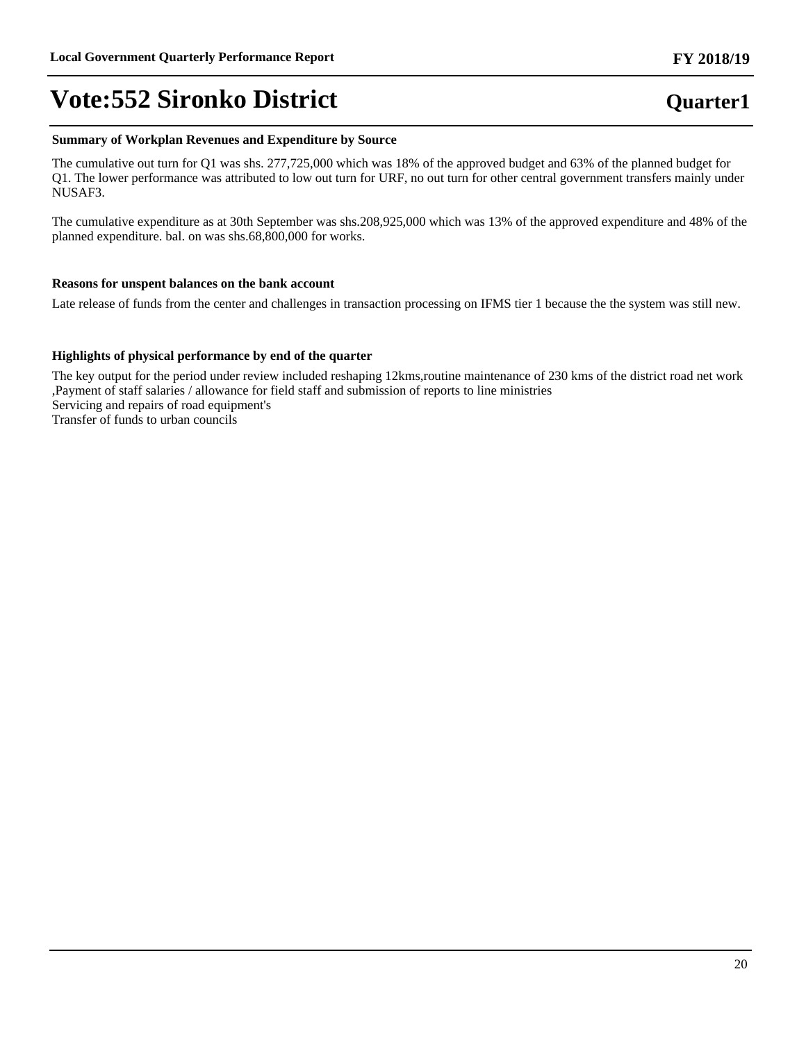# Vote:552 Sironko District

**Quarter1**

**Summary of Workplan Revenues and Expenditure by Source**

The cumulative out turn for Q1 was shs. 277,725,000 which was 18% of the approved budget and 63% of the planned budget for Q1. The lower performance was attributed to low out turn for URF, no out turn for other central government transfers mainly under NUSAF3.

The cumulative expenditure as at 30th September was shs.208,925,000 which was 13% of the approved expenditure and 48% of the planned expenditure. bal. on was shs.68,800,000 for works.

**Reasons for unspent balances on the bank account**

Late release of funds from the center and challenges in transaction processing on IFMS tier 1 because the the system was still new.

**Highlights of physical performance by end of the quarter**

The key output for the period under review included reshaping 12kms,routine maintenance of 230 kms of the district road net work ,Payment of staff salaries / allowance for field staff and submission of reports to line ministries
Servicing and repairs of road equipment's
Transfer of funds to urban councils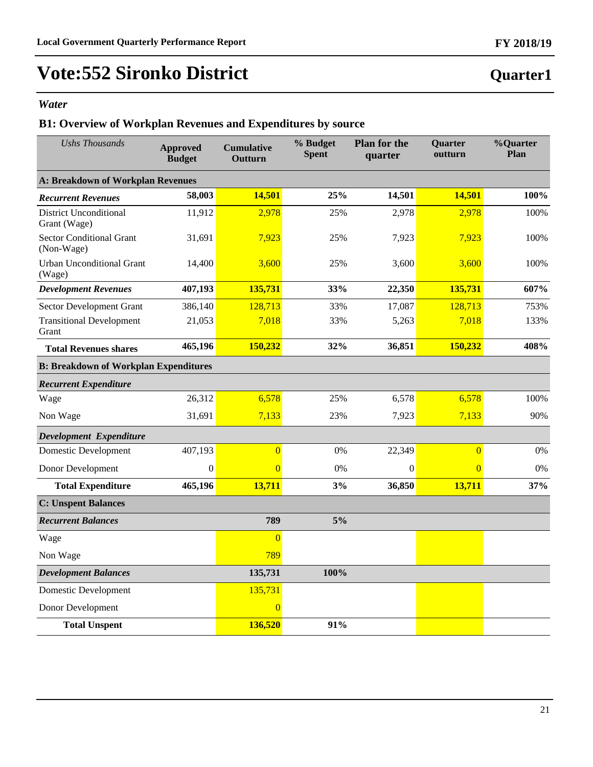## Vote:552 Sironko District

**Quarter1**

*Water*

### B1: Overview of Workplan Revenues and Expenditures by source

| *Ushs Thousands* | Approved Budget | Cumulative Outturn | % Budget Spent | Plan for the quarter | Quarter outturn | %Quarter Plan |
|---|---|---|---|---|---|---|
| **A: Breakdown of Workplan Revenues** | | | | | | |
| ***Recurrent Revenues*** | **58,003** | **14,501** | **25%** | **14,501** | **14,501** | **100%** |
| District Unconditional Grant (Wage) | 11,912 | 2,978 | 25% | 2,978 | 2,978 | 100% |
| Sector Conditional Grant (Non-Wage) | 31,691 | 7,923 | 25% | 7,923 | 7,923 | 100% |
| Urban Unconditional Grant (Wage) | 14,400 | 3,600 | 25% | 3,600 | 3,600 | 100% |
| ***Development Revenues*** | **407,193** | **135,731** | **33%** | **22,350** | **135,731** | **607%** |
| Sector Development Grant | 386,140 | 128,713 | 33% | 17,087 | 128,713 | 753% |
| Transitional Development Grant | 21,053 | 7,018 | 33% | 5,263 | 7,018 | 133% |
| **Total Revenues shares** | **465,196** | **150,232** | **32%** | **36,851** | **150,232** | **408%** |
| **B: Breakdown of Workplan Expenditures** | | | | | | |
| ***Recurrent Expenditure*** | | | | | | |
| Wage | 26,312 | 6,578 | 25% | 6,578 | 6,578 | 100% |
| Non Wage | 31,691 | 7,133 | 23% | 7,923 | 7,133 | 90% |
| ***Development Expenditure*** | | | | | | |
| Domestic Development | 407,193 | 0 | 0% | 22,349 | 0 | 0% |
| Donor Development | 0 | 0 | 0% | 0 | 0 | 0% |
| **Total Expenditure** | **465,196** | **13,711** | **3%** | **36,850** | **13,711** | **37%** |
| **C: Unspent Balances** | | | | | | |
| ***Recurrent Balances*** | | **789** | **5%** | | | |
| Wage | | 0 | | | | |
| Non Wage | | 789 | | | | |
| ***Development Balances*** | | **135,731** | **100%** | | | |
| Domestic Development | | 135,731 | | | | |
| Donor Development | | 0 | | | | |
| **Total Unspent** | | **136,520** | **91%** | | | |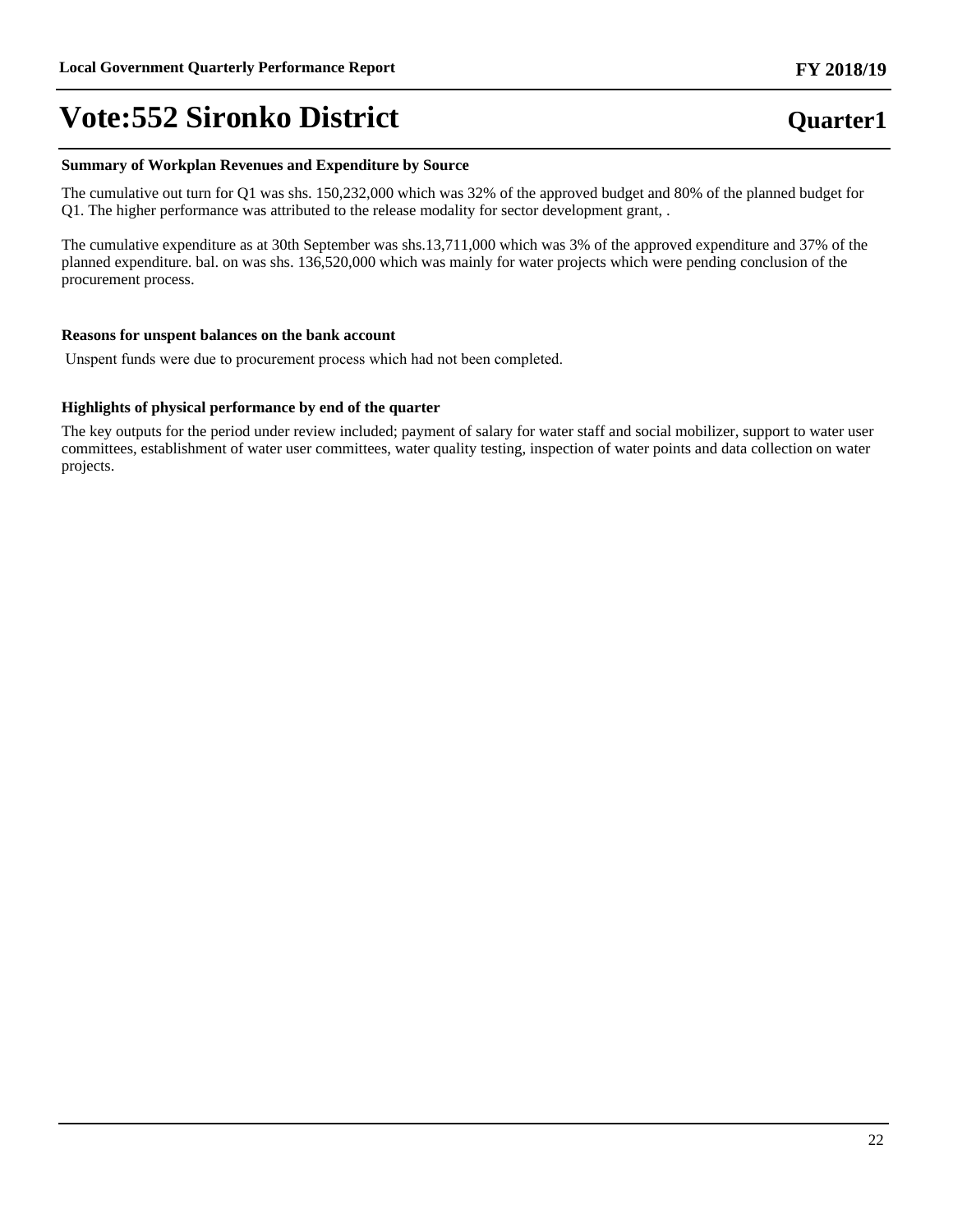# Vote:552 Sironko District

**Quarter1**

### Summary of Workplan Revenues and Expenditure by Source

The cumulative out turn for Q1 was shs. 150,232,000 which was 32% of the approved budget and 80% of the planned budget for Q1. The higher performance was attributed to the release modality for sector development grant, .

The cumulative expenditure as at 30th September was shs.13,711,000 which was 3% of the approved expenditure and 37% of the planned expenditure. bal. on was shs. 136,520,000 which was mainly for water projects which were pending conclusion of the procurement process.

### Reasons for unspent balances on the bank account

Unspent funds were due to procurement process which had not been completed.

### Highlights of physical performance by end of the quarter

The key outputs for the period under review included; payment of salary for water staff and social mobilizer, support to water user committees, establishment of water user committees, water quality testing, inspection of water points and data collection on water projects.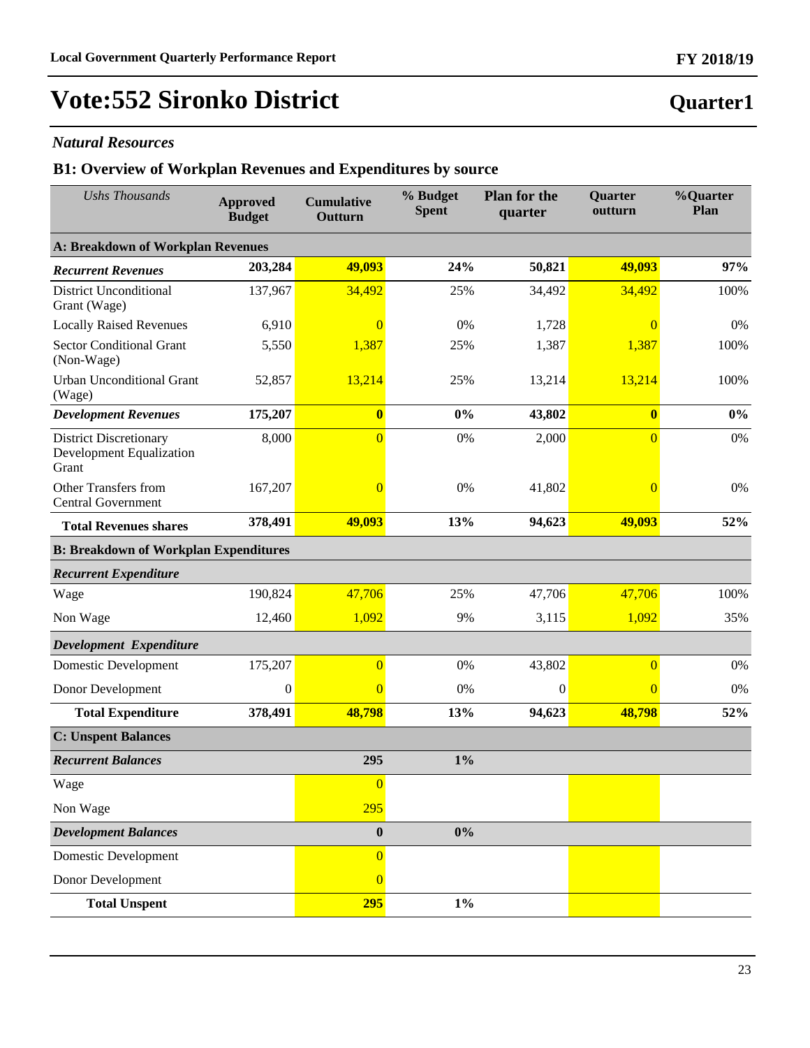# Vote:552 Sironko District

**Quarter1**

### *Natural Resources*

## B1: Overview of Workplan Revenues and Expenditures by source

| *Ushs Thousands* | **Approved Budget** | **Cumulative Outturn** | **% Budget Spent** | **Plan for the quarter** | **Quarter outturn** | **%Quarter Plan** |
|---|---|---|---|---|---|---|
| **A: Breakdown of Workplan Revenues** | | | | | | |
| ***Recurrent Revenues*** | **203,284** | **49,093** | **24%** | **50,821** | **49,093** | **97%** |
| District Unconditional Grant (Wage) | 137,967 | 34,492 | 25% | 34,492 | 34,492 | 100% |
| Locally Raised Revenues | 6,910 | 0 | 0% | 1,728 | 0 | 0% |
| Sector Conditional Grant (Non-Wage) | 5,550 | 1,387 | 25% | 1,387 | 1,387 | 100% |
| Urban Unconditional Grant (Wage) | 52,857 | 13,214 | 25% | 13,214 | 13,214 | 100% |
| ***Development Revenues*** | **175,207** | **0** | **0%** | **43,802** | **0** | **0%** |
| District Discretionary Development Equalization Grant | 8,000 | 0 | 0% | 2,000 | 0 | 0% |
| Other Transfers from Central Government | 167,207 | 0 | 0% | 41,802 | 0 | 0% |
| **Total Revenues shares** | **378,491** | **49,093** | **13%** | **94,623** | **49,093** | **52%** |
| **B: Breakdown of Workplan Expenditures** | | | | | | |
| ***Recurrent Expenditure*** | | | | | | |
| Wage | 190,824 | 47,706 | 25% | 47,706 | 47,706 | 100% |
| Non Wage | 12,460 | 1,092 | 9% | 3,115 | 1,092 | 35% |
| ***Development Expenditure*** | | | | | | |
| Domestic Development | 175,207 | 0 | 0% | 43,802 | 0 | 0% |
| Donor Development | 0 | 0 | 0% | 0 | 0 | 0% |
| **Total Expenditure** | **378,491** | **48,798** | **13%** | **94,623** | **48,798** | **52%** |
| **C: Unspent Balances** | | | | | | |
| ***Recurrent Balances*** | | **295** | **1%** | | | |
| Wage | | 0 | | | | |
| Non Wage | | 295 | | | | |
| ***Development Balances*** | | **0** | **0%** | | | |
| Domestic Development | | 0 | | | | |
| Donor Development | | 0 | | | | |
| **Total Unspent** | | **295** | **1%** | | | |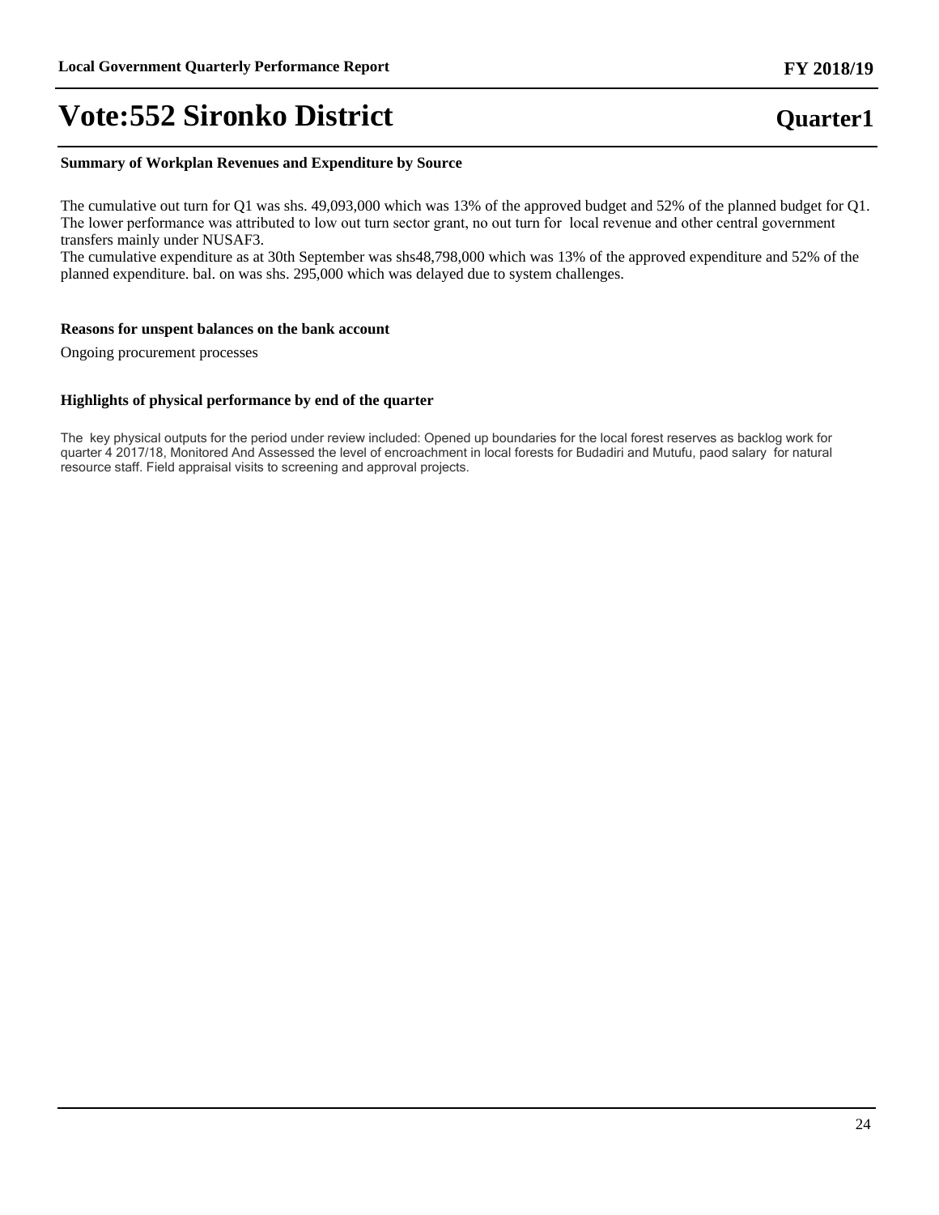**Summary of Workplan Revenues and Expenditure by Source**

The cumulative out turn for Q1 was shs. 49,093,000 which was 13% of the approved budget and 52% of the planned budget for Q1. The lower performance was attributed to low out turn sector grant, no out turn for local revenue and other central government transfers mainly under NUSAF3.
The cumulative expenditure as at 30th September was shs48,798,000 which was 13% of the approved expenditure and 52% of the planned expenditure. bal. on was shs. 295,000 which was delayed due to system challenges.

**Reasons for unspent balances on the bank account**

Ongoing procurement processes

**Highlights of physical performance by end of the quarter**

The key physical outputs for the period under review included: Opened up boundaries for the local forest reserves as backlog work for quarter 4 2017/18, Monitored And Assessed the level of encroachment in local forests for Budadiri and Mutufu, paod salary for natural resource staff. Field appraisal visits to screening and approval projects.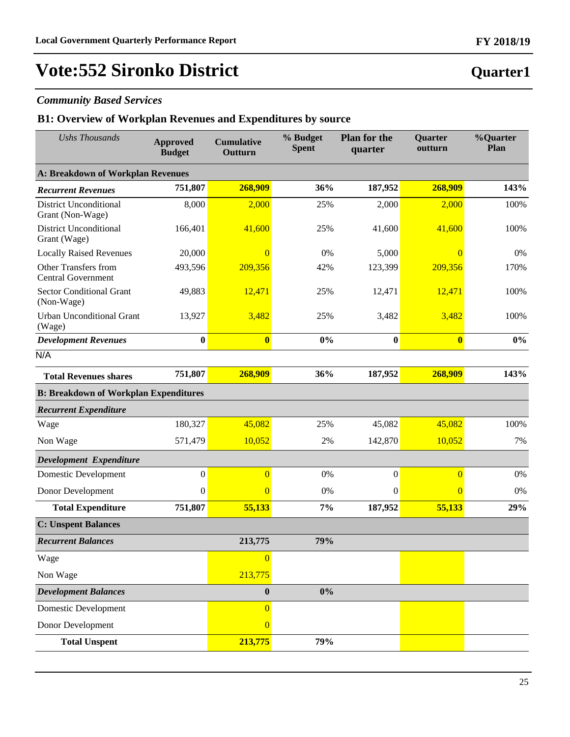# Vote:552 Sironko District

## Quarter1

### *Community Based Services*

### B1: Overview of Workplan Revenues and Expenditures by source

| *Ushs Thousands* | Approved Budget | Cumulative Outturn | % Budget Spent | Plan for the quarter | Quarter outturn | %Quarter Plan |
|---|---|---|---|---|---|---|
| **A: Breakdown of Workplan Revenues** | | | | | | |
| ***Recurrent Revenues*** | **751,807** | **268,909** | **36%** | **187,952** | **268,909** | **143%** |
| District Unconditional Grant (Non-Wage) | 8,000 | 2,000 | 25% | 2,000 | 2,000 | 100% |
| District Unconditional Grant (Wage) | 166,401 | 41,600 | 25% | 41,600 | 41,600 | 100% |
| Locally Raised Revenues | 20,000 | 0 | 0% | 5,000 | 0 | 0% |
| Other Transfers from Central Government | 493,596 | 209,356 | 42% | 123,399 | 209,356 | 170% |
| Sector Conditional Grant (Non-Wage) | 49,883 | 12,471 | 25% | 12,471 | 12,471 | 100% |
| Urban Unconditional Grant (Wage) | 13,927 | 3,482 | 25% | 3,482 | 3,482 | 100% |
| ***Development Revenues*** | **0** | **0** | **0%** | **0** | **0** | **0%** |
| N/A | | | | | | |
| **Total Revenues shares** | **751,807** | **268,909** | **36%** | **187,952** | **268,909** | **143%** |
| **B: Breakdown of Workplan Expenditures** | | | | | | |
| ***Recurrent Expenditure*** | | | | | | |
| Wage | 180,327 | 45,082 | 25% | 45,082 | 45,082 | 100% |
| Non Wage | 571,479 | 10,052 | 2% | 142,870 | 10,052 | 7% |
| ***Development Expenditure*** | | | | | | |
| Domestic Development | 0 | 0 | 0% | 0 | 0 | 0% |
| Donor Development | 0 | 0 | 0% | 0 | 0 | 0% |
| **Total Expenditure** | **751,807** | **55,133** | **7%** | **187,952** | **55,133** | **29%** |
| **C: Unspent Balances** | | | | | | |
| ***Recurrent Balances*** | | **213,775** | **79%** | | | |
| Wage | | 0 | | | | |
| Non Wage | | 213,775 | | | | |
| ***Development Balances*** | | **0** | **0%** | | | |
| Domestic Development | | 0 | | | | |
| Donor Development | | 0 | | | | |
| **Total Unspent** | | **213,775** | **79%** | | | |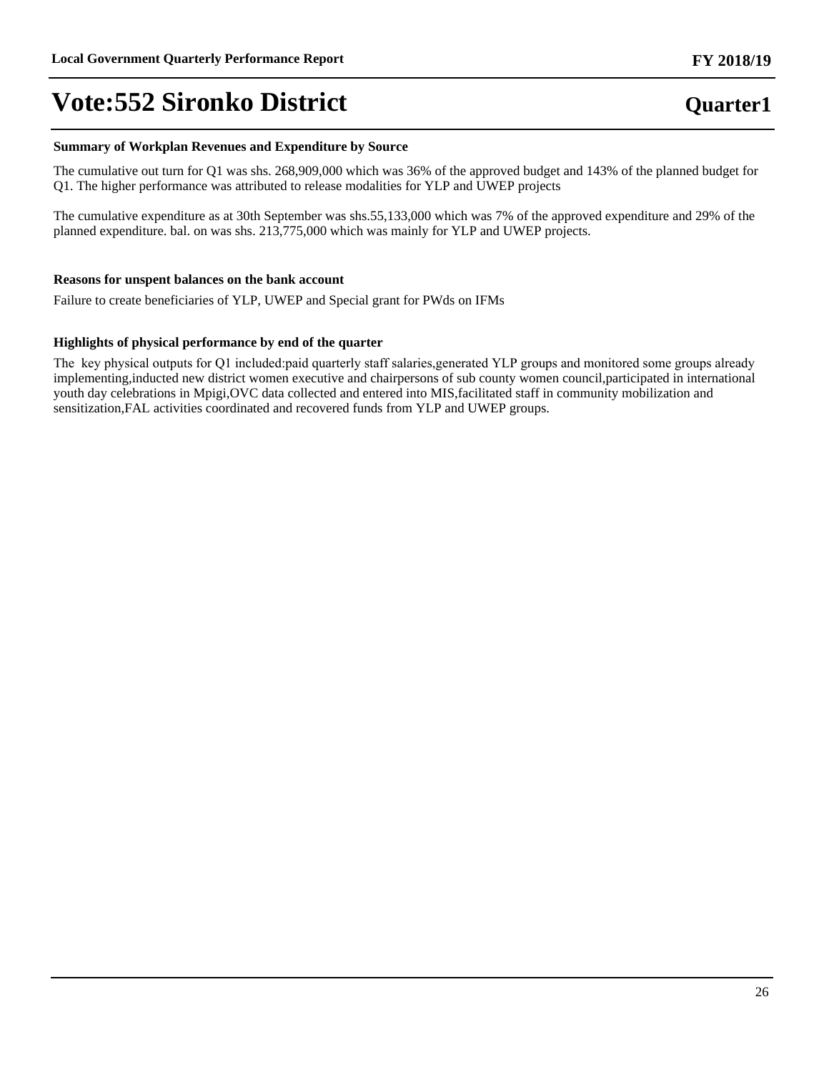# Vote:552 Sironko District

**Quarter1**

**Summary of Workplan Revenues and Expenditure by Source**

The cumulative out turn for Q1 was shs. 268,909,000 which was 36% of the approved budget and 143% of the planned budget for Q1. The higher performance was attributed to release modalities for YLP and UWEP projects

The cumulative expenditure as at 30th September was shs.55,133,000 which was 7% of the approved expenditure and 29% of the planned expenditure. bal. on was shs. 213,775,000 which was mainly for YLP and UWEP projects.

**Reasons for unspent balances on the bank account**

Failure to create beneficiaries of YLP, UWEP and Special grant for PWds on IFMs

**Highlights of physical performance by end of the quarter**

The key physical outputs for Q1 included:paid quarterly staff salaries,generated YLP groups and monitored some groups already implementing,inducted new district women executive and chairpersons of sub county women council,participated in international youth day celebrations in Mpigi,OVC data collected and entered into MIS,facilitated staff in community mobilization and sensitization,FAL activities coordinated and recovered funds from YLP and UWEP groups.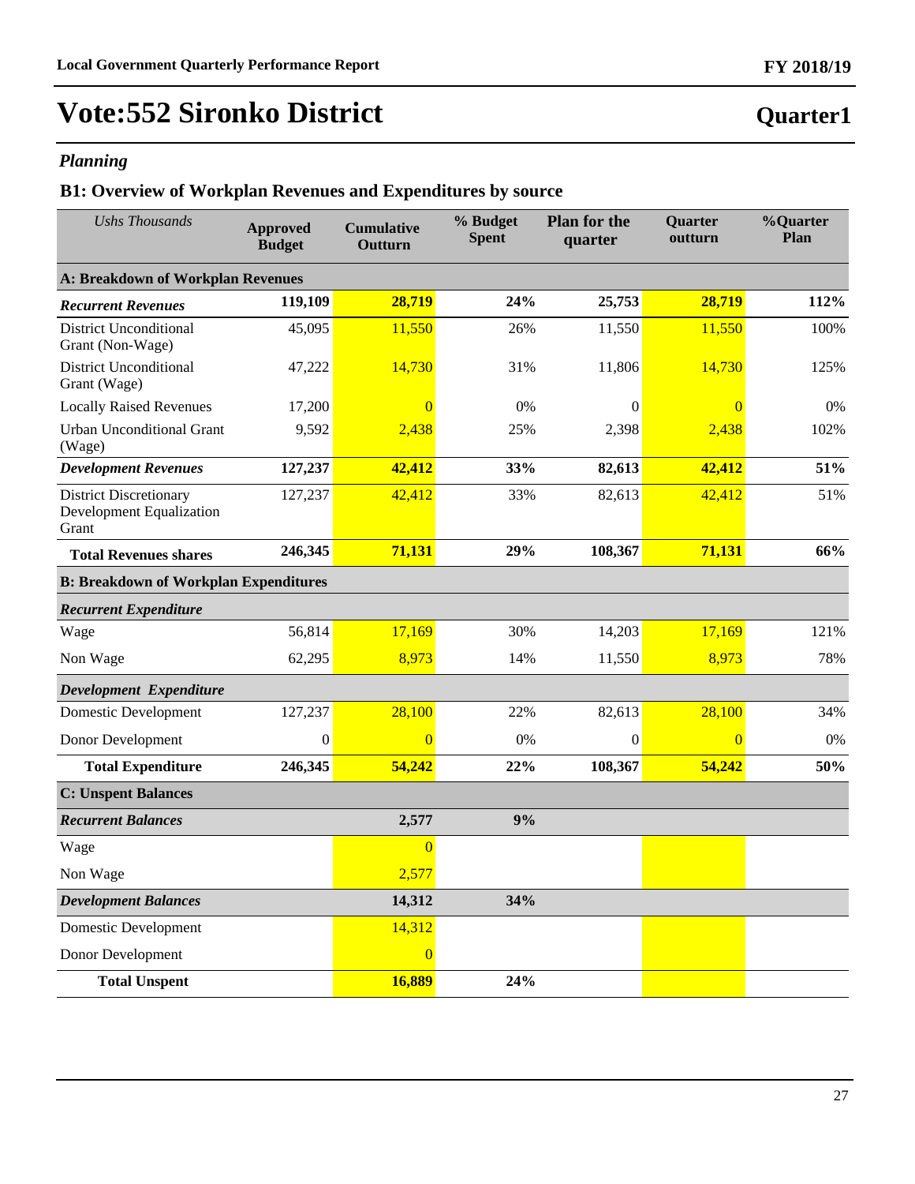# Vote:552 Sironko District

**Quarter1**

### *Planning*

## B1: Overview of Workplan Revenues and Expenditures by source

| *Ushs Thousands* | Approved Budget | Cumulative Outturn | % Budget Spent | Plan for the quarter | Quarter outturn | %Quarter Plan |
|---|---|---|---|---|---|---|
| **A: Breakdown of Workplan Revenues** | | | | | | |
| ***Recurrent Revenues*** | **119,109** | **28,719** | **24%** | **25,753** | **28,719** | **112%** |
| District Unconditional Grant (Non-Wage) | 45,095 | 11,550 | 26% | 11,550 | 11,550 | 100% |
| District Unconditional Grant (Wage) | 47,222 | 14,730 | 31% | 11,806 | 14,730 | 125% |
| Locally Raised Revenues | 17,200 | 0 | 0% | 0 | 0 | 0% |
| Urban Unconditional Grant (Wage) | 9,592 | 2,438 | 25% | 2,398 | 2,438 | 102% |
| ***Development Revenues*** | **127,237** | **42,412** | **33%** | **82,613** | **42,412** | **51%** |
| District Discretionary Development Equalization Grant | 127,237 | 42,412 | 33% | 82,613 | 42,412 | 51% |
| **Total Revenues shares** | **246,345** | **71,131** | **29%** | **108,367** | **71,131** | **66%** |
| **B: Breakdown of Workplan Expenditures** | | | | | | |
| ***Recurrent Expenditure*** | | | | | | |
| Wage | 56,814 | 17,169 | 30% | 14,203 | 17,169 | 121% |
| Non Wage | 62,295 | 8,973 | 14% | 11,550 | 8,973 | 78% |
| ***Development Expenditure*** | | | | | | |
| Domestic Development | 127,237 | 28,100 | 22% | 82,613 | 28,100 | 34% |
| Donor Development | 0 | 0 | 0% | 0 | 0 | 0% |
| **Total Expenditure** | **246,345** | **54,242** | **22%** | **108,367** | **54,242** | **50%** |
| **C: Unspent Balances** | | | | | | |
| ***Recurrent Balances*** | | **2,577** | **9%** | | | |
| Wage | | 0 | | | | |
| Non Wage | | 2,577 | | | | |
| ***Development Balances*** | | **14,312** | **34%** | | | |
| Domestic Development | | 14,312 | | | | |
| Donor Development | | 0 | | | | |
| **Total Unspent** | | **16,889** | **24%** | | | |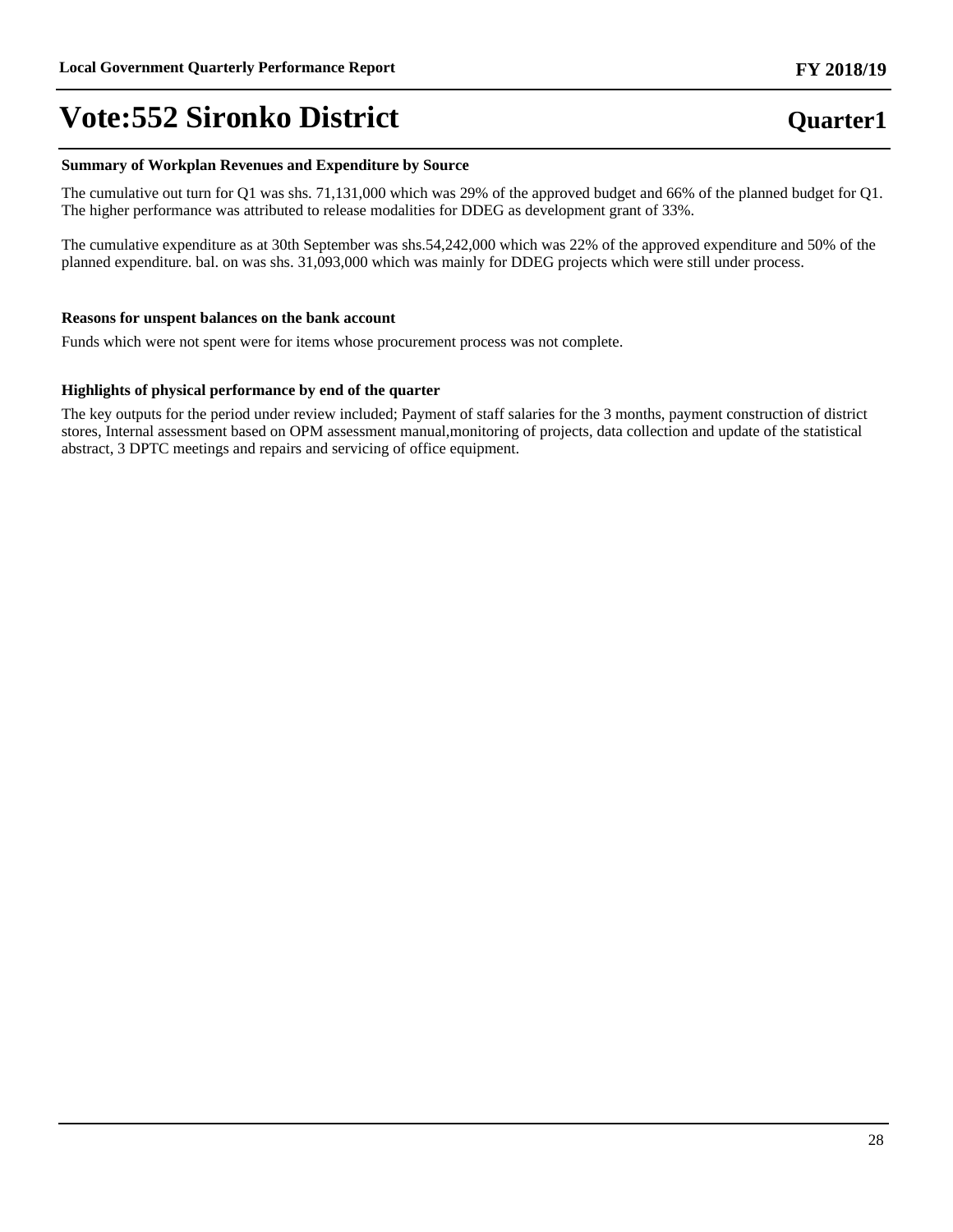# Vote:552 Sironko District

**Quarter1**

### Summary of Workplan Revenues and Expenditure by Source

The cumulative out turn for Q1 was shs. 71,131,000 which was 29% of the approved budget and 66% of the planned budget for Q1. The higher performance was attributed to release modalities for DDEG as development grant of 33%.

The cumulative expenditure as at 30th September was shs.54,242,000 which was 22% of the approved expenditure and 50% of the planned expenditure. bal. on was shs. 31,093,000 which was mainly for DDEG projects which were still under process.

### Reasons for unspent balances on the bank account

Funds which were not spent were for items whose procurement process was not complete.

### Highlights of physical performance by end of the quarter

The key outputs for the period under review included; Payment of staff salaries for the 3 months, payment construction of district stores, Internal assessment based on OPM assessment manual,monitoring of projects, data collection and update of the statistical abstract, 3 DPTC meetings and repairs and servicing of office equipment.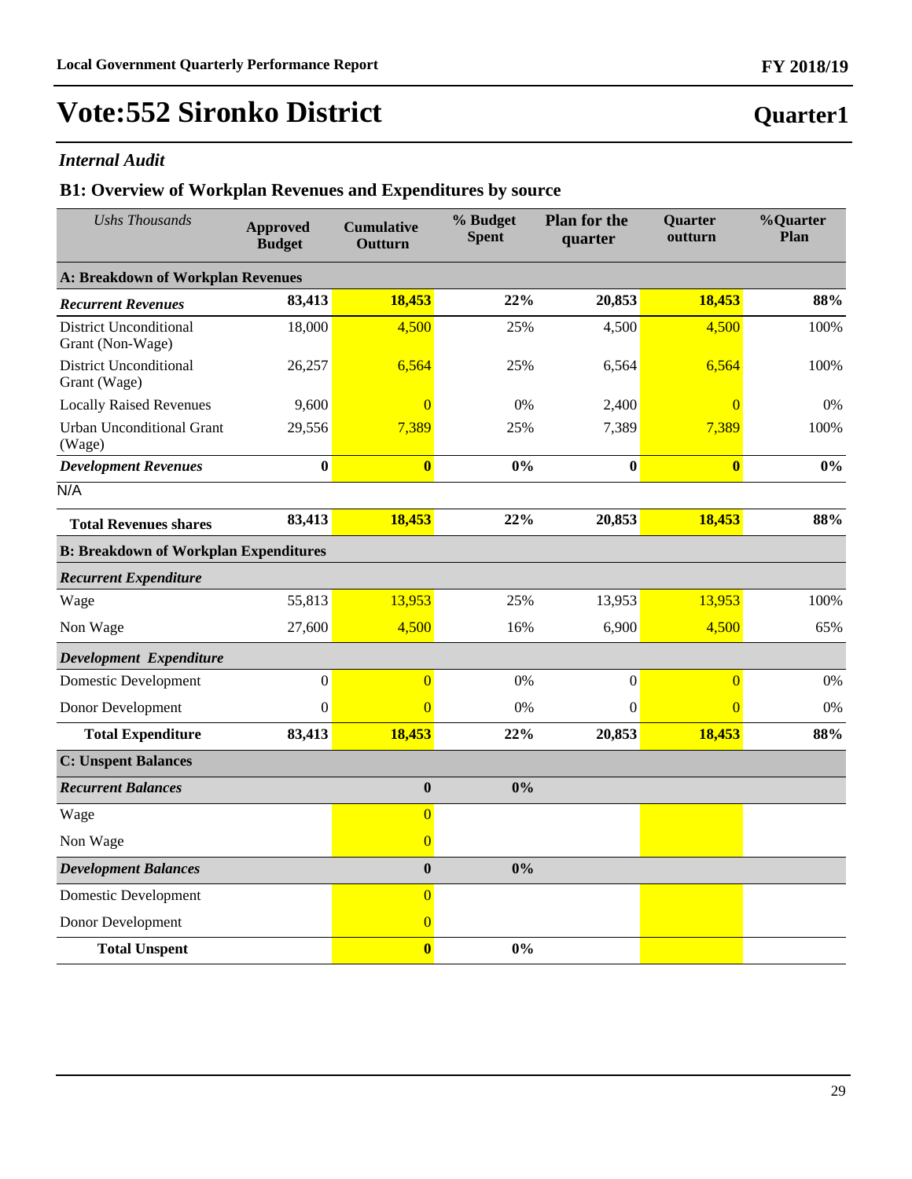# Vote:552 Sironko District

**Quarter1**

### *Internal Audit*

## B1: Overview of Workplan Revenues and Expenditures by source

| *Ushs Thousands* | Approved Budget | Cumulative Outturn | % Budget Spent | Plan for the quarter | Quarter outturn | %Quarter Plan |
|---|---|---|---|---|---|---|
| **A: Breakdown of Workplan Revenues** | | | | | | |
| ***Recurrent Revenues*** | **83,413** | **18,453** | **22%** | **20,853** | **18,453** | **88%** |
| District Unconditional Grant (Non-Wage) | 18,000 | 4,500 | 25% | 4,500 | 4,500 | 100% |
| District Unconditional Grant (Wage) | 26,257 | 6,564 | 25% | 6,564 | 6,564 | 100% |
| Locally Raised Revenues | 9,600 | 0 | 0% | 2,400 | 0 | 0% |
| Urban Unconditional Grant (Wage) | 29,556 | 7,389 | 25% | 7,389 | 7,389 | 100% |
| ***Development Revenues*** | **0** | **0** | **0%** | **0** | **0** | **0%** |
| N/A | | | | | | |
| **Total Revenues shares** | **83,413** | **18,453** | **22%** | **20,853** | **18,453** | **88%** |
| **B: Breakdown of Workplan Expenditures** | | | | | | |
| ***Recurrent Expenditure*** | | | | | | |
| Wage | 55,813 | 13,953 | 25% | 13,953 | 13,953 | 100% |
| Non Wage | 27,600 | 4,500 | 16% | 6,900 | 4,500 | 65% |
| ***Development Expenditure*** | | | | | | |
| Domestic Development | 0 | 0 | 0% | 0 | 0 | 0% |
| Donor Development | 0 | 0 | 0% | 0 | 0 | 0% |
| **Total Expenditure** | **83,413** | **18,453** | **22%** | **20,853** | **18,453** | **88%** |
| **C: Unspent Balances** | | | | | | |
| ***Recurrent Balances*** | | **0** | **0%** | | | |
| Wage | | 0 | | | | |
| Non Wage | | 0 | | | | |
| ***Development Balances*** | | **0** | **0%** | | | |
| Domestic Development | | 0 | | | | |
| Donor Development | | 0 | | | | |
| **Total Unspent** | | **0** | **0%** | | | |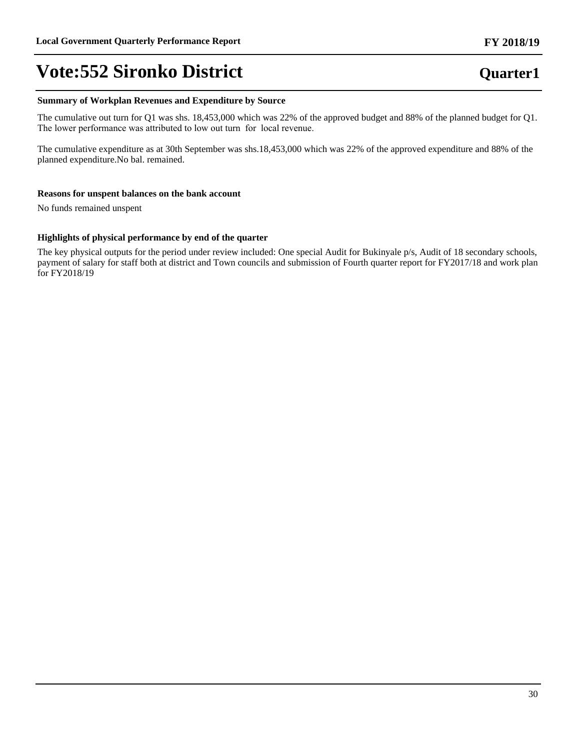# Vote:552 Sironko District

**Quarter1**

**Summary of Workplan Revenues and Expenditure by Source**

The cumulative out turn for Q1 was shs. 18,453,000 which was 22% of the approved budget and 88% of the planned budget for Q1. The lower performance was attributed to low out turn for local revenue.

The cumulative expenditure as at 30th September was shs.18,453,000 which was 22% of the approved expenditure and 88% of the planned expenditure.No bal. remained.

**Reasons for unspent balances on the bank account**

No funds remained unspent

**Highlights of physical performance by end of the quarter**

The key physical outputs for the period under review included: One special Audit for Bukinyale p/s, Audit of 18 secondary schools, payment of salary for staff both at district and Town councils and submission of Fourth quarter report for FY2017/18 and work plan for FY2018/19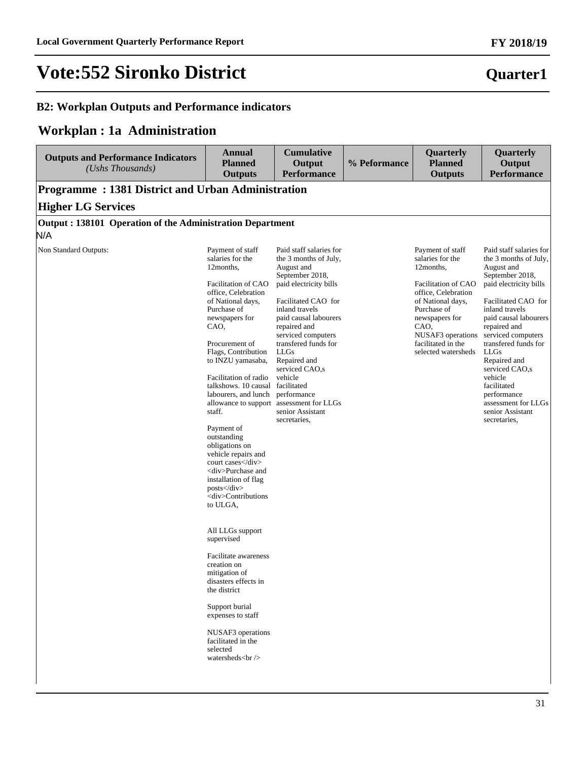# Vote:552 Sironko District

**Quarter1**

### B2: Workplan Outputs and Performance indicators

## Workplan : 1a Administration

| Outputs and Performance Indicators *(Ushs Thousands)* | Annual Planned Outputs | Cumulative Output Performance | % Peformance | Quarterly Planned Outputs | Quarterly Output Performance |
|---|---|---|---|---|---|
| **Programme : 1381 District and Urban Administration** | | | | | |
| **Higher LG Services** | | | | | |
| **Output : 138101 Operation of the Administration Department** | | | | | |
| N/A | | | | | |
| Non Standard Outputs: | Payment of staff salaries for the 12months,<br><br>Facilitation of CAO office, Celebration of National days, Purchase of newspapers for CAO,<br><br>Procurement of Flags, Contribution to INZU yamasaba,<br><br>Facilitation of radio talkshows. 10 causal labourers, and lunch allowance to support staff.<br><br>Payment of outstanding obligations on vehicle repairs and court cases</div><div>Purchase and installation of flag posts</div><div>Contributions to ULGA,<br><br>All LLGs support supervised<br><br>Facilitate awareness creation on mitigation of disasters effects in the district<br><br>Support burial expenses to staff<br><br>NUSAF3 operations facilitated in the selected watersheds<br /> | Paid staff salaries for the 3 months of July, August and September 2018, paid electricity bills<br><br>Facilitated CAO for inland travels paid causal labourers repaired and serviced computers transfered funds for LLGs Repaired and serviced CAO,s vehicle facilitated performance assessment for LLGs senior Assistant secretaries, | | Payment of staff salaries for the 12months,<br><br>Facilitation of CAO office, Celebration of National days, Purchase of newspapers for CAO, NUSAF3 operations facilitated in the selected watersheds | Paid staff salaries for the 3 months of July, August and September 2018, paid electricity bills<br><br>Facilitated CAO for inland travels paid causal labourers repaired and serviced computers transfered funds for LLGs Repaired and serviced CAO,s vehicle facilitated performance assessment for LLGs senior Assistant secretaries, |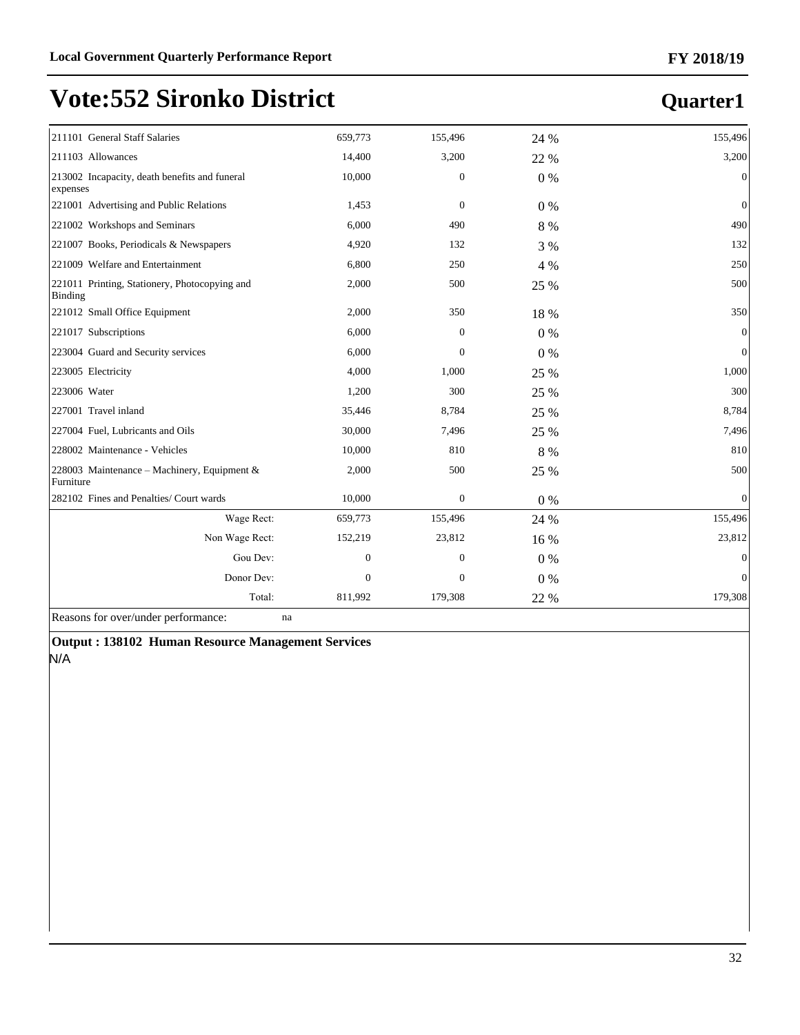# Vote:552 Sironko District

## Quarter1

| | | | | |
|---|---|---|---|---|
| 211101 General Staff Salaries | 659,773 | 155,496 | 24 % | 155,496 |
| 211103 Allowances | 14,400 | 3,200 | 22 % | 3,200 |
| 213002 Incapacity, death benefits and funeral expenses | 10,000 | 0 | 0 % | 0 |
| 221001 Advertising and Public Relations | 1,453 | 0 | 0 % | 0 |
| 221002 Workshops and Seminars | 6,000 | 490 | 8 % | 490 |
| 221007 Books, Periodicals & Newspapers | 4,920 | 132 | 3 % | 132 |
| 221009 Welfare and Entertainment | 6,800 | 250 | 4 % | 250 |
| 221011 Printing, Stationery, Photocopying and Binding | 2,000 | 500 | 25 % | 500 |
| 221012 Small Office Equipment | 2,000 | 350 | 18 % | 350 |
| 221017 Subscriptions | 6,000 | 0 | 0 % | 0 |
| 223004 Guard and Security services | 6,000 | 0 | 0 % | 0 |
| 223005 Electricity | 4,000 | 1,000 | 25 % | 1,000 |
| 223006 Water | 1,200 | 300 | 25 % | 300 |
| 227001 Travel inland | 35,446 | 8,784 | 25 % | 8,784 |
| 227004 Fuel, Lubricants and Oils | 30,000 | 7,496 | 25 % | 7,496 |
| 228002 Maintenance - Vehicles | 10,000 | 810 | 8 % | 810 |
| 228003 Maintenance – Machinery, Equipment & Furniture | 2,000 | 500 | 25 % | 500 |
| 282102 Fines and Penalties/ Court wards | 10,000 | 0 | 0 % | 0 |
| Wage Rect: | 659,773 | 155,496 | 24 % | 155,496 |
| Non Wage Rect: | 152,219 | 23,812 | 16 % | 23,812 |
| Gou Dev: | 0 | 0 | 0 % | 0 |
| Donor Dev: | 0 | 0 | 0 % | 0 |
| Total: | 811,992 | 179,308 | 22 % | 179,308 |

Reasons for over/under performance: na

**Output : 138102 Human Resource Management Services**

N/A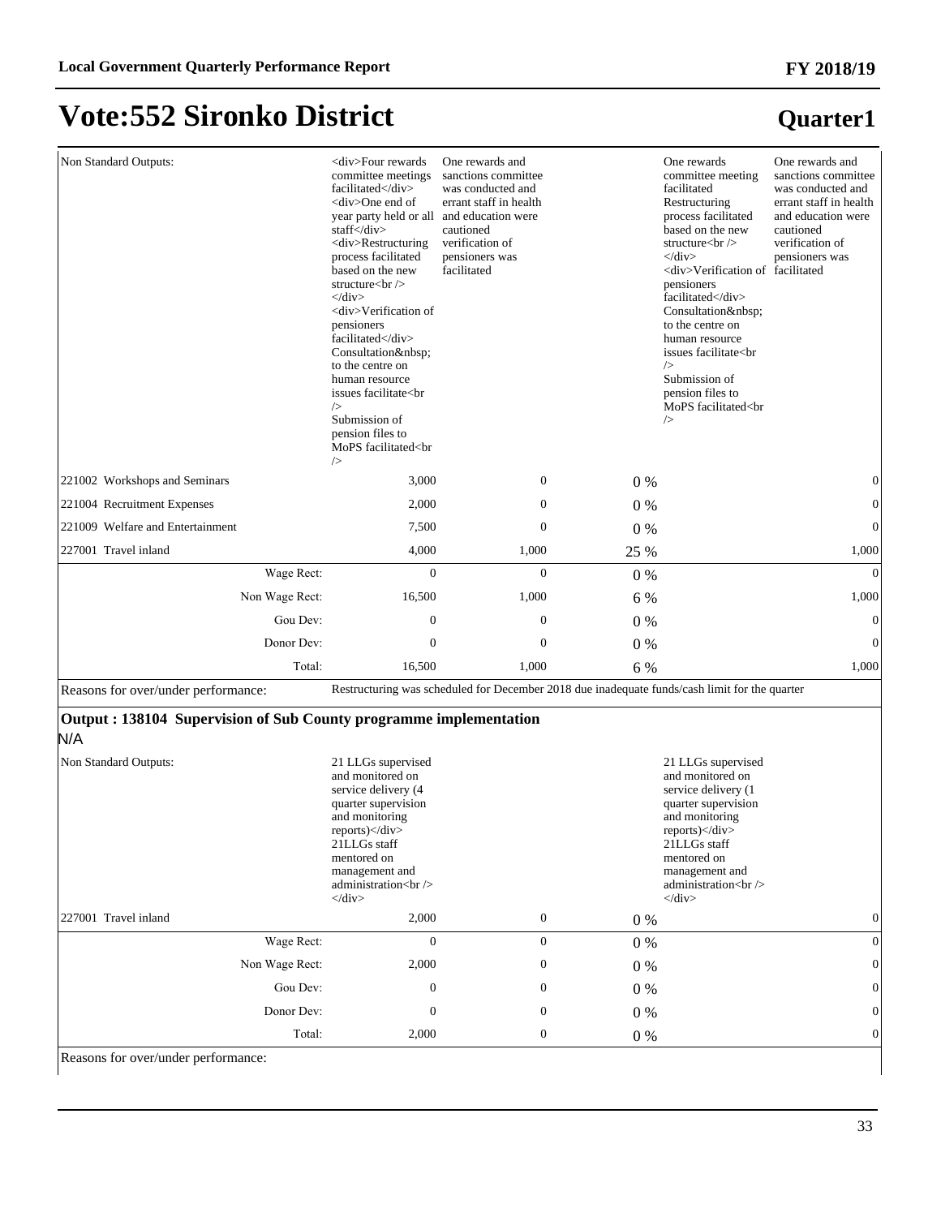# Vote:552 Sironko District

## Quarter1

| | | | | | |
|---|---|---|---|---|---|
| Non Standard Outputs: | <div>Four rewards committee meetings facilitated</div> <div>One end of year party held or all staff</div> <div>Restructuring process facilitated based on the new structure<br /> </div> <div>Verification of pensioners facilitated</div> Consultation&nbsp; to the centre on human resource issues facilitate<br /> Submission of pension files to MoPS facilitated<br /> | One rewards and sanctions committee was conducted and errant staff in health and education were cautioned verification of pensioners was facilitated | | One rewards committee meeting facilitated Restructuring process facilitated based on the new structure<br /> </div> <div>Verification of pensioners facilitated</div> Consultation&nbsp; to the centre on human resource issues facilitate<br /> Submission of pension files to MoPS facilitated<br /> | One rewards and sanctions committee was conducted and errant staff in health and education were cautioned verification of pensioners was facilitated |
| 221002 Workshops and Seminars | 3,000 | 0 | 0 % | | 0 |
| 221004 Recruitment Expenses | 2,000 | 0 | 0 % | | 0 |
| 221009 Welfare and Entertainment | 7,500 | 0 | 0 % | | 0 |
| 227001 Travel inland | 4,000 | 1,000 | 25 % | | 1,000 |
| Wage Rect: | 0 | 0 | 0 % | | 0 |
| Non Wage Rect: | 16,500 | 1,000 | 6 % | | 1,000 |
| Gou Dev: | 0 | 0 | 0 % | | 0 |
| Donor Dev: | 0 | 0 | 0 % | | 0 |
| Total: | 16,500 | 1,000 | 6 % | | 1,000 |
| Reasons for over/under performance: | Restructuring was scheduled for December 2018 due inadequate funds/cash limit for the quarter | | | | |

### Output : 138104 Supervision of Sub County programme implementation

N/A

| | | | | | |
|---|---|---|---|---|---|
| Non Standard Outputs: | 21 LLGs supervised and monitored on service delivery (4 quarter supervision and monitoring reports)</div> 21LLGs staff mentored on management and administration<br /> </div> | | | 21 LLGs supervised and monitored on service delivery (1 quarter supervision and monitoring reports)</div> 21LLGs staff mentored on management and administration<br /> </div> | |
| 227001 Travel inland | 2,000 | 0 | 0 % | | 0 |
| Wage Rect: | 0 | 0 | 0 % | | 0 |
| Non Wage Rect: | 2,000 | 0 | 0 % | | 0 |
| Gou Dev: | 0 | 0 | 0 % | | 0 |
| Donor Dev: | 0 | 0 | 0 % | | 0 |
| Total: | 2,000 | 0 | 0 % | | 0 |
| Reasons for over/under performance: | | | | | |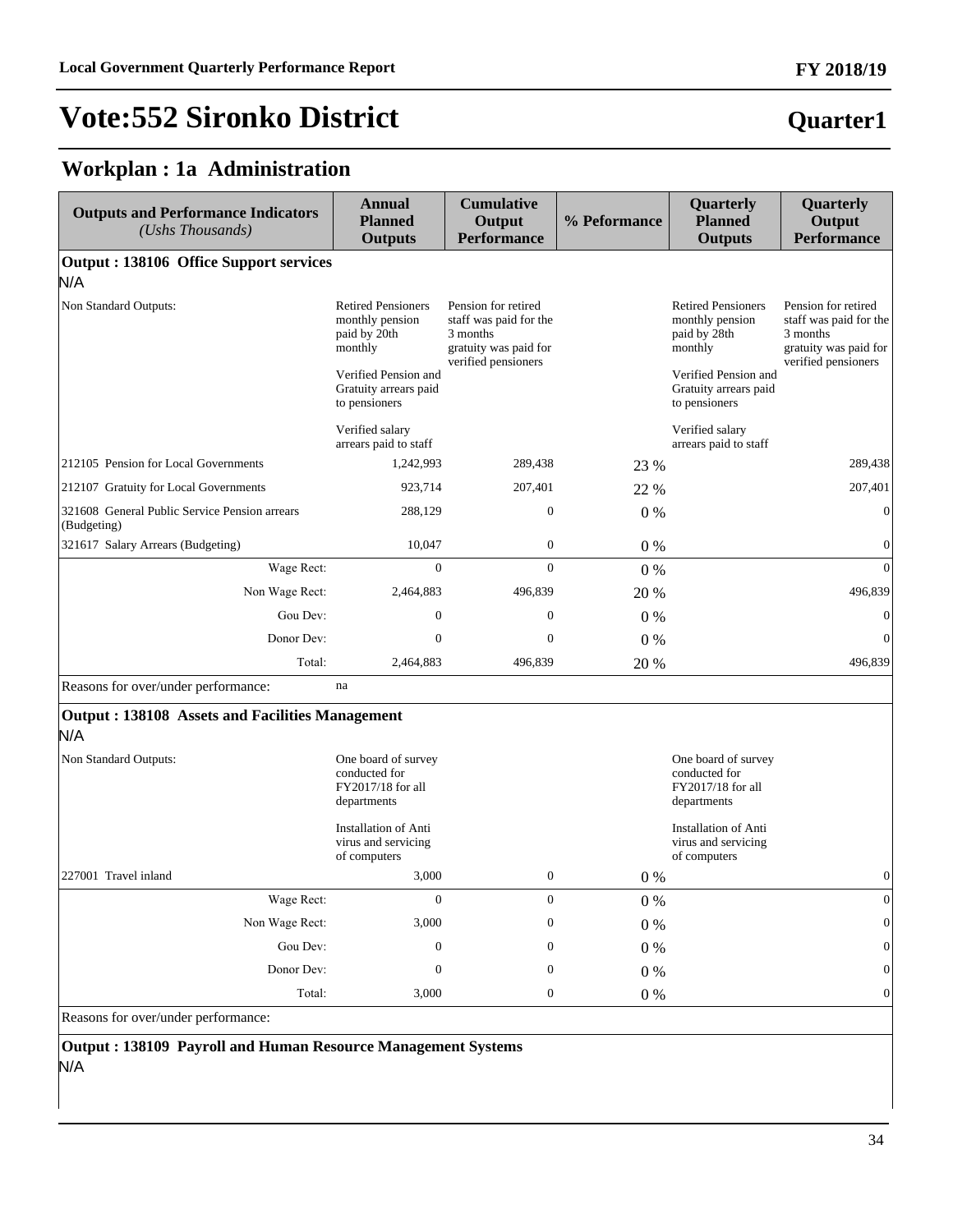# Vote:552 Sironko District

**Quarter1**

## Workplan : 1a Administration

| Outputs and Performance Indicators *(Ushs Thousands)* | Annual Planned Outputs | Cumulative Output Performance | % Peformance | Quarterly Planned Outputs | Quarterly Output Performance |
|---|---|---|---|---|---|
| **Output : 138106 Office Support services** | | | | | |
| N/A | | | | | |
| Non Standard Outputs: | Retired Pensioners monthly pension paid by 20th monthly<br><br>Verified Pension and Gratuity arrears paid to pensioners<br><br>Verified salary arrears paid to staff | Pension for retired staff was paid for the 3 months<br>gratuity was paid for verified pensioners | | Retired Pensioners monthly pension paid by 28th monthly<br><br>Verified Pension and Gratuity arrears paid to pensioners<br><br>Verified salary arrears paid to staff | Pension for retired staff was paid for the 3 months<br>gratuity was paid for verified pensioners |
| 212105 Pension for Local Governments | 1,242,993 | 289,438 | 23 % | | 289,438 |
| 212107 Gratuity for Local Governments | 923,714 | 207,401 | 22 % | | 207,401 |
| 321608 General Public Service Pension arrears (Budgeting) | 288,129 | 0 | 0 % | | 0 |
| 321617 Salary Arrears (Budgeting) | 10,047 | 0 | 0 % | | 0 |
| Wage Rect: | 0 | 0 | 0 % | | 0 |
| Non Wage Rect: | 2,464,883 | 496,839 | 20 % | | 496,839 |
| Gou Dev: | 0 | 0 | 0 % | | 0 |
| Donor Dev: | 0 | 0 | 0 % | | 0 |
| Total: | 2,464,883 | 496,839 | 20 % | | 496,839 |
| Reasons for over/under performance: | na | | | | |
| **Output : 138108 Assets and Facilities Management** | | | | | |
| N/A | | | | | |
| Non Standard Outputs: | One board of survey conducted for FY2017/18 for all departments<br><br>Installation of Anti virus and servicing of computers | | | One board of survey conducted for FY2017/18 for all departments<br><br>Installation of Anti virus and servicing of computers | |
| 227001 Travel inland | 3,000 | 0 | 0 % | | 0 |
| Wage Rect: | 0 | 0 | 0 % | | 0 |
| Non Wage Rect: | 3,000 | 0 | 0 % | | 0 |
| Gou Dev: | 0 | 0 | 0 % | | 0 |
| Donor Dev: | 0 | 0 | 0 % | | 0 |
| Total: | 3,000 | 0 | 0 % | | 0 |
| Reasons for over/under performance: | | | | | |
| **Output : 138109 Payroll and Human Resource Management Systems** | | | | | |
| N/A | | | | | |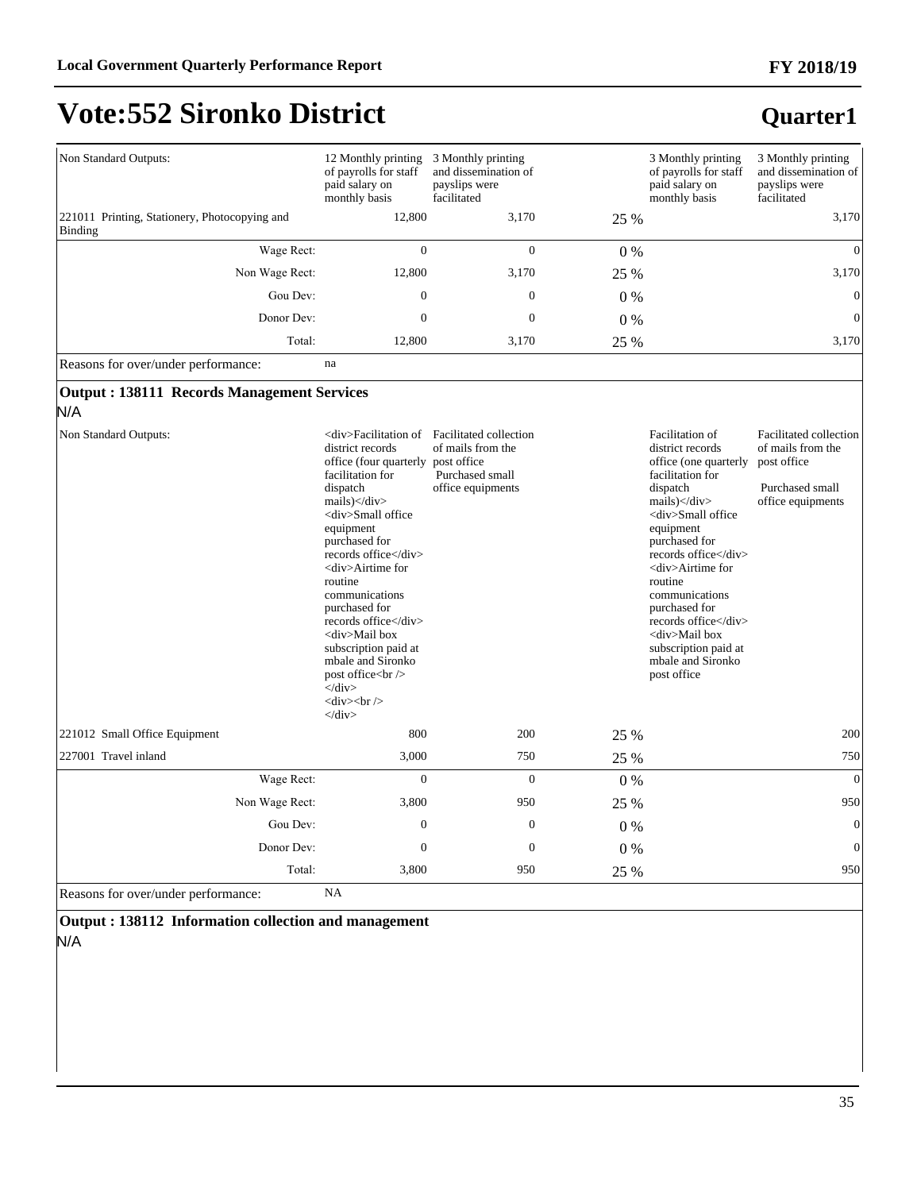# Vote:552 Sironko District

## Quarter1

| | | | | | |
|---|---|---|---|---|---|
| Non Standard Outputs: | 12 Monthly printing of payrolls for staff paid salary on monthly basis | 3 Monthly printing and dissemination of payslips were facilitated | | 3 Monthly printing of payrolls for staff paid salary on monthly basis | 3 Monthly printing and dissemination of payslips were facilitated |
| 221011 Printing, Stationery, Photocopying and Binding | 12,800 | 3,170 | 25 % | | 3,170 |
| Wage Rect: | 0 | 0 | 0 % | | 0 |
| Non Wage Rect: | 12,800 | 3,170 | 25 % | | 3,170 |
| Gou Dev: | 0 | 0 | 0 % | | 0 |
| Donor Dev: | 0 | 0 | 0 % | | 0 |
| Total: | 12,800 | 3,170 | 25 % | | 3,170 |
| Reasons for over/under performance: | na | | | | |

**Output : 138111 Records Management Services**

N/A

| | | | | | |
|---|---|---|---|---|---|
| Non Standard Outputs: | <div>Facilitation of district records office (four quarterly facilitation for dispatch mails)</div> <div>Small office equipment purchased for records office</div> <div>Airtime for routine communications purchased for records office</div> <div>Mail box subscription paid at mbale and Sironko post office<br /> </div> <div><br /> </div> | Facilitated collection of mails from the post office Purchased small office equipments | | Facilitation of district records office (one quarterly facilitation for dispatch mails)</div> <div>Small office equipment purchased for records office</div> <div>Airtime for routine communications purchased for records office</div> <div>Mail box subscription paid at mbale and Sironko post office | Facilitated collection of mails from the post office Purchased small office equipments |
| 221012 Small Office Equipment | 800 | 200 | 25 % | | 200 |
| 227001 Travel inland | 3,000 | 750 | 25 % | | 750 |
| Wage Rect: | 0 | 0 | 0 % | | 0 |
| Non Wage Rect: | 3,800 | 950 | 25 % | | 950 |
| Gou Dev: | 0 | 0 | 0 % | | 0 |
| Donor Dev: | 0 | 0 | 0 % | | 0 |
| Total: | 3,800 | 950 | 25 % | | 950 |
| Reasons for over/under performance: | NA | | | | |

**Output : 138112 Information collection and management**

N/A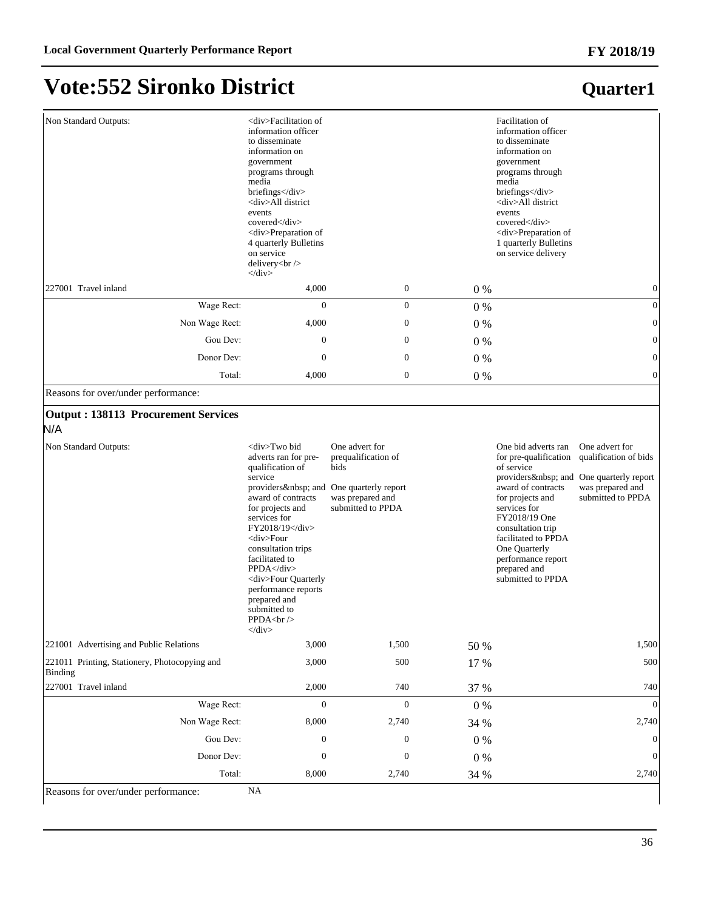# Vote:552 Sironko District

## Quarter1

| | | | | | |
|---|---|---|---|---|---|
| Non Standard Outputs: | <div>Facilitation of information officer to disseminate information on government programs through media briefings</div> <div>All district events covered</div> <div>Preparation of 4 quarterly Bulletins on service delivery<br /> </div> | | | Facilitation of information officer to disseminate information on government programs through media briefings</div> <div>All district events covered</div> <div>Preparation of 1 quarterly Bulletins on service delivery | |
| 227001 Travel inland | 4,000 | 0 | 0 % | | 0 |
| Wage Rect: | 0 | 0 | 0 % | | 0 |
| Non Wage Rect: | 4,000 | 0 | 0 % | | 0 |
| Gou Dev: | 0 | 0 | 0 % | | 0 |
| Donor Dev: | 0 | 0 | 0 % | | 0 |
| Total: | 4,000 | 0 | 0 % | | 0 |
| Reasons for over/under performance: | | | | | |

**Output : 138113 Procurement Services**

N/A

| | | | | | |
|---|---|---|---|---|---|
| Non Standard Outputs: | <div>Two bid adverts ran for pre-qualification of service providers&nbsp; and award of contracts for projects and services for FY2018/19</div> <div>Four consultation trips facilitated to PPDA</div> <div>Four Quarterly performance reports prepared and submitted to PPDA<br /> </div> | One advert for prequalification of bids One quarterly report was prepared and submitted to PPDA | | One bid adverts ran for pre-qualification of service providers&nbsp; and award of contracts for projects and services for FY2018/19 One consultation trip facilitated to PPDA One Quarterly performance report prepared and submitted to PPDA | One advert for qualification of bids One quarterly report was prepared and submitted to PPDA |
| 221001 Advertising and Public Relations | 3,000 | 1,500 | 50 % | | 1,500 |
| 221011 Printing, Stationery, Photocopying and Binding | 3,000 | 500 | 17 % | | 500 |
| 227001 Travel inland | 2,000 | 740 | 37 % | | 740 |
| Wage Rect: | 0 | 0 | 0 % | | 0 |
| Non Wage Rect: | 8,000 | 2,740 | 34 % | | 2,740 |
| Gou Dev: | 0 | 0 | 0 % | | 0 |
| Donor Dev: | 0 | 0 | 0 % | | 0 |
| Total: | 8,000 | 2,740 | 34 % | | 2,740 |
| Reasons for over/under performance: | NA | | | | |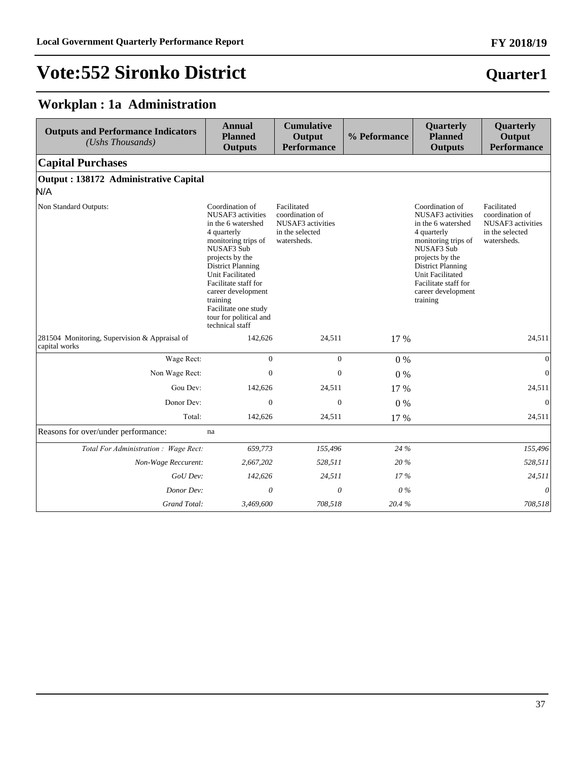# Vote:552 Sironko District

## Quarter1

## Workplan : 1a Administration

| Outputs and Performance Indicators *(Ushs Thousands)* | Annual Planned Outputs | Cumulative Output Performance | % Peformance | Quarterly Planned Outputs | Quarterly Output Performance |
|---|---|---|---|---|---|
| **Capital Purchases** | | | | | |
| **Output : 138172 Administrative Capital** | | | | | |
| N/A | | | | | |
| Non Standard Outputs: | Coordination of NUSAF3 activities in the 6 watershed 4 quarterly monitoring trips of NUSAF3 Sub projects by the District Planning Unit Facilitated Facilitate staff for career development training Facilitate one study tour for political and technical staff | Facilitated coordination of NUSAF3 activities in the selected watersheds. | | Coordination of NUSAF3 activities in the 6 watershed 4 quarterly monitoring trips of NUSAF3 Sub projects by the District Planning Unit Facilitated Facilitate staff for career development training | Facilitated coordination of NUSAF3 activities in the selected watersheds. |
| 281504 Monitoring, Supervision & Appraisal of capital works | 142,626 | 24,511 | 17 % | | 24,511 |
| Wage Rect: | 0 | 0 | 0 % | | 0 |
| Non Wage Rect: | 0 | 0 | 0 % | | 0 |
| Gou Dev: | 142,626 | 24,511 | 17 % | | 24,511 |
| Donor Dev: | 0 | 0 | 0 % | | 0 |
| Total: | 142,626 | 24,511 | 17 % | | 24,511 |
| Reasons for over/under performance: | na | | | | |
| *Total For Administration : Wage Rect:* | *659,773* | *155,496* | *24 %* | | *155,496* |
| *Non-Wage Reccurent:* | *2,667,202* | *528,511* | *20 %* | | *528,511* |
| *GoU Dev:* | *142,626* | *24,511* | *17 %* | | *24,511* |
| *Donor Dev:* | *0* | *0* | *0 %* | | *0* |
| *Grand Total:* | *3,469,600* | *708,518* | *20.4 %* | | *708,518* |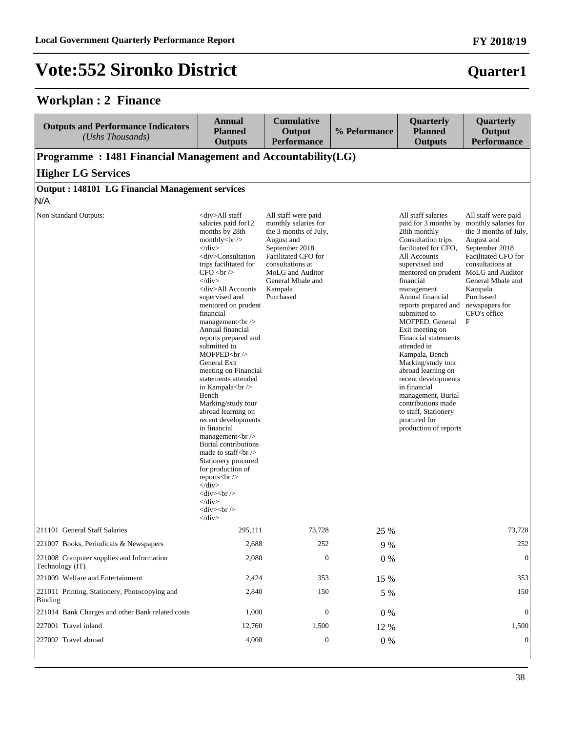# Vote:552 Sironko District

**Quarter1**

## Workplan : 2 Finance

| Outputs and Performance Indicators *(Ushs Thousands)* | Annual Planned Outputs | Cumulative Output Performance | % Peformance | Quarterly Planned Outputs | Quarterly Output Performance |
|---|---|---|---|---|---|
| **Programme : 1481 Financial Management and Accountability(LG)** | | | | | |
| **Higher LG Services** | | | | | |
| **Output : 148101 LG Financial Management services** | | | | | |
| N/A | | | | | |
| Non Standard Outputs: | <div>All staff salaries paid for12 months by 28th monthly<br /> </div> <div>Consultation trips facilitated for CFO <br /> </div> <div>All Accounts supervised and mentored on prudent financial management<br /> Annual financial reports prepared and submitted to MOFPED<br /> General Exit meeting on Financial statements attended in Kampala<br /> Bench Marking/study tour abroad learning on recent developments in financial management<br /> Burial contributions made to staff<br /> Stationery procured for production of reports<br /> </div> <div><br /> </div> <div><br /> </div> | All staff were paid monthly salaries for the 3 months of July, August and September 2018 Facilitated CFO for consultations at MoLG and Auditor General Mbale and Kampala Purchased | | All staff salaries paid for 3 months by 28th monthly Consultation trips facilitated for CFO, All Accounts supervised and mentored on prudent financial management Annual financial reports prepared and submitted to MOFPED, General Exit meeting on Financial statements attended in Kampala, Bench Marking/study tour abroad learning on recent developments in financial management, Burial contributions made to staff, Stationery procured for production of reports | All staff were paid monthly salaries for the 3 months of July, August and September 2018 Facilitated CFO for consultations at MoLG and Auditor General Mbale and Kampala Purchased newspapers for CFO's office F |
| 211101 General Staff Salaries | 295,111 | 73,728 | 25 % | | 73,728 |
| 221007 Books, Periodicals & Newspapers | 2,688 | 252 | 9 % | | 252 |
| 221008 Computer supplies and Information Technology (IT) | 2,080 | 0 | 0 % | | 0 |
| 221009 Welfare and Entertainment | 2,424 | 353 | 15 % | | 353 |
| 221011 Printing, Stationery, Photocopying and Binding | 2,840 | 150 | 5 % | | 150 |
| 221014 Bank Charges and other Bank related costs | 1,000 | 0 | 0 % | | 0 |
| 227001 Travel inland | 12,760 | 1,500 | 12 % | | 1,500 |
| 227002 Travel abroad | 4,000 | 0 | 0 % | | 0 |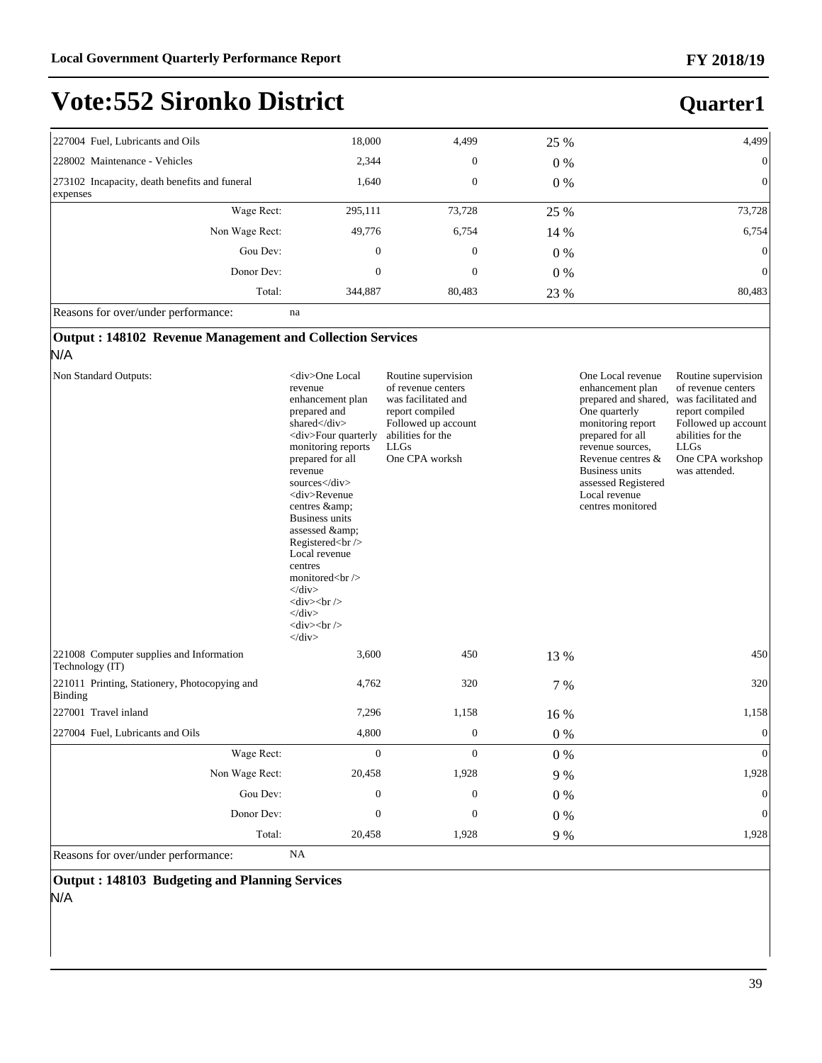# Vote:552 Sironko District

**Quarter1**

| | | | | | |
|---|---|---|---|---|---|
| 227004 Fuel, Lubricants and Oils | 18,000 | 4,499 | 25 % | | 4,499 |
| 228002 Maintenance - Vehicles | 2,344 | 0 | 0 % | | 0 |
| 273102 Incapacity, death benefits and funeral expenses | 1,640 | 0 | 0 % | | 0 |
| Wage Rect: | 295,111 | 73,728 | 25 % | | 73,728 |
| Non Wage Rect: | 49,776 | 6,754 | 14 % | | 6,754 |
| Gou Dev: | 0 | 0 | 0 % | | 0 |
| Donor Dev: | 0 | 0 | 0 % | | 0 |
| Total: | 344,887 | 80,483 | 23 % | | 80,483 |

Reasons for over/under performance: na

**Output : 148102 Revenue Management and Collection Services**

N/A

| | | | | | |
|---|---|---|---|---|---|
| Non Standard Outputs: | <div>One Local revenue enhancement plan prepared and shared</div> <div>Four quarterly monitoring reports prepared for all revenue sources</div> <div>Revenue centres &amp; Business units assessed &amp; Registered<br /> Local revenue centres monitored<br /> </div> <div><br /> </div> <div><br /> </div> | Routine supervision of revenue centers was facilitated and report compiled Followed up account abilities for the LLGs One CPA worksh | | One Local revenue enhancement plan prepared and shared, One quarterly monitoring report prepared for all revenue sources, Revenue centres & Business units assessed Registered Local revenue centres monitored | Routine supervision of revenue centers was facilitated and report compiled Followed up account abilities for the LLGs One CPA workshop was attended. |
| 221008 Computer supplies and Information Technology (IT) | 3,600 | 450 | 13 % | | 450 |
| 221011 Printing, Stationery, Photocopying and Binding | 4,762 | 320 | 7 % | | 320 |
| 227001 Travel inland | 7,296 | 1,158 | 16 % | | 1,158 |
| 227004 Fuel, Lubricants and Oils | 4,800 | 0 | 0 % | | 0 |
| Wage Rect: | 0 | 0 | 0 % | | 0 |
| Non Wage Rect: | 20,458 | 1,928 | 9 % | | 1,928 |
| Gou Dev: | 0 | 0 | 0 % | | 0 |
| Donor Dev: | 0 | 0 | 0 % | | 0 |
| Total: | 20,458 | 1,928 | 9 % | | 1,928 |

Reasons for over/under performance: NA

**Output : 148103 Budgeting and Planning Services**

N/A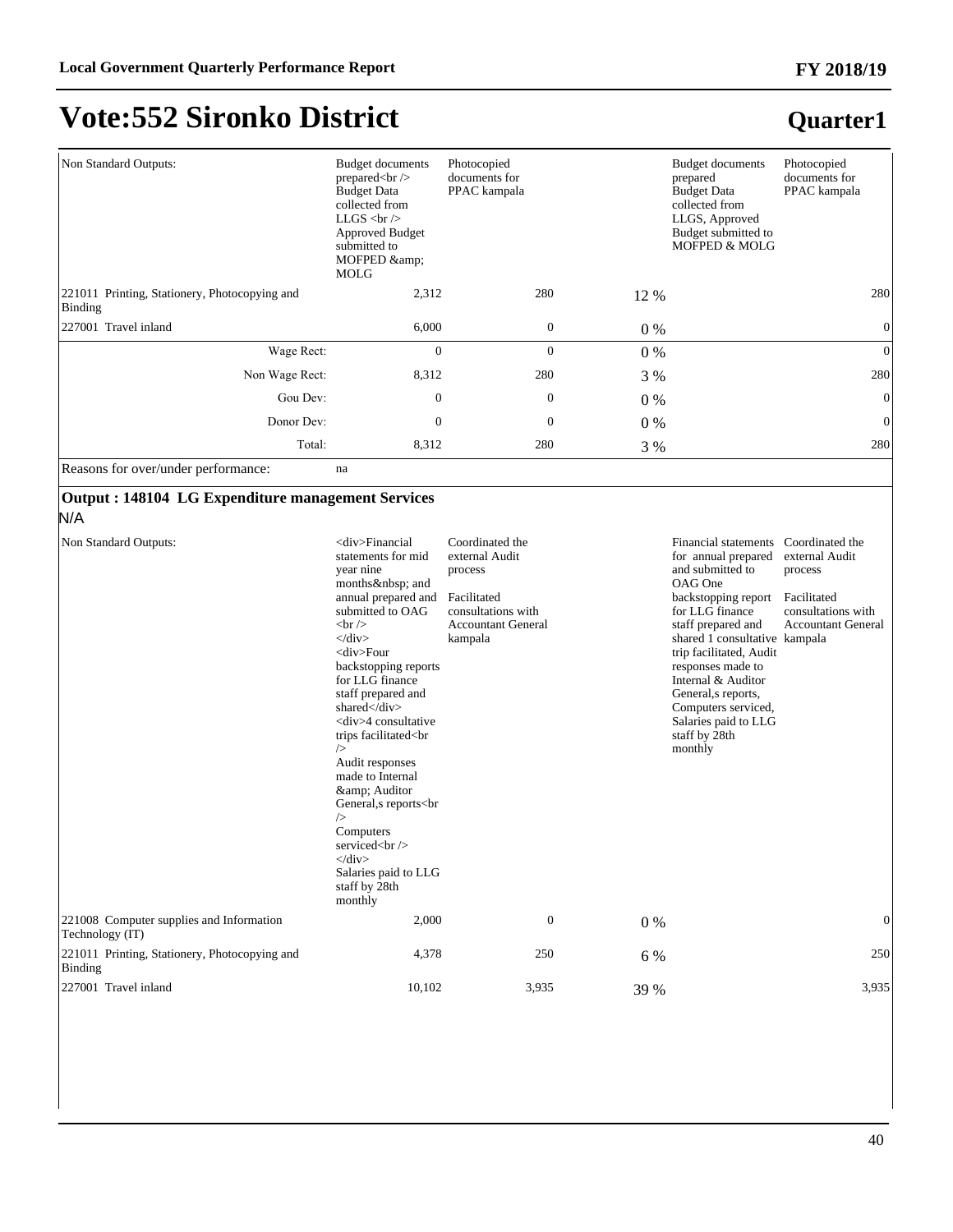# Vote:552 Sironko District

## Quarter1

| | | | | | |
|---|---|---|---|---|---|
| Non Standard Outputs: | Budget documents prepared<br /> Budget Data collected from LLGS <br /> Approved Budget submitted to MOFPED &amp; MOLG | Photocopied documents for PPAC kampala | | Budget documents prepared Budget Data collected from LLGS, Approved Budget submitted to MOFPED & MOLG | Photocopied documents for PPAC kampala |
| 221011 Printing, Stationery, Photocopying and Binding | 2,312 | 280 | 12 % | | 280 |
| 227001 Travel inland | 6,000 | 0 | 0 % | | 0 |
| Wage Rect: | 0 | 0 | 0 % | | 0 |
| Non Wage Rect: | 8,312 | 280 | 3 % | | 280 |
| Gou Dev: | 0 | 0 | 0 % | | 0 |
| Donor Dev: | 0 | 0 | 0 % | | 0 |
| Total: | 8,312 | 280 | 3 % | | 280 |
| Reasons for over/under performance: | na | | | | |

**Output : 148104 LG Expenditure management Services**

N/A

| | | | | | |
|---|---|---|---|---|---|
| Non Standard Outputs: | <div>Financial statements for mid year nine months&nbsp; and annual prepared and submitted to OAG <br /> </div> <div>Four backstopping reports for LLG finance staff prepared and shared</div> <div>4 consultative trips facilitated<br /> Audit responses made to Internal &amp; Auditor General,s reports<br /> Computers serviced<br /> </div> Salaries paid to LLG staff by 28th monthly | Coordinated the external Audit process<br><br>Facilitated consultations with Accountant General kampala | | Financial statements for annual prepared and submitted to OAG One backstopping report for LLG finance staff prepared and shared 1 consultative trip facilitated, Audit responses made to Internal & Auditor General,s reports, Computers serviced, Salaries paid to LLG staff by 28th monthly | Coordinated the external Audit process<br><br>Facilitated consultations with Accountant General kampala |
| 221008 Computer supplies and Information Technology (IT) | 2,000 | 0 | 0 % | | 0 |
| 221011 Printing, Stationery, Photocopying and Binding | 4,378 | 250 | 6 % | | 250 |
| 227001 Travel inland | 10,102 | 3,935 | 39 % | | 3,935 |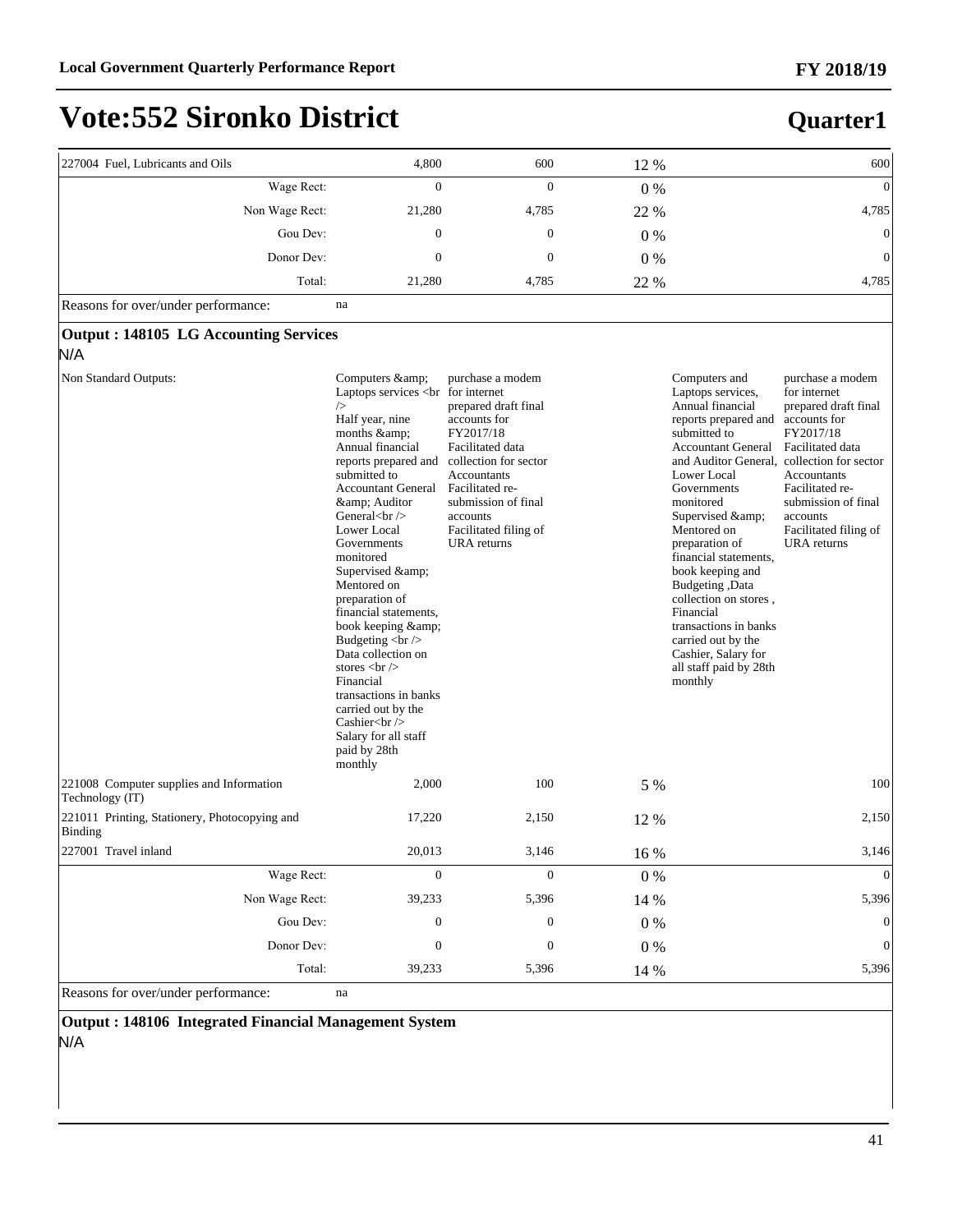# Vote:552 Sironko District

**Quarter1**

| | | | | | |
|---|---|---|---|---|---|
| 227004 Fuel, Lubricants and Oils | 4,800 | 600 | 12 % | | 600 |
| Wage Rect: | 0 | 0 | 0 % | | 0 |
| Non Wage Rect: | 21,280 | 4,785 | 22 % | | 4,785 |
| Gou Dev: | 0 | 0 | 0 % | | 0 |
| Donor Dev: | 0 | 0 | 0 % | | 0 |
| Total: | 21,280 | 4,785 | 22 % | | 4,785 |
| Reasons for over/under performance: | na | | | | |

**Output : 148105 LG Accounting Services**

N/A

| | | | | | |
|---|---|---|---|---|---|
| Non Standard Outputs: | Computers &amp; Laptops services <br /> Half year, nine months &amp; Annual financial reports prepared and submitted to Accountant General &amp; Auditor General<br /> Lower Local Governments monitored Supervised &amp; Mentored on preparation of financial statements, book keeping &amp; Budgeting <br /> Data collection on stores <br /> Financial transactions in banks carried out by the Cashier<br /> Salary for all staff paid by 28th monthly | purchase a modem for internet prepared draft final accounts for FY2017/18 Facilitated data collection for sector Accountants Facilitated re-submission of final accounts Facilitated filing of URA returns | | Computers and Laptops services, Annual financial reports prepared and submitted to Accountant General and Auditor General, Lower Local Governments monitored Supervised &amp; Mentored on preparation of financial statements, book keeping and Budgeting ,Data collection on stores , Financial transactions in banks carried out by the Cashier, Salary for all staff paid by 28th monthly | purchase a modem for internet prepared draft final accounts for FY2017/18 Facilitated data collection for sector Accountants Facilitated re-submission of final accounts Facilitated filing of URA returns |
| 221008 Computer supplies and Information Technology (IT) | 2,000 | 100 | 5 % | | 100 |
| 221011 Printing, Stationery, Photocopying and Binding | 17,220 | 2,150 | 12 % | | 2,150 |
| 227001 Travel inland | 20,013 | 3,146 | 16 % | | 3,146 |
| Wage Rect: | 0 | 0 | 0 % | | 0 |
| Non Wage Rect: | 39,233 | 5,396 | 14 % | | 5,396 |
| Gou Dev: | 0 | 0 | 0 % | | 0 |
| Donor Dev: | 0 | 0 | 0 % | | 0 |
| Total: | 39,233 | 5,396 | 14 % | | 5,396 |
| Reasons for over/under performance: | na | | | | |

**Output : 148106 Integrated Financial Management System**

N/A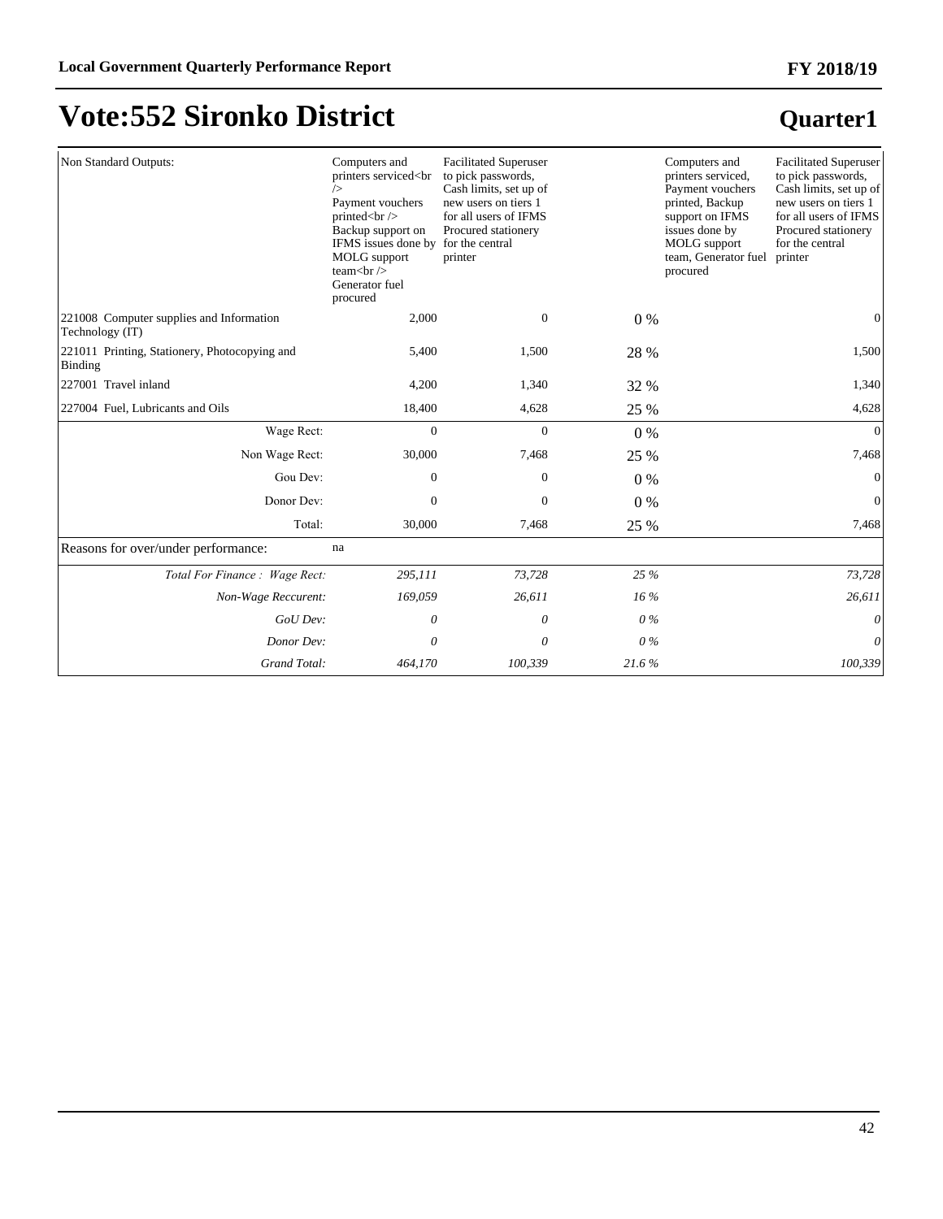# Vote:552 Sironko District

## Quarter1

| | | | | | |
|---|---|---|---|---|---|
| Non Standard Outputs: | Computers and printers serviced<br /><br>Payment vouchers printed<br /><br>Backup support on IFMS issues done by MOLG support team<br /><br>Generator fuel procured | Facilitated Superuser to pick passwords, Cash limits, set up of new users on tiers 1 for all users of IFMS Procured stationery for the central printer | | Computers and printers serviced, Payment vouchers printed, Backup support on IFMS issues done by MOLG support team, Generator fuel procured | Facilitated Superuser to pick passwords, Cash limits, set up of new users on tiers 1 for all users of IFMS Procured stationery for the central printer |
| 221008 Computer supplies and Information Technology (IT) | 2,000 | 0 | 0 % | | 0 |
| 221011 Printing, Stationery, Photocopying and Binding | 5,400 | 1,500 | 28 % | | 1,500 |
| 227001 Travel inland | 4,200 | 1,340 | 32 % | | 1,340 |
| 227004 Fuel, Lubricants and Oils | 18,400 | 4,628 | 25 % | | 4,628 |
| Wage Rect: | 0 | 0 | 0 % | | 0 |
| Non Wage Rect: | 30,000 | 7,468 | 25 % | | 7,468 |
| Gou Dev: | 0 | 0 | 0 % | | 0 |
| Donor Dev: | 0 | 0 | 0 % | | 0 |
| Total: | 30,000 | 7,468 | 25 % | | 7,468 |
| Reasons for over/under performance: | na | | | | |
| *Total For Finance : Wage Rect:* | *295,111* | *73,728* | *25 %* | | *73,728* |
| *Non-Wage Reccurent:* | *169,059* | *26,611* | *16 %* | | *26,611* |
| *GoU Dev:* | *0* | *0* | *0 %* | | *0* |
| *Donor Dev:* | *0* | *0* | *0 %* | | *0* |
| *Grand Total:* | *464,170* | *100,339* | *21.6 %* | | *100,339* |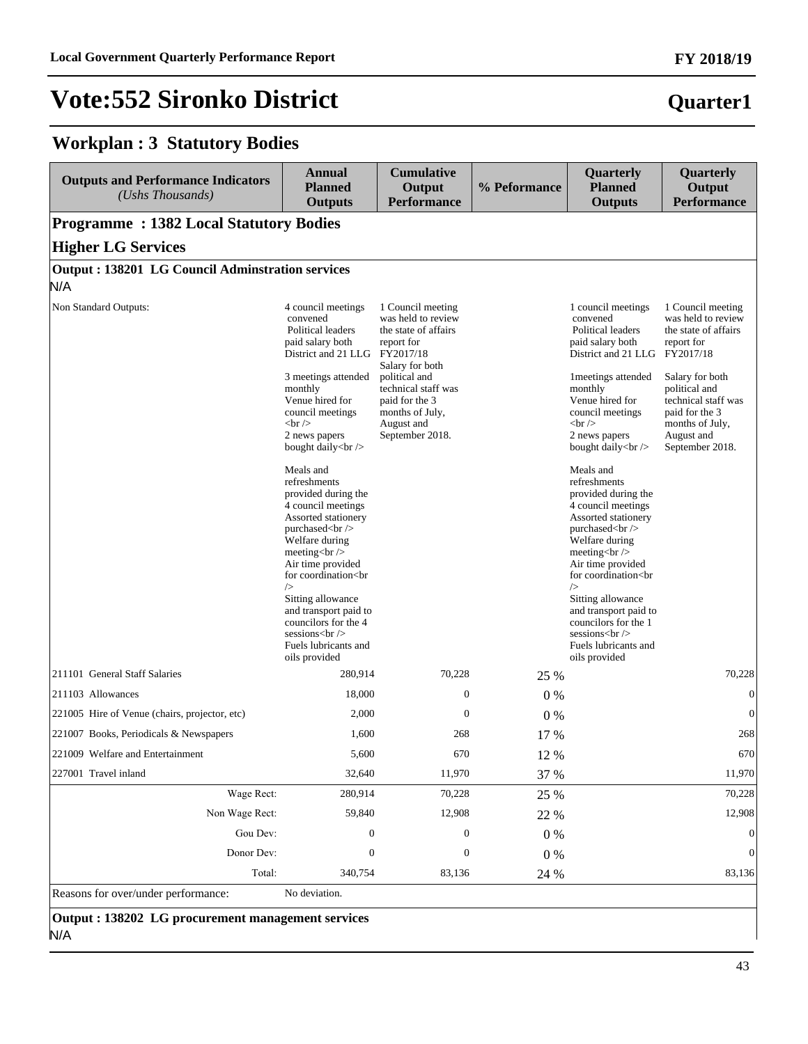# Vote:552 Sironko District

**Quarter1**

## Workplan : 3 Statutory Bodies

| Outputs and Performance Indicators *(Ushs Thousands)* | Annual Planned Outputs | Cumulative Output Performance | % Peformance | Quarterly Planned Outputs | Quarterly Output Performance |
|---|---|---|---|---|---|
| **Programme : 1382 Local Statutory Bodies** | | | | | |
| **Higher LG Services** | | | | | |
| **Output : 138201 LG Council Adminstration services** | | | | | |
| N/A | | | | | |
| Non Standard Outputs: | 4 council meetings convened Political leaders paid salary both District and 21 LLG 3 meetings attended monthly Venue hired for council meetings <br /> 2 news papers bought daily<br /> Meals and refreshments provided during the 4 council meetings Assorted stationery purchased<br /> Welfare during meeting<br /> Air time provided for coordination<br /> Sitting allowance and transport paid to councilors for the 4 sessions<br /> Fuels lubricants and oils provided | 1 Council meeting was held to review the state of affairs report for FY2017/18 Salary for both political and technical staff was paid for the 3 months of July, August and September 2018. | | 1 council meetings convened Political leaders paid salary both District and 21 LLG 1meetings attended monthly Venue hired for council meetings <br /> 2 news papers bought daily<br /> Meals and refreshments provided during the 4 council meetings Assorted stationery purchased<br /> Welfare during meeting<br /> Air time provided for coordination<br /> Sitting allowance and transport paid to councilors for the 1 sessions<br /> Fuels lubricants and oils provided | 1 Council meeting was held to review the state of affairs report for FY2017/18 Salary for both political and technical staff was paid for the 3 months of July, August and September 2018. |
| 211101 General Staff Salaries | 280,914 | 70,228 | 25 % | | 70,228 |
| 211103 Allowances | 18,000 | 0 | 0 % | | 0 |
| 221005 Hire of Venue (chairs, projector, etc) | 2,000 | 0 | 0 % | | 0 |
| 221007 Books, Periodicals & Newspapers | 1,600 | 268 | 17 % | | 268 |
| 221009 Welfare and Entertainment | 5,600 | 670 | 12 % | | 670 |
| 227001 Travel inland | 32,640 | 11,970 | 37 % | | 11,970 |
| Wage Rect: | 280,914 | 70,228 | 25 % | | 70,228 |
| Non Wage Rect: | 59,840 | 12,908 | 22 % | | 12,908 |
| Gou Dev: | 0 | 0 | 0 % | | 0 |
| Donor Dev: | 0 | 0 | 0 % | | 0 |
| Total: | 340,754 | 83,136 | 24 % | | 83,136 |
| Reasons for over/under performance: | No deviation. | | | | |
| **Output : 138202 LG procurement management services** | | | | | |
| N/A | | | | | |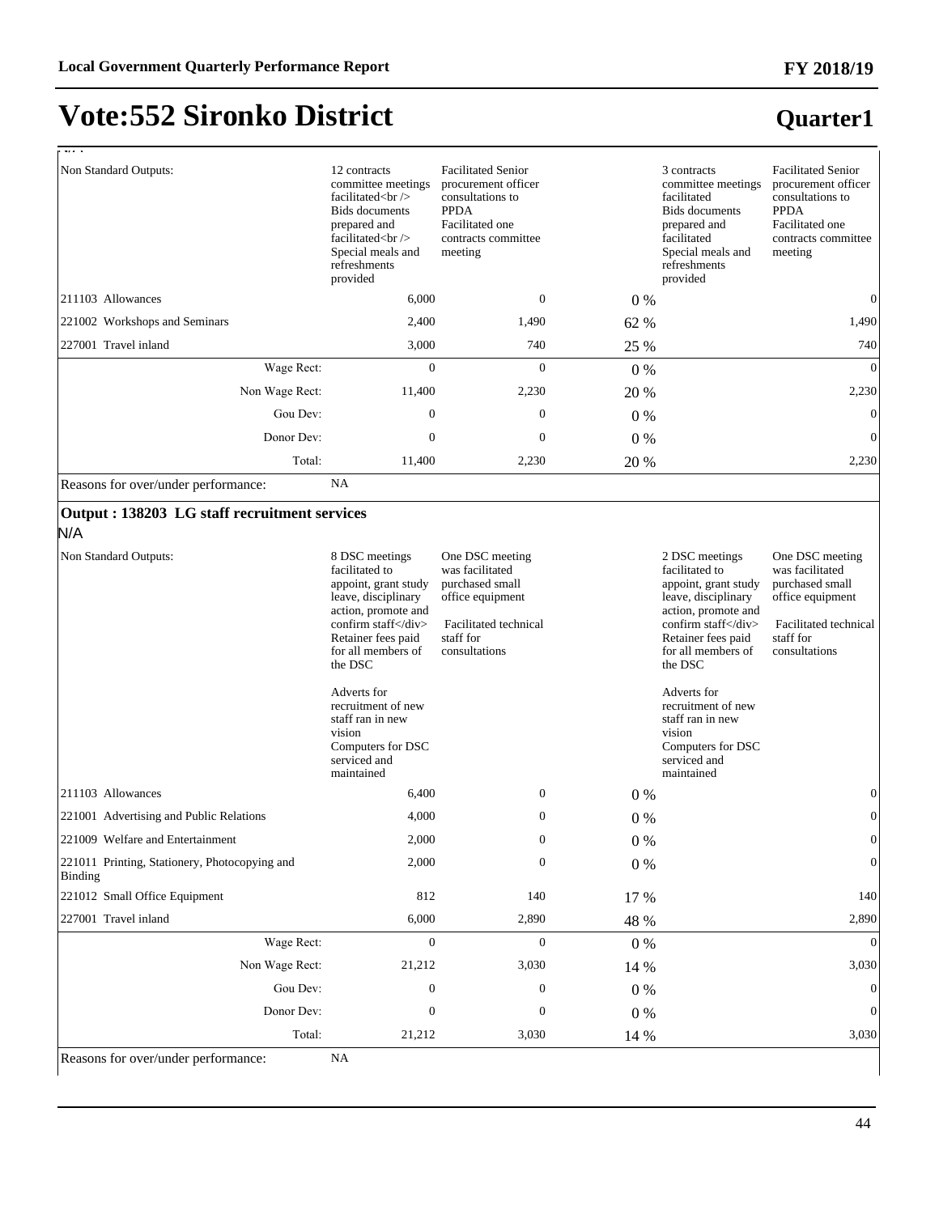# Vote:552 Sironko District

## Quarter1

N/A

| | | | | | |
|---|---|---|---|---|---|
| Non Standard Outputs: | 12 contracts committee meetings facilitated<br /> Bids documents prepared and facilitated<br /> Special meals and refreshments provided | Facilitated Senior procurement officer consultations to PPDA Facilitated one contracts committee meeting | | 3 contracts committee meetings facilitated Bids documents prepared and facilitated Special meals and refreshments provided | Facilitated Senior procurement officer consultations to PPDA Facilitated one contracts committee meeting |
| 211103 Allowances | 6,000 | 0 | 0 % | | 0 |
| 221002 Workshops and Seminars | 2,400 | 1,490 | 62 % | | 1,490 |
| 227001 Travel inland | 3,000 | 740 | 25 % | | 740 |
| Wage Rect: | 0 | 0 | 0 % | | 0 |
| Non Wage Rect: | 11,400 | 2,230 | 20 % | | 2,230 |
| Gou Dev: | 0 | 0 | 0 % | | 0 |
| Donor Dev: | 0 | 0 | 0 % | | 0 |
| Total: | 11,400 | 2,230 | 20 % | | 2,230 |
| Reasons for over/under performance: | NA | | | | |

### Output : 138203 LG staff recruitment services

N/A

| | | | | | |
|---|---|---|---|---|---|
| Non Standard Outputs: | 8 DSC meetings facilitated to appoint, grant study leave, disciplinary action, promote and confirm staff</div> Retainer fees paid for all members of the DSC<br><br>Adverts for recruitment of new staff ran in new vision Computers for DSC serviced and maintained | One DSC meeting was facilitated purchased small office equipment<br><br>Facilitated technical staff for consultations | | 2 DSC meetings facilitated to appoint, grant study leave, disciplinary action, promote and confirm staff</div> Retainer fees paid for all members of the DSC<br><br>Adverts for recruitment of new staff ran in new vision Computers for DSC serviced and maintained | One DSC meeting was facilitated purchased small office equipment<br><br>Facilitated technical staff for consultations |
| 211103 Allowances | 6,400 | 0 | 0 % | | 0 |
| 221001 Advertising and Public Relations | 4,000 | 0 | 0 % | | 0 |
| 221009 Welfare and Entertainment | 2,000 | 0 | 0 % | | 0 |
| 221011 Printing, Stationery, Photocopying and Binding | 2,000 | 0 | 0 % | | 0 |
| 221012 Small Office Equipment | 812 | 140 | 17 % | | 140 |
| 227001 Travel inland | 6,000 | 2,890 | 48 % | | 2,890 |
| Wage Rect: | 0 | 0 | 0 % | | 0 |
| Non Wage Rect: | 21,212 | 3,030 | 14 % | | 3,030 |
| Gou Dev: | 0 | 0 | 0 % | | 0 |
| Donor Dev: | 0 | 0 | 0 % | | 0 |
| Total: | 21,212 | 3,030 | 14 % | | 3,030 |
| Reasons for over/under performance: | NA | | | | |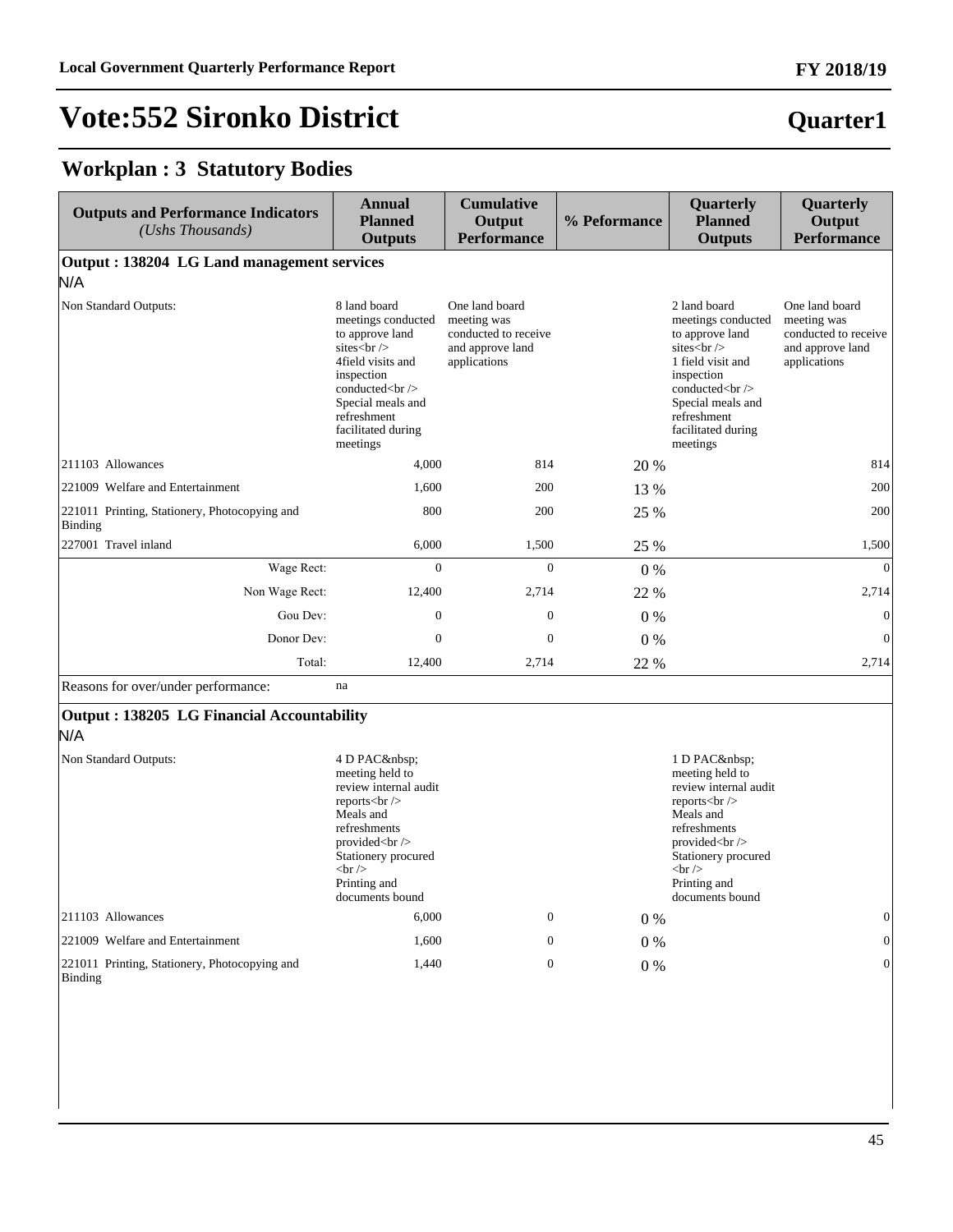# Vote:552 Sironko District

## Quarter1

## Workplan : 3 Statutory Bodies

| Outputs and Performance Indicators *(Ushs Thousands)* | Annual Planned Outputs | Cumulative Output Performance | % Peformance | Quarterly Planned Outputs | Quarterly Output Performance |
|---|---|---|---|---|---|
| **Output : 138204 LG Land management services** | | | | | |
| N/A | | | | | |
| Non Standard Outputs: | 8 land board meetings conducted to approve land sites<br /> 4field visits and inspection conducted<br /> Special meals and refreshment facilitated during meetings | One land board meeting was conducted to receive and approve land applications | | 2 land board meetings conducted to approve land sites<br /> 1 field visit and inspection conducted<br /> Special meals and refreshment facilitated during meetings | One land board meeting was conducted to receive and approve land applications |
| 211103 Allowances | 4,000 | 814 | 20 % | | 814 |
| 221009 Welfare and Entertainment | 1,600 | 200 | 13 % | | 200 |
| 221011 Printing, Stationery, Photocopying and Binding | 800 | 200 | 25 % | | 200 |
| 227001 Travel inland | 6,000 | 1,500 | 25 % | | 1,500 |
| Wage Rect: | 0 | 0 | 0 % | | 0 |
| Non Wage Rect: | 12,400 | 2,714 | 22 % | | 2,714 |
| Gou Dev: | 0 | 0 | 0 % | | 0 |
| Donor Dev: | 0 | 0 | 0 % | | 0 |
| Total: | 12,400 | 2,714 | 22 % | | 2,714 |
| Reasons for over/under performance: | na | | | | |
| **Output : 138205 LG Financial Accountability** | | | | | |
| N/A | | | | | |
| Non Standard Outputs: | 4 D PAC&nbsp; meeting held to review internal audit reports<br /> Meals and refreshments provided<br /> Stationery procured <br /> Printing and documents bound | | | 1 D PAC&nbsp; meeting held to review internal audit reports<br /> Meals and refreshments provided<br /> Stationery procured <br /> Printing and documents bound | |
| 211103 Allowances | 6,000 | 0 | 0 % | | 0 |
| 221009 Welfare and Entertainment | 1,600 | 0 | 0 % | | 0 |
| 221011 Printing, Stationery, Photocopying and Binding | 1,440 | 0 | 0 % | | 0 |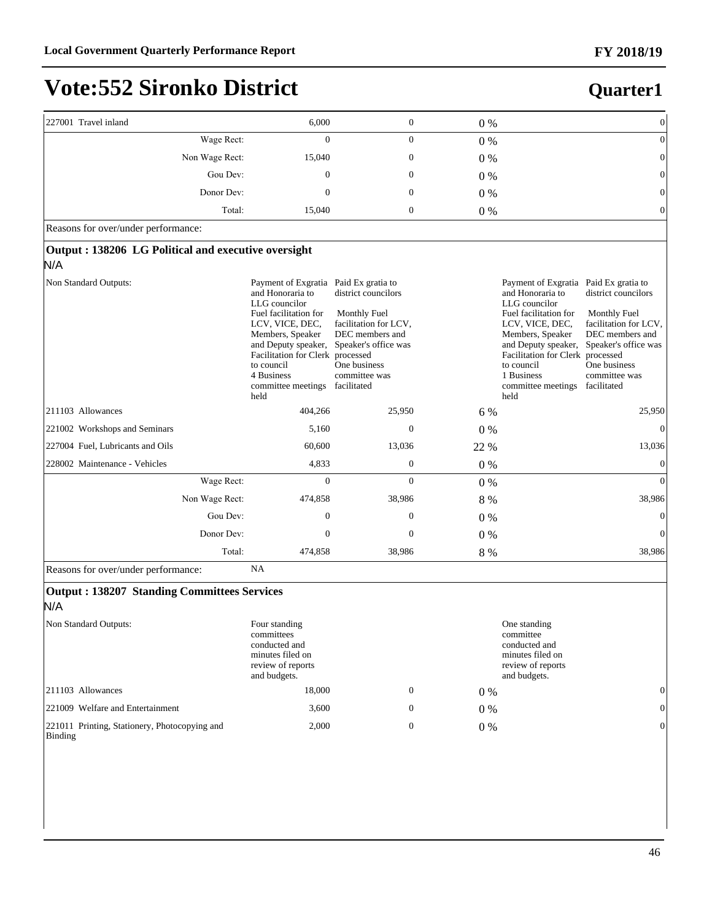# Vote:552 Sironko District

**Quarter1**

| | | | | | |
|---|---|---|---|---|---|
| 227001 Travel inland | 6,000 | 0 | 0 % | | 0 |
| Wage Rect: | 0 | 0 | 0 % | | 0 |
| Non Wage Rect: | 15,040 | 0 | 0 % | | 0 |
| Gou Dev: | 0 | 0 | 0 % | | 0 |
| Donor Dev: | 0 | 0 | 0 % | | 0 |
| Total: | 15,040 | 0 | 0 % | | 0 |

Reasons for over/under performance:

**Output : 138206 LG Political and executive oversight**

N/A

| | | | | | |
|---|---|---|---|---|---|
| Non Standard Outputs: | Payment of Exgratia and Honoraria to LLG councilor Fuel facilitation for LCV, VICE, DEC, Members, Speaker and Deputy speaker, Facilitation for Clerk to council 4 Business committee meetings held | Paid Ex gratia to district councilors Monthly Fuel facilitation for LCV, DEC members and Speaker's office was processed One business committee was facilitated | | Payment of Exgratia and Honoraria to LLG councilor Fuel facilitation for LCV, VICE, DEC, Members, Speaker and Deputy speaker, Facilitation for Clerk to council 1 Business committee meetings held | Paid Ex gratia to district councilors Monthly Fuel facilitation for LCV, DEC members and Speaker's office was processed One business committee was facilitated |
| 211103 Allowances | 404,266 | 25,950 | 6 % | | 25,950 |
| 221002 Workshops and Seminars | 5,160 | 0 | 0 % | | 0 |
| 227004 Fuel, Lubricants and Oils | 60,600 | 13,036 | 22 % | | 13,036 |
| 228002 Maintenance - Vehicles | 4,833 | 0 | 0 % | | 0 |
| Wage Rect: | 0 | 0 | 0 % | | 0 |
| Non Wage Rect: | 474,858 | 38,986 | 8 % | | 38,986 |
| Gou Dev: | 0 | 0 | 0 % | | 0 |
| Donor Dev: | 0 | 0 | 0 % | | 0 |
| Total: | 474,858 | 38,986 | 8 % | | 38,986 |

Reasons for over/under performance: NA

**Output : 138207 Standing Committees Services**

N/A

| | | | | | |
|---|---|---|---|---|---|
| Non Standard Outputs: | Four standing committees conducted and minutes filed on review of reports and budgets. | | | One standing committee conducted and minutes filed on review of reports and budgets. | |
| 211103 Allowances | 18,000 | 0 | 0 % | | 0 |
| 221009 Welfare and Entertainment | 3,600 | 0 | 0 % | | 0 |
| 221011 Printing, Stationery, Photocopying and Binding | 2,000 | 0 | 0 % | | 0 |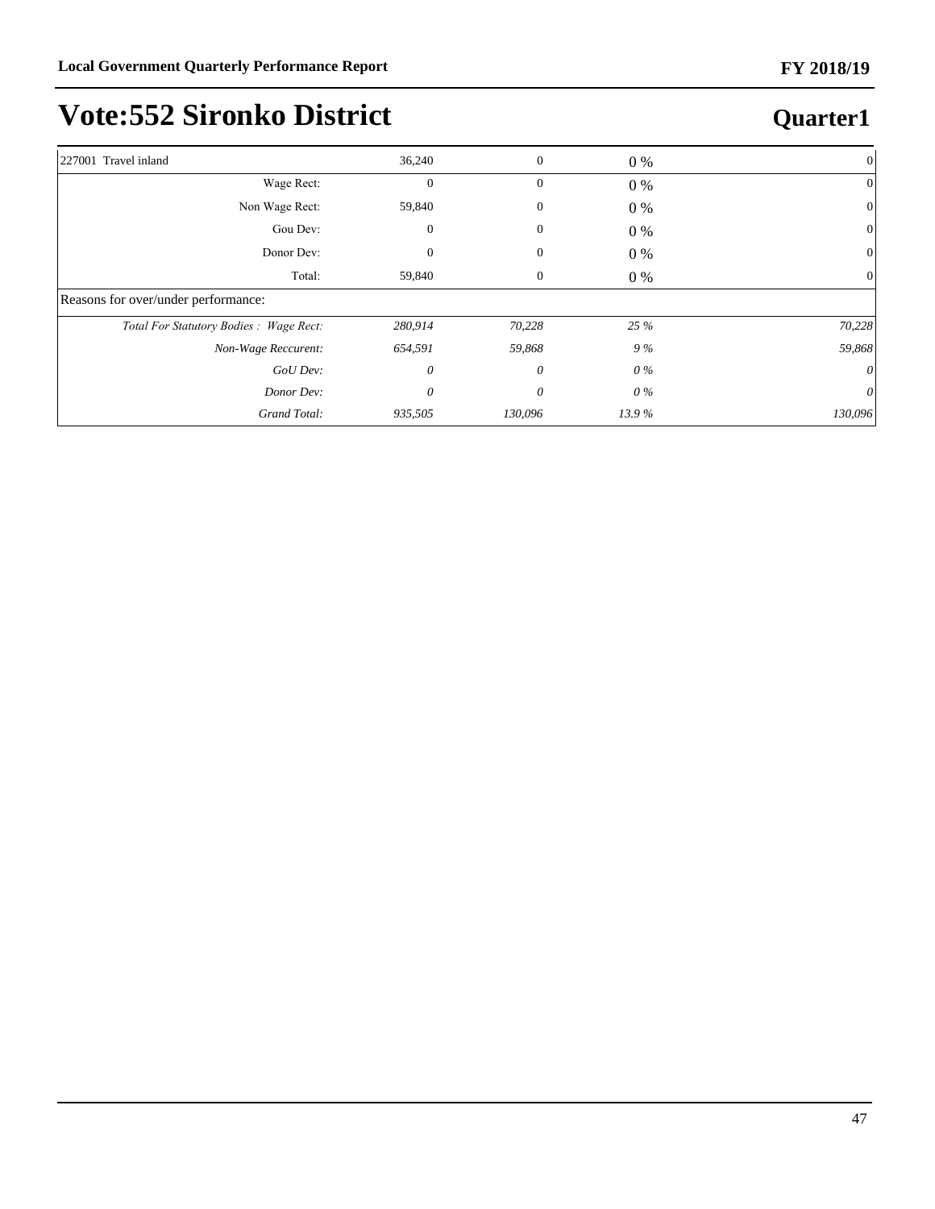# Vote:552 Sironko District

## Quarter1

| | | | | |
|---|---|---|---|---|
| 227001 Travel inland | 36,240 | 0 | 0 % | 0 |
| Wage Rect: | 0 | 0 | 0 % | 0 |
| Non Wage Rect: | 59,840 | 0 | 0 % | 0 |
| Gou Dev: | 0 | 0 | 0 % | 0 |
| Donor Dev: | 0 | 0 | 0 % | 0 |
| Total: | 59,840 | 0 | 0 % | 0 |
| Reasons for over/under performance: | | | | |
| *Total For Statutory Bodies : Wage Rect:* | *280,914* | *70,228* | *25 %* | *70,228* |
| *Non-Wage Reccurent:* | *654,591* | *59,868* | *9 %* | *59,868* |
| *GoU Dev:* | *0* | *0* | *0 %* | *0* |
| *Donor Dev:* | *0* | *0* | *0 %* | *0* |
| *Grand Total:* | *935,505* | *130,096* | *13.9 %* | *130,096* |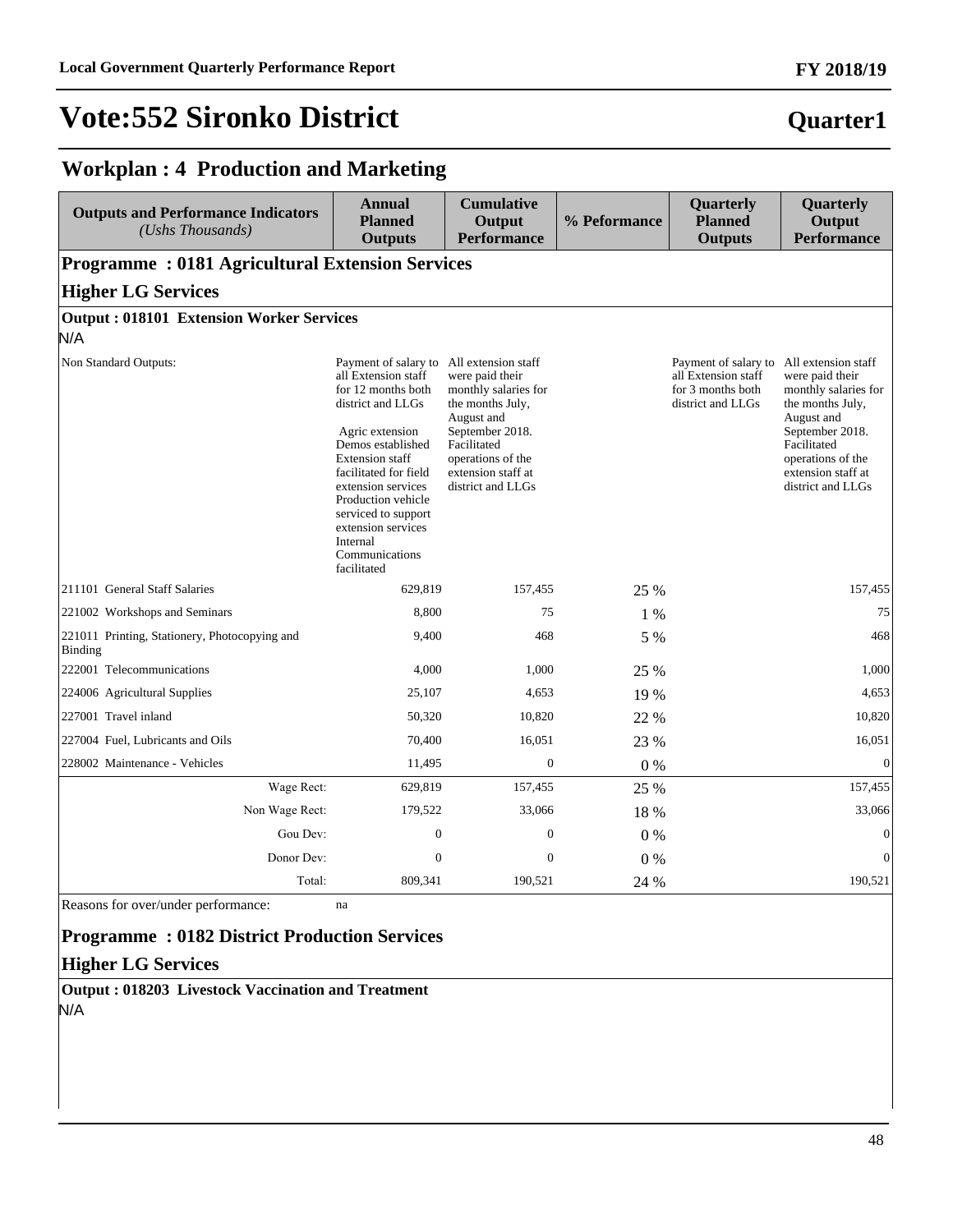# Vote:552 Sironko District

**Quarter1**

## Workplan : 4 Production and Marketing

| Outputs and Performance Indicators *(Ushs Thousands)* | Annual Planned Outputs | Cumulative Output Performance | % Peformance | Quarterly Planned Outputs | Quarterly Output Performance |
|---|---|---|---|---|---|
| **Programme : 0181 Agricultural Extension Services** | | | | | |
| **Higher LG Services** | | | | | |
| **Output : 018101 Extension Worker Services** | | | | | |
| N/A | | | | | |
| Non Standard Outputs: | Payment of salary to all Extension staff for 12 months both district and LLGs<br><br>Agric extension Demos established Extension staff facilitated for field extension services Production vehicle serviced to support extension services Internal Communications facilitated | All extension staff were paid their monthly salaries for the months July, August and September 2018. Facilitated operations of the extension staff at district and LLGs | | Payment of salary to all Extension staff for 3 months both district and LLGs | All extension staff were paid their monthly salaries for the months July, August and September 2018. Facilitated operations of the extension staff at district and LLGs |
| 211101 General Staff Salaries | 629,819 | 157,455 | 25 % | | 157,455 |
| 221002 Workshops and Seminars | 8,800 | 75 | 1 % | | 75 |
| 221011 Printing, Stationery, Photocopying and Binding | 9,400 | 468 | 5 % | | 468 |
| 222001 Telecommunications | 4,000 | 1,000 | 25 % | | 1,000 |
| 224006 Agricultural Supplies | 25,107 | 4,653 | 19 % | | 4,653 |
| 227001 Travel inland | 50,320 | 10,820 | 22 % | | 10,820 |
| 227004 Fuel, Lubricants and Oils | 70,400 | 16,051 | 23 % | | 16,051 |
| 228002 Maintenance - Vehicles | 11,495 | 0 | 0 % | | 0 |
| Wage Rect: | 629,819 | 157,455 | 25 % | | 157,455 |
| Non Wage Rect: | 179,522 | 33,066 | 18 % | | 33,066 |
| Gou Dev: | 0 | 0 | 0 % | | 0 |
| Donor Dev: | 0 | 0 | 0 % | | 0 |
| Total: | 809,341 | 190,521 | 24 % | | 190,521 |
| Reasons for over/under performance: | na | | | | |
| **Programme : 0182 District Production Services** | | | | | |
| **Higher LG Services** | | | | | |
| **Output : 018203 Livestock Vaccination and Treatment** | | | | | |
| N/A | | | | | |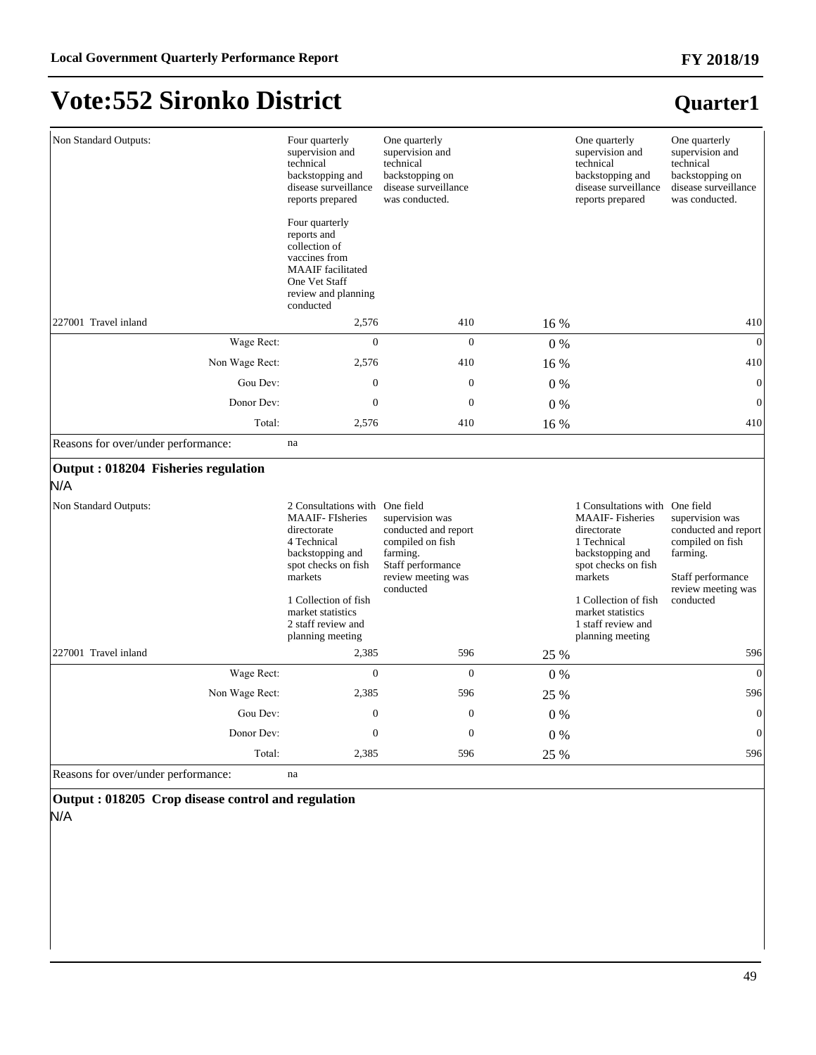# Vote:552 Sironko District

## Quarter1

| | | | | | |
|---|---|---|---|---|---|
| Non Standard Outputs: | Four quarterly supervision and technical backstopping and disease surveillance reports prepared<br><br>Four quarterly reports and collection of vaccines from MAAIF facilitated One Vet Staff review and planning conducted | One quarterly supervision and technical backstopping on disease surveillance was conducted. | | One quarterly supervision and technical backstopping and disease surveillance reports prepared | One quarterly supervision and technical backstopping on disease surveillance was conducted. |
| 227001 Travel inland | 2,576 | 410 | 16 % | | 410 |
| Wage Rect: | 0 | 0 | 0 % | | 0 |
| Non Wage Rect: | 2,576 | 410 | 16 % | | 410 |
| Gou Dev: | 0 | 0 | 0 % | | 0 |
| Donor Dev: | 0 | 0 | 0 % | | 0 |
| Total: | 2,576 | 410 | 16 % | | 410 |
| Reasons for over/under performance: | na | | | | |

**Output : 018204 Fisheries regulation**

N/A

| | | | | | |
|---|---|---|---|---|---|
| Non Standard Outputs: | 2 Consultations with MAAIF- FIsheries directorate<br>4 Technical backstopping and spot checks on fish markets<br><br>1 Collection of fish market statistics<br>2 staff review and planning meeting | One field supervision was conducted and report compiled on fish farming.<br>Staff performance review meeting was conducted | | 1 Consultations with MAAIF- Fisheries directorate<br>1 Technical backstopping and spot checks on fish markets<br><br>1 Collection of fish market statistics<br>1 staff review and planning meeting | One field supervision was conducted and report compiled on fish farming.<br><br>Staff performance review meeting was conducted |
| 227001 Travel inland | 2,385 | 596 | 25 % | | 596 |
| Wage Rect: | 0 | 0 | 0 % | | 0 |
| Non Wage Rect: | 2,385 | 596 | 25 % | | 596 |
| Gou Dev: | 0 | 0 | 0 % | | 0 |
| Donor Dev: | 0 | 0 | 0 % | | 0 |
| Total: | 2,385 | 596 | 25 % | | 596 |
| Reasons for over/under performance: | na | | | | |

**Output : 018205 Crop disease control and regulation**

N/A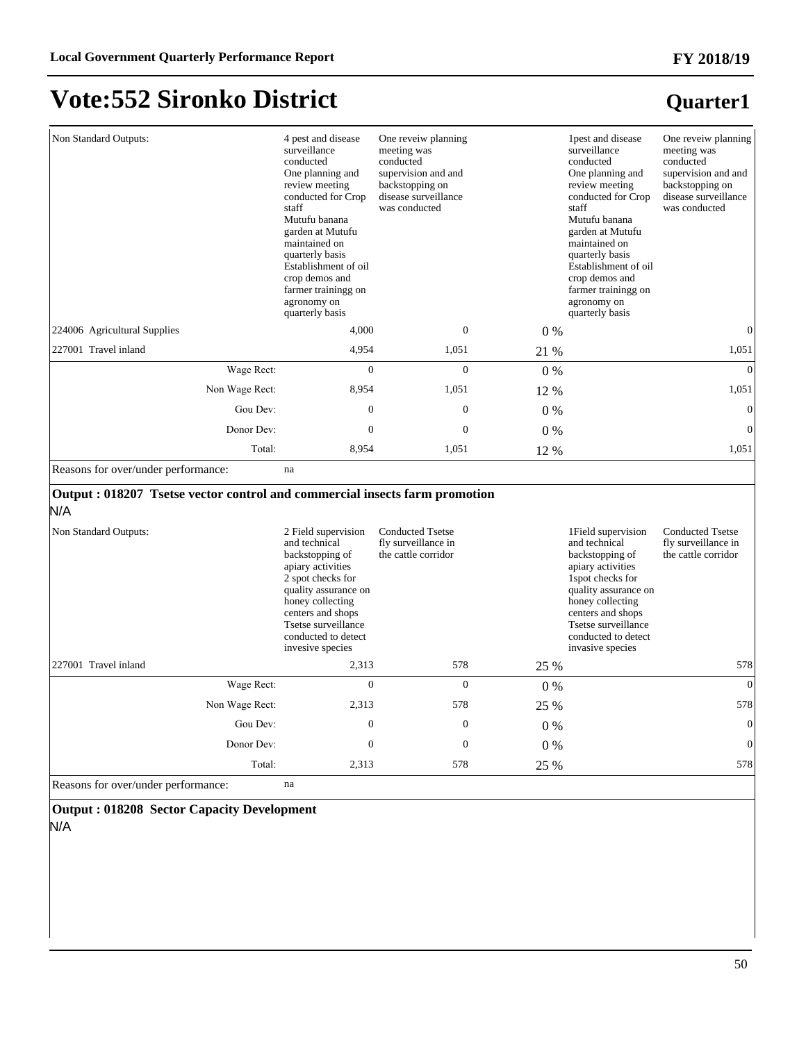# Vote:552 Sironko District

## Quarter1

| | | | | | |
|---|---|---|---|---|---|
| Non Standard Outputs: | 4 pest and disease surveillance conducted<br>One planning and review meeting conducted for Crop staff<br>Mutufu banana garden at Mutufu maintained on quarterly basis<br>Establishment of oil crop demos and farmer trainingg on agronomy on quarterly basis | One reveiw planning meeting was conducted supervision and and backstopping on disease surveillance was conducted | | 1pest and disease surveillance conducted<br>One planning and review meeting conducted for Crop staff<br>Mutufu banana garden at Mutufu maintained on quarterly basis<br>Establishment of oil crop demos and farmer trainingg on agronomy on quarterly basis | One reveiw planning meeting was conducted supervision and and backstopping on disease surveillance was conducted |
| 224006 Agricultural Supplies | 4,000 | 0 | 0 % | | 0 |
| 227001 Travel inland | 4,954 | 1,051 | 21 % | | 1,051 |
| Wage Rect: | 0 | 0 | 0 % | | 0 |
| Non Wage Rect: | 8,954 | 1,051 | 12 % | | 1,051 |
| Gou Dev: | 0 | 0 | 0 % | | 0 |
| Donor Dev: | 0 | 0 | 0 % | | 0 |
| Total: | 8,954 | 1,051 | 12 % | | 1,051 |
| Reasons for over/under performance: | na | | | | |

**Output : 018207 Tsetse vector control and commercial insects farm promotion**

N/A

| | | | | | |
|---|---|---|---|---|---|
| Non Standard Outputs: | 2 Field supervision and technical backstopping of apiary activities<br>2 spot checks for quality assurance on honey collecting centers and shops<br>Tsetse surveillance conducted to detect invesive species | Conducted Tsetse fly surveillance in the cattle corridor | | 1Field supervision and technical backstopping of apiary activities<br>1spot checks for quality assurance on honey collecting centers and shops<br>Tsetse surveillance conducted to detect invasive species | Conducted Tsetse fly surveillance in the cattle corridor |
| 227001 Travel inland | 2,313 | 578 | 25 % | | 578 |
| Wage Rect: | 0 | 0 | 0 % | | 0 |
| Non Wage Rect: | 2,313 | 578 | 25 % | | 578 |
| Gou Dev: | 0 | 0 | 0 % | | 0 |
| Donor Dev: | 0 | 0 | 0 % | | 0 |
| Total: | 2,313 | 578 | 25 % | | 578 |
| Reasons for over/under performance: | na | | | | |

**Output : 018208 Sector Capacity Development**

N/A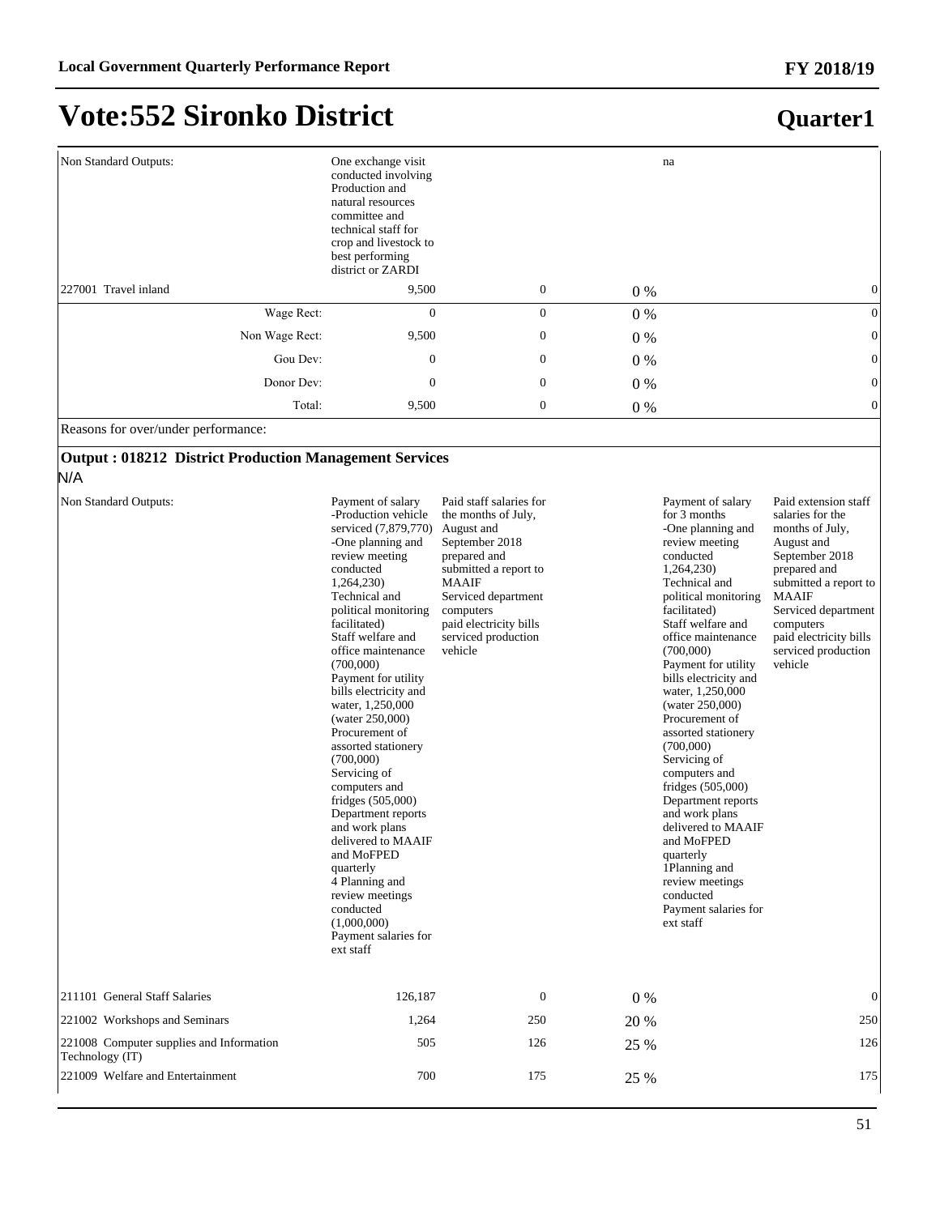# Vote:552 Sironko District

**Quarter1**

| | | | | | |
|---|---|---|---|---|---|
| Non Standard Outputs: | One exchange visit conducted involving Production and natural resources committee and technical staff for crop and livestock to best performing district or ZARDI | | | na | |
| 227001 Travel inland | 9,500 | 0 | 0 % | | 0 |
| Wage Rect: | 0 | 0 | 0 % | | 0 |
| Non Wage Rect: | 9,500 | 0 | 0 % | | 0 |
| Gou Dev: | 0 | 0 | 0 % | | 0 |
| Donor Dev: | 0 | 0 | 0 % | | 0 |
| Total: | 9,500 | 0 | 0 % | | 0 |

Reasons for over/under performance:

**Output : 018212 District Production Management Services**

N/A

| | | | | | |
|---|---|---|---|---|---|
| Non Standard Outputs: | Payment of salary -Production vehicle serviced (7,879,770) -One planning and review meeting conducted 1,264,230) Technical and political monitoring facilitated) Staff welfare and office maintenance (700,000) Payment for utility bills electricity and water, 1,250,000 (water 250,000) Procurement of assorted stationery (700,000) Servicing of computers and fridges (505,000) Department reports and work plans delivered to MAAIF and MoFPED quarterly 4 Planning and review meetings conducted (1,000,000) Payment salaries for ext staff | Paid staff salaries for the months of July, August and September 2018 prepared and submitted a report to MAAIF Serviced department computers paid electricity bills serviced production vehicle | | Payment of salary for 3 months -One planning and review meeting conducted 1,264,230) Technical and political monitoring facilitated) Staff welfare and office maintenance (700,000) Payment for utility bills electricity and water, 1,250,000 (water 250,000) Procurement of assorted stationery (700,000) Servicing of computers and fridges (505,000) Department reports and work plans delivered to MAAIF and MoFPED quarterly 1Planning and review meetings conducted Payment salaries for ext staff | Paid extension staff salaries for the months of July, August and September 2018 prepared and submitted a report to MAAIF Serviced department computers paid electricity bills serviced production vehicle |
| 211101 General Staff Salaries | 126,187 | 0 | 0 % | | 0 |
| 221002 Workshops and Seminars | 1,264 | 250 | 20 % | | 250 |
| 221008 Computer supplies and Information Technology (IT) | 505 | 126 | 25 % | | 126 |
| 221009 Welfare and Entertainment | 700 | 175 | 25 % | | 175 |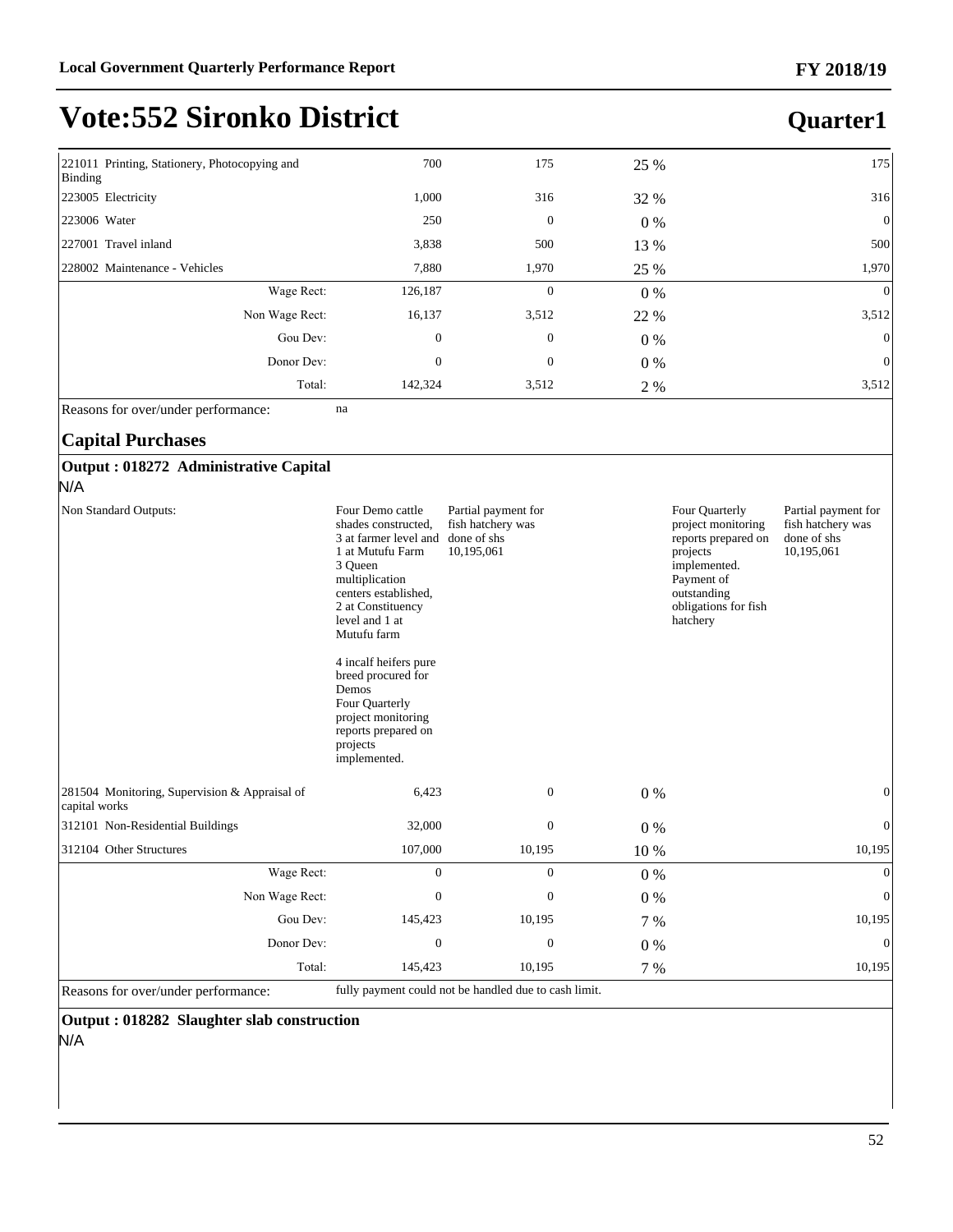# Vote:552 Sironko District

## Quarter1

| | | | | | |
|---|---|---|---|---|---|
| 221011 Printing, Stationery, Photocopying and Binding | 700 | 175 | 25 % | | 175 |
| 223005 Electricity | 1,000 | 316 | 32 % | | 316 |
| 223006 Water | 250 | 0 | 0 % | | 0 |
| 227001 Travel inland | 3,838 | 500 | 13 % | | 500 |
| 228002 Maintenance - Vehicles | 7,880 | 1,970 | 25 % | | 1,970 |
| Wage Rect: | 126,187 | 0 | 0 % | | 0 |
| Non Wage Rect: | 16,137 | 3,512 | 22 % | | 3,512 |
| Gou Dev: | 0 | 0 | 0 % | | 0 |
| Donor Dev: | 0 | 0 | 0 % | | 0 |
| Total: | 142,324 | 3,512 | 2 % | | 3,512 |

Reasons for over/under performance: na

### Capital Purchases

**Output : 018272 Administrative Capital**

N/A

| | | | | | |
|---|---|---|---|---|---|
| Non Standard Outputs: | Four Demo cattle shades constructed, 3 at farmer level and 1 at Mutufu Farm<br>3 Queen multiplication centers established, 2 at Constituency level and 1 at Mutufu farm<br><br>4 incalf heifers pure breed procured for Demos<br>Four Quarterly project monitoring reports prepared on projects implemented. | Partial payment for fish hatchery was done of shs 10,195,061 | | Four Quarterly project monitoring reports prepared on projects implemented.<br>Payment of outstanding obligations for fish hatchery | Partial payment for fish hatchery was done of shs 10,195,061 |
| 281504 Monitoring, Supervision & Appraisal of capital works | 6,423 | 0 | 0 % | | 0 |
| 312101 Non-Residential Buildings | 32,000 | 0 | 0 % | | 0 |
| 312104 Other Structures | 107,000 | 10,195 | 10 % | | 10,195 |
| Wage Rect: | 0 | 0 | 0 % | | 0 |
| Non Wage Rect: | 0 | 0 | 0 % | | 0 |
| Gou Dev: | 145,423 | 10,195 | 7 % | | 10,195 |
| Donor Dev: | 0 | 0 | 0 % | | 0 |
| Total: | 145,423 | 10,195 | 7 % | | 10,195 |

Reasons for over/under performance: fully payment could not be handled due to cash limit.

**Output : 018282 Slaughter slab construction**

N/A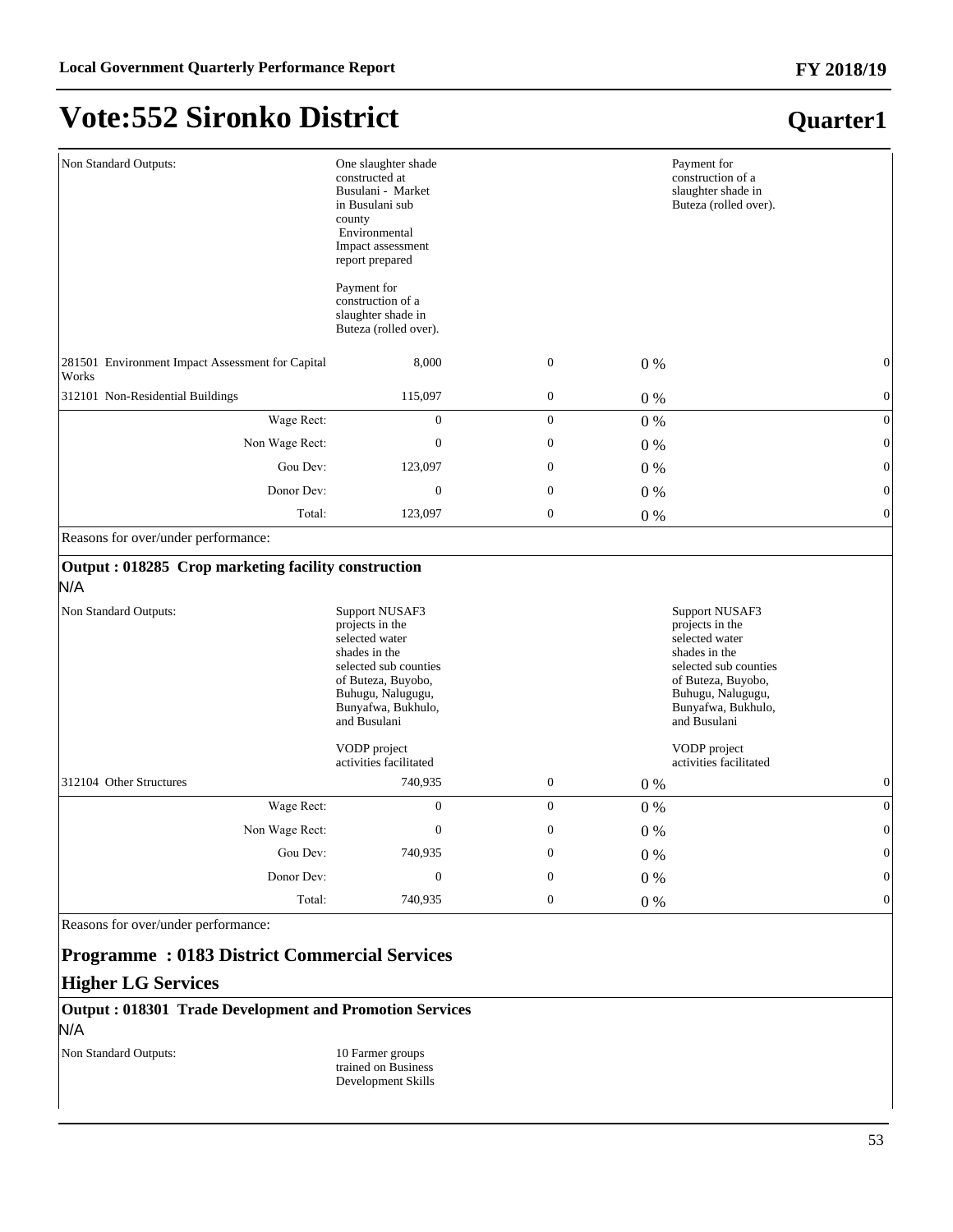# Vote:552 Sironko District

## Quarter1

| | | | | |
|---|---|---|---|---|
| Non Standard Outputs: | One slaughter shade constructed at Busulani - Market in Busulani sub county<br>Environmental Impact assessment report prepared<br><br>Payment for construction of a slaughter shade in Buteza (rolled over). | | | Payment for construction of a slaughter shade in Buteza (rolled over). |
| 281501 Environment Impact Assessment for Capital Works | 8,000 | 0 | 0 % | 0 |
| 312101 Non-Residential Buildings | 115,097 | 0 | 0 % | 0 |
| Wage Rect: | 0 | 0 | 0 % | 0 |
| Non Wage Rect: | 0 | 0 | 0 % | 0 |
| Gou Dev: | 123,097 | 0 | 0 % | 0 |
| Donor Dev: | 0 | 0 | 0 % | 0 |
| Total: | 123,097 | 0 | 0 % | 0 |

Reasons for over/under performance:

### Output : 018285 Crop marketing facility construction

N/A

| | | | | |
|---|---|---|---|---|
| Non Standard Outputs: | Support NUSAF3 projects in the selected water shades in the selected sub counties of Buteza, Buyobo, Buhugu, Nalugugu, Bunyafwa, Bukhulo, and Busulani<br><br>VODP project activities facilitated | | | Support NUSAF3 projects in the selected water shades in the selected sub counties of Buteza, Buyobo, Buhugu, Nalugugu, Bunyafwa, Bukhulo, and Busulani<br><br>VODP project activities facilitated |
| 312104 Other Structures | 740,935 | 0 | 0 % | 0 |
| Wage Rect: | 0 | 0 | 0 % | 0 |
| Non Wage Rect: | 0 | 0 | 0 % | 0 |
| Gou Dev: | 740,935 | 0 | 0 % | 0 |
| Donor Dev: | 0 | 0 | 0 % | 0 |
| Total: | 740,935 | 0 | 0 % | 0 |

Reasons for over/under performance:

## Programme : 0183 District Commercial Services

## Higher LG Services

### Output : 018301 Trade Development and Promotion Services

N/A

| | | | | |
|---|---|---|---|---|
| Non Standard Outputs: | 10 Farmer groups trained on Business Development Skills | | | |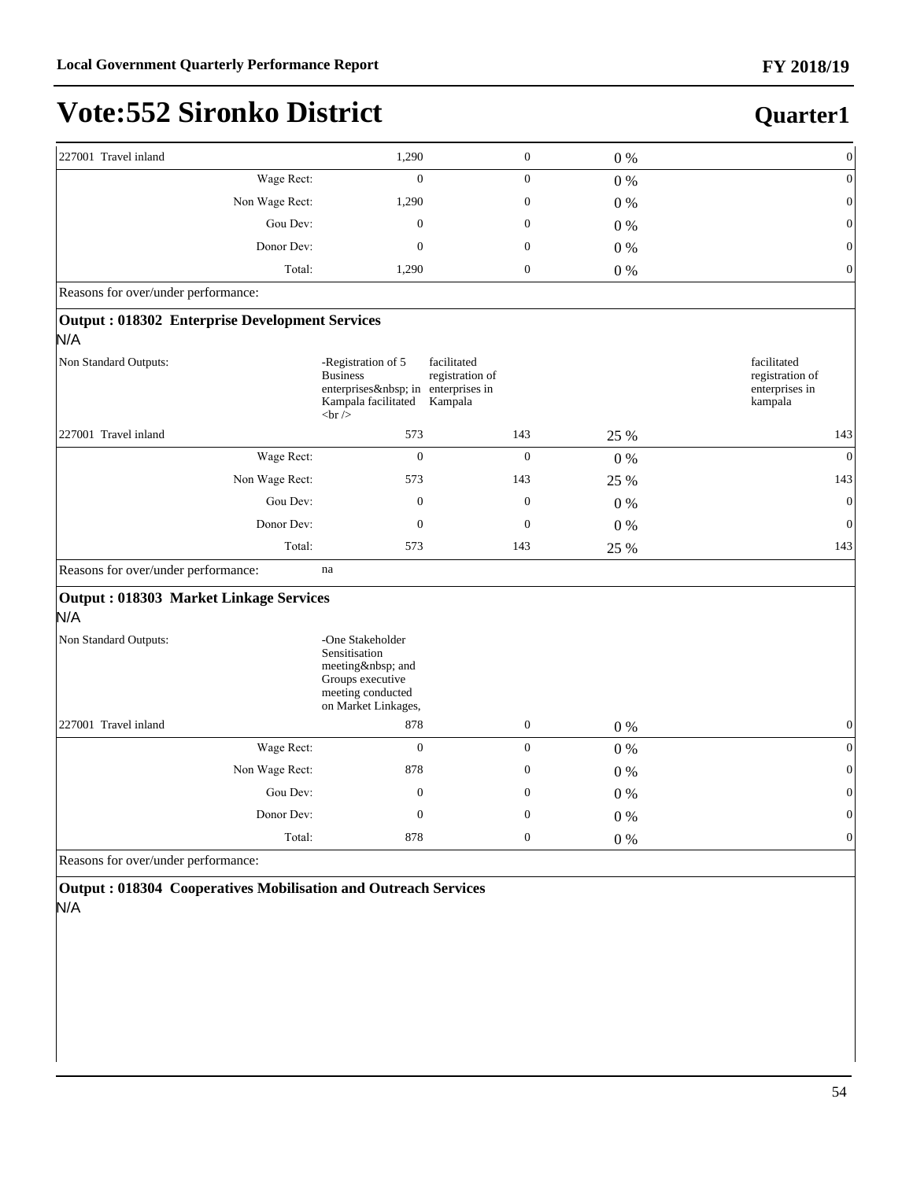# Vote:552 Sironko District

## Quarter1

| | | | | |
|---|---|---|---|---|
| 227001 Travel inland | 1,290 | 0 | 0 % | 0 |
| Wage Rect: | 0 | 0 | 0 % | 0 |
| Non Wage Rect: | 1,290 | 0 | 0 % | 0 |
| Gou Dev: | 0 | 0 | 0 % | 0 |
| Donor Dev: | 0 | 0 | 0 % | 0 |
| Total: | 1,290 | 0 | 0 % | 0 |
| Reasons for over/under performance: | | | | |

**Output : 018302 Enterprise Development Services**

N/A

| | | | | |
|---|---|---|---|---|
| Non Standard Outputs: | -Registration of 5 Business enterprises&nbsp; in Kampala facilitated <br /> | facilitated registration of enterprises in Kampala | | facilitated registration of enterprises in kampala |
| 227001 Travel inland | 573 | 143 | 25 % | 143 |
| Wage Rect: | 0 | 0 | 0 % | 0 |
| Non Wage Rect: | 573 | 143 | 25 % | 143 |
| Gou Dev: | 0 | 0 | 0 % | 0 |
| Donor Dev: | 0 | 0 | 0 % | 0 |
| Total: | 573 | 143 | 25 % | 143 |
| Reasons for over/under performance: | na | | | |

**Output : 018303 Market Linkage Services**

N/A

| | | | | |
|---|---|---|---|---|
| Non Standard Outputs: | -One Stakeholder Sensitisation meeting&nbsp; and Groups executive meeting conducted on Market Linkages, | | | |
| 227001 Travel inland | 878 | 0 | 0 % | 0 |
| Wage Rect: | 0 | 0 | 0 % | 0 |
| Non Wage Rect: | 878 | 0 | 0 % | 0 |
| Gou Dev: | 0 | 0 | 0 % | 0 |
| Donor Dev: | 0 | 0 | 0 % | 0 |
| Total: | 878 | 0 | 0 % | 0 |
| Reasons for over/under performance: | | | | |

**Output : 018304 Cooperatives Mobilisation and Outreach Services**

N/A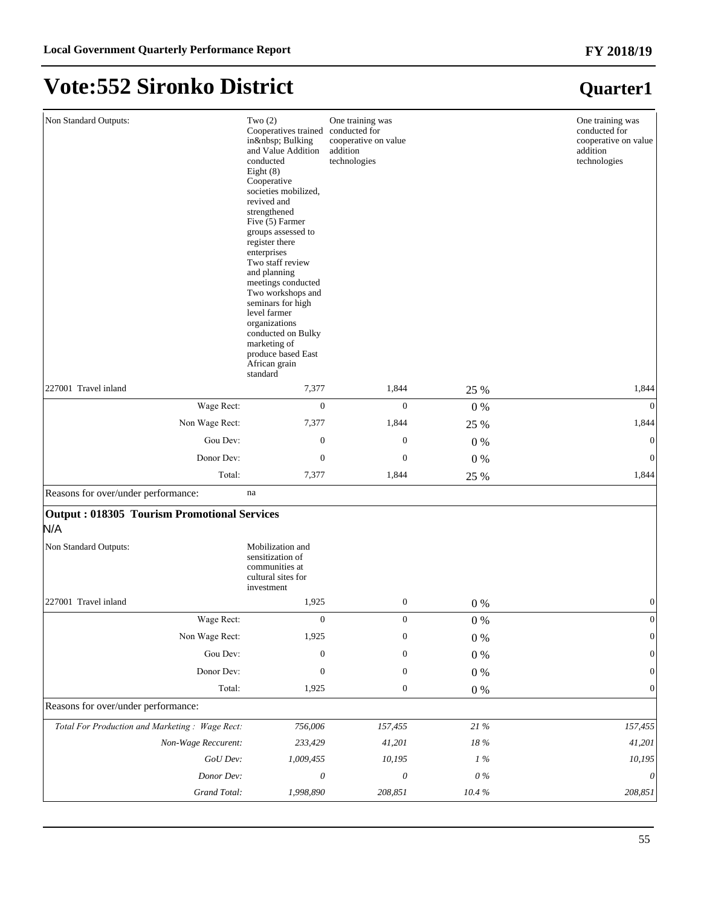# Vote:552 Sironko District

## Quarter1

| | | | | |
|---|---|---|---|---|
| Non Standard Outputs: | Two (2) Cooperatives trained in&nbsp; Bulking and Value Addition conducted Eight (8) Cooperative societies mobilized, revived and strengthened Five (5) Farmer groups assessed to register there enterprises Two staff review and planning meetings conducted Two workshops and seminars for high level farmer organizations conducted on Bulky marketing of produce based East African grain standard | One training was conducted for cooperative on value addition technologies | | One training was conducted for cooperative on value addition technologies |
| 227001 Travel inland | 7,377 | 1,844 | 25 % | 1,844 |
| Wage Rect: | 0 | 0 | 0 % | 0 |
| Non Wage Rect: | 7,377 | 1,844 | 25 % | 1,844 |
| Gou Dev: | 0 | 0 | 0 % | 0 |
| Donor Dev: | 0 | 0 | 0 % | 0 |
| Total: | 7,377 | 1,844 | 25 % | 1,844 |
| Reasons for over/under performance: | na | | | |

**Output : 018305 Tourism Promotional Services**

N/A

| | | | | |
|---|---|---|---|---|
| Non Standard Outputs: | Mobilization and sensitization of communities at cultural sites for investment | | | |
| 227001 Travel inland | 1,925 | 0 | 0 % | 0 |
| Wage Rect: | 0 | 0 | 0 % | 0 |
| Non Wage Rect: | 1,925 | 0 | 0 % | 0 |
| Gou Dev: | 0 | 0 | 0 % | 0 |
| Donor Dev: | 0 | 0 | 0 % | 0 |
| Total: | 1,925 | 0 | 0 % | 0 |
| Reasons for over/under performance: | | | | |
| *Total For Production and Marketing : Wage Rect:* | *756,006* | *157,455* | *21 %* | *157,455* |
| *Non-Wage Reccurent:* | *233,429* | *41,201* | *18 %* | *41,201* |
| *GoU Dev:* | *1,009,455* | *10,195* | *1 %* | *10,195* |
| *Donor Dev:* | *0* | *0* | *0 %* | *0* |
| *Grand Total:* | *1,998,890* | *208,851* | *10.4 %* | *208,851* |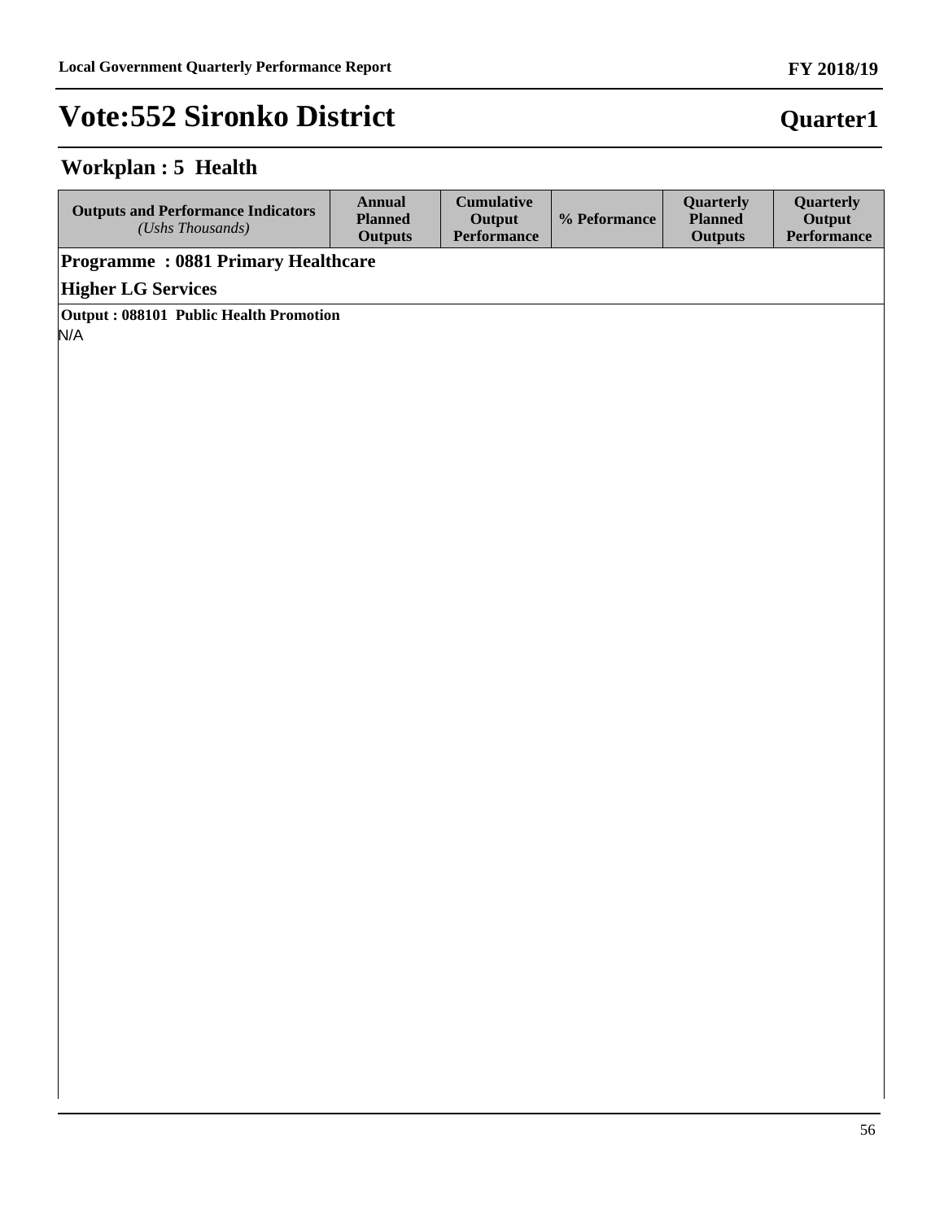# Vote:552 Sironko District

**Quarter1**

## Workplan : 5 Health

| Outputs and Performance Indicators *(Ushs Thousands)* | Annual Planned Outputs | Cumulative Output Performance | % Peformance | Quarterly Planned Outputs | Quarterly Output Performance |
|---|---|---|---|---|---|
| **Programme : 0881 Primary Healthcare** | | | | | |
| **Higher LG Services** | | | | | |
| **Output : 088101 Public Health Promotion** | | | | | |
| N/A | | | | | |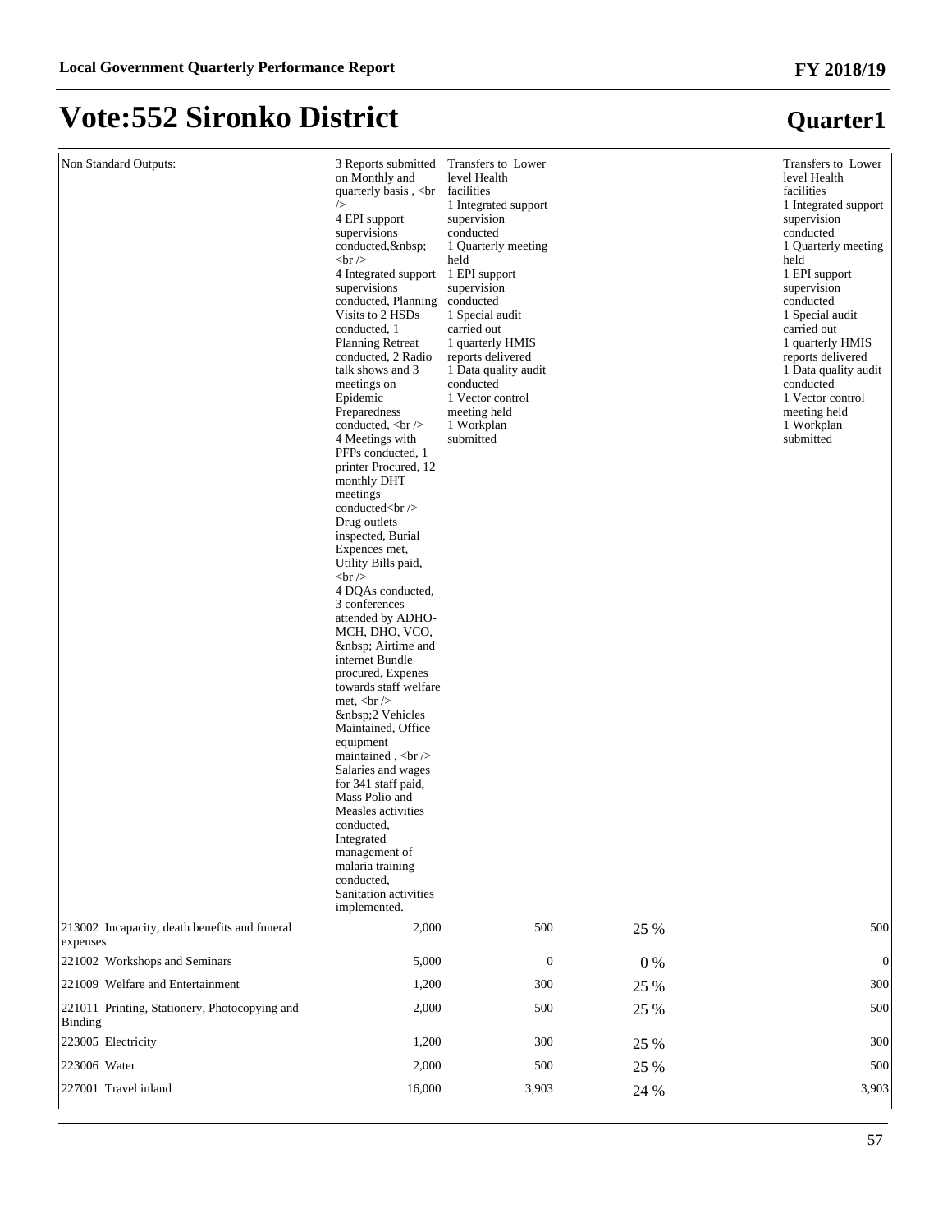# Vote:552 Sironko District

## Quarter1

| | | | | |
|---|---|---|---|---|
| Non Standard Outputs: | 3 Reports submitted on Monthly and quarterly basis , <br /> 4 EPI support supervisions conducted,&nbsp; <br /> 4 Integrated support supervisions conducted, Planning Visits to 2 HSDs conducted, 1 Planning Retreat conducted, 2 Radio talk shows and 3 meetings on Epidemic Preparedness conducted, <br /> 4 Meetings with PFPs conducted, 1 printer Procured, 12 monthly DHT meetings conducted<br /> Drug outlets inspected, Burial Expences met, Utility Bills paid, <br /> 4 DQAs conducted, 3 conferences attended by ADHO-MCH, DHO, VCO, &nbsp; Airtime and internet Bundle procured, Expenes towards staff welfare met, <br /> &nbsp;2 Vehicles Maintained, Office equipment maintained , <br /> Salaries and wages for 341 staff paid, Mass Polio and Measles activities conducted, Integrated management of malaria training conducted, Sanitation activities implemented. | Transfers to Lower level Health facilities<br>1 Integrated support supervision conducted<br>1 Quarterly meeting held<br>1 EPI support supervision conducted<br>1 Special audit carried out<br>1 quarterly HMIS reports delivered<br>1 Data quality audit conducted<br>1 Vector control meeting held<br>1 Workplan submitted | | Transfers to Lower level Health facilities<br>1 Integrated support supervision conducted<br>1 Quarterly meeting held<br>1 EPI support supervision conducted<br>1 Special audit carried out<br>1 quarterly HMIS reports delivered<br>1 Data quality audit conducted<br>1 Vector control meeting held<br>1 Workplan submitted |
| 213002 Incapacity, death benefits and funeral expenses | 2,000 | 500 | 25 % | 500 |
| 221002 Workshops and Seminars | 5,000 | 0 | 0 % | 0 |
| 221009 Welfare and Entertainment | 1,200 | 300 | 25 % | 300 |
| 221011 Printing, Stationery, Photocopying and Binding | 2,000 | 500 | 25 % | 500 |
| 223005 Electricity | 1,200 | 300 | 25 % | 300 |
| 223006 Water | 2,000 | 500 | 25 % | 500 |
| 227001 Travel inland | 16,000 | 3,903 | 24 % | 3,903 |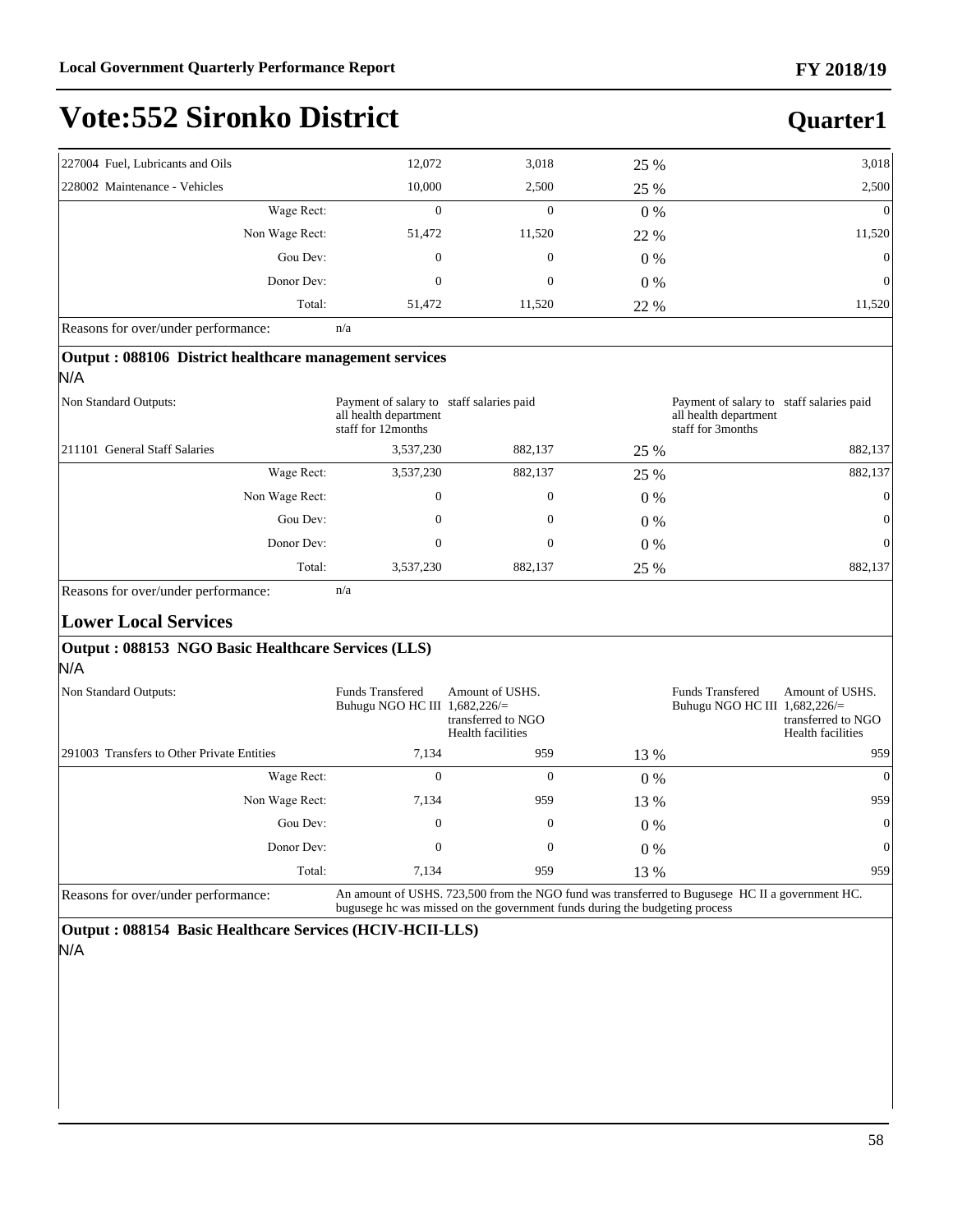# Vote:552 Sironko District

**Quarter1**

| | | | | | |
|---|---|---|---|---|---|
| 227004 Fuel, Lubricants and Oils | 12,072 | 3,018 | 25 % | | 3,018 |
| 228002 Maintenance - Vehicles | 10,000 | 2,500 | 25 % | | 2,500 |
| Wage Rect: | 0 | 0 | 0 % | | 0 |
| Non Wage Rect: | 51,472 | 11,520 | 22 % | | 11,520 |
| Gou Dev: | 0 | 0 | 0 % | | 0 |
| Donor Dev: | 0 | 0 | 0 % | | 0 |
| Total: | 51,472 | 11,520 | 22 % | | 11,520 |
| Reasons for over/under performance: | n/a | | | | |

**Output : 088106 District healthcare management services**

N/A

| | | | | | |
|---|---|---|---|---|---|
| Non Standard Outputs: | Payment of salary to all health department staff for 12months | staff salaries paid | | Payment of salary to all health department staff for 3months | staff salaries paid |
| 211101 General Staff Salaries | 3,537,230 | 882,137 | 25 % | | 882,137 |
| Wage Rect: | 3,537,230 | 882,137 | 25 % | | 882,137 |
| Non Wage Rect: | 0 | 0 | 0 % | | 0 |
| Gou Dev: | 0 | 0 | 0 % | | 0 |
| Donor Dev: | 0 | 0 | 0 % | | 0 |
| Total: | 3,537,230 | 882,137 | 25 % | | 882,137 |
| Reasons for over/under performance: | n/a | | | | |

## Lower Local Services

**Output : 088153 NGO Basic Healthcare Services (LLS)**

N/A

| | | | | | |
|---|---|---|---|---|---|
| Non Standard Outputs: | Funds Transfered Buhugu NGO HC III | Amount of USHS. 1,682,226/= transferred to NGO Health facilities | | Funds Transfered Buhugu NGO HC III | Amount of USHS. 1,682,226/= transferred to NGO Health facilities |
| 291003 Transfers to Other Private Entities | 7,134 | 959 | 13 % | | 959 |
| Wage Rect: | 0 | 0 | 0 % | | 0 |
| Non Wage Rect: | 7,134 | 959 | 13 % | | 959 |
| Gou Dev: | 0 | 0 | 0 % | | 0 |
| Donor Dev: | 0 | 0 | 0 % | | 0 |
| Total: | 7,134 | 959 | 13 % | | 959 |
| Reasons for over/under performance: | An amount of USHS. 723,500 from the NGO fund was transferred to Bugusege HC II a government HC. bugusege hc was missed on the government funds during the budgeting process | | | | |

**Output : 088154 Basic Healthcare Services (HCIV-HCII-LLS)**

N/A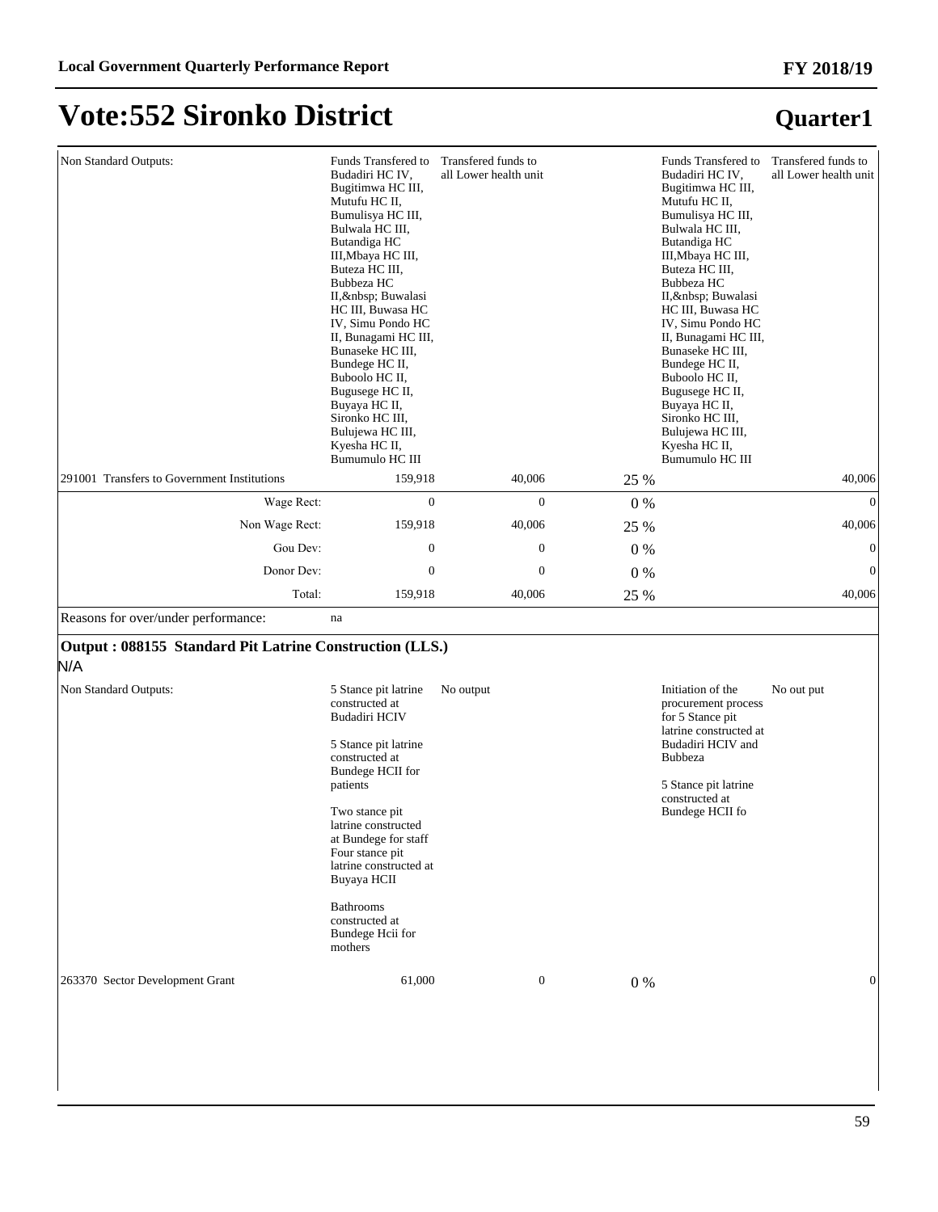# Vote:552 Sironko District

## Quarter1

| | | | | | |
|---|---|---|---|---|---|
| Non Standard Outputs: | Funds Transfered to Budadiri HC IV, Bugitimwa HC III, Mutufu HC II, Bumulisya HC III, Bulwala HC III, Butandiga HC III,Mbaya HC III, Buteza HC III, Bubbeza HC II,&nbsp; Buwalasi HC III, Buwasa HC IV, Simu Pondo HC II, Bunagami HC III, Bunaseke HC III, Bundege HC II, Buboolo HC II, Bugusege HC II, Buyaya HC II, Sironko HC III, Bulujewa HC III, Kyesha HC II, Bumumulo HC III | Transfered funds to all Lower health unit | | Funds Transfered to Budadiri HC IV, Bugitimwa HC III, Mutufu HC II, Bumulisya HC III, Bulwala HC III, Butandiga HC III,Mbaya HC III, Buteza HC III, Bubbeza HC II,&nbsp; Buwalasi HC III, Buwasa HC IV, Simu Pondo HC II, Bunagami HC III, Bunaseke HC III, Bundege HC II, Buboolo HC II, Bugusege HC II, Buyaya HC II, Sironko HC III, Bulujewa HC III, Kyesha HC II, Bumumulo HC III | Transfered funds to all Lower health unit |
| 291001 Transfers to Government Institutions | 159,918 | 40,006 | 25 % | | 40,006 |
| Wage Rect: | 0 | 0 | 0 % | | 0 |
| Non Wage Rect: | 159,918 | 40,006 | 25 % | | 40,006 |
| Gou Dev: | 0 | 0 | 0 % | | 0 |
| Donor Dev: | 0 | 0 | 0 % | | 0 |
| Total: | 159,918 | 40,006 | 25 % | | 40,006 |
| Reasons for over/under performance: | na | | | | |

**Output : 088155 Standard Pit Latrine Construction (LLS.)**

N/A

| | | | | | |
|---|---|---|---|---|---|
| Non Standard Outputs: | 5 Stance pit latrine constructed at Budadiri HCIV<br><br>5 Stance pit latrine constructed at Bundege HCII for patients<br><br>Two stance pit latrine constructed at Bundege for staff Four stance pit latrine constructed at Buyaya HCII<br><br>Bathrooms constructed at Bundege Hcii for mothers | No output | | Initiation of the procurement process for 5 Stance pit latrine constructed at Budadiri HCIV and Bubbeza<br><br>5 Stance pit latrine constructed at Bundege HCII fo | No out put |
| 263370 Sector Development Grant | 61,000 | 0 | 0 % | | 0 |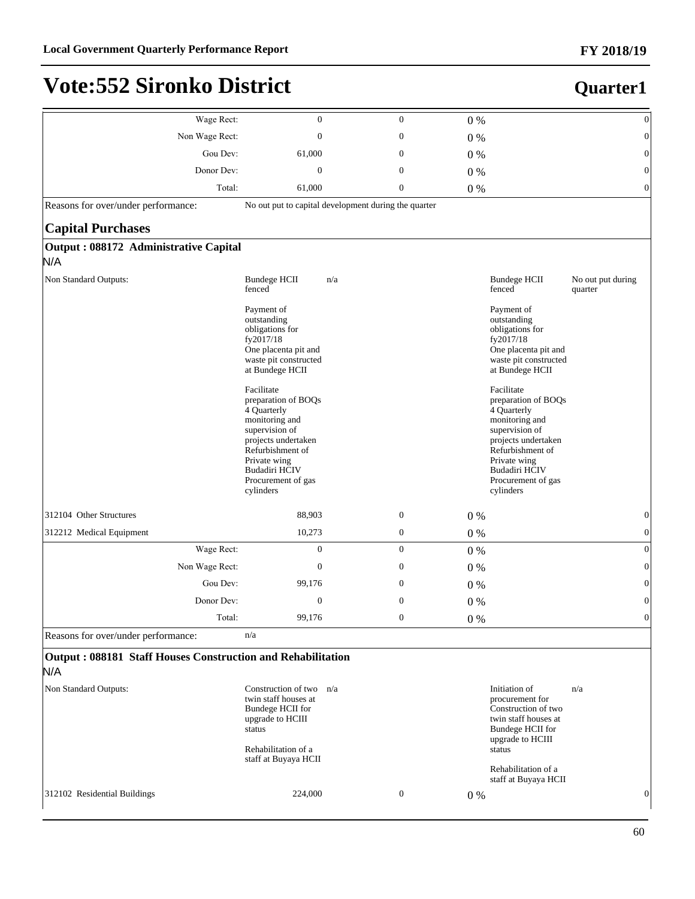# Vote:552 Sironko District

**Quarter1**

| | | | | | |
|---|---|---|---|---|---|
| Wage Rect: | 0 | 0 | 0 % | | 0 |
| Non Wage Rect: | 0 | 0 | 0 % | | 0 |
| Gou Dev: | 61,000 | 0 | 0 % | | 0 |
| Donor Dev: | 0 | 0 | 0 % | | 0 |
| Total: | 61,000 | 0 | 0 % | | 0 |

Reasons for over/under performance: No out put to capital development during the quarter

## Capital Purchases

### Output : 088172 Administrative Capital

N/A

| | | | | | | |
|---|---|---|---|---|---|---|
| Non Standard Outputs: | Bundege HCII fenced<br><br>Payment of outstanding obligations for fy2017/18<br>One placenta pit and waste pit constructed at Bundege HCII<br><br>Facilitate preparation of BOQs<br>4 Quarterly monitoring and supervision of projects undertaken<br>Refurbishment of Private wing Budadiri HCIV<br>Procurement of gas cylinders | n/a | | | Bundege HCII fenced<br><br>Payment of outstanding obligations for fy2017/18<br>One placenta pit and waste pit constructed at Bundege HCII<br><br>Facilitate preparation of BOQs<br>4 Quarterly monitoring and supervision of projects undertaken<br>Refurbishment of Private wing Budadiri HCIV<br>Procurement of gas cylinders | No out put during quarter |
| 312104 Other Structures | 88,903 | | 0 | 0 % | | 0 |
| 312212 Medical Equipment | 10,273 | | 0 | 0 % | | 0 |
| Wage Rect: | 0 | | 0 | 0 % | | 0 |
| Non Wage Rect: | 0 | | 0 | 0 % | | 0 |
| Gou Dev: | 99,176 | | 0 | 0 % | | 0 |
| Donor Dev: | 0 | | 0 | 0 % | | 0 |
| Total: | 99,176 | | 0 | 0 % | | 0 |

Reasons for over/under performance: n/a

### Output : 088181 Staff Houses Construction and Rehabilitation

N/A

| | | | | | | |
|---|---|---|---|---|---|---|
| Non Standard Outputs: | Construction of two twin staff houses at Bundege HCII for upgrade to HCIII status<br><br>Rehabilitation of a staff at Buyaya HCII | n/a | | | Initiation of procurement for Construction of two twin staff houses at Bundege HCII for upgrade to HCIII status<br><br>Rehabilitation of a staff at Buyaya HCII | n/a |
| 312102 Residential Buildings | 224,000 | | 0 | 0 % | | 0 |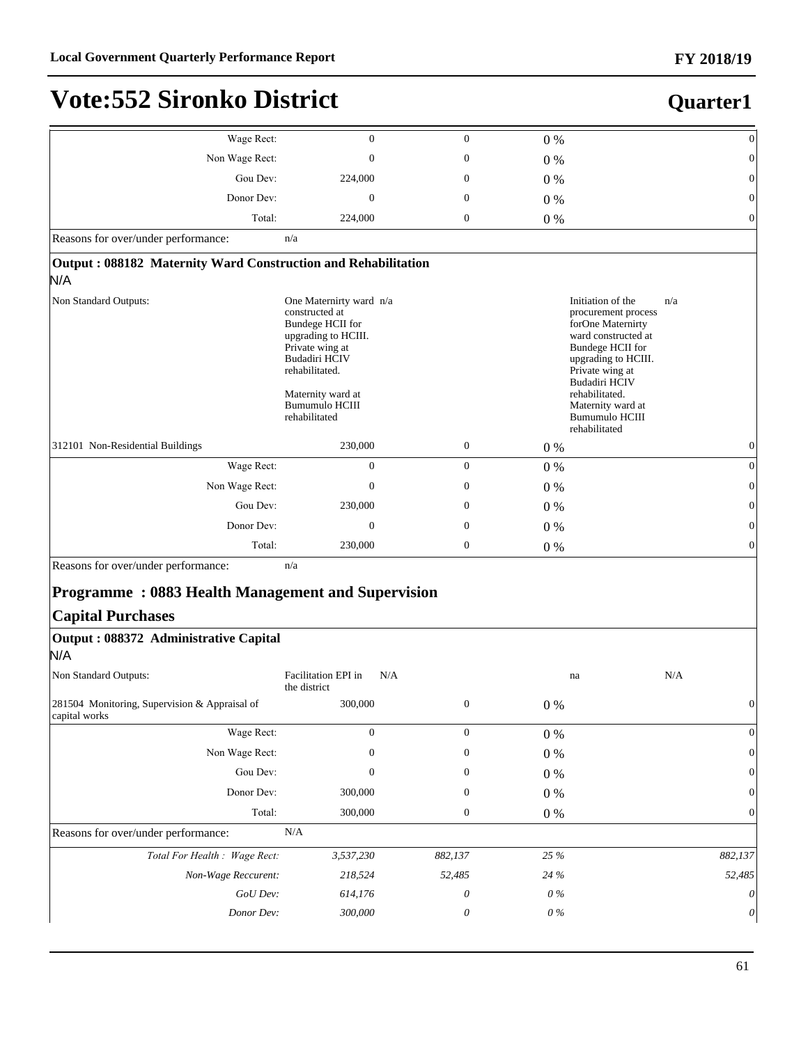# Vote:552 Sironko District

## Quarter1

| | | | | |
|---|---|---|---|---|
| Wage Rect: | 0 | 0 | 0 % | 0 |
| Non Wage Rect: | 0 | 0 | 0 % | 0 |
| Gou Dev: | 224,000 | 0 | 0 % | 0 |
| Donor Dev: | 0 | 0 | 0 % | 0 |
| Total: | 224,000 | 0 | 0 % | 0 |

Reasons for over/under performance: n/a

**Output : 088182 Maternity Ward Construction and Rehabilitation**

N/A

| | | | | | |
|---|---|---|---|---|---|
| Non Standard Outputs: | One Maternirty ward constructed at Bundege HCII for upgrading to HCIII. Private wing at Budadiri HCIV rehabilitated. Maternity ward at Bumumulo HCIII rehabilitated | n/a | | Initiation of the procurement process forOne Maternirty ward constructed at Bundege HCII for upgrading to HCIII. Private wing at Budadiri HCIV rehabilitated. Maternity ward at Bumumulo HCIII rehabilitated | n/a |
| 312101 Non-Residential Buildings | 230,000 | 0 | 0 % | | 0 |
| Wage Rect: | 0 | 0 | 0 % | | 0 |
| Non Wage Rect: | 0 | 0 | 0 % | | 0 |
| Gou Dev: | 230,000 | 0 | 0 % | | 0 |
| Donor Dev: | 0 | 0 | 0 % | | 0 |
| Total: | 230,000 | 0 | 0 % | | 0 |

Reasons for over/under performance: n/a

### Programme : 0883 Health Management and Supervision

### Capital Purchases

**Output : 088372 Administrative Capital**

N/A

| | | | | | |
|---|---|---|---|---|---|
| Non Standard Outputs: | Facilitation EPI in the district | N/A | | na | N/A |
| 281504 Monitoring, Supervision & Appraisal of capital works | 300,000 | 0 | 0 % | | 0 |
| Wage Rect: | 0 | 0 | 0 % | | 0 |
| Non Wage Rect: | 0 | 0 | 0 % | | 0 |
| Gou Dev: | 0 | 0 | 0 % | | 0 |
| Donor Dev: | 300,000 | 0 | 0 % | | 0 |
| Total: | 300,000 | 0 | 0 % | | 0 |

Reasons for over/under performance: N/A

| | | | | |
|---|---|---|---|---|
| *Total For Health : Wage Rect:* | *3,537,230* | *882,137* | *25 %* | *882,137* |
| *Non-Wage Reccurent:* | *218,524* | *52,485* | *24 %* | *52,485* |
| *GoU Dev:* | *614,176* | *0* | *0 %* | *0* |
| *Donor Dev:* | *300,000* | *0* | *0 %* | *0* |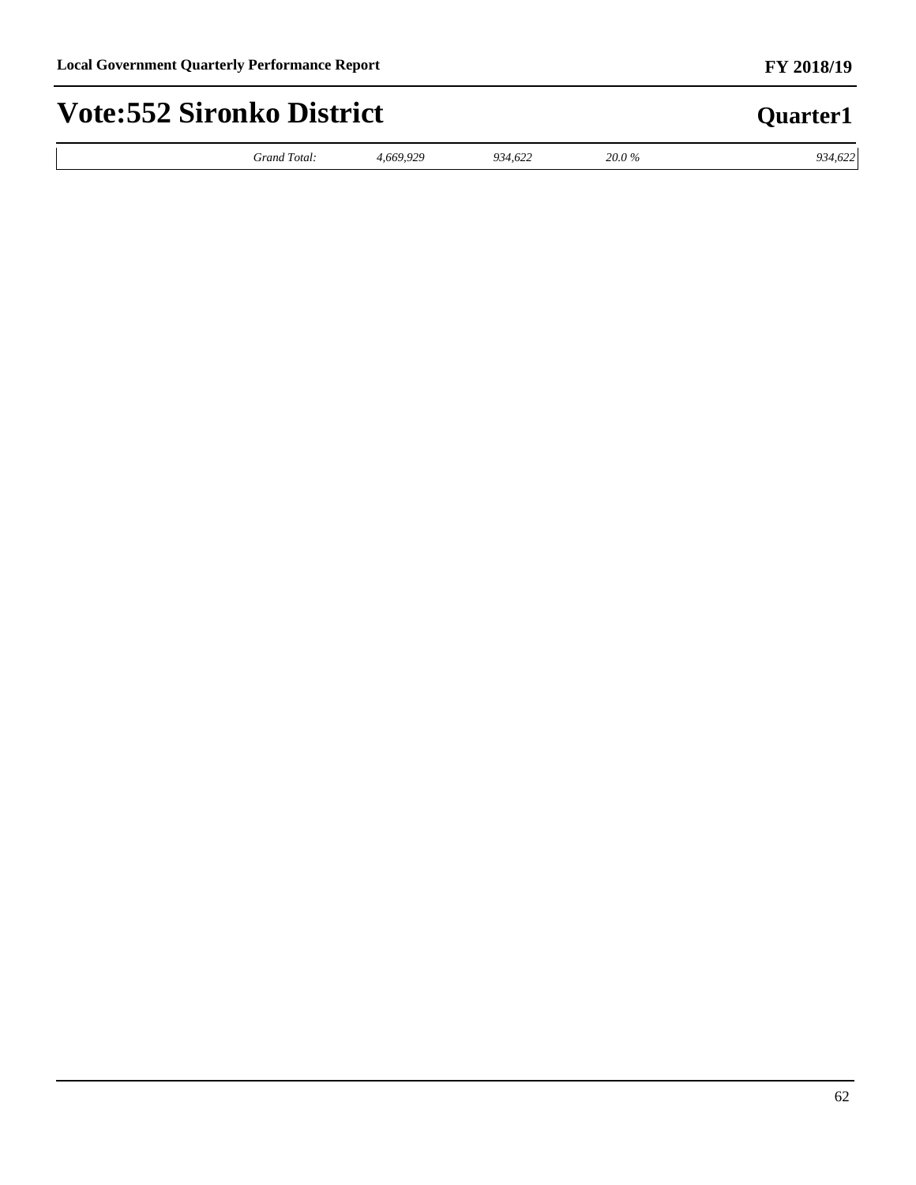| | Grand Total: | 4,669,929 | 934,622 | 20.0 % | 934,622 |
|---|---|---|---|---|---|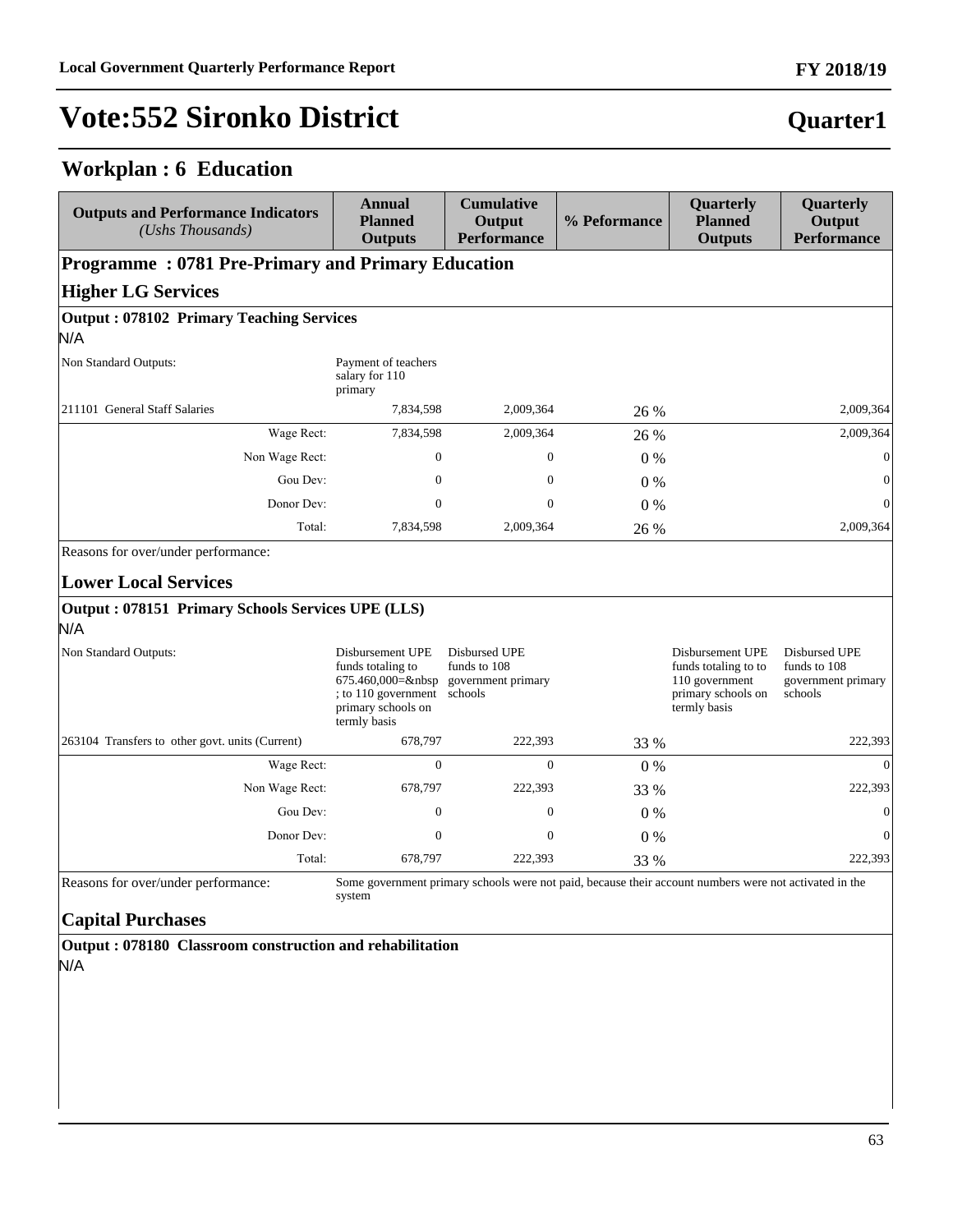# Vote:552 Sironko District

## Quarter1

## Workplan : 6 Education

| Outputs and Performance Indicators *(Ushs Thousands)* | Annual Planned Outputs | Cumulative Output Performance | % Peformance | Quarterly Planned Outputs | Quarterly Output Performance |
|---|---|---|---|---|---|
| **Programme : 0781 Pre-Primary and Primary Education** | | | | | |
| **Higher LG Services** | | | | | |
| **Output : 078102 Primary Teaching Services** | | | | | |
| N/A | | | | | |
| Non Standard Outputs: | Payment of teachers salary for 110 primary | | | | |
| 211101 General Staff Salaries | 7,834,598 | 2,009,364 | 26 % | | 2,009,364 |
| Wage Rect: | 7,834,598 | 2,009,364 | 26 % | | 2,009,364 |
| Non Wage Rect: | 0 | 0 | 0 % | | 0 |
| Gou Dev: | 0 | 0 | 0 % | | 0 |
| Donor Dev: | 0 | 0 | 0 % | | 0 |
| Total: | 7,834,598 | 2,009,364 | 26 % | | 2,009,364 |
| Reasons for over/under performance: | | | | | |
| **Lower Local Services** | | | | | |
| **Output : 078151 Primary Schools Services UPE (LLS)** | | | | | |
| N/A | | | | | |
| Non Standard Outputs: | Disbursement UPE funds totaling to 675.460,000=&nbsp ; to 110 government primary schools on termly basis | Disbursed UPE funds to 108 government primary schools | | Disbursement UPE funds totaling to to 110 government primary schools on termly basis | Disbursed UPE funds to 108 government primary schools |
| 263104 Transfers to other govt. units (Current) | 678,797 | 222,393 | 33 % | | 222,393 |
| Wage Rect: | 0 | 0 | 0 % | | 0 |
| Non Wage Rect: | 678,797 | 222,393 | 33 % | | 222,393 |
| Gou Dev: | 0 | 0 | 0 % | | 0 |
| Donor Dev: | 0 | 0 | 0 % | | 0 |
| Total: | 678,797 | 222,393 | 33 % | | 222,393 |
| Reasons for over/under performance: | Some government primary schools were not paid, because their account numbers were not activated in the system | | | | |
| **Capital Purchases** | | | | | |
| **Output : 078180 Classroom construction and rehabilitation** | | | | | |
| N/A | | | | | |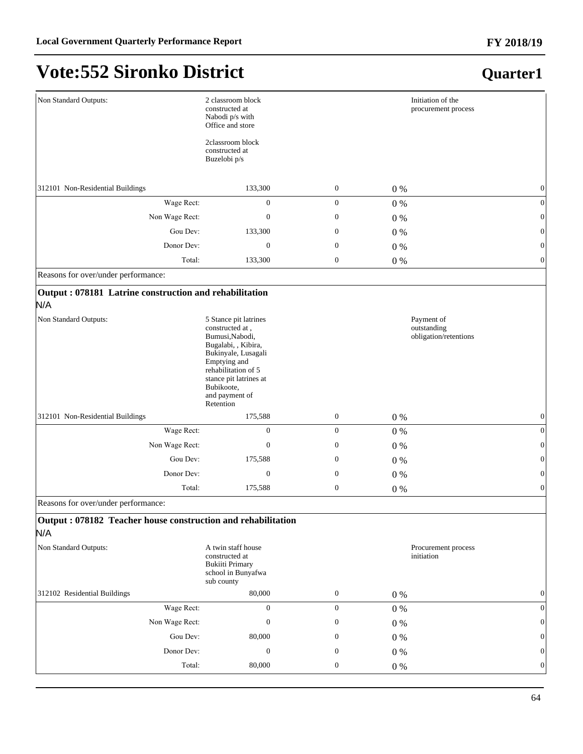# Vote:552 Sironko District

## Quarter1

| | | | | | |
|---|---|---|---|---|---|
| Non Standard Outputs: | 2 classroom block constructed at Nabodi p/s with Office and store<br><br>2classroom block constructed at Buzelobi p/s | | | Initiation of the procurement process | |
| 312101 Non-Residential Buildings | 133,300 | 0 | 0 % | | 0 |
| Wage Rect: | 0 | 0 | 0 % | | 0 |
| Non Wage Rect: | 0 | 0 | 0 % | | 0 |
| Gou Dev: | 133,300 | 0 | 0 % | | 0 |
| Donor Dev: | 0 | 0 | 0 % | | 0 |
| Total: | 133,300 | 0 | 0 % | | 0 |
| Reasons for over/under performance: | | | | | |

**Output : 078181 Latrine construction and rehabilitation**

N/A

| | | | | | |
|---|---|---|---|---|---|
| Non Standard Outputs: | 5 Stance pit latrines constructed at , Bumusi,Nabodi, Bugalabi, , Kibira, Bukinyale, Lusagali Emptying and rehabilitation of 5 stance pit latrines at Bubikoote, and payment of Retention | | | Payment of outstanding obligation/retentions | |
| 312101 Non-Residential Buildings | 175,588 | 0 | 0 % | | 0 |
| Wage Rect: | 0 | 0 | 0 % | | 0 |
| Non Wage Rect: | 0 | 0 | 0 % | | 0 |
| Gou Dev: | 175,588 | 0 | 0 % | | 0 |
| Donor Dev: | 0 | 0 | 0 % | | 0 |
| Total: | 175,588 | 0 | 0 % | | 0 |
| Reasons for over/under performance: | | | | | |

**Output : 078182 Teacher house construction and rehabilitation**

N/A

| | | | | | |
|---|---|---|---|---|---|
| Non Standard Outputs: | A twin staff house constructed at Bukiiti Primary school in Bunyafwa sub county | | | Procurement process initiation | |
| 312102 Residential Buildings | 80,000 | 0 | 0 % | | 0 |
| Wage Rect: | 0 | 0 | 0 % | | 0 |
| Non Wage Rect: | 0 | 0 | 0 % | | 0 |
| Gou Dev: | 80,000 | 0 | 0 % | | 0 |
| Donor Dev: | 0 | 0 | 0 % | | 0 |
| Total: | 80,000 | 0 | 0 % | | 0 |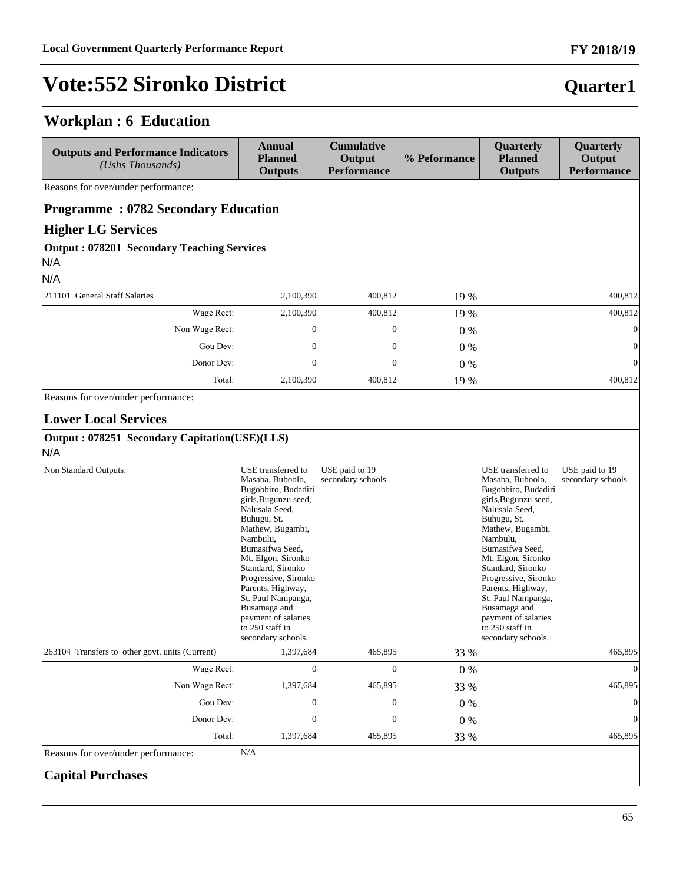# Vote:552 Sironko District

## Quarter1

### Workplan : 6 Education

| Outputs and Performance Indicators *(Ushs Thousands)* | Annual Planned Outputs | Cumulative Output Performance | % Peformance | Quarterly Planned Outputs | Quarterly Output Performance |
|---|---|---|---|---|---|
| Reasons for over/under performance: | | | | | |
| **Programme : 0782 Secondary Education** | | | | | |
| **Higher LG Services** | | | | | |
| **Output : 078201 Secondary Teaching Services** | | | | | |
| N/A | | | | | |
| N/A | | | | | |
| 211101 General Staff Salaries | 2,100,390 | 400,812 | 19 % | | 400,812 |
| Wage Rect: | 2,100,390 | 400,812 | 19 % | | 400,812 |
| Non Wage Rect: | 0 | 0 | 0 % | | 0 |
| Gou Dev: | 0 | 0 | 0 % | | 0 |
| Donor Dev: | 0 | 0 | 0 % | | 0 |
| Total: | 2,100,390 | 400,812 | 19 % | | 400,812 |
| Reasons for over/under performance: | | | | | |
| **Lower Local Services** | | | | | |
| **Output : 078251 Secondary Capitation(USE)(LLS)** | | | | | |
| N/A | | | | | |
| Non Standard Outputs: | USE transferred to Masaba, Buboolo, Bugobbiro, Budadiri girls,Bugunzu seed, Nalusala Seed, Buhugu, St. Mathew, Bugambi, Nambulu, Bumasifwa Seed, Mt. Elgon, Sironko Standard, Sironko Progressive, Sironko Parents, Highway, St. Paul Nampanga, Busamaga and payment of salaries to 250 staff in secondary schools. | USE paid to 19 secondary schools | | USE transferred to Masaba, Buboolo, Bugobbiro, Budadiri girls,Bugunzu seed, Nalusala Seed, Buhugu, St. Mathew, Bugambi, Nambulu, Bumasifwa Seed, Mt. Elgon, Sironko Standard, Sironko Progressive, Sironko Parents, Highway, St. Paul Nampanga, Busamaga and payment of salaries to 250 staff in secondary schools. | USE paid to 19 secondary schools |
| 263104 Transfers to other govt. units (Current) | 1,397,684 | 465,895 | 33 % | | 465,895 |
| Wage Rect: | 0 | 0 | 0 % | | 0 |
| Non Wage Rect: | 1,397,684 | 465,895 | 33 % | | 465,895 |
| Gou Dev: | 0 | 0 | 0 % | | 0 |
| Donor Dev: | 0 | 0 | 0 % | | 0 |
| Total: | 1,397,684 | 465,895 | 33 % | | 465,895 |
| Reasons for over/under performance: | N/A | | | | |
| **Capital Purchases** | | | | | |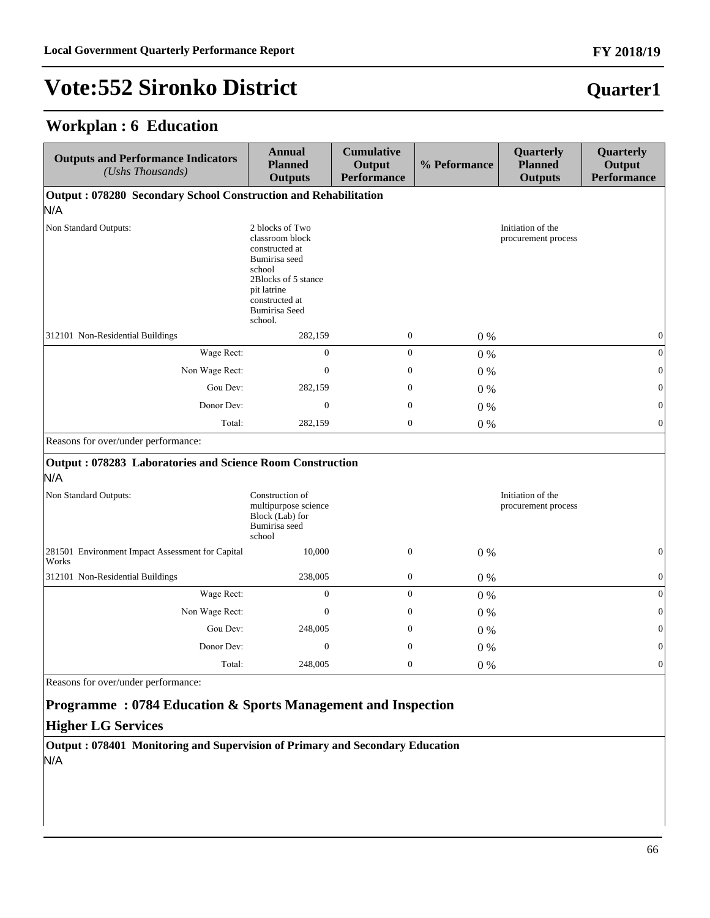# Vote:552 Sironko District

**Quarter1**

## Workplan : 6 Education

| Outputs and Performance Indicators *(Ushs Thousands)* | Annual Planned Outputs | Cumulative Output Performance | % Peformance | Quarterly Planned Outputs | Quarterly Output Performance |
|---|---|---|---|---|---|
| **Output : 078280 Secondary School Construction and Rehabilitation** | | | | | |
| N/A | | | | | |
| Non Standard Outputs: | 2 blocks of Two classroom block constructed at Bumirisa seed school 2Blocks of 5 stance pit latrine constructed at Bumirisa Seed school. | | | Initiation of the procurement process | |
| 312101 Non-Residential Buildings | 282,159 | 0 | 0 % | | 0 |
| Wage Rect: | 0 | 0 | 0 % | | 0 |
| Non Wage Rect: | 0 | 0 | 0 % | | 0 |
| Gou Dev: | 282,159 | 0 | 0 % | | 0 |
| Donor Dev: | 0 | 0 | 0 % | | 0 |
| Total: | 282,159 | 0 | 0 % | | 0 |
| Reasons for over/under performance: | | | | | |
| **Output : 078283 Laboratories and Science Room Construction** | | | | | |
| N/A | | | | | |
| Non Standard Outputs: | Construction of multipurpose science Block (Lab) for Bumirisa seed school | | | Initiation of the procurement process | |
| 281501 Environment Impact Assessment for Capital Works | 10,000 | 0 | 0 % | | 0 |
| 312101 Non-Residential Buildings | 238,005 | 0 | 0 % | | 0 |
| Wage Rect: | 0 | 0 | 0 % | | 0 |
| Non Wage Rect: | 0 | 0 | 0 % | | 0 |
| Gou Dev: | 248,005 | 0 | 0 % | | 0 |
| Donor Dev: | 0 | 0 | 0 % | | 0 |
| Total: | 248,005 | 0 | 0 % | | 0 |
| Reasons for over/under performance: | | | | | |

### Programme : 0784 Education & Sports Management and Inspection

### Higher LG Services

**Output : 078401 Monitoring and Supervision of Primary and Secondary Education**

N/A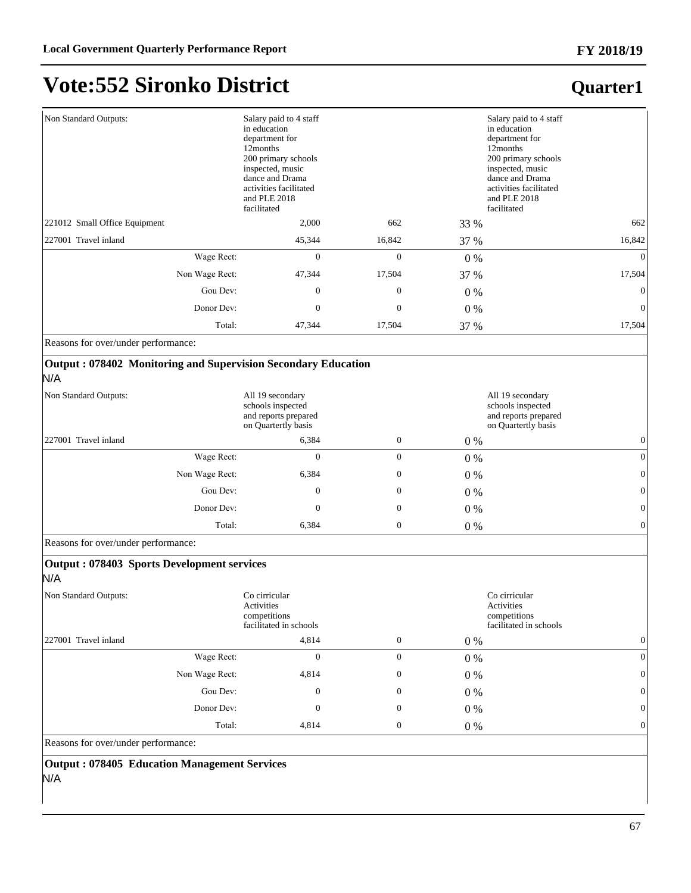# Vote:552 Sironko District

## Quarter1

| | | | | | |
|---|---|---|---|---|---|
| Non Standard Outputs: | Salary paid to 4 staff in education department for 12months 200 primary schools inspected, music dance and Drama activities facilitated and PLE 2018 facilitated | | | Salary paid to 4 staff in education department for 12months 200 primary schools inspected, music dance and Drama activities facilitated and PLE 2018 facilitated | |
| 221012 Small Office Equipment | 2,000 | 662 | 33 % | | 662 |
| 227001 Travel inland | 45,344 | 16,842 | 37 % | | 16,842 |
| Wage Rect: | 0 | 0 | 0 % | | 0 |
| Non Wage Rect: | 47,344 | 17,504 | 37 % | | 17,504 |
| Gou Dev: | 0 | 0 | 0 % | | 0 |
| Donor Dev: | 0 | 0 | 0 % | | 0 |
| Total: | 47,344 | 17,504 | 37 % | | 17,504 |

Reasons for over/under performance:

**Output : 078402 Monitoring and Supervision Secondary Education**

N/A

| | | | | | |
|---|---|---|---|---|---|
| Non Standard Outputs: | All 19 secondary schools inspected and reports prepared on Quartertly basis | | | All 19 secondary schools inspected and reports prepared on Quartertly basis | |
| 227001 Travel inland | 6,384 | 0 | 0 % | | 0 |
| Wage Rect: | 0 | 0 | 0 % | | 0 |
| Non Wage Rect: | 6,384 | 0 | 0 % | | 0 |
| Gou Dev: | 0 | 0 | 0 % | | 0 |
| Donor Dev: | 0 | 0 | 0 % | | 0 |
| Total: | 6,384 | 0 | 0 % | | 0 |

Reasons for over/under performance:

**Output : 078403 Sports Development services**

N/A

| | | | | | |
|---|---|---|---|---|---|
| Non Standard Outputs: | Co cirricular Activities competitions facilitated in schools | | | Co cirricular Activities competitions facilitated in schools | |
| 227001 Travel inland | 4,814 | 0 | 0 % | | 0 |
| Wage Rect: | 0 | 0 | 0 % | | 0 |
| Non Wage Rect: | 4,814 | 0 | 0 % | | 0 |
| Gou Dev: | 0 | 0 | 0 % | | 0 |
| Donor Dev: | 0 | 0 | 0 % | | 0 |
| Total: | 4,814 | 0 | 0 % | | 0 |

Reasons for over/under performance:

**Output : 078405 Education Management Services**

N/A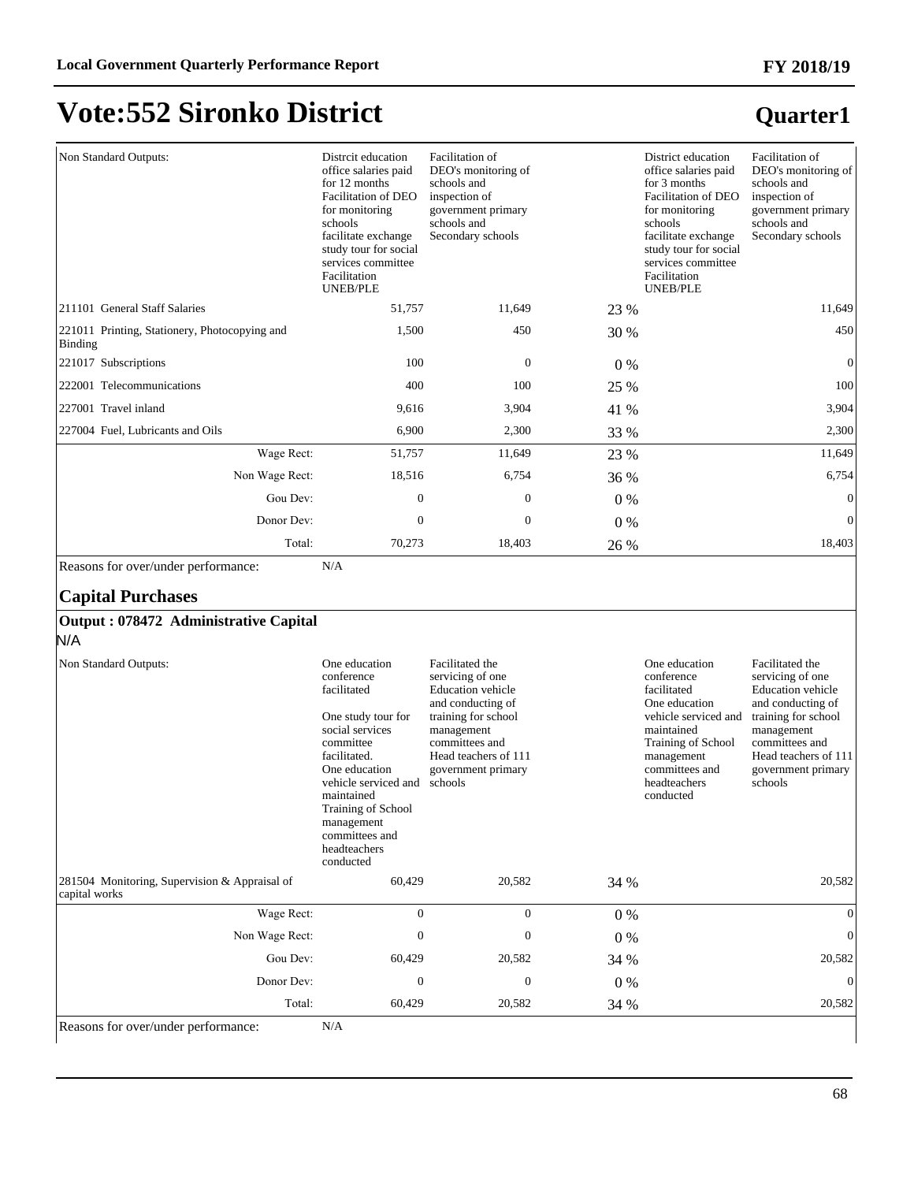# Vote:552 Sironko District

## Quarter1

| | | | | | |
|---|---|---|---|---|---|
| Non Standard Outputs: | Distrcit education office salaries paid for 12 months Facilitation of DEO for monitoring schools facilitate exchange study tour for social services committee Facilitation UNEB/PLE | Facilitation of DEO's monitoring of schools and inspection of government primary schools and Secondary schools | | District education office salaries paid for 3 months Facilitation of DEO for monitoring schools facilitate exchange study tour for social services committee Facilitation UNEB/PLE | Facilitation of DEO's monitoring of schools and inspection of government primary schools and Secondary schools |
| 211101 General Staff Salaries | 51,757 | 11,649 | 23 % | | 11,649 |
| 221011 Printing, Stationery, Photocopying and Binding | 1,500 | 450 | 30 % | | 450 |
| 221017 Subscriptions | 100 | 0 | 0 % | | 0 |
| 222001 Telecommunications | 400 | 100 | 25 % | | 100 |
| 227001 Travel inland | 9,616 | 3,904 | 41 % | | 3,904 |
| 227004 Fuel, Lubricants and Oils | 6,900 | 2,300 | 33 % | | 2,300 |
| Wage Rect: | 51,757 | 11,649 | 23 % | | 11,649 |
| Non Wage Rect: | 18,516 | 6,754 | 36 % | | 6,754 |
| Gou Dev: | 0 | 0 | 0 % | | 0 |
| Donor Dev: | 0 | 0 | 0 % | | 0 |
| Total: | 70,273 | 18,403 | 26 % | | 18,403 |

Reasons for over/under performance: N/A

### Capital Purchases

**Output : 078472 Administrative Capital**

N/A

| | | | | | |
|---|---|---|---|---|---|
| Non Standard Outputs: | One education conference facilitated<br><br>One study tour for social services committee facilitated.<br>One education vehicle serviced and maintained<br>Training of School management committees and headteachers conducted | Facilitated the servicing of one Education vehicle and conducting of training for school management committees and Head teachers of 111 government primary schools | | One education conference facilitated<br>One education vehicle serviced and maintained<br>Training of School management committees and headteachers conducted | Facilitated the servicing of one Education vehicle and conducting of training for school management committees and Head teachers of 111 government primary schools |
| 281504 Monitoring, Supervision & Appraisal of capital works | 60,429 | 20,582 | 34 % | | 20,582 |
| Wage Rect: | 0 | 0 | 0 % | | 0 |
| Non Wage Rect: | 0 | 0 | 0 % | | 0 |
| Gou Dev: | 60,429 | 20,582 | 34 % | | 20,582 |
| Donor Dev: | 0 | 0 | 0 % | | 0 |
| Total: | 60,429 | 20,582 | 34 % | | 20,582 |

Reasons for over/under performance: N/A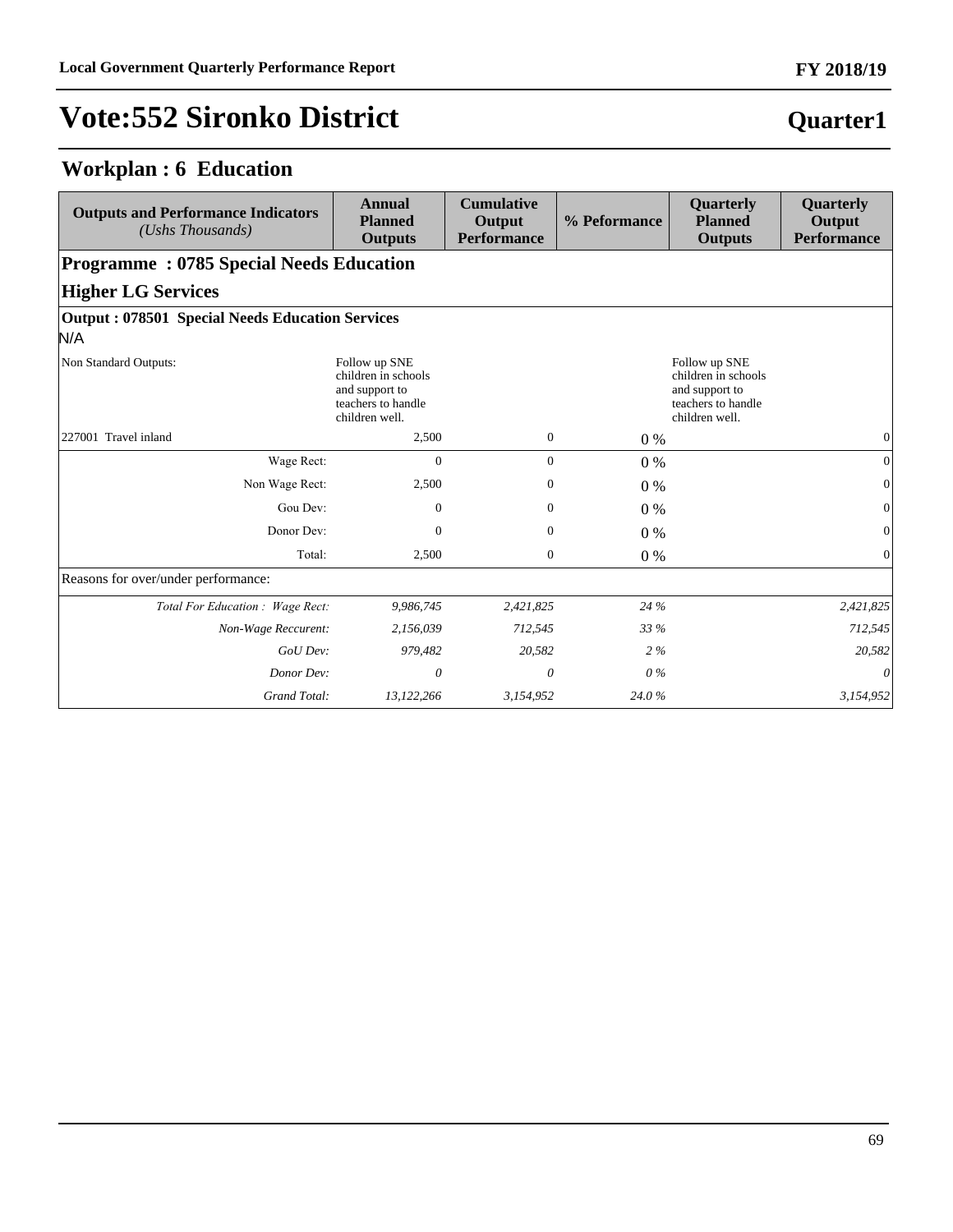# Vote:552 Sironko District

## Quarter1

## Workplan : 6 Education

| Outputs and Performance Indicators *(Ushs Thousands)* | Annual Planned Outputs | Cumulative Output Performance | % Peformance | Quarterly Planned Outputs | Quarterly Output Performance |
|---|---|---|---|---|---|
| **Programme : 0785 Special Needs Education** | | | | | |
| **Higher LG Services** | | | | | |
| **Output : 078501 Special Needs Education Services** | | | | | |
| N/A | | | | | |
| Non Standard Outputs: | Follow up SNE children in schools and support to teachers to handle children well. | | | Follow up SNE children in schools and support to teachers to handle children well. | |
| 227001 Travel inland | 2,500 | 0 | 0 % | | 0 |
| Wage Rect: | 0 | 0 | 0 % | | 0 |
| Non Wage Rect: | 2,500 | 0 | 0 % | | 0 |
| Gou Dev: | 0 | 0 | 0 % | | 0 |
| Donor Dev: | 0 | 0 | 0 % | | 0 |
| Total: | 2,500 | 0 | 0 % | | 0 |
| Reasons for over/under performance: | | | | | |
| *Total For Education : Wage Rect:* | *9,986,745* | *2,421,825* | *24 %* | | *2,421,825* |
| *Non-Wage Reccurent:* | *2,156,039* | *712,545* | *33 %* | | *712,545* |
| *GoU Dev:* | *979,482* | *20,582* | *2 %* | | *20,582* |
| *Donor Dev:* | *0* | *0* | *0 %* | | *0* |
| *Grand Total:* | *13,122,266* | *3,154,952* | *24.0 %* | | *3,154,952* |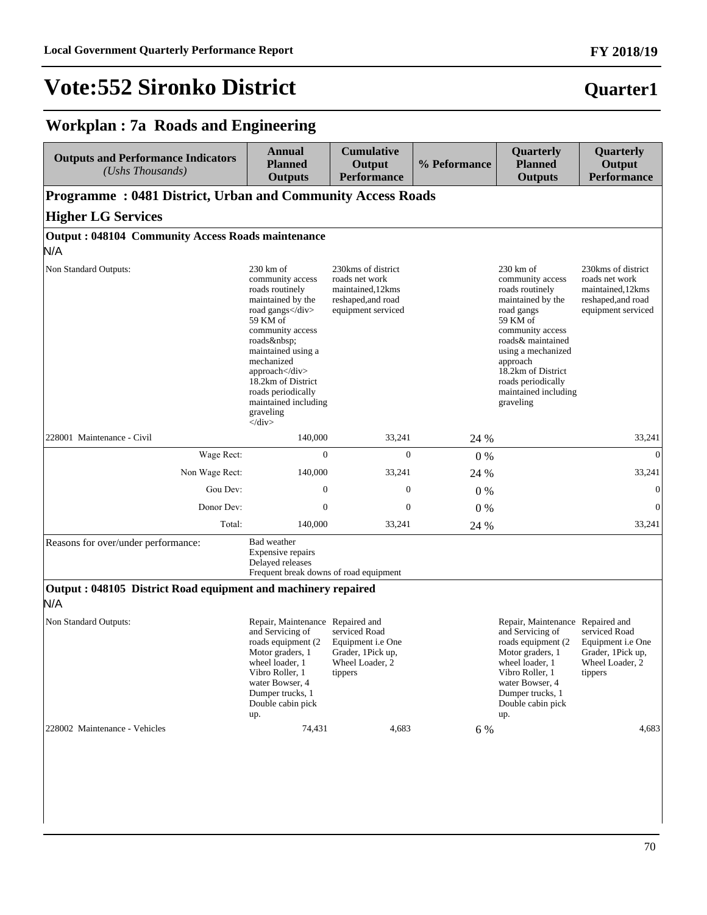# Vote:552 Sironko District

**Quarter1**

## Workplan : 7a Roads and Engineering

| Outputs and Performance Indicators *(Ushs Thousands)* | Annual Planned Outputs | Cumulative Output Performance | % Peformance | Quarterly Planned Outputs | Quarterly Output Performance |
|---|---|---|---|---|---|
| **Programme : 0481 District, Urban and Community Access Roads** | | | | | |
| **Higher LG Services** | | | | | |
| **Output : 048104 Community Access Roads maintenance** | | | | | |
| N/A | | | | | |
| Non Standard Outputs: | 230 km of community access roads routinely maintained by the road gangs</div> 59 KM of community access roads&nbsp; maintained using a mechanized approach</div> 18.2km of District roads periodically maintained including graveling </div> | 230kms of district roads net work maintained,12kms reshaped,and road equipment serviced | | 230 km of community access roads routinely maintained by the road gangs 59 KM of community access roads& maintained using a mechanized approach 18.2km of District roads periodically maintained including graveling | 230kms of district roads net work maintained,12kms reshaped,and road equipment serviced |
| 228001 Maintenance - Civil | 140,000 | 33,241 | 24 % | | 33,241 |
| Wage Rect: | 0 | 0 | 0 % | | 0 |
| Non Wage Rect: | 140,000 | 33,241 | 24 % | | 33,241 |
| Gou Dev: | 0 | 0 | 0 % | | 0 |
| Donor Dev: | 0 | 0 | 0 % | | 0 |
| Total: | 140,000 | 33,241 | 24 % | | 33,241 |
| Reasons for over/under performance: | Bad weather Expensive repairs Delayed releases Frequent break downs of road equipment | | | | |
| **Output : 048105 District Road equipment and machinery repaired** | | | | | |
| N/A | | | | | |
| Non Standard Outputs: | Repair, Maintenance and Servicing of roads equipment (2 Motor graders, 1 wheel loader, 1 Vibro Roller, 1 water Bowser, 4 Dumper trucks, 1 Double cabin pick up. | Repaired and serviced Road Equipment i.e One Grader, 1Pick up, Wheel Loader, 2 tippers | | Repair, Maintenance and Servicing of roads equipment (2 Motor graders, 1 wheel loader, 1 Vibro Roller, 1 water Bowser, 4 Dumper trucks, 1 Double cabin pick up. | Repaired and serviced Road Equipment i.e One Grader, 1Pick up, Wheel Loader, 2 tippers |
| 228002 Maintenance - Vehicles | 74,431 | 4,683 | 6 % | | 4,683 |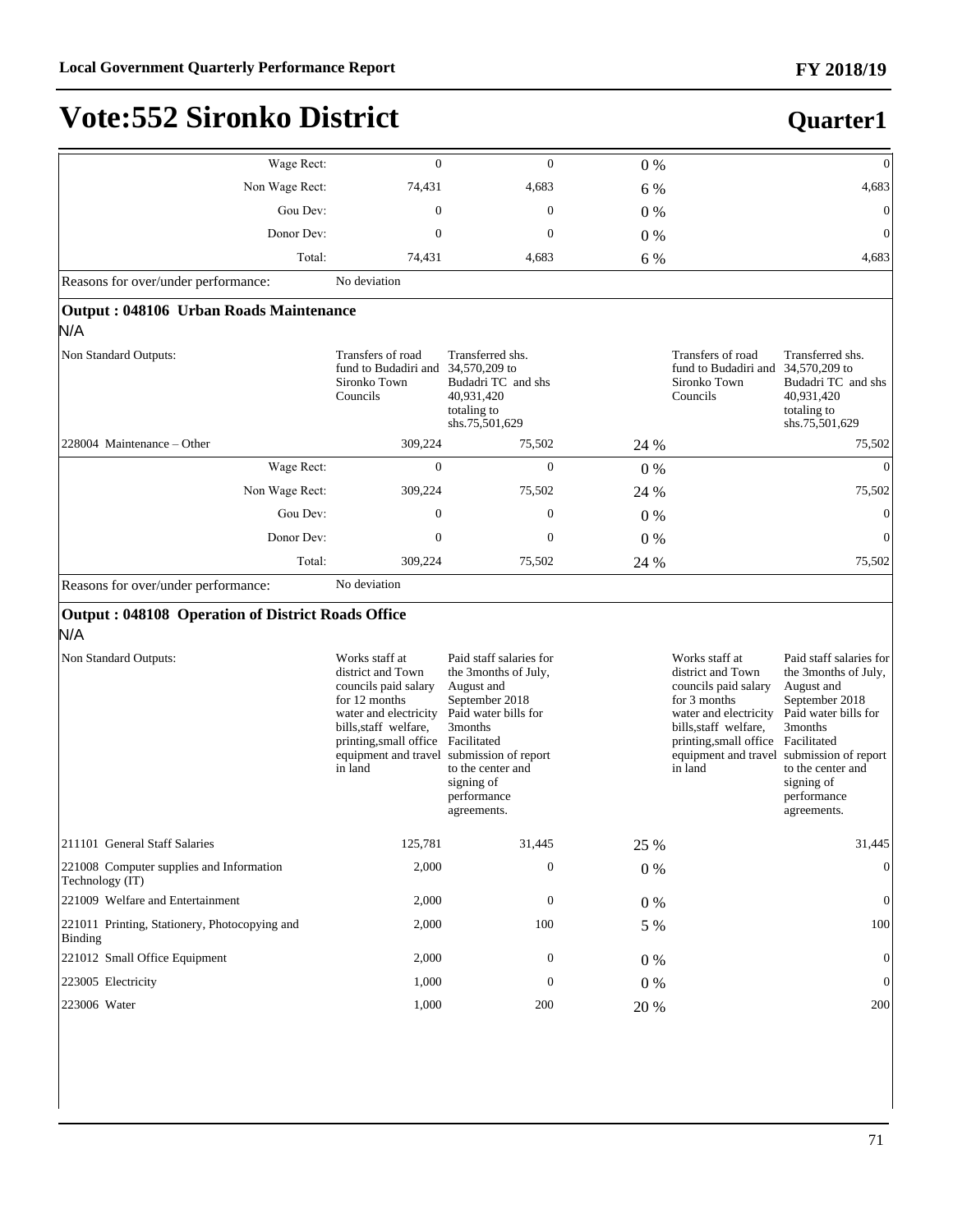| | | | | | |
|---|---|---|---|---|---|
| Wage Rect: | 0 | 0 | 0 % | | 0 |
| Non Wage Rect: | 74,431 | 4,683 | 6 % | | 4,683 |
| Gou Dev: | 0 | 0 | 0 % | | 0 |
| Donor Dev: | 0 | 0 | 0 % | | 0 |
| Total: | 74,431 | 4,683 | 6 % | | 4,683 |
| Reasons for over/under performance: | No deviation | | | | |

**Output : 048106 Urban Roads Maintenance**

N/A

| | | | | | |
|---|---|---|---|---|---|
| Non Standard Outputs: | Transfers of road fund to Budadiri and Sironko Town Councils | Transferred shs. 34,570,209 to Budadri TC and shs 40,931,420 totaling to shs.75,501,629 | | Transfers of road fund to Budadiri and Sironko Town Councils | Transferred shs. 34,570,209 to Budadri TC and shs 40,931,420 totaling to shs.75,501,629 |
| 228004 Maintenance – Other | 309,224 | 75,502 | 24 % | | 75,502 |
| Wage Rect: | 0 | 0 | 0 % | | 0 |
| Non Wage Rect: | 309,224 | 75,502 | 24 % | | 75,502 |
| Gou Dev: | 0 | 0 | 0 % | | 0 |
| Donor Dev: | 0 | 0 | 0 % | | 0 |
| Total: | 309,224 | 75,502 | 24 % | | 75,502 |
| Reasons for over/under performance: | No deviation | | | | |

**Output : 048108 Operation of District Roads Office**

N/A

| | | | | | |
|---|---|---|---|---|---|
| Non Standard Outputs: | Works staff at district and Town councils paid salary for 12 months water and electricity bills,staff welfare, printing,small office equipment and travel in land | Paid staff salaries for the 3months of July, August and September 2018 Paid water bills for 3months Facilitated submission of report to the center and signing of performance agreements. | | Works staff at district and Town councils paid salary for 3 months water and electricity bills,staff welfare, printing,small office equipment and travel in land | Paid staff salaries for the 3months of July, August and September 2018 Paid water bills for 3months Facilitated submission of report to the center and signing of performance agreements. |
| 211101 General Staff Salaries | 125,781 | 31,445 | 25 % | | 31,445 |
| 221008 Computer supplies and Information Technology (IT) | 2,000 | 0 | 0 % | | 0 |
| 221009 Welfare and Entertainment | 2,000 | 0 | 0 % | | 0 |
| 221011 Printing, Stationery, Photocopying and Binding | 2,000 | 100 | 5 % | | 100 |
| 221012 Small Office Equipment | 2,000 | 0 | 0 % | | 0 |
| 223005 Electricity | 1,000 | 0 | 0 % | | 0 |
| 223006 Water | 1,000 | 200 | 20 % | | 200 |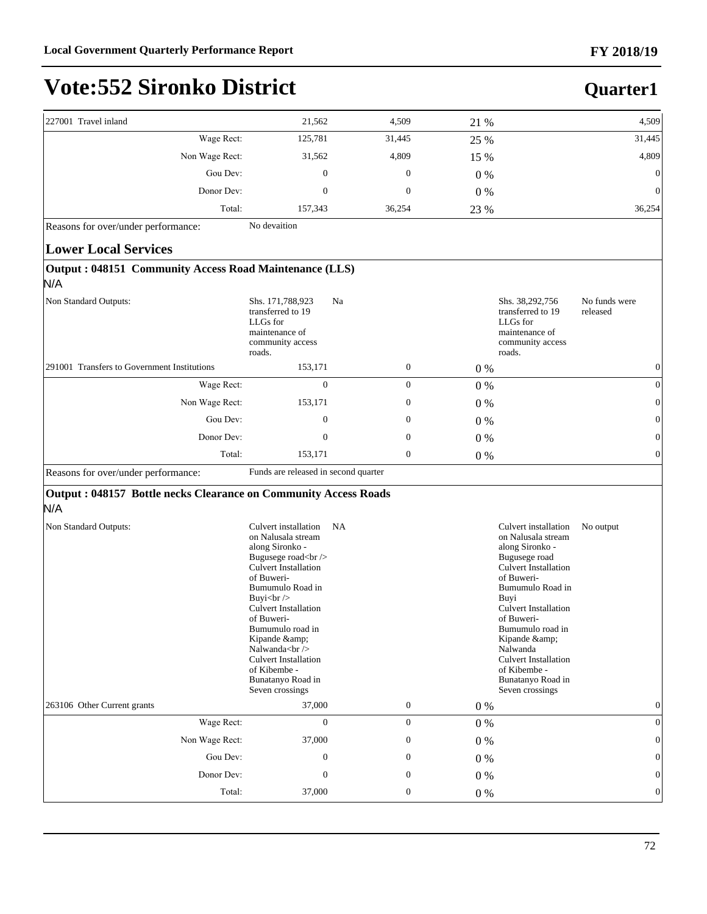# Vote:552 Sironko District

**Quarter1**

| | | | | | |
|---|---|---|---|---|---|
| 227001 Travel inland | 21,562 | 4,509 | 21 % | | 4,509 |
| Wage Rect: | 125,781 | 31,445 | 25 % | | 31,445 |
| Non Wage Rect: | 31,562 | 4,809 | 15 % | | 4,809 |
| Gou Dev: | 0 | 0 | 0 % | | 0 |
| Donor Dev: | 0 | 0 | 0 % | | 0 |
| Total: | 157,343 | 36,254 | 23 % | | 36,254 |

Reasons for over/under performance: No devaition

## Lower Local Services

### Output : 048151 Community Access Road Maintenance (LLS)

N/A

| | | | | | |
|---|---|---|---|---|---|
| Non Standard Outputs: | Shs. 171,788,923 transferred to 19 LLGs for maintenance of community access roads. | Na | | Shs. 38,292,756 transferred to 19 LLGs for maintenance of community access roads. | No funds were released |
| 291001 Transfers to Government Institutions | 153,171 | 0 | 0 % | | 0 |
| Wage Rect: | 0 | 0 | 0 % | | 0 |
| Non Wage Rect: | 153,171 | 0 | 0 % | | 0 |
| Gou Dev: | 0 | 0 | 0 % | | 0 |
| Donor Dev: | 0 | 0 | 0 % | | 0 |
| Total: | 153,171 | 0 | 0 % | | 0 |

Reasons for over/under performance: Funds are released in second quarter

### Output : 048157 Bottle necks Clearance on Community Access Roads

N/A

| | | | | | |
|---|---|---|---|---|---|
| Non Standard Outputs: | Culvert installation on Nalusala stream along Sironko - Bugusege road<br /> Culvert Installation of Buweri- Bumumulo Road in Buyi<br /> Culvert Installation of Buweri- Bumumulo road in Kipande &amp; Nalwanda<br /> Culvert Installation of Kibembe - Bunatanyo Road in Seven crossings | NA | | Culvert installation on Nalusala stream along Sironko - Bugusege road Culvert Installation of Buweri- Bumumulo Road in Buyi Culvert Installation of Buweri- Bumumulo road in Kipande &amp; Nalwanda Culvert Installation of Kibembe - Bunatanyo Road in Seven crossings | No output |
| 263106 Other Current grants | 37,000 | 0 | 0 % | | 0 |
| Wage Rect: | 0 | 0 | 0 % | | 0 |
| Non Wage Rect: | 37,000 | 0 | 0 % | | 0 |
| Gou Dev: | 0 | 0 | 0 % | | 0 |
| Donor Dev: | 0 | 0 | 0 % | | 0 |
| Total: | 37,000 | 0 | 0 % | | 0 |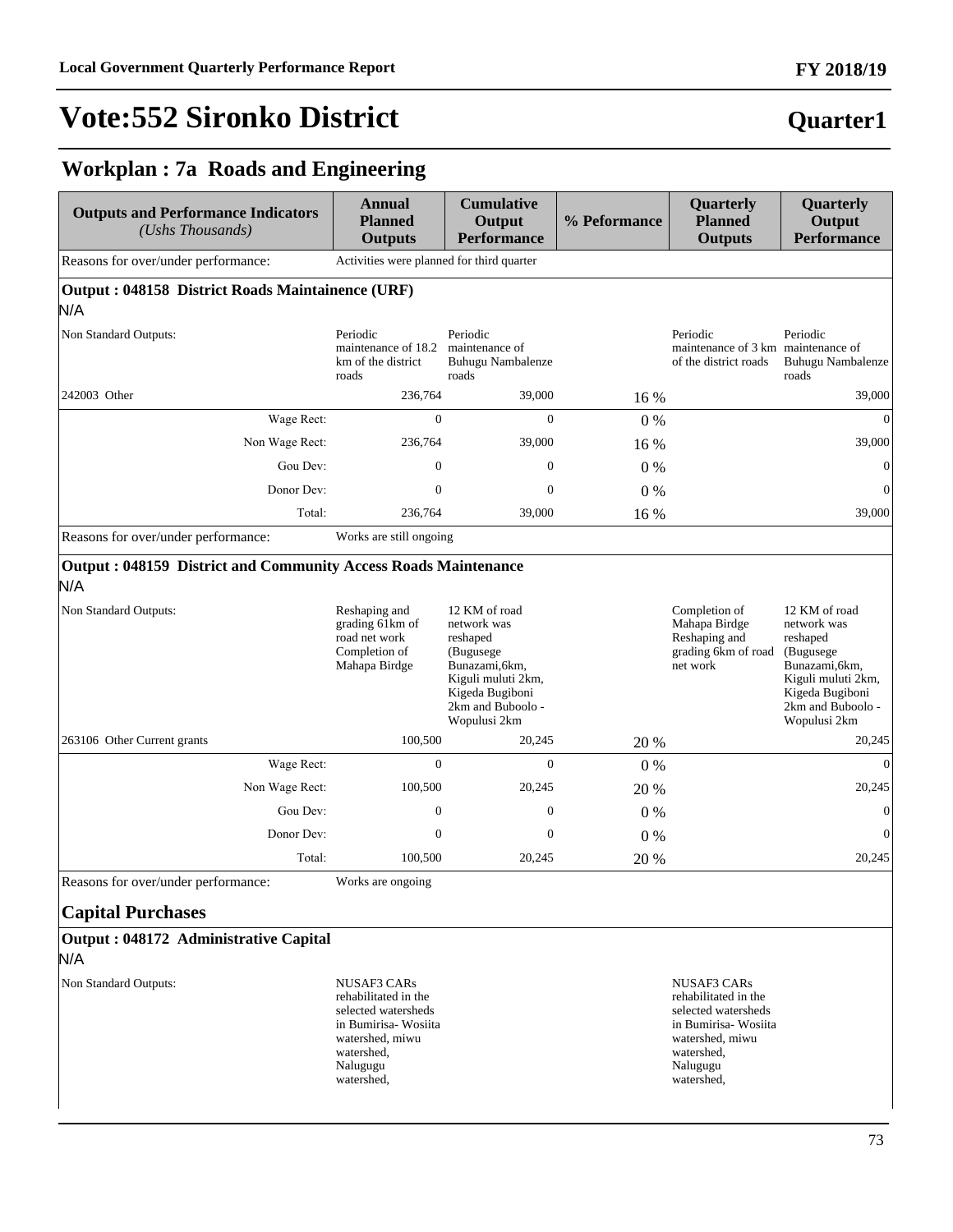# Vote:552 Sironko District

**Quarter1**

## Workplan : 7a Roads and Engineering

| Outputs and Performance Indicators *(Ushs Thousands)* | Annual Planned Outputs | Cumulative Output Performance | % Peformance | Quarterly Planned Outputs | Quarterly Output Performance |
|---|---|---|---|---|---|
| Reasons for over/under performance: | Activities were planned for third quarter | | | | |
| **Output : 048158 District Roads Maintainence (URF)** | | | | | |
| N/A | | | | | |
| Non Standard Outputs: | Periodic maintenance of 18.2 km of the district roads | Periodic maintenance of Buhugu Nambalenze roads | | Periodic maintenance of 3 km of the district roads | Periodic maintenance of Buhugu Nambalenze roads |
| 242003 Other | 236,764 | 39,000 | 16 % | | 39,000 |
| Wage Rect: | 0 | 0 | 0 % | | 0 |
| Non Wage Rect: | 236,764 | 39,000 | 16 % | | 39,000 |
| Gou Dev: | 0 | 0 | 0 % | | 0 |
| Donor Dev: | 0 | 0 | 0 % | | 0 |
| Total: | 236,764 | 39,000 | 16 % | | 39,000 |
| Reasons for over/under performance: | Works are still ongoing | | | | |
| **Output : 048159 District and Community Access Roads Maintenance** | | | | | |
| N/A | | | | | |
| Non Standard Outputs: | Reshaping and grading 61km of road net work Completion of Mahapa Birdge | 12 KM of road network was reshaped (Bugusege Bunazami,6km, Kiguli muluti 2km, Kigeda Bugiboni 2km and Buboolo - Wopulusi 2km | | Completion of Mahapa Birdge Reshaping and grading 6km of road net work | 12 KM of road network was reshaped (Bugusege Bunazami,6km, Kiguli muluti 2km, Kigeda Bugiboni 2km and Buboolo - Wopulusi 2km |
| 263106 Other Current grants | 100,500 | 20,245 | 20 % | | 20,245 |
| Wage Rect: | 0 | 0 | 0 % | | 0 |
| Non Wage Rect: | 100,500 | 20,245 | 20 % | | 20,245 |
| Gou Dev: | 0 | 0 | 0 % | | 0 |
| Donor Dev: | 0 | 0 | 0 % | | 0 |
| Total: | 100,500 | 20,245 | 20 % | | 20,245 |
| Reasons for over/under performance: | Works are ongoing | | | | |
| **Capital Purchases** | | | | | |
| **Output : 048172 Administrative Capital** | | | | | |
| N/A | | | | | |
| Non Standard Outputs: | NUSAF3 CARs rehabilitated in the selected watersheds in Bumirisa- Wosiita watershed, miwu watershed, Nalugugu watershed, | | | NUSAF3 CARs rehabilitated in the selected watersheds in Bumirisa- Wosiita watershed, miwu watershed, Nalugugu watershed, | |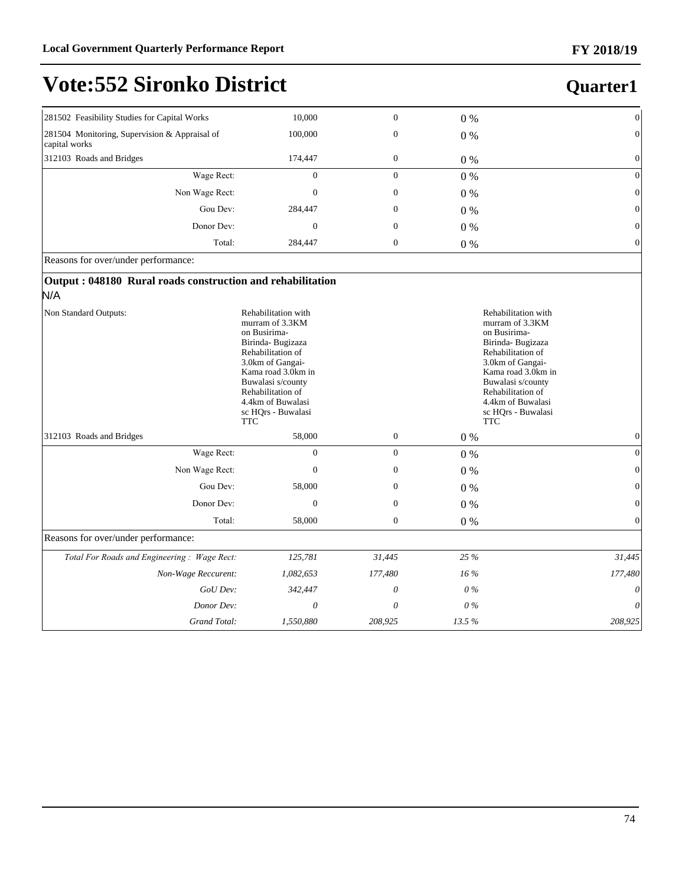# Vote:552 Sironko District

## Quarter1

| | | | | | |
|---|---|---|---|---|---|
| 281502 Feasibility Studies for Capital Works | 10,000 | 0 | 0 % | | 0 |
| 281504 Monitoring, Supervision & Appraisal of capital works | 100,000 | 0 | 0 % | | 0 |
| 312103 Roads and Bridges | 174,447 | 0 | 0 % | | 0 |
| Wage Rect: | 0 | 0 | 0 % | | 0 |
| Non Wage Rect: | 0 | 0 | 0 % | | 0 |
| Gou Dev: | 284,447 | 0 | 0 % | | 0 |
| Donor Dev: | 0 | 0 | 0 % | | 0 |
| Total: | 284,447 | 0 | 0 % | | 0 |
| Reasons for over/under performance: | | | | | |
| **Output : 048180 Rural roads construction and rehabilitation** | | | | | |
| N/A | | | | | |
| Non Standard Outputs: | Rehabilitation with murram of 3.3KM on Busirima-Birinda- Bugizaza Rehabilitation of 3.0km of Gangai-Kama road 3.0km in Buwalasi s/county Rehabilitation of 4.4km of Buwalasi sc HQrs - Buwalasi TTC | | | Rehabilitation with murram of 3.3KM on Busirima-Birinda- Bugizaza Rehabilitation of 3.0km of Gangai-Kama road 3.0km in Buwalasi s/county Rehabilitation of 4.4km of Buwalasi sc HQrs - Buwalasi TTC | |
| 312103 Roads and Bridges | 58,000 | 0 | 0 % | | 0 |
| Wage Rect: | 0 | 0 | 0 % | | 0 |
| Non Wage Rect: | 0 | 0 | 0 % | | 0 |
| Gou Dev: | 58,000 | 0 | 0 % | | 0 |
| Donor Dev: | 0 | 0 | 0 % | | 0 |
| Total: | 58,000 | 0 | 0 % | | 0 |
| Reasons for over/under performance: | | | | | |
| *Total For Roads and Engineering : Wage Rect:* | *125,781* | *31,445* | *25 %* | | *31,445* |
| *Non-Wage Reccurent:* | *1,082,653* | *177,480* | *16 %* | | *177,480* |
| *GoU Dev:* | *342,447* | *0* | *0 %* | | *0* |
| *Donor Dev:* | *0* | *0* | *0 %* | | *0* |
| *Grand Total:* | *1,550,880* | *208,925* | *13.5 %* | | *208,925* |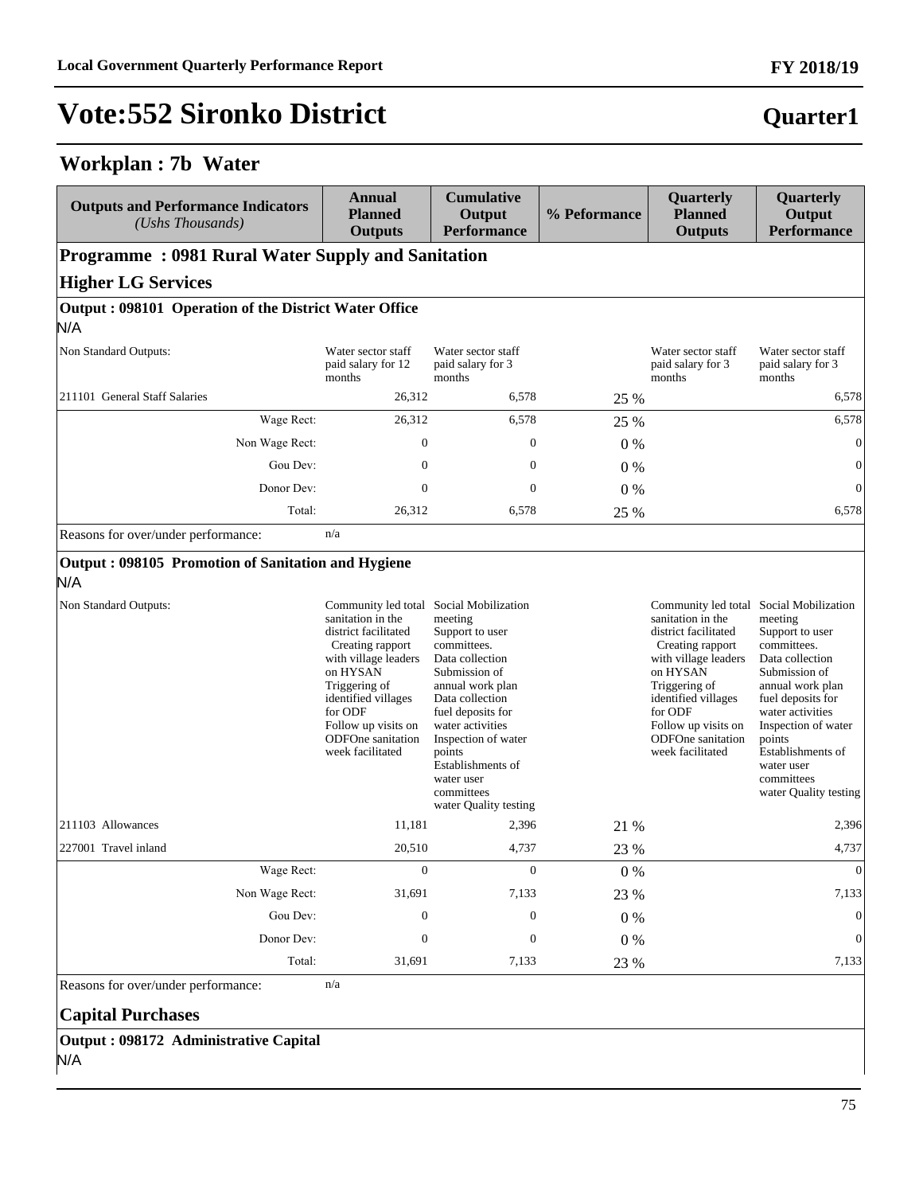# Vote:552 Sironko District

## Quarter1

### Workplan : 7b Water

| Outputs and Performance Indicators *(Ushs Thousands)* | Annual Planned Outputs | Cumulative Output Performance | % Peformance | Quarterly Planned Outputs | Quarterly Output Performance |
|---|---|---|---|---|---|
| **Programme : 0981 Rural Water Supply and Sanitation** | | | | | |
| **Higher LG Services** | | | | | |
| **Output : 098101 Operation of the District Water Office** | | | | | |
| N/A | | | | | |
| Non Standard Outputs: | Water sector staff paid salary for 12 months | Water sector staff paid salary for 3 months | | Water sector staff paid salary for 3 months | Water sector staff paid salary for 3 months |
| 211101 General Staff Salaries | 26,312 | 6,578 | 25 % | | 6,578 |
| Wage Rect: | 26,312 | 6,578 | 25 % | | 6,578 |
| Non Wage Rect: | 0 | 0 | 0 % | | 0 |
| Gou Dev: | 0 | 0 | 0 % | | 0 |
| Donor Dev: | 0 | 0 | 0 % | | 0 |
| Total: | 26,312 | 6,578 | 25 % | | 6,578 |
| Reasons for over/under performance: | n/a | | | | |
| **Output : 098105 Promotion of Sanitation and Hygiene** | | | | | |
| N/A | | | | | |
| Non Standard Outputs: | Community led total sanitation in the district facilitated Creating rapport with village leaders on HYSAN Triggering of identified villages for ODF Follow up visits on ODFOne sanitation week facilitated | Social Mobilization meeting Support to user committees. Data collection Submission of annual work plan Data collection fuel deposits for water activities Inspection of water points Establishments of water user committees water Quality testing | | Community led total sanitation in the district facilitated Creating rapport with village leaders on HYSAN Triggering of identified villages for ODF Follow up visits on ODFOne sanitation week facilitated | Social Mobilization meeting Support to user committees. Data collection Submission of annual work plan fuel deposits for water activities Inspection of water points Establishments of water user committees water Quality testing |
| 211103 Allowances | 11,181 | 2,396 | 21 % | | 2,396 |
| 227001 Travel inland | 20,510 | 4,737 | 23 % | | 4,737 |
| Wage Rect: | 0 | 0 | 0 % | | 0 |
| Non Wage Rect: | 31,691 | 7,133 | 23 % | | 7,133 |
| Gou Dev: | 0 | 0 | 0 % | | 0 |
| Donor Dev: | 0 | 0 | 0 % | | 0 |
| Total: | 31,691 | 7,133 | 23 % | | 7,133 |
| Reasons for over/under performance: | n/a | | | | |
| **Capital Purchases** | | | | | |
| **Output : 098172 Administrative Capital** | | | | | |
| N/A | | | | | |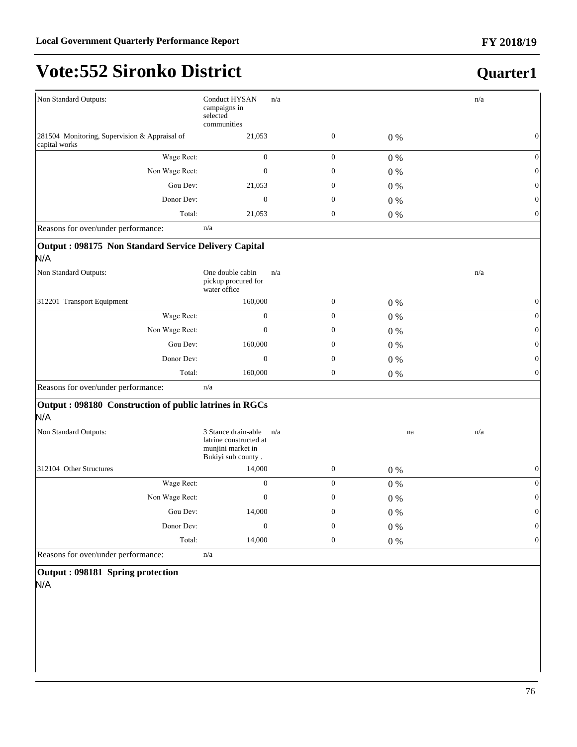# Vote:552 Sironko District

## Quarter1

| | | | | | |
|---|---|---|---|---|---|
| Non Standard Outputs: | Conduct HYSAN campaigns in selected communities | n/a | | | n/a |
| 281504 Monitoring, Supervision & Appraisal of capital works | 21,053 | | 0 | 0 % | 0 |
| Wage Rect: | 0 | | 0 | 0 % | 0 |
| Non Wage Rect: | 0 | | 0 | 0 % | 0 |
| Gou Dev: | 21,053 | | 0 | 0 % | 0 |
| Donor Dev: | 0 | | 0 | 0 % | 0 |
| Total: | 21,053 | | 0 | 0 % | 0 |
| Reasons for over/under performance: | n/a | | | | |

### Output : 098175 Non Standard Service Delivery Capital

N/A

| | | | | | |
|---|---|---|---|---|---|
| Non Standard Outputs: | One double cabin pickup procured for water office | n/a | | | n/a |
| 312201 Transport Equipment | 160,000 | | 0 | 0 % | 0 |
| Wage Rect: | 0 | | 0 | 0 % | 0 |
| Non Wage Rect: | 0 | | 0 | 0 % | 0 |
| Gou Dev: | 160,000 | | 0 | 0 % | 0 |
| Donor Dev: | 0 | | 0 | 0 % | 0 |
| Total: | 160,000 | | 0 | 0 % | 0 |
| Reasons for over/under performance: | n/a | | | | |

### Output : 098180 Construction of public latrines in RGCs

N/A

| | | | | | |
|---|---|---|---|---|---|
| Non Standard Outputs: | 3 Stance drain-able latrine constructed at munjini market in Bukiyi sub county . | n/a | | na | n/a |
| 312104 Other Structures | 14,000 | | 0 | 0 % | 0 |
| Wage Rect: | 0 | | 0 | 0 % | 0 |
| Non Wage Rect: | 0 | | 0 | 0 % | 0 |
| Gou Dev: | 14,000 | | 0 | 0 % | 0 |
| Donor Dev: | 0 | | 0 | 0 % | 0 |
| Total: | 14,000 | | 0 | 0 % | 0 |
| Reasons for over/under performance: | n/a | | | | |

### Output : 098181 Spring protection

N/A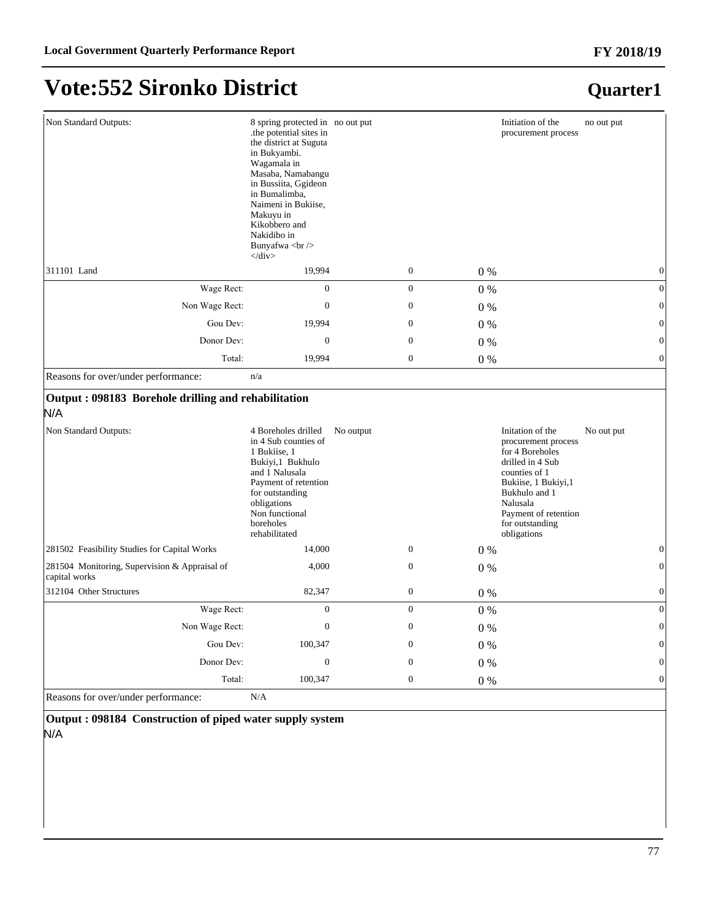# Vote:552 Sironko District

## Quarter1

| | | | | | |
|---|---|---|---|---|---|
| Non Standard Outputs: | 8 spring protected in .the potential sites in the district at Suguta in Bukyambi. Wagamala in Masaba, Namabangu in Bussiita, Ggideon in Bumalimba, Naimeni in Bukiise, Makuyu in Kikobbero and Nakidibo in Bunyafwa <br /> </div> | no out put | | Initiation of the procurement process | no out put |
| 311101 Land | 19,994 | 0 | 0 % | | 0 |
| Wage Rect: | 0 | 0 | 0 % | | 0 |
| Non Wage Rect: | 0 | 0 | 0 % | | 0 |
| Gou Dev: | 19,994 | 0 | 0 % | | 0 |
| Donor Dev: | 0 | 0 | 0 % | | 0 |
| Total: | 19,994 | 0 | 0 % | | 0 |
| Reasons for over/under performance: | n/a | | | | |

**Output : 098183 Borehole drilling and rehabilitation**

N/A

| | | | | | |
|---|---|---|---|---|---|
| Non Standard Outputs: | 4 Boreholes drilled in 4 Sub counties of 1 Bukiise, 1 Bukiyi,1 Bukhulo and 1 Nalusala Payment of retention for outstanding obligations Non functional boreholes rehabilitated | No output | | Initation of the procurement process for 4 Boreholes drilled in 4 Sub counties of 1 Bukiise, 1 Bukiyi,1 Bukhulo and 1 Nalusala Payment of retention for outstanding obligations | No out put |
| 281502 Feasibility Studies for Capital Works | 14,000 | 0 | 0 % | | 0 |
| 281504 Monitoring, Supervision & Appraisal of capital works | 4,000 | 0 | 0 % | | 0 |
| 312104 Other Structures | 82,347 | 0 | 0 % | | 0 |
| Wage Rect: | 0 | 0 | 0 % | | 0 |
| Non Wage Rect: | 0 | 0 | 0 % | | 0 |
| Gou Dev: | 100,347 | 0 | 0 % | | 0 |
| Donor Dev: | 0 | 0 | 0 % | | 0 |
| Total: | 100,347 | 0 | 0 % | | 0 |
| Reasons for over/under performance: | N/A | | | | |

**Output : 098184 Construction of piped water supply system**

N/A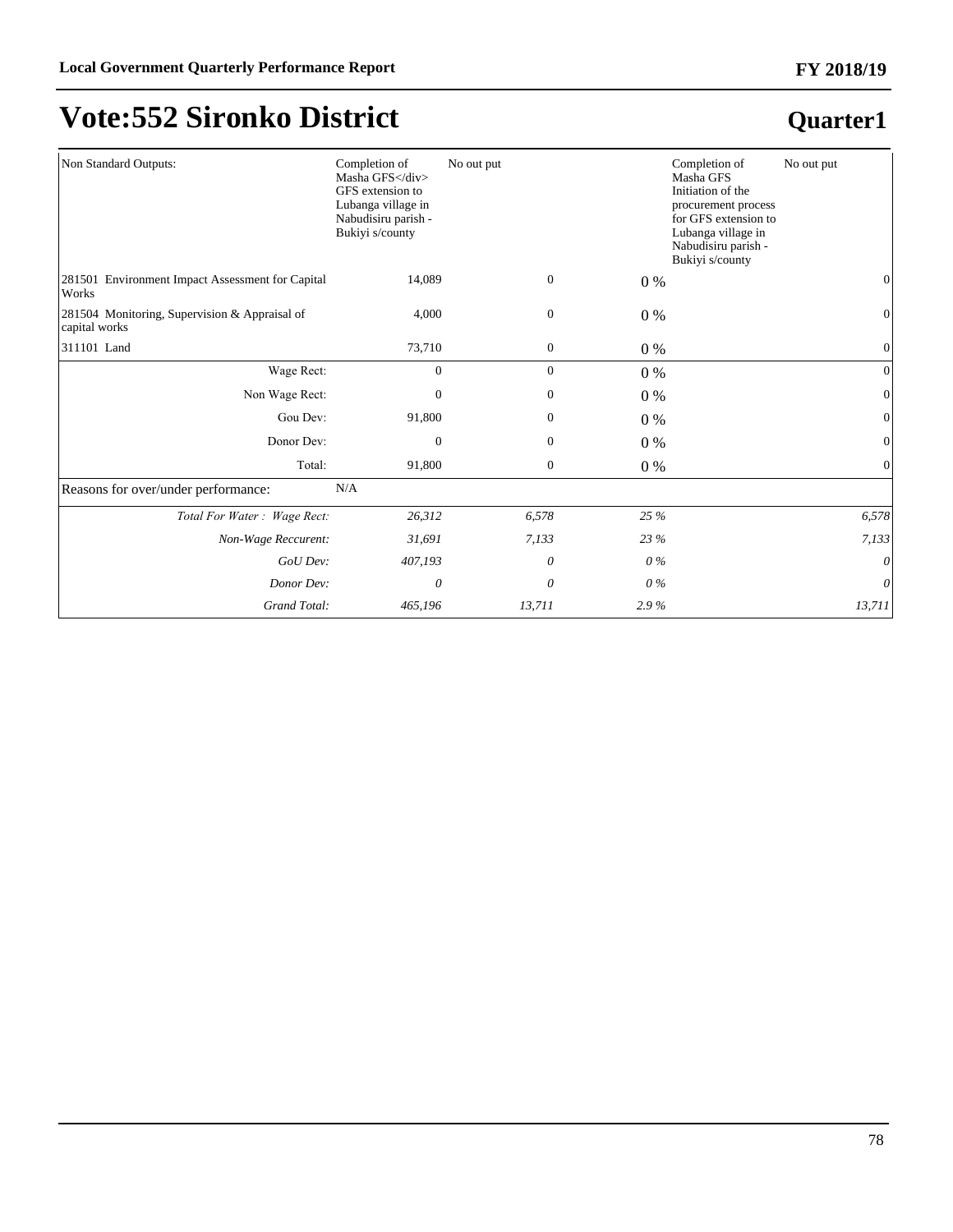# Vote:552 Sironko District

## Quarter1

| | | | | | |
|---|---|---|---|---|---|
| Non Standard Outputs: | Completion of Masha GFS</div> GFS extension to Lubanga village in Nabudisiru parish - Bukiyi s/county | No out put | | Completion of Masha GFS Initiation of the procurement process for GFS extension to Lubanga village in Nabudisiru parish - Bukiyi s/county | No out put |
| 281501 Environment Impact Assessment for Capital Works | 14,089 | 0 | 0 % | | 0 |
| 281504 Monitoring, Supervision & Appraisal of capital works | 4,000 | 0 | 0 % | | 0 |
| 311101 Land | 73,710 | 0 | 0 % | | 0 |
| Wage Rect: | 0 | 0 | 0 % | | 0 |
| Non Wage Rect: | 0 | 0 | 0 % | | 0 |
| Gou Dev: | 91,800 | 0 | 0 % | | 0 |
| Donor Dev: | 0 | 0 | 0 % | | 0 |
| Total: | 91,800 | 0 | 0 % | | 0 |
| Reasons for over/under performance: | N/A | | | | |
| *Total For Water : Wage Rect:* | *26,312* | *6,578* | *25 %* | | *6,578* |
| *Non-Wage Reccurent:* | *31,691* | *7,133* | *23 %* | | *7,133* |
| *GoU Dev:* | *407,193* | *0* | *0 %* | | *0* |
| *Donor Dev:* | *0* | *0* | *0 %* | | *0* |
| *Grand Total:* | *465,196* | *13,711* | *2.9 %* | | *13,711* |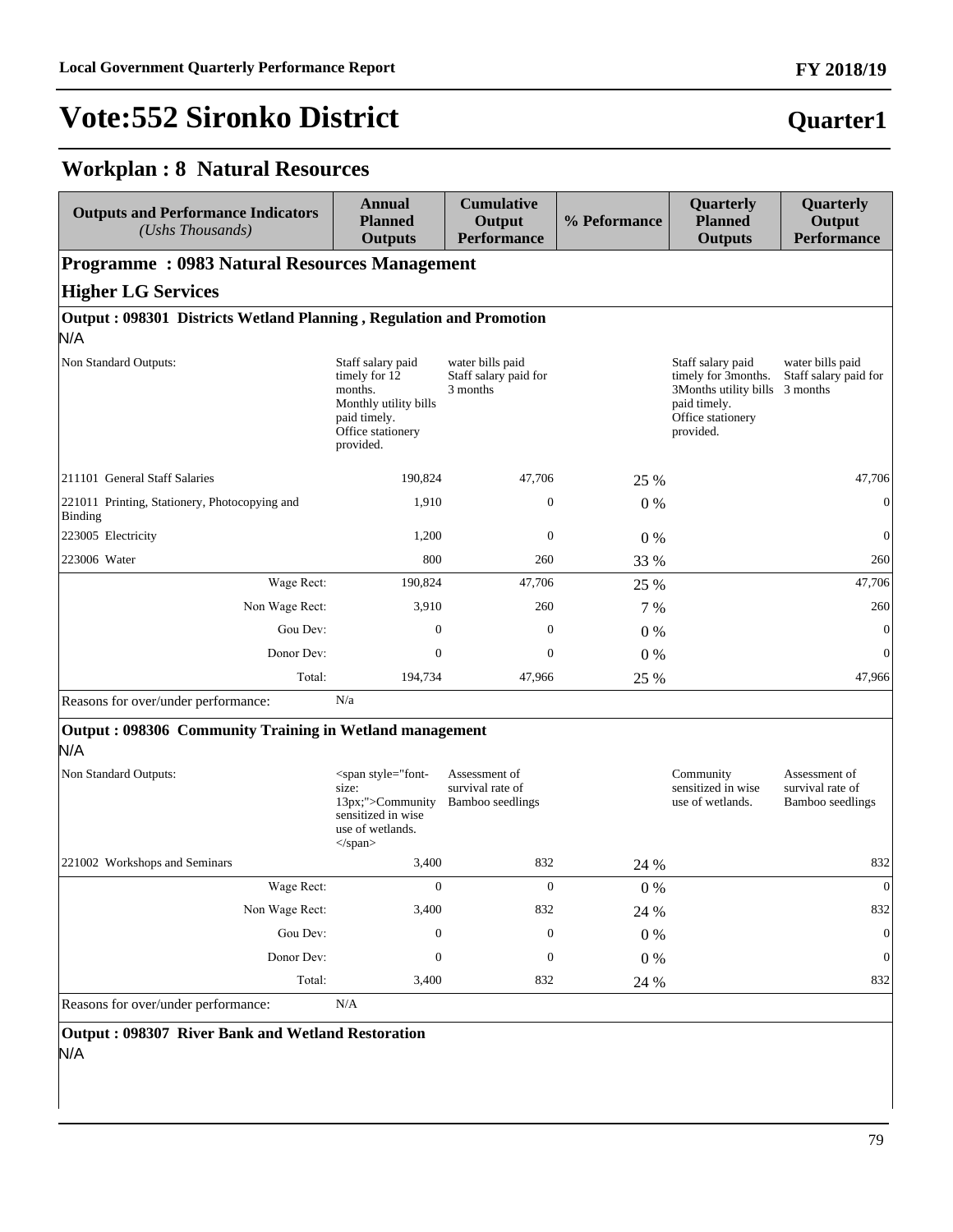# Vote:552 Sironko District

**Quarter1**

## Workplan : 8 Natural Resources

| Outputs and Performance Indicators *(Ushs Thousands)* | Annual Planned Outputs | Cumulative Output Performance | % Peformance | Quarterly Planned Outputs | Quarterly Output Performance |
|---|---|---|---|---|---|
| **Programme : 0983 Natural Resources Management** | | | | | |
| **Higher LG Services** | | | | | |
| **Output : 098301 Districts Wetland Planning , Regulation and Promotion** | | | | | |
| N/A | | | | | |
| Non Standard Outputs: | Staff salary paid timely for 12 months. Monthly utility bills paid timely. Office stationery provided. | water bills paid Staff salary paid for 3 months | | Staff salary paid timely for 3months. 3Months utility bills paid timely. Office stationery provided. | water bills paid Staff salary paid for 3 months |
| 211101 General Staff Salaries | 190,824 | 47,706 | 25 % | | 47,706 |
| 221011 Printing, Stationery, Photocopying and Binding | 1,910 | 0 | 0 % | | 0 |
| 223005 Electricity | 1,200 | 0 | 0 % | | 0 |
| 223006 Water | 800 | 260 | 33 % | | 260 |
| Wage Rect: | 190,824 | 47,706 | 25 % | | 47,706 |
| Non Wage Rect: | 3,910 | 260 | 7 % | | 260 |
| Gou Dev: | 0 | 0 | 0 % | | 0 |
| Donor Dev: | 0 | 0 | 0 % | | 0 |
| Total: | 194,734 | 47,966 | 25 % | | 47,966 |
| Reasons for over/under performance: | N/a | | | | |
| **Output : 098306 Community Training in Wetland management** | | | | | |
| N/A | | | | | |
| Non Standard Outputs: | <span style="font-size: 13px;">Community sensitized in wise use of wetlands. </span> | Assessment of survival rate of Bamboo seedlings | | Community sensitized in wise use of wetlands. | Assessment of survival rate of Bamboo seedlings |
| 221002 Workshops and Seminars | 3,400 | 832 | 24 % | | 832 |
| Wage Rect: | 0 | 0 | 0 % | | 0 |
| Non Wage Rect: | 3,400 | 832 | 24 % | | 832 |
| Gou Dev: | 0 | 0 | 0 % | | 0 |
| Donor Dev: | 0 | 0 | 0 % | | 0 |
| Total: | 3,400 | 832 | 24 % | | 832 |
| Reasons for over/under performance: | N/A | | | | |
| **Output : 098307 River Bank and Wetland Restoration** | | | | | |
| N/A | | | | | |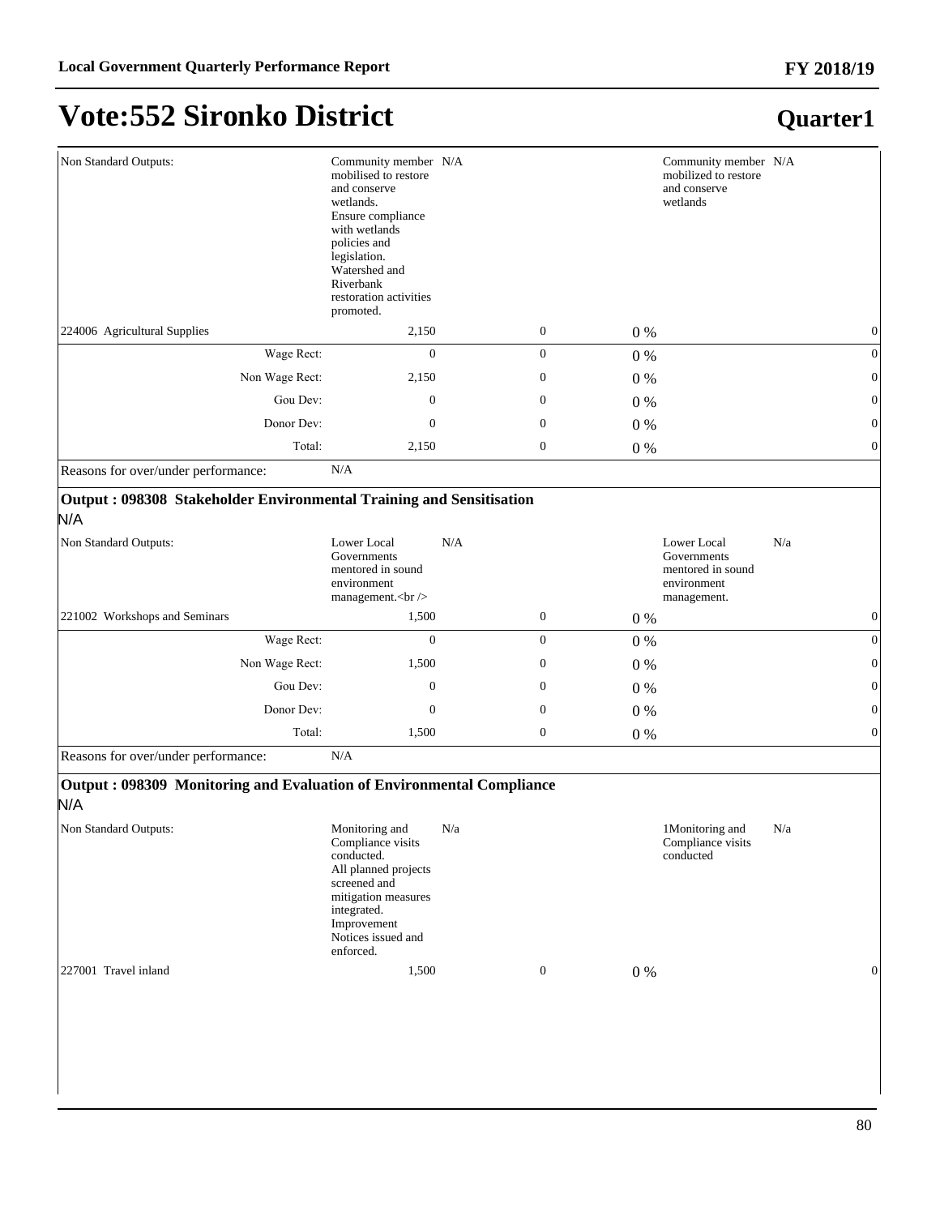# Vote:552 Sironko District

## Quarter1

| | | | | | | |
|---|---|---|---|---|---|---|
| Non Standard Outputs: | Community member mobilised to restore and conserve wetlands. Ensure compliance with wetlands policies and legislation. Watershed and Riverbank restoration activities promoted. | N/A | | | Community member mobilized to restore and conserve wetlands | N/A |
| 224006 Agricultural Supplies | 2,150 | 0 | 0 % | | | 0 |
| Wage Rect: | 0 | 0 | 0 % | | | 0 |
| Non Wage Rect: | 2,150 | 0 | 0 % | | | 0 |
| Gou Dev: | 0 | 0 | 0 % | | | 0 |
| Donor Dev: | 0 | 0 | 0 % | | | 0 |
| Total: | 2,150 | 0 | 0 % | | | 0 |
| Reasons for over/under performance: | N/A | | | | | |

### Output : 098308 Stakeholder Environmental Training and Sensitisation

N/A

| | | | | | | |
|---|---|---|---|---|---|---|
| Non Standard Outputs: | Lower Local Governments mentored in sound environment management.<br /> | N/A | | | Lower Local Governments mentored in sound environment management. | N/a |
| 221002 Workshops and Seminars | 1,500 | 0 | 0 % | | | 0 |
| Wage Rect: | 0 | 0 | 0 % | | | 0 |
| Non Wage Rect: | 1,500 | 0 | 0 % | | | 0 |
| Gou Dev: | 0 | 0 | 0 % | | | 0 |
| Donor Dev: | 0 | 0 | 0 % | | | 0 |
| Total: | 1,500 | 0 | 0 % | | | 0 |
| Reasons for over/under performance: | N/A | | | | | |

### Output : 098309 Monitoring and Evaluation of Environmental Compliance

N/A

| | | | | | | |
|---|---|---|---|---|---|---|
| Non Standard Outputs: | Monitoring and Compliance visits conducted. All planned projects screened and mitigation measures integrated. Improvement Notices issued and enforced. | N/a | | | 1Monitoring and Compliance visits conducted | N/a |
| 227001 Travel inland | 1,500 | 0 | 0 % | | | 0 |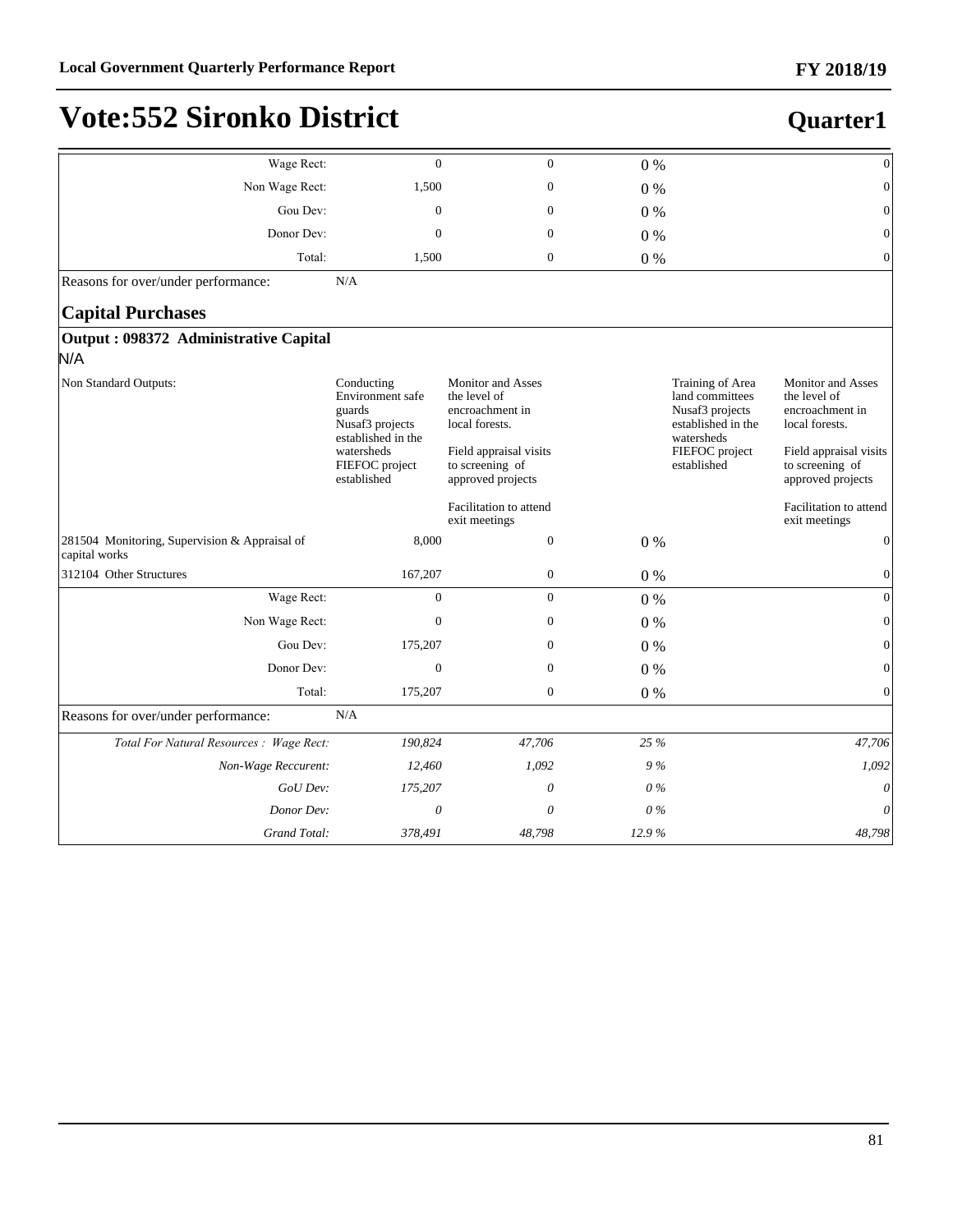# Vote:552 Sironko District

## Quarter1

| | | | | | |
|---|---|---|---|---|---|
| Wage Rect: | 0 | 0 | 0 % | | 0 |
| Non Wage Rect: | 1,500 | 0 | 0 % | | 0 |
| Gou Dev: | 0 | 0 | 0 % | | 0 |
| Donor Dev: | 0 | 0 | 0 % | | 0 |
| Total: | 1,500 | 0 | 0 % | | 0 |
| Reasons for over/under performance: | N/A | | | | |

### Capital Purchases

**Output : 098372 Administrative Capital**

N/A

| | | | | | |
|---|---|---|---|---|---|
| Non Standard Outputs: | Conducting Environment safe guards Nusaf3 projects established in the watersheds FIEFOC project established | Monitor and Asses the level of encroachment in local forests.<br><br>Field appraisal visits to screening of approved projects<br><br>Facilitation to attend exit meetings | | Training of Area land committees Nusaf3 projects established in the watersheds FIEFOC project established | Monitor and Asses the level of encroachment in local forests.<br><br>Field appraisal visits to screening of approved projects<br><br>Facilitation to attend exit meetings |
| 281504 Monitoring, Supervision & Appraisal of capital works | 8,000 | 0 | 0 % | | 0 |
| 312104 Other Structures | 167,207 | 0 | 0 % | | 0 |
| Wage Rect: | 0 | 0 | 0 % | | 0 |
| Non Wage Rect: | 0 | 0 | 0 % | | 0 |
| Gou Dev: | 175,207 | 0 | 0 % | | 0 |
| Donor Dev: | 0 | 0 | 0 % | | 0 |
| Total: | 175,207 | 0 | 0 % | | 0 |
| Reasons for over/under performance: | N/A | | | | |
| *Total For Natural Resources : Wage Rect:* | *190,824* | *47,706* | *25 %* | | *47,706* |
| *Non-Wage Reccurent:* | *12,460* | *1,092* | *9 %* | | *1,092* |
| *GoU Dev:* | *175,207* | *0* | *0 %* | | *0* |
| *Donor Dev:* | *0* | *0* | *0 %* | | *0* |
| *Grand Total:* | *378,491* | *48,798* | *12.9 %* | | *48,798* |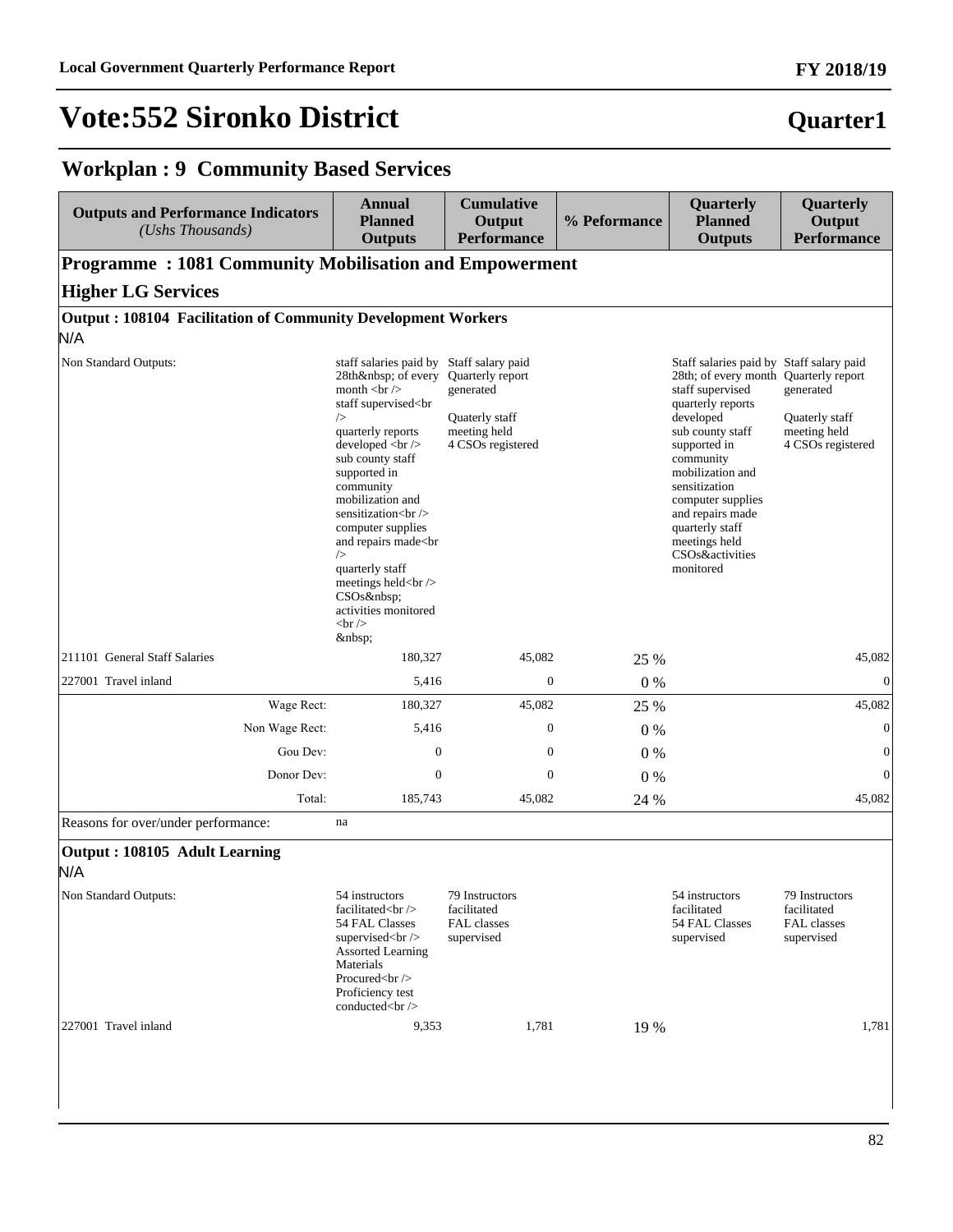# Vote:552 Sironko District

**Quarter1**

## Workplan : 9 Community Based Services

| Outputs and Performance Indicators *(Ushs Thousands)* | Annual Planned Outputs | Cumulative Output Performance | % Peformance | Quarterly Planned Outputs | Quarterly Output Performance |
|---|---|---|---|---|---|
| **Programme : 1081 Community Mobilisation and Empowerment** | | | | | |
| **Higher LG Services** | | | | | |
| **Output : 108104 Facilitation of Community Development Workers** | | | | | |
| N/A | | | | | |
| Non Standard Outputs: | staff salaries paid by 28th&nbsp; of every month <br /> staff supervised<br /> quarterly reports developed <br /> sub county staff supported in community mobilization and sensitization<br /> computer supplies and repairs made<br /> quarterly staff meetings held<br /> CSOs&nbsp; activities monitored <br /> &nbsp; | Staff salary paid Quarterly report generated Quaterly staff meeting held 4 CSOs registered | | Staff salaries paid by 28th; of every month staff supervised quarterly reports developed sub county staff supported in community mobilization and sensitization computer supplies and repairs made quarterly staff meetings held CSOs&activities monitored | Staff salary paid Quarterly report generated Quaterly staff meeting held 4 CSOs registered |
| 211101 General Staff Salaries | 180,327 | 45,082 | 25 % | | 45,082 |
| 227001 Travel inland | 5,416 | 0 | 0 % | | 0 |
| Wage Rect: | 180,327 | 45,082 | 25 % | | 45,082 |
| Non Wage Rect: | 5,416 | 0 | 0 % | | 0 |
| Gou Dev: | 0 | 0 | 0 % | | 0 |
| Donor Dev: | 0 | 0 | 0 % | | 0 |
| Total: | 185,743 | 45,082 | 24 % | | 45,082 |
| Reasons for over/under performance: | na | | | | |
| **Output : 108105 Adult Learning** | | | | | |
| N/A | | | | | |
| Non Standard Outputs: | 54 instructors facilitated<br /> 54 FAL Classes supervised<br /> Assorted Learning Materials Procured<br /> Proficiency test conducted<br /> | 79 Instructors facilitated FAL classes supervised | | 54 instructors facilitated 54 FAL Classes supervised | 79 Instructors facilitated FAL classes supervised |
| 227001 Travel inland | 9,353 | 1,781 | 19 % | | 1,781 |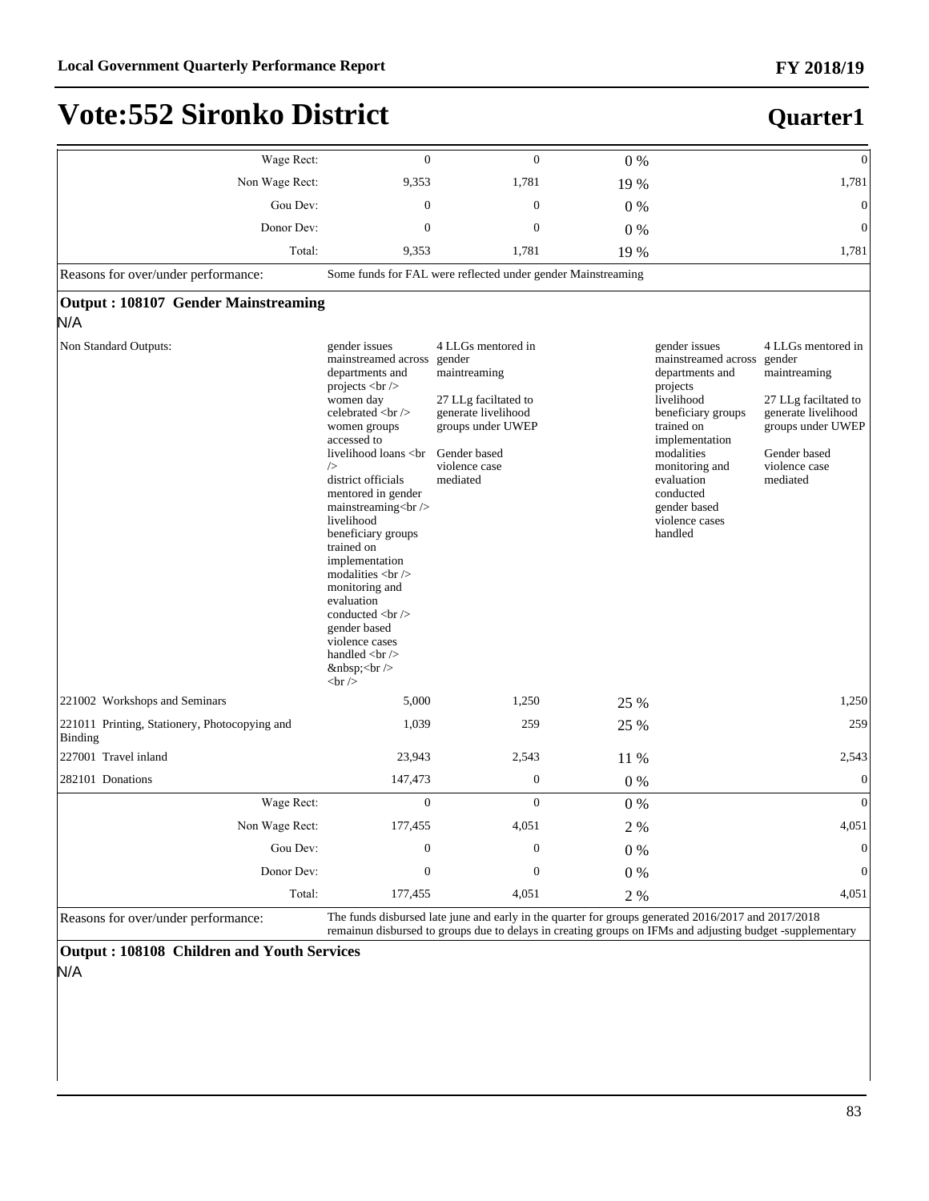# Vote:552 Sironko District

## Quarter1

| | | | | | |
|---|---|---|---|---|---|
| Wage Rect: | 0 | 0 | 0 % | | 0 |
| Non Wage Rect: | 9,353 | 1,781 | 19 % | | 1,781 |
| Gou Dev: | 0 | 0 | 0 % | | 0 |
| Donor Dev: | 0 | 0 | 0 % | | 0 |
| Total: | 9,353 | 1,781 | 19 % | | 1,781 |

Reasons for over/under performance: Some funds for FAL were reflected under gender Mainstreaming

### Output : 108107 Gender Mainstreaming

N/A

| | | | | | |
|---|---|---|---|---|---|
| Non Standard Outputs: | gender issues mainstreamed across departments and projects <br /> women day celebrated <br /> women groups accessed to livelihood loans <br /> district officials mentored in gender mainstreaming<br /> livelihood beneficiary groups trained on implementation modalities <br /> monitoring and evaluation conducted <br /> gender based violence cases handled <br /> &nbsp;<br /> <br /> | 4 LLGs mentored in gender maintreaming<br><br>27 LLg faciltated to generate livelihood groups under UWEP<br><br>Gender based violence case mediated | | gender issues mainstreamed across departments and projects livelihood beneficiary groups trained on implementation modalities monitoring and evaluation conducted gender based violence cases handled | 4 LLGs mentored in gender maintreaming<br><br>27 LLg faciltated to generate livelihood groups under UWEP<br><br>Gender based violence case mediated |
| 221002 Workshops and Seminars | 5,000 | 1,250 | 25 % | | 1,250 |
| 221011 Printing, Stationery, Photocopying and Binding | 1,039 | 259 | 25 % | | 259 |
| 227001 Travel inland | 23,943 | 2,543 | 11 % | | 2,543 |
| 282101 Donations | 147,473 | 0 | 0 % | | 0 |
| Wage Rect: | 0 | 0 | 0 % | | 0 |
| Non Wage Rect: | 177,455 | 4,051 | 2 % | | 4,051 |
| Gou Dev: | 0 | 0 | 0 % | | 0 |
| Donor Dev: | 0 | 0 | 0 % | | 0 |
| Total: | 177,455 | 4,051 | 2 % | | 4,051 |

Reasons for over/under performance: The funds disbursed late june and early in the quarter for groups generated 2016/2017 and 2017/2018 remainun disbursed to groups due to delays in creating groups on IFMs and adjusting budget -supplementary

### Output : 108108 Children and Youth Services

N/A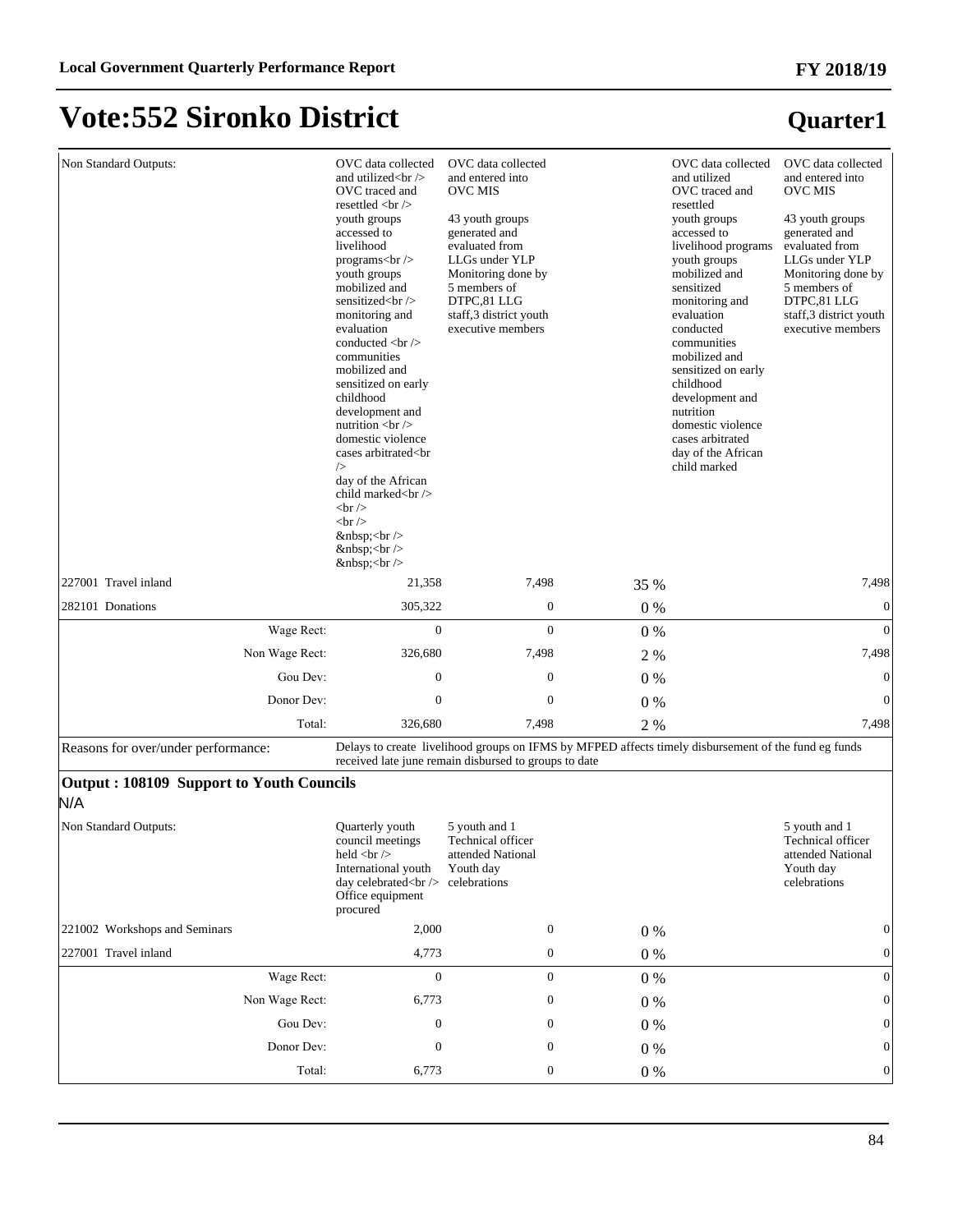# Vote:552 Sironko District

## Quarter1

| | | | | | |
|---|---|---|---|---|---|
| Non Standard Outputs: | OVC data collected and utilized<br />OVC traced and resettled <br />youth groups accessed to livelihood programs<br />youth groups mobilized and sensitized<br />monitoring and evaluation conducted <br />communities mobilized and sensitized on early childhood development and nutrition <br />domestic violence cases arbitrated<br />day of the African child marked<br /><br /><br />&nbsp;<br />&nbsp;<br />&nbsp;<br /> | OVC data collected and entered into OVC MIS<br><br>43 youth groups generated and evaluated from LLGs under YLP Monitoring done by 5 members of DTPC,81 LLG staff,3 district youth executive members | | OVC data collected and utilized OVC traced and resettled youth groups accessed to livelihood programs youth groups mobilized and sensitized monitoring and evaluation conducted communities mobilized and sensitized on early childhood development and nutrition domestic violence cases arbitrated day of the African child marked | OVC data collected and entered into OVC MIS<br><br>43 youth groups generated and evaluated from LLGs under YLP Monitoring done by 5 members of DTPC,81 LLG staff,3 district youth executive members |
| 227001 Travel inland | 21,358 | 7,498 | 35 % | | 7,498 |
| 282101 Donations | 305,322 | 0 | 0 % | | 0 |
| Wage Rect: | 0 | 0 | 0 % | | 0 |
| Non Wage Rect: | 326,680 | 7,498 | 2 % | | 7,498 |
| Gou Dev: | 0 | 0 | 0 % | | 0 |
| Donor Dev: | 0 | 0 | 0 % | | 0 |
| Total: | 326,680 | 7,498 | 2 % | | 7,498 |
| Reasons for over/under performance: | Delays to create livelihood groups on IFMS by MFPED affects timely disbursement of the fund eg funds received late june remain disbursed to groups to date | | | | |

**Output : 108109 Support to Youth Councils**

N/A

| | | | | | |
|---|---|---|---|---|---|
| Non Standard Outputs: | Quarterly youth council meetings held <br />International youth day celebrated<br />Office equipment procured | 5 youth and 1 Technical officer attended National Youth day celebrations | | | 5 youth and 1 Technical officer attended National Youth day celebrations |
| 221002 Workshops and Seminars | 2,000 | 0 | 0 % | | 0 |
| 227001 Travel inland | 4,773 | 0 | 0 % | | 0 |
| Wage Rect: | 0 | 0 | 0 % | | 0 |
| Non Wage Rect: | 6,773 | 0 | 0 % | | 0 |
| Gou Dev: | 0 | 0 | 0 % | | 0 |
| Donor Dev: | 0 | 0 | 0 % | | 0 |
| Total: | 6,773 | 0 | 0 % | | 0 |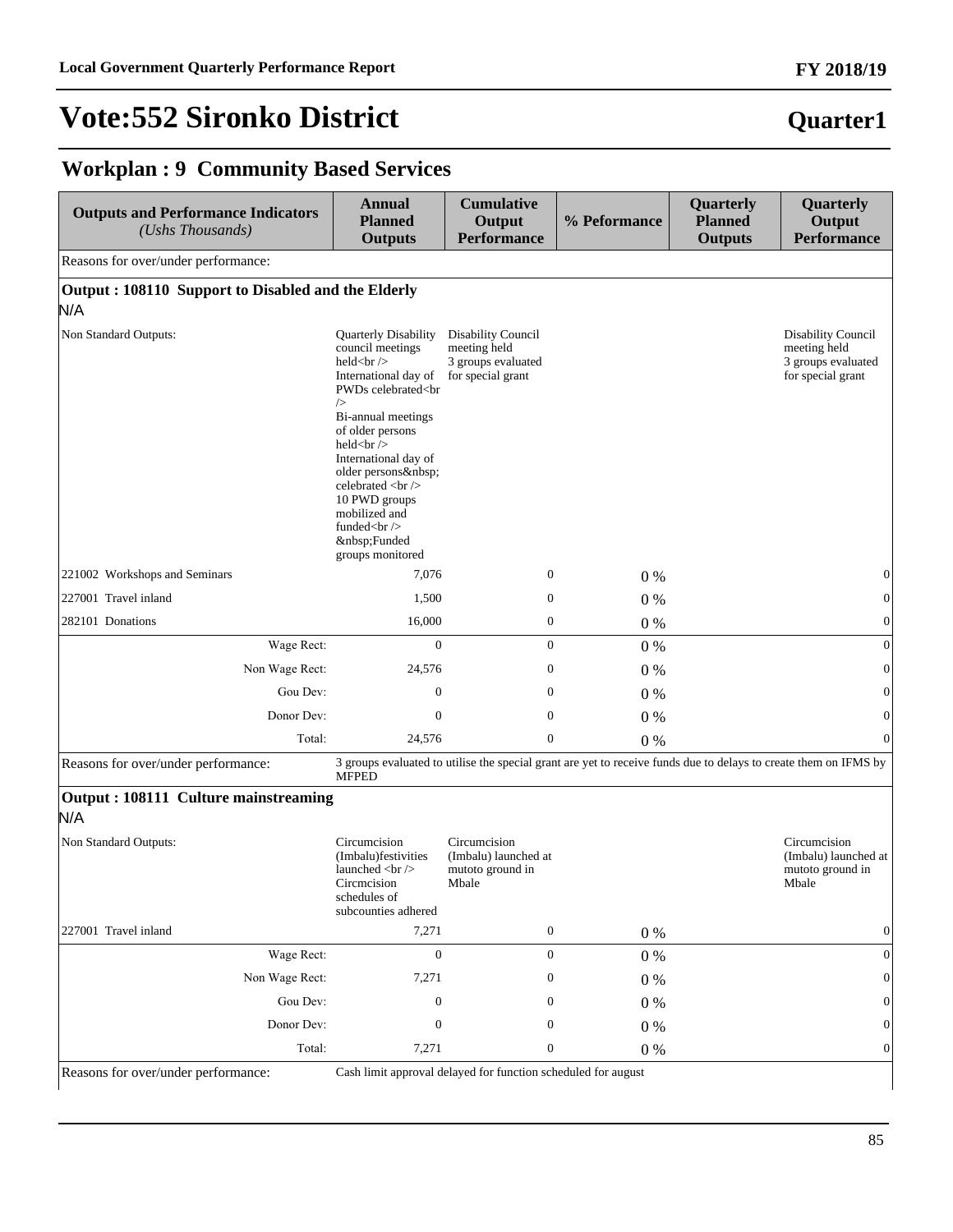# Vote:552 Sironko District

**Quarter1**

## Workplan : 9 Community Based Services

| Outputs and Performance Indicators *(Ushs Thousands)* | Annual Planned Outputs | Cumulative Output Performance | % Peformance | Quarterly Planned Outputs | Quarterly Output Performance |
|---|---|---|---|---|---|
| Reasons for over/under performance: | | | | | |
| **Output : 108110 Support to Disabled and the Elderly** | | | | | |
| N/A | | | | | |
| Non Standard Outputs: | Quarterly Disability council meetings held<br /> International day of PWDs celebrated<br /> Bi-annual meetings of older persons held<br /> International day of older persons&nbsp; celebrated <br /> 10 PWD groups mobilized and funded<br /> &nbsp;Funded groups monitored | Disability Council meeting held 3 groups evaluated for special grant | | | Disability Council meeting held 3 groups evaluated for special grant |
| 221002 Workshops and Seminars | 7,076 | 0 | 0 % | | 0 |
| 227001 Travel inland | 1,500 | 0 | 0 % | | 0 |
| 282101 Donations | 16,000 | 0 | 0 % | | 0 |
| Wage Rect: | 0 | 0 | 0 % | | 0 |
| Non Wage Rect: | 24,576 | 0 | 0 % | | 0 |
| Gou Dev: | 0 | 0 | 0 % | | 0 |
| Donor Dev: | 0 | 0 | 0 % | | 0 |
| Total: | 24,576 | 0 | 0 % | | 0 |
| Reasons for over/under performance: | 3 groups evaluated to utilise the special grant are yet to receive funds due to delays to create them on IFMS by MFPED | | | | |
| **Output : 108111 Culture mainstreaming** | | | | | |
| N/A | | | | | |
| Non Standard Outputs: | Circumcision (Imbalu)festivities launched <br /> Circmcision schedules of subcounties adhered | Circumcision (Imbalu) launched at mutoto ground in Mbale | | | Circumcision (Imbalu) launched at mutoto ground in Mbale |
| 227001 Travel inland | 7,271 | 0 | 0 % | | 0 |
| Wage Rect: | 0 | 0 | 0 % | | 0 |
| Non Wage Rect: | 7,271 | 0 | 0 % | | 0 |
| Gou Dev: | 0 | 0 | 0 % | | 0 |
| Donor Dev: | 0 | 0 | 0 % | | 0 |
| Total: | 7,271 | 0 | 0 % | | 0 |
| Reasons for over/under performance: | Cash limit approval delayed for function scheduled for august | | | | |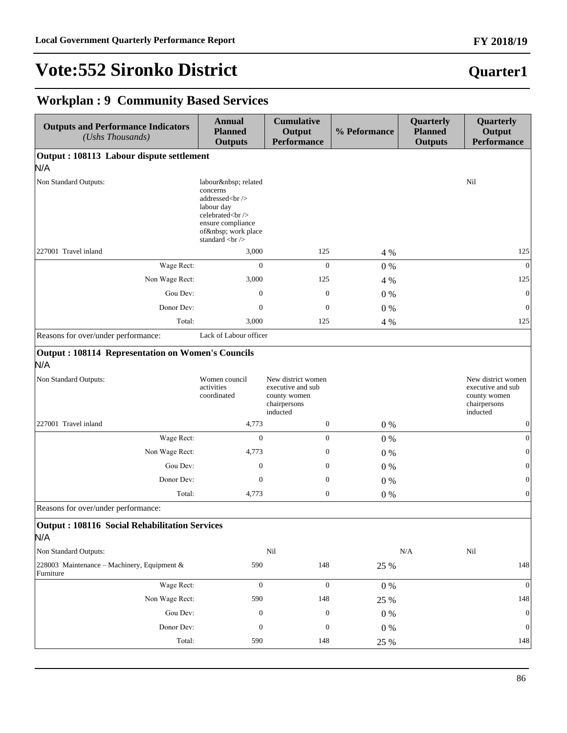# Vote:552 Sironko District

## Quarter1

## Workplan : 9 Community Based Services

| Outputs and Performance Indicators *(Ushs Thousands)* | Annual Planned Outputs | Cumulative Output Performance | % Peformance | Quarterly Planned Outputs | Quarterly Output Performance |
|---|---|---|---|---|---|
| **Output : 108113 Labour dispute settlement** | | | | | |
| N/A | | | | | |
| Non Standard Outputs: | labour&nbsp; related concerns addressed<br /> labour day celebrated<br /> ensure compliance of&nbsp; work place standard <br /> | | | | Nil |
| 227001 Travel inland | 3,000 | 125 | 4 % | | 125 |
| Wage Rect: | 0 | 0 | 0 % | | 0 |
| Non Wage Rect: | 3,000 | 125 | 4 % | | 125 |
| Gou Dev: | 0 | 0 | 0 % | | 0 |
| Donor Dev: | 0 | 0 | 0 % | | 0 |
| Total: | 3,000 | 125 | 4 % | | 125 |
| Reasons for over/under performance: | Lack of Labour officer | | | | |
| **Output : 108114 Representation on Women's Councils** | | | | | |
| N/A | | | | | |
| Non Standard Outputs: | Women council activities coordinated | New district women executive and sub county women chairpersons inducted | | | New district women executive and sub county women chairpersons inducted |
| 227001 Travel inland | 4,773 | 0 | 0 % | | 0 |
| Wage Rect: | 0 | 0 | 0 % | | 0 |
| Non Wage Rect: | 4,773 | 0 | 0 % | | 0 |
| Gou Dev: | 0 | 0 | 0 % | | 0 |
| Donor Dev: | 0 | 0 | 0 % | | 0 |
| Total: | 4,773 | 0 | 0 % | | 0 |
| Reasons for over/under performance: | | | | | |
| **Output : 108116 Social Rehabilitation Services** | | | | | |
| N/A | | | | | |
| Non Standard Outputs: | | Nil | | N/A | Nil |
| 228003 Maintenance – Machinery, Equipment & Furniture | 590 | 148 | 25 % | | 148 |
| Wage Rect: | 0 | 0 | 0 % | | 0 |
| Non Wage Rect: | 590 | 148 | 25 % | | 148 |
| Gou Dev: | 0 | 0 | 0 % | | 0 |
| Donor Dev: | 0 | 0 | 0 % | | 0 |
| Total: | 590 | 148 | 25 % | | 148 |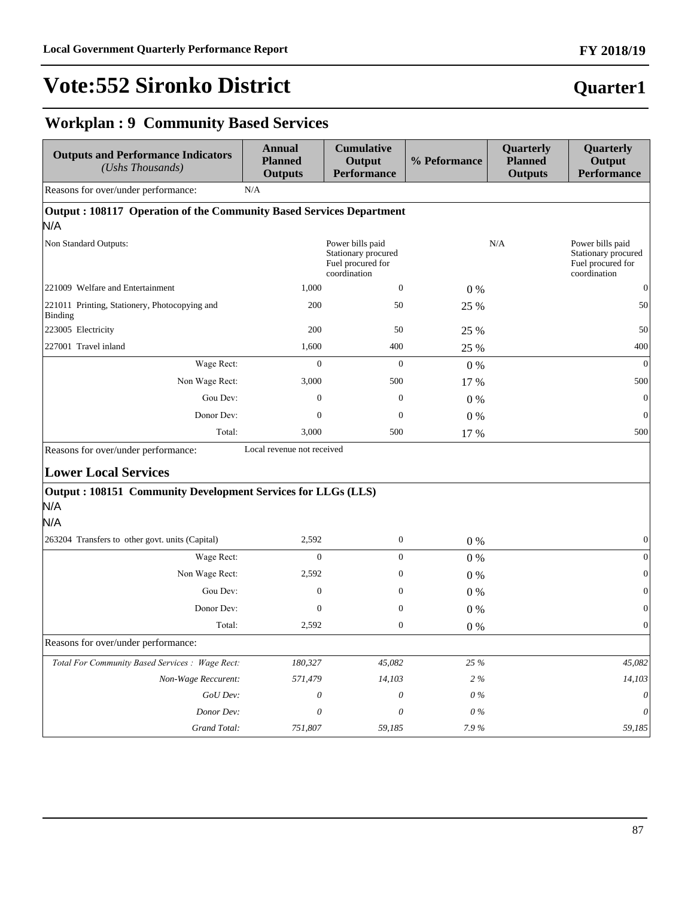# Vote:552 Sironko District

**Quarter1**

## Workplan : 9 Community Based Services

| Outputs and Performance Indicators *(Ushs Thousands)* | Annual Planned Outputs | Cumulative Output Performance | % Peformance | Quarterly Planned Outputs | Quarterly Output Performance |
|---|---|---|---|---|---|
| Reasons for over/under performance: | N/A | | | | |
| **Output : 108117 Operation of the Community Based Services Department** | | | | | |
| N/A | | | | | |
| Non Standard Outputs: | | Power bills paid Stationary procured Fuel procured for coordination | | N/A | Power bills paid Stationary procured Fuel procured for coordination |
| 221009 Welfare and Entertainment | 1,000 | 0 | 0 % | | 0 |
| 221011 Printing, Stationery, Photocopying and Binding | 200 | 50 | 25 % | | 50 |
| 223005 Electricity | 200 | 50 | 25 % | | 50 |
| 227001 Travel inland | 1,600 | 400 | 25 % | | 400 |
| Wage Rect: | 0 | 0 | 0 % | | 0 |
| Non Wage Rect: | 3,000 | 500 | 17 % | | 500 |
| Gou Dev: | 0 | 0 | 0 % | | 0 |
| Donor Dev: | 0 | 0 | 0 % | | 0 |
| Total: | 3,000 | 500 | 17 % | | 500 |
| Reasons for over/under performance: | Local revenue not received | | | | |
| **Lower Local Services** | | | | | |
| **Output : 108151 Community Development Services for LLGs (LLS)** | | | | | |
| N/A | | | | | |
| N/A | | | | | |
| 263204 Transfers to other govt. units (Capital) | 2,592 | 0 | 0 % | | 0 |
| Wage Rect: | 0 | 0 | 0 % | | 0 |
| Non Wage Rect: | 2,592 | 0 | 0 % | | 0 |
| Gou Dev: | 0 | 0 | 0 % | | 0 |
| Donor Dev: | 0 | 0 | 0 % | | 0 |
| Total: | 2,592 | 0 | 0 % | | 0 |
| Reasons for over/under performance: | | | | | |
| *Total For Community Based Services : Wage Rect:* | *180,327* | *45,082* | *25 %* | | *45,082* |
| *Non-Wage Reccurent:* | *571,479* | *14,103* | *2 %* | | *14,103* |
| *GoU Dev:* | *0* | *0* | *0 %* | | *0* |
| *Donor Dev:* | *0* | *0* | *0 %* | | *0* |
| *Grand Total:* | *751,807* | *59,185* | *7.9 %* | | *59,185* |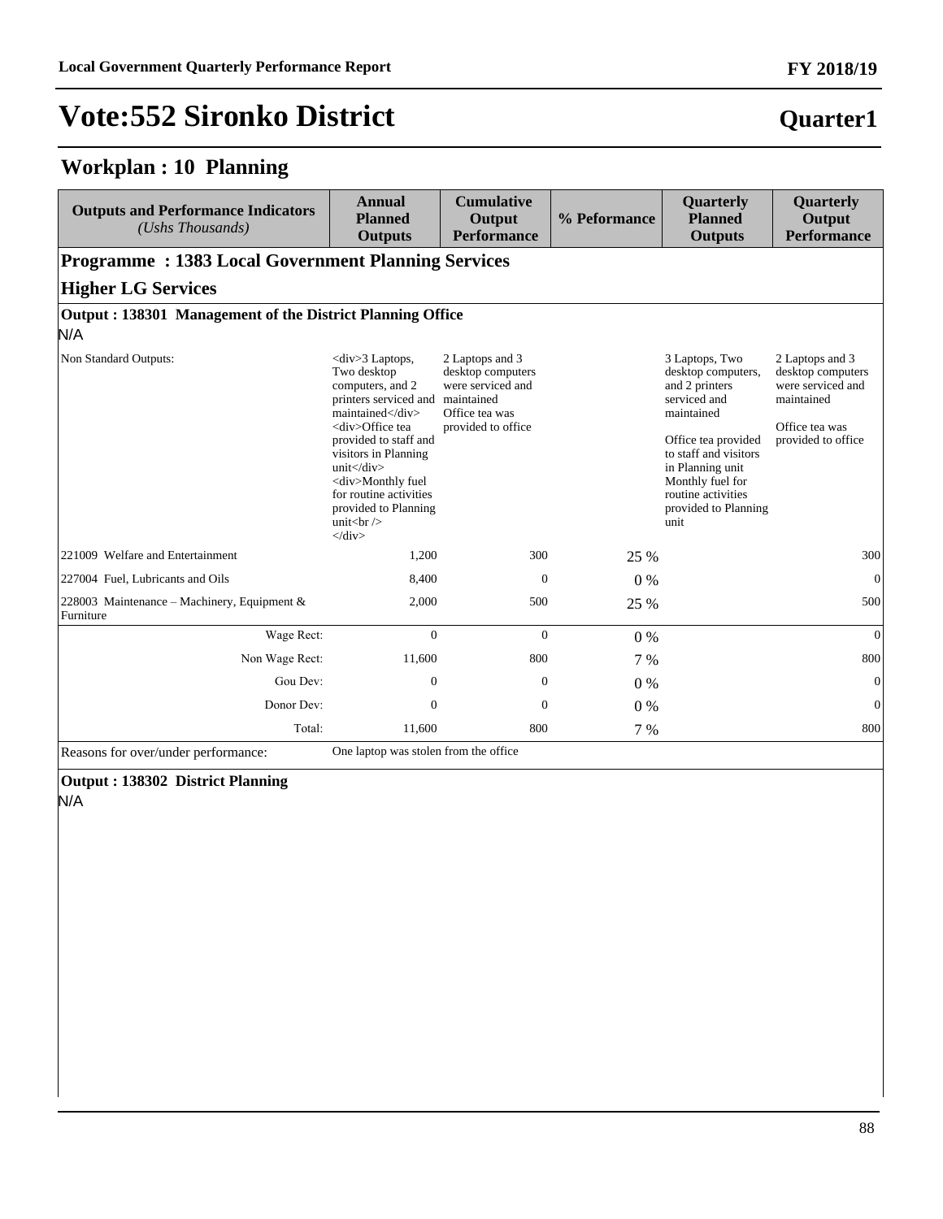# Vote:552 Sironko District

**Quarter1**

## Workplan : 10 Planning

| Outputs and Performance Indicators *(Ushs Thousands)* | Annual Planned Outputs | Cumulative Output Performance | % Peformance | Quarterly Planned Outputs | Quarterly Output Performance |
|---|---|---|---|---|---|
| **Programme : 1383 Local Government Planning Services** | | | | | |
| **Higher LG Services** | | | | | |
| **Output : 138301 Management of the District Planning Office** | | | | | |
| N/A | | | | | |
| Non Standard Outputs: | <div>3 Laptops, Two desktop computers, and 2 printers serviced and maintained</div> <div>Office tea provided to staff and visitors in Planning unit</div> <div>Monthly fuel for routine activities provided to Planning unit<br /> </div> | 2 Laptops and 3 desktop computers were serviced and maintained Office tea was provided to office | | 3 Laptops, Two desktop computers, and 2 printers serviced and maintained Office tea provided to staff and visitors in Planning unit Monthly fuel for routine activities provided to Planning unit | 2 Laptops and 3 desktop computers were serviced and maintained Office tea was provided to office |
| 221009 Welfare and Entertainment | 1,200 | 300 | 25 % | | 300 |
| 227004 Fuel, Lubricants and Oils | 8,400 | 0 | 0 % | | 0 |
| 228003 Maintenance – Machinery, Equipment & Furniture | 2,000 | 500 | 25 % | | 500 |
| Wage Rect: | 0 | 0 | 0 % | | 0 |
| Non Wage Rect: | 11,600 | 800 | 7 % | | 800 |
| Gou Dev: | 0 | 0 | 0 % | | 0 |
| Donor Dev: | 0 | 0 | 0 % | | 0 |
| Total: | 11,600 | 800 | 7 % | | 800 |
| Reasons for over/under performance: | One laptop was stolen from the office | | | | |
| **Output : 138302 District Planning** | | | | | |
| N/A | | | | | |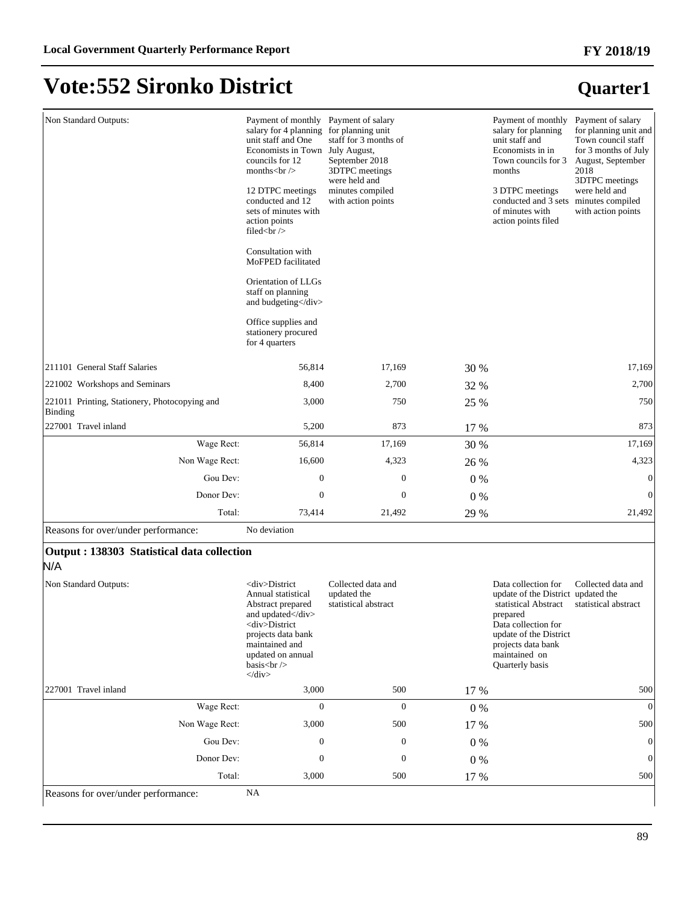# Vote:552 Sironko District

## Quarter1

| | | | | | |
|---|---|---|---|---|---|
| Non Standard Outputs: | Payment of monthly salary for 4 planning unit staff and One Economists in Town councils for 12 months<br /><br>12 DTPC meetings conducted and 12 sets of minutes with action points filed<br /><br>Consultation with MoFPED facilitated<br>Orientation of LLGs staff on planning and budgeting</div><br>Office supplies and stationery procured for 4 quarters | Payment of salary for planning unit staff for 3 months of July August, September 2018 3DTPC meetings were held and minutes compiled with action points | | Payment of monthly salary for planning unit staff and Economists in in Town councils for 3 months<br>3 DTPC meetings conducted and 3 sets of minutes with action points filed | Payment of salary for planning unit and Town council staff for 3 months of July August, September 2018 3DTPC meetings were held and minutes compiled with action points |
| 211101 General Staff Salaries | 56,814 | 17,169 | 30 % | | 17,169 |
| 221002 Workshops and Seminars | 8,400 | 2,700 | 32 % | | 2,700 |
| 221011 Printing, Stationery, Photocopying and Binding | 3,000 | 750 | 25 % | | 750 |
| 227001 Travel inland | 5,200 | 873 | 17 % | | 873 |
| Wage Rect: | 56,814 | 17,169 | 30 % | | 17,169 |
| Non Wage Rect: | 16,600 | 4,323 | 26 % | | 4,323 |
| Gou Dev: | 0 | 0 | 0 % | | 0 |
| Donor Dev: | 0 | 0 | 0 % | | 0 |
| Total: | 73,414 | 21,492 | 29 % | | 21,492 |
| Reasons for over/under performance: | No deviation | | | | |

### Output : 138303 Statistical data collection

N/A

| | | | | | |
|---|---|---|---|---|---|
| Non Standard Outputs: | <div>District Annual statistical Abstract prepared and updated</div> <div>District projects data bank maintained and updated on annual basis<br /> </div> | Collected data and updated the statistical abstract | | Data collection for update of the District statistical Abstract prepared Data collection for update of the District projects data bank maintained on Quarterly basis | Collected data and updated the statistical abstract |
| 227001 Travel inland | 3,000 | 500 | 17 % | | 500 |
| Wage Rect: | 0 | 0 | 0 % | | 0 |
| Non Wage Rect: | 3,000 | 500 | 17 % | | 500 |
| Gou Dev: | 0 | 0 | 0 % | | 0 |
| Donor Dev: | 0 | 0 | 0 % | | 0 |
| Total: | 3,000 | 500 | 17 % | | 500 |
| Reasons for over/under performance: | NA | | | | |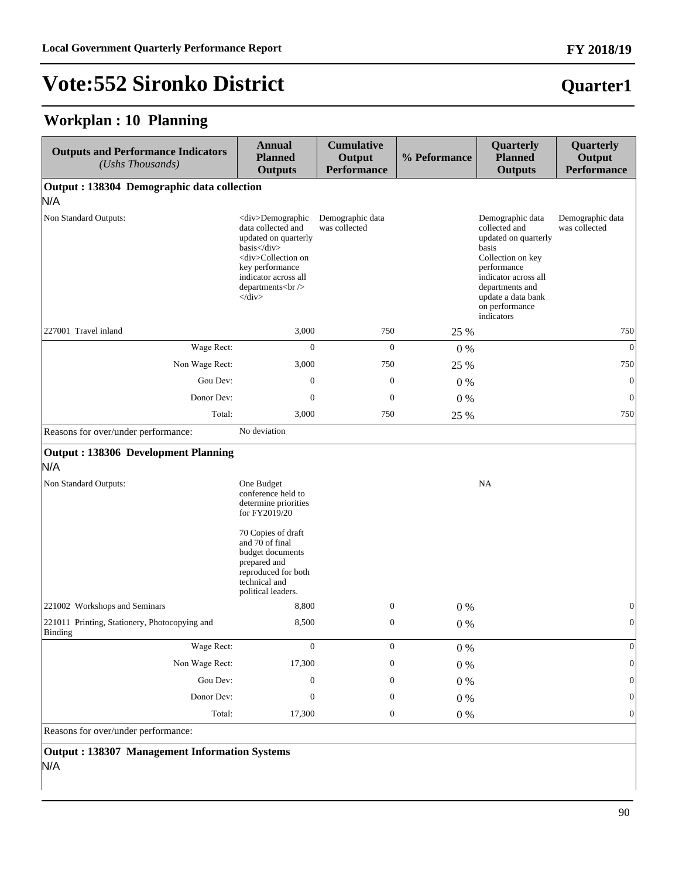# Vote:552 Sironko District

**Quarter1**

## Workplan : 10 Planning

| Outputs and Performance Indicators *(Ushs Thousands)* | Annual Planned Outputs | Cumulative Output Performance | % Peformance | Quarterly Planned Outputs | Quarterly Output Performance |
|---|---|---|---|---|---|
| **Output : 138304 Demographic data collection** | | | | | |
| N/A | | | | | |
| Non Standard Outputs: | <div>Demographic data collected and updated on quarterly basis</div> <div>Collection on key performance indicator across all departments<br /> </div> | Demographic data was collected | | Demographic data collected and updated on quarterly basis Collection on key performance indicator across all departments and update a data bank on performance indicators | Demographic data was collected |
| 227001 Travel inland | 3,000 | 750 | 25 % | | 750 |
| Wage Rect: | 0 | 0 | 0 % | | 0 |
| Non Wage Rect: | 3,000 | 750 | 25 % | | 750 |
| Gou Dev: | 0 | 0 | 0 % | | 0 |
| Donor Dev: | 0 | 0 | 0 % | | 0 |
| Total: | 3,000 | 750 | 25 % | | 750 |
| Reasons for over/under performance: | No deviation | | | | |
| **Output : 138306 Development Planning** | | | | | |
| N/A | | | | | |
| Non Standard Outputs: | One Budget conference held to determine priorities for FY2019/20<br><br>70 Copies of draft and 70 of final budget documents prepared and reproduced for both technical and political leaders. | | | NA | |
| 221002 Workshops and Seminars | 8,800 | 0 | 0 % | | 0 |
| 221011 Printing, Stationery, Photocopying and Binding | 8,500 | 0 | 0 % | | 0 |
| Wage Rect: | 0 | 0 | 0 % | | 0 |
| Non Wage Rect: | 17,300 | 0 | 0 % | | 0 |
| Gou Dev: | 0 | 0 | 0 % | | 0 |
| Donor Dev: | 0 | 0 | 0 % | | 0 |
| Total: | 17,300 | 0 | 0 % | | 0 |
| Reasons for over/under performance: | | | | | |
| **Output : 138307 Management Information Systems** | | | | | |
| N/A | | | | | |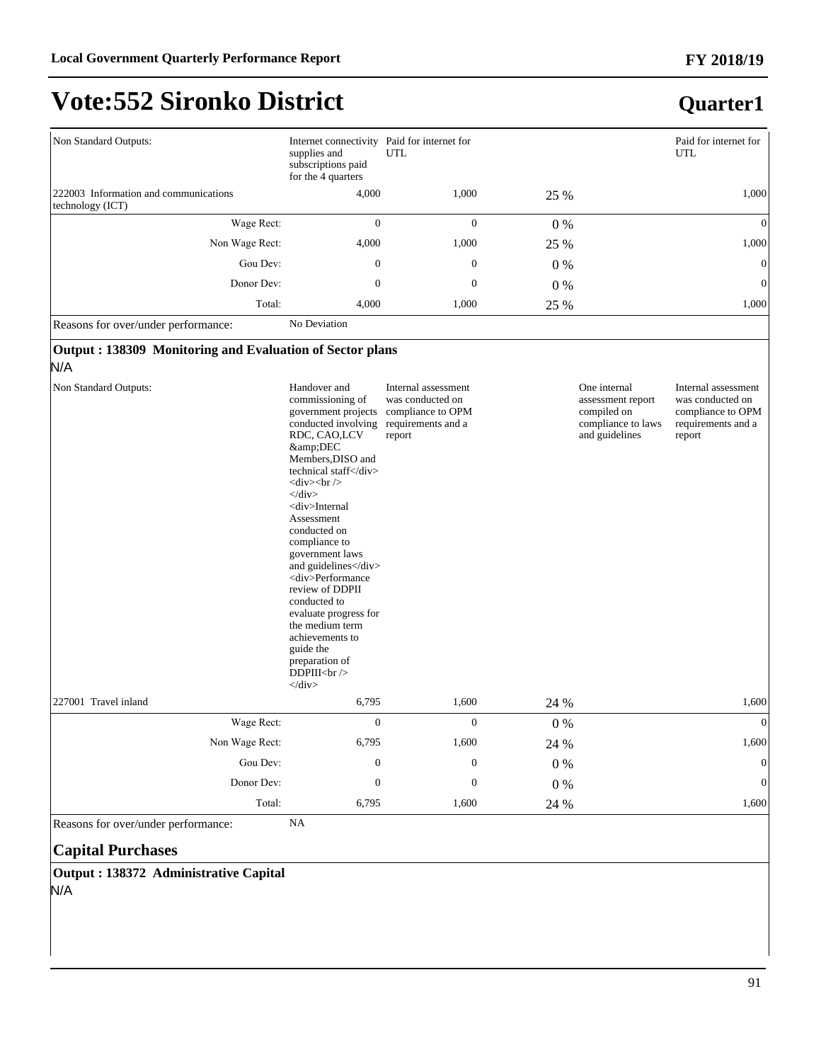# Vote:552 Sironko District

## Quarter1

| | | | | | |
|---|---|---|---|---|---|
| Non Standard Outputs: | Internet connectivity supplies and subscriptions paid for the 4 quarters | Paid for internet for UTL | | | Paid for internet for UTL |
| 222003 Information and communications technology (ICT) | 4,000 | 1,000 | 25 % | | 1,000 |
| Wage Rect: | 0 | 0 | 0 % | | 0 |
| Non Wage Rect: | 4,000 | 1,000 | 25 % | | 1,000 |
| Gou Dev: | 0 | 0 | 0 % | | 0 |
| Donor Dev: | 0 | 0 | 0 % | | 0 |
| Total: | 4,000 | 1,000 | 25 % | | 1,000 |
| Reasons for over/under performance: | No Deviation | | | | |

**Output : 138309 Monitoring and Evaluation of Sector plans**

N/A

| | | | | | |
|---|---|---|---|---|---|
| Non Standard Outputs: | Handover and commissioning of government projects conducted involving RDC, CAO,LCV &amp;DEC Members,DISO and technical staff</div> <div><br /> </div> <div>Internal Assessment conducted on compliance to government laws and guidelines</div> <div>Performance review of DDPII conducted to evaluate progress for the medium term achievements to guide the preparation of DDPIII<br /> </div> | Internal assessment was conducted on compliance to OPM requirements and a report | | One internal assessment report compiled on compliance to laws and guidelines | Internal assessment was conducted on compliance to OPM requirements and a report |
| 227001 Travel inland | 6,795 | 1,600 | 24 % | | 1,600 |
| Wage Rect: | 0 | 0 | 0 % | | 0 |
| Non Wage Rect: | 6,795 | 1,600 | 24 % | | 1,600 |
| Gou Dev: | 0 | 0 | 0 % | | 0 |
| Donor Dev: | 0 | 0 | 0 % | | 0 |
| Total: | 6,795 | 1,600 | 24 % | | 1,600 |
| Reasons for over/under performance: | NA | | | | |

### Capital Purchases

**Output : 138372 Administrative Capital**

N/A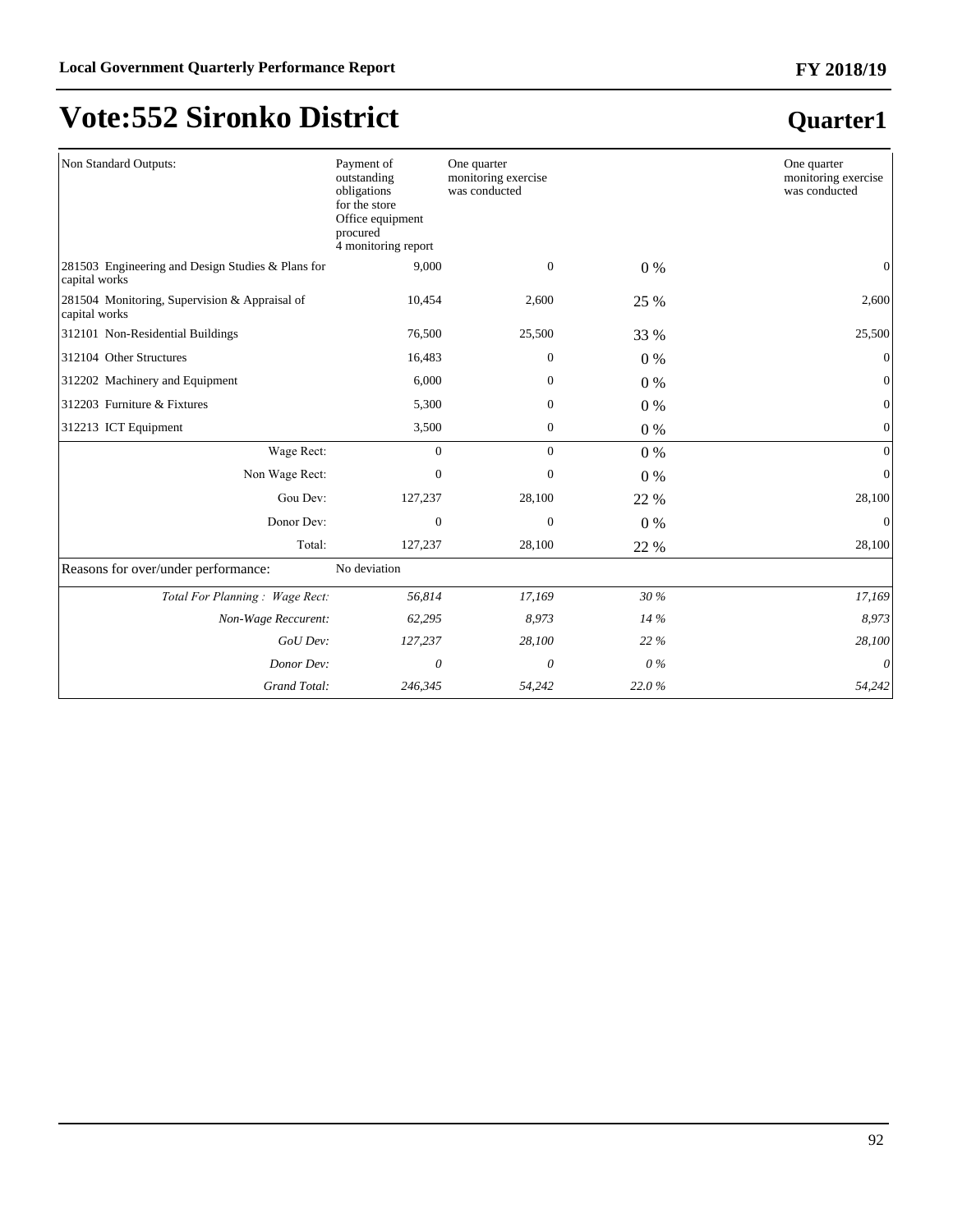# Vote:552 Sironko District

## Quarter1

| | | | | |
|---|---|---|---|---|
| Non Standard Outputs: | Payment of outstanding obligations for the store Office equipment procured 4 monitoring report | One quarter monitoring exercise was conducted | | One quarter monitoring exercise was conducted |
| 281503 Engineering and Design Studies & Plans for capital works | 9,000 | 0 | 0 % | 0 |
| 281504 Monitoring, Supervision & Appraisal of capital works | 10,454 | 2,600 | 25 % | 2,600 |
| 312101 Non-Residential Buildings | 76,500 | 25,500 | 33 % | 25,500 |
| 312104 Other Structures | 16,483 | 0 | 0 % | 0 |
| 312202 Machinery and Equipment | 6,000 | 0 | 0 % | 0 |
| 312203 Furniture & Fixtures | 5,300 | 0 | 0 % | 0 |
| 312213 ICT Equipment | 3,500 | 0 | 0 % | 0 |
| Wage Rect: | 0 | 0 | 0 % | 0 |
| Non Wage Rect: | 0 | 0 | 0 % | 0 |
| Gou Dev: | 127,237 | 28,100 | 22 % | 28,100 |
| Donor Dev: | 0 | 0 | 0 % | 0 |
| Total: | 127,237 | 28,100 | 22 % | 28,100 |
| Reasons for over/under performance: | No deviation | | | |
| *Total For Planning : Wage Rect:* | *56,814* | *17,169* | *30 %* | *17,169* |
| *Non-Wage Reccurent:* | *62,295* | *8,973* | *14 %* | *8,973* |
| *GoU Dev:* | *127,237* | *28,100* | *22 %* | *28,100* |
| *Donor Dev:* | *0* | *0* | *0 %* | *0* |
| *Grand Total:* | *246,345* | *54,242* | *22.0 %* | *54,242* |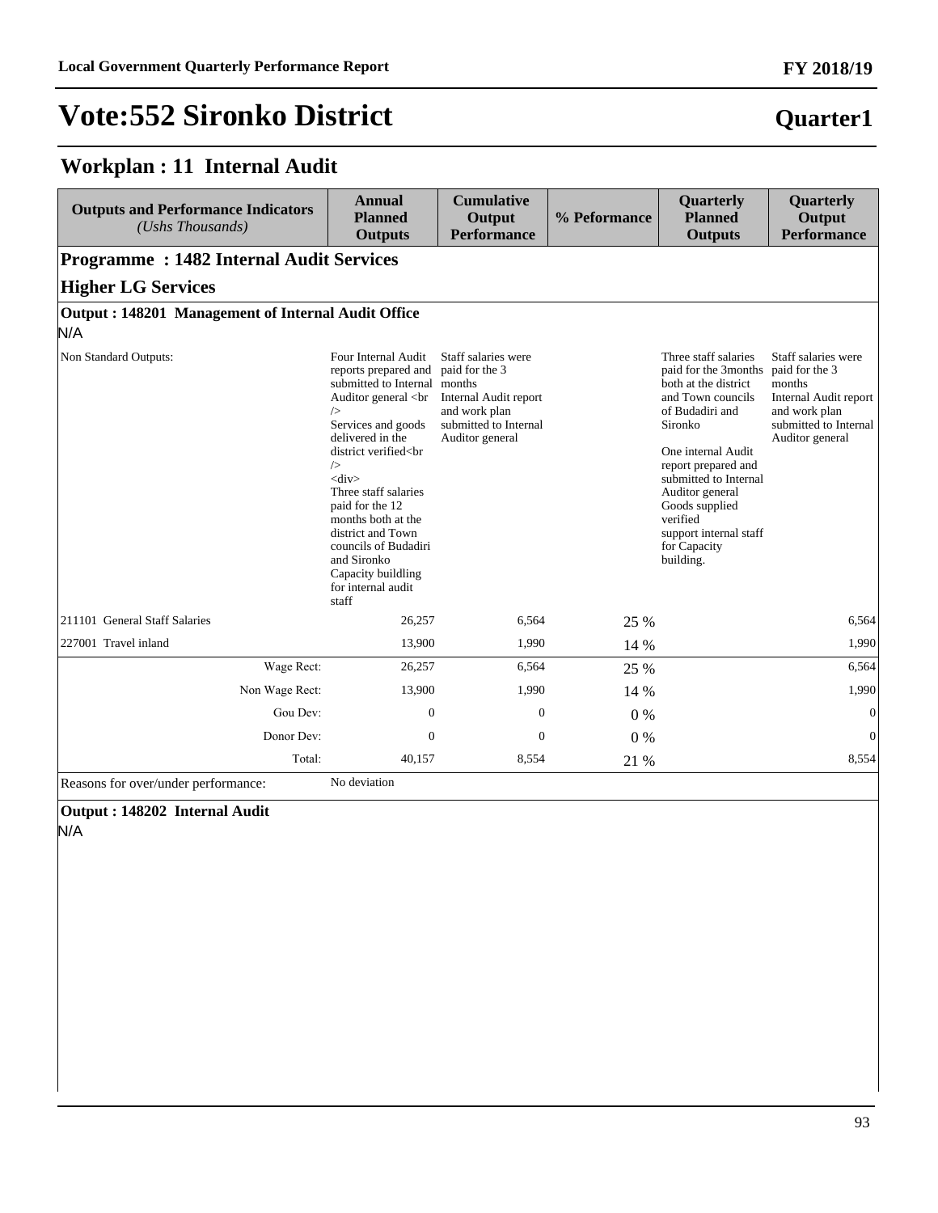# Vote:552 Sironko District

**Quarter1**

## Workplan : 11 Internal Audit

| Outputs and Performance Indicators *(Ushs Thousands)* | Annual Planned Outputs | Cumulative Output Performance | % Peformance | Quarterly Planned Outputs | Quarterly Output Performance |
|---|---|---|---|---|---|
| **Programme : 1482 Internal Audit Services** | | | | | |
| **Higher LG Services** | | | | | |
| **Output : 148201 Management of Internal Audit Office** N/A | | | | | |
| Non Standard Outputs: | Four Internal Audit reports prepared and submitted to Internal Auditor general <br /> Services and goods delivered in the district verified<br /> <div> Three staff salaries paid for the 12 months both at the district and Town councils of Budadiri and Sironko Capacity buildling for internal audit staff | Staff salaries were paid for the 3 months Internal Audit report and work plan submitted to Internal Auditor general | | Three staff salaries paid for the 3months both at the district and Town councils of Budadiri and Sironko One internal Audit report prepared and submitted to Internal Auditor general Goods supplied verified support internal staff for Capacity building. | Staff salaries were paid for the 3 months Internal Audit report and work plan submitted to Internal Auditor general |
| 211101 General Staff Salaries | 26,257 | 6,564 | 25 % | | 6,564 |
| 227001 Travel inland | 13,900 | 1,990 | 14 % | | 1,990 |
| Wage Rect: | 26,257 | 6,564 | 25 % | | 6,564 |
| Non Wage Rect: | 13,900 | 1,990 | 14 % | | 1,990 |
| Gou Dev: | 0 | 0 | 0 % | | 0 |
| Donor Dev: | 0 | 0 | 0 % | | 0 |
| Total: | 40,157 | 8,554 | 21 % | | 8,554 |
| Reasons for over/under performance: | No deviation | | | | |

**Output : 148202 Internal Audit**

N/A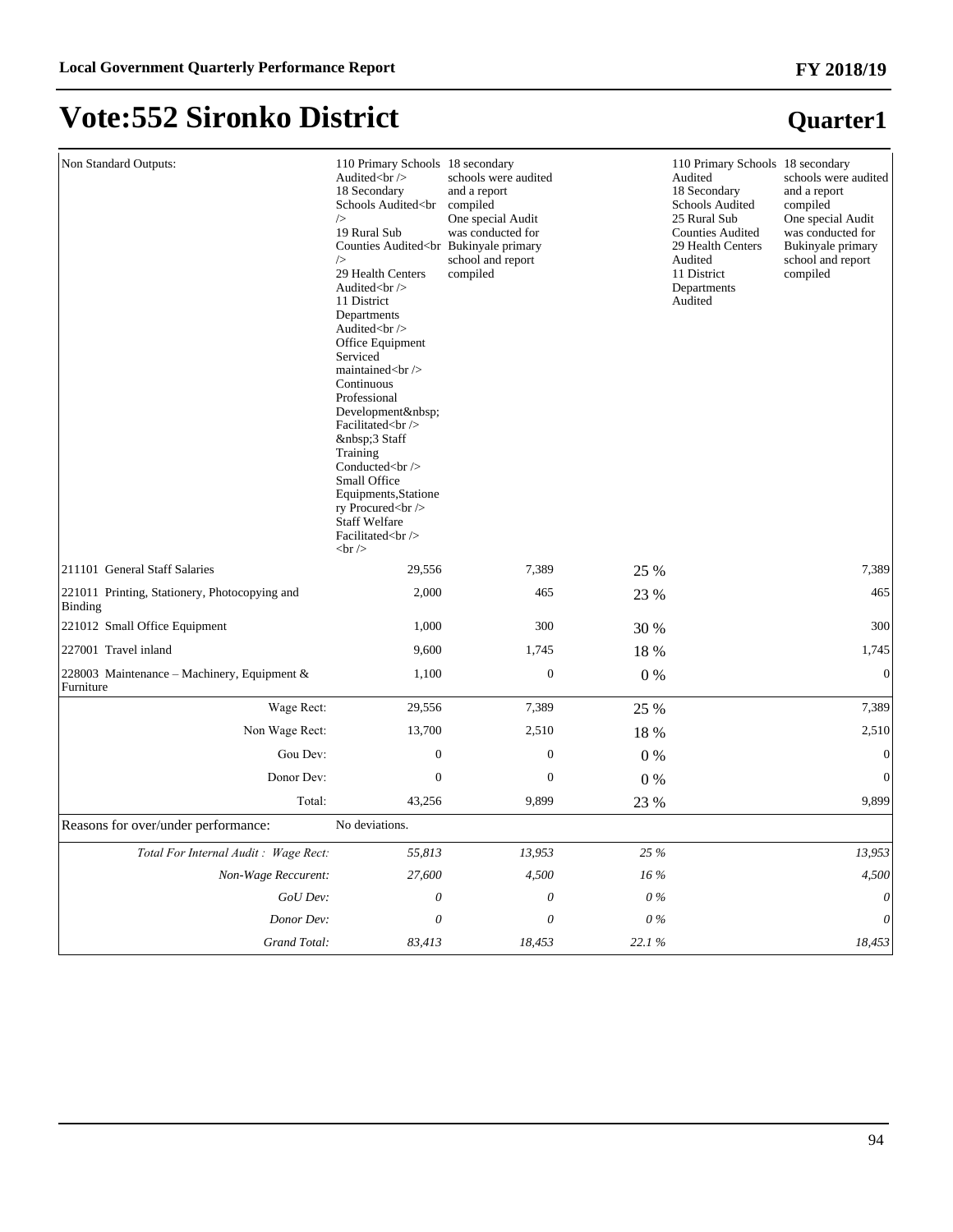# Vote:552 Sironko District

## Quarter1

| | | | | | |
|---|---|---|---|---|---|
| Non Standard Outputs: | 110 Primary Schools Audited<br /><br>18 Secondary Schools Audited<br /><br>19 Rural Sub Counties Audited<br /><br>29 Health Centers Audited<br /><br>11 District Departments Audited<br /><br>Office Equipment Serviced maintained<br /><br>Continuous Professional Development&nbsp; Facilitated<br /><br>&nbsp;3 Staff Training Conducted<br /><br>Small Office Equipments,Stationery Procured<br /><br>Staff Welfare Facilitated<br /><br><br /> | 18 secondary schools were audited and a report compiled<br>One special Audit was conducted for Bukinyale primary school and report compiled | | 110 Primary Schools Audited<br>18 Secondary Schools Audited<br>25 Rural Sub Counties Audited<br>29 Health Centers Audited<br>11 District Departments Audited | 18 secondary schools were audited and a report compiled<br>One special Audit was conducted for Bukinyale primary school and report compiled |
| 211101 General Staff Salaries | 29,556 | 7,389 | 25 % | | 7,389 |
| 221011 Printing, Stationery, Photocopying and Binding | 2,000 | 465 | 23 % | | 465 |
| 221012 Small Office Equipment | 1,000 | 300 | 30 % | | 300 |
| 227001 Travel inland | 9,600 | 1,745 | 18 % | | 1,745 |
| 228003 Maintenance – Machinery, Equipment & Furniture | 1,100 | 0 | 0 % | | 0 |
| Wage Rect: | 29,556 | 7,389 | 25 % | | 7,389 |
| Non Wage Rect: | 13,700 | 2,510 | 18 % | | 2,510 |
| Gou Dev: | 0 | 0 | 0 % | | 0 |
| Donor Dev: | 0 | 0 | 0 % | | 0 |
| Total: | 43,256 | 9,899 | 23 % | | 9,899 |
| Reasons for over/under performance: | No deviations. | | | | |
| *Total For Internal Audit : Wage Rect:* | *55,813* | *13,953* | *25 %* | | *13,953* |
| *Non-Wage Reccurent:* | *27,600* | *4,500* | *16 %* | | *4,500* |
| *GoU Dev:* | *0* | *0* | *0 %* | | *0* |
| *Donor Dev:* | *0* | *0* | *0 %* | | *0* |
| *Grand Total:* | *83,413* | *18,453* | *22.1 %* | | *18,453* |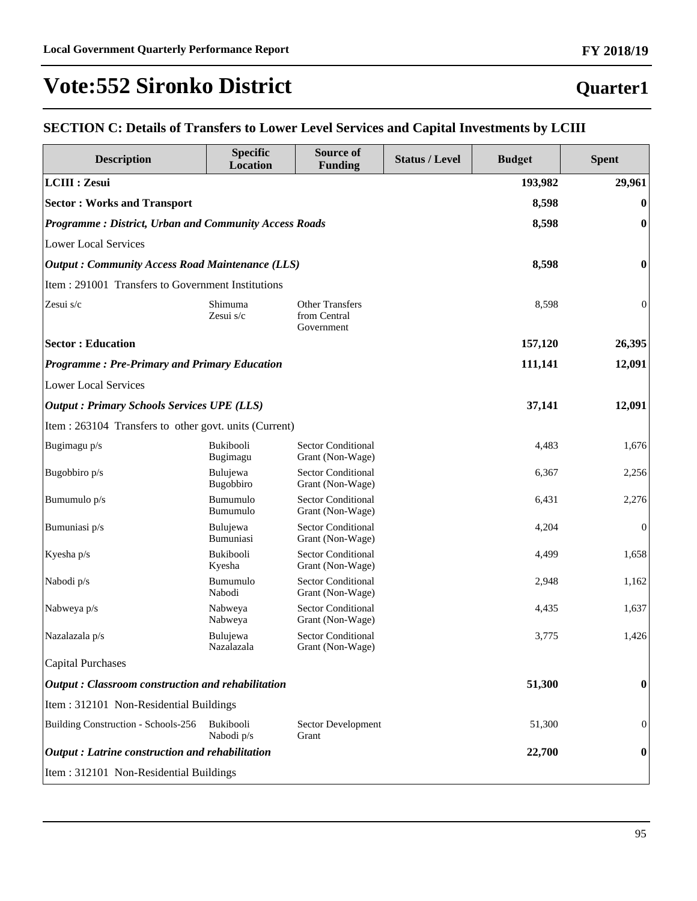# Vote:552 Sironko District

**Quarter1**

## SECTION C: Details of Transfers to Lower Level Services and Capital Investments by LCIII

| Description | Specific Location | Source of Funding | Status / Level | Budget | Spent |
|---|---|---|---|---|---|
| **LCIII : Zesui** | | | | **193,982** | **29,961** |
| **Sector : Works and Transport** | | | | **8,598** | **0** |
| ***Programme : District, Urban and Community Access Roads*** | | | | **8,598** | **0** |
| Lower Local Services | | | | | |
| ***Output : Community Access Road Maintenance (LLS)*** | | | | **8,598** | **0** |
| Item : 291001 Transfers to Government Institutions | | | | | |
| Zesui s/c | Shimuma Zesui s/c | Other Transfers from Central Government | | 8,598 | 0 |
| **Sector : Education** | | | | **157,120** | **26,395** |
| ***Programme : Pre-Primary and Primary Education*** | | | | **111,141** | **12,091** |
| Lower Local Services | | | | | |
| ***Output : Primary Schools Services UPE (LLS)*** | | | | **37,141** | **12,091** |
| Item : 263104 Transfers to other govt. units (Current) | | | | | |
| Bugimagu p/s | Bukibooli Bugimagu | Sector Conditional Grant (Non-Wage) | | 4,483 | 1,676 |
| Bugobbiro p/s | Bulujewa Bugobbiro | Sector Conditional Grant (Non-Wage) | | 6,367 | 2,256 |
| Bumumulo p/s | Bumumulo Bumumulo | Sector Conditional Grant (Non-Wage) | | 6,431 | 2,276 |
| Bumuniasi p/s | Bulujewa Bumuniasi | Sector Conditional Grant (Non-Wage) | | 4,204 | 0 |
| Kyesha p/s | Bukibooli Kyesha | Sector Conditional Grant (Non-Wage) | | 4,499 | 1,658 |
| Nabodi p/s | Bumumulo Nabodi | Sector Conditional Grant (Non-Wage) | | 2,948 | 1,162 |
| Nabweya p/s | Nabweya Nabweya | Sector Conditional Grant (Non-Wage) | | 4,435 | 1,637 |
| Nazalazala p/s | Bulujewa Nazalazala | Sector Conditional Grant (Non-Wage) | | 3,775 | 1,426 |
| Capital Purchases | | | | | |
| ***Output : Classroom construction and rehabilitation*** | | | | **51,300** | **0** |
| Item : 312101 Non-Residential Buildings | | | | | |
| Building Construction - Schools-256 | Bukibooli Nabodi p/s | Sector Development Grant | | 51,300 | 0 |
| ***Output : Latrine construction and rehabilitation*** | | | | **22,700** | **0** |
| Item : 312101 Non-Residential Buildings | | | | | |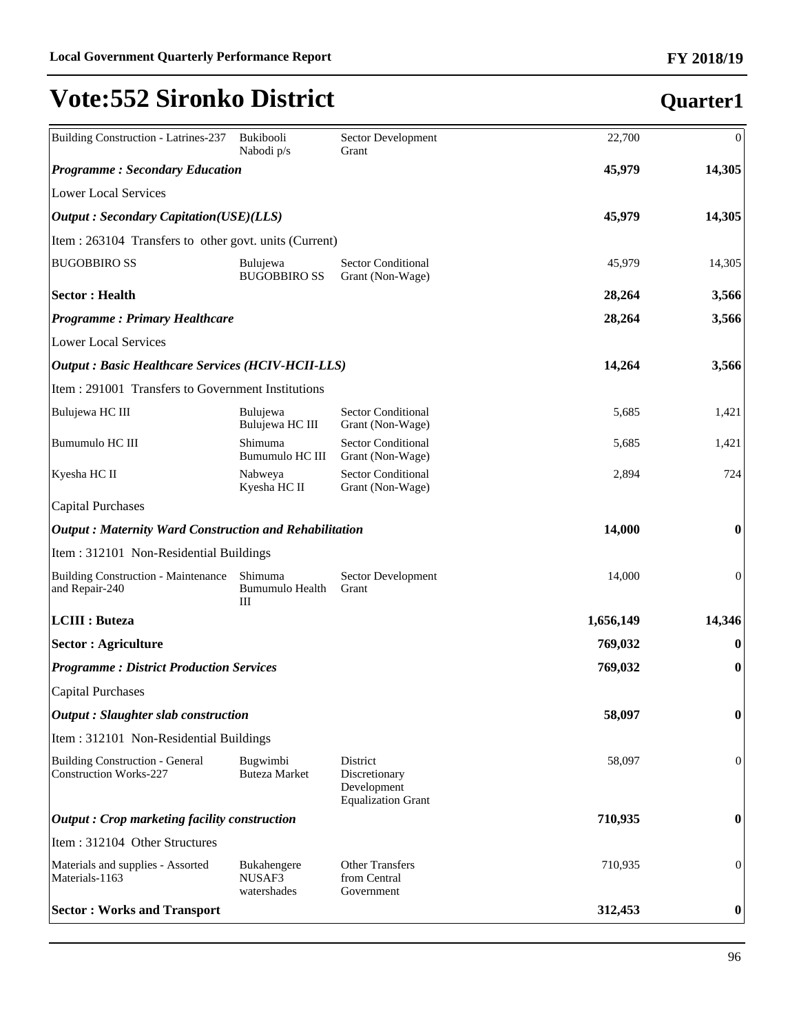# Vote:552 Sironko District

## Quarter1

| | | | | |
|---|---|---|---|---|
| Building Construction - Latrines-237 | Bukibooli Nabodi p/s | Sector Development Grant | 22,700 | 0 |
| ***Programme : Secondary Education*** | | | **45,979** | **14,305** |
| Lower Local Services | | | | |
| ***Output : Secondary Capitation(USE)(LLS)*** | | | **45,979** | **14,305** |
| Item : 263104 Transfers to other govt. units (Current) | | | | |
| BUGOBBIRO SS | Bulujewa BUGOBBIRO SS | Sector Conditional Grant (Non-Wage) | 45,979 | 14,305 |
| **Sector : Health** | | | **28,264** | **3,566** |
| ***Programme : Primary Healthcare*** | | | **28,264** | **3,566** |
| Lower Local Services | | | | |
| ***Output : Basic Healthcare Services (HCIV-HCII-LLS)*** | | | **14,264** | **3,566** |
| Item : 291001 Transfers to Government Institutions | | | | |
| Bulujewa HC III | Bulujewa Bulujewa HC III | Sector Conditional Grant (Non-Wage) | 5,685 | 1,421 |
| Bumumulo HC III | Shimuma Bumumulo HC III | Sector Conditional Grant (Non-Wage) | 5,685 | 1,421 |
| Kyesha HC II | Nabweya Kyesha HC II | Sector Conditional Grant (Non-Wage) | 2,894 | 724 |
| Capital Purchases | | | | |
| ***Output : Maternity Ward Construction and Rehabilitation*** | | | **14,000** | **0** |
| Item : 312101 Non-Residential Buildings | | | | |
| Building Construction - Maintenance and Repair-240 | Shimuma Bumumulo Health III | Sector Development Grant | 14,000 | 0 |
| **LCIII : Buteza** | | | **1,656,149** | **14,346** |
| **Sector : Agriculture** | | | **769,032** | **0** |
| ***Programme : District Production Services*** | | | **769,032** | **0** |
| Capital Purchases | | | | |
| ***Output : Slaughter slab construction*** | | | **58,097** | **0** |
| Item : 312101 Non-Residential Buildings | | | | |
| Building Construction - General Construction Works-227 | Bugwimbi Buteza Market | District Discretionary Development Equalization Grant | 58,097 | 0 |
| ***Output : Crop marketing facility construction*** | | | **710,935** | **0** |
| Item : 312104 Other Structures | | | | |
| Materials and supplies - Assorted Materials-1163 | Bukahengere NUSAF3 watershades | Other Transfers from Central Government | 710,935 | 0 |
| **Sector : Works and Transport** | | | **312,453** | **0** |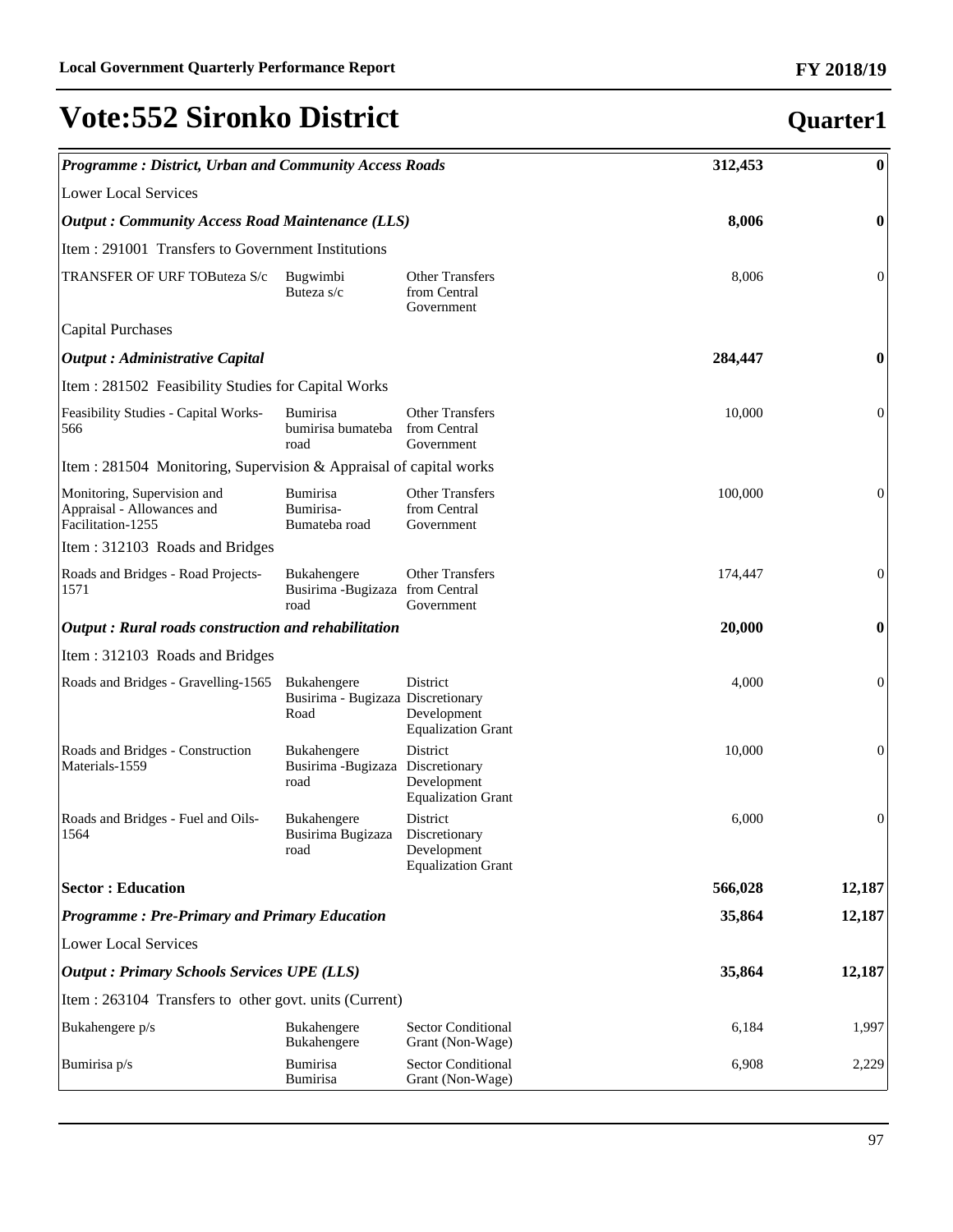# Vote:552 Sironko District

## Quarter1

| | | | | |
|---|---|---|---|---|
| ***Programme : District, Urban and Community Access Roads*** | | | **312,453** | **0** |
| Lower Local Services | | | | |
| ***Output : Community Access Road Maintenance (LLS)*** | | | **8,006** | **0** |
| Item : 291001 Transfers to Government Institutions | | | | |
| TRANSFER OF URF TOButeza S/c | Bugwimbi Buteza s/c | Other Transfers from Central Government | 8,006 | 0 |
| Capital Purchases | | | | |
| ***Output : Administrative Capital*** | | | **284,447** | **0** |
| Item : 281502 Feasibility Studies for Capital Works | | | | |
| Feasibility Studies - Capital Works-566 | Bumirisa bumirisa bumateba road | Other Transfers from Central Government | 10,000 | 0 |
| Item : 281504 Monitoring, Supervision & Appraisal of capital works | | | | |
| Monitoring, Supervision and Appraisal - Allowances and Facilitation-1255 | Bumirisa Bumirisa-Bumateba road | Other Transfers from Central Government | 100,000 | 0 |
| Item : 312103 Roads and Bridges | | | | |
| Roads and Bridges - Road Projects-1571 | Bukahengere Busirima -Bugizaza road | Other Transfers from Central Government | 174,447 | 0 |
| ***Output : Rural roads construction and rehabilitation*** | | | **20,000** | **0** |
| Item : 312103 Roads and Bridges | | | | |
| Roads and Bridges - Gravelling-1565 | Bukahengere Busirima - Bugizaza Road | District Discretionary Development Equalization Grant | 4,000 | 0 |
| Roads and Bridges - Construction Materials-1559 | Bukahengere Busirima -Bugizaza road | District Discretionary Development Equalization Grant | 10,000 | 0 |
| Roads and Bridges - Fuel and Oils-1564 | Bukahengere Busirima Bugizaza road | District Discretionary Development Equalization Grant | 6,000 | 0 |
| **Sector : Education** | | | **566,028** | **12,187** |
| ***Programme : Pre-Primary and Primary Education*** | | | **35,864** | **12,187** |
| Lower Local Services | | | | |
| ***Output : Primary Schools Services UPE (LLS)*** | | | **35,864** | **12,187** |
| Item : 263104 Transfers to other govt. units (Current) | | | | |
| Bukahengere p/s | Bukahengere Bukahengere | Sector Conditional Grant (Non-Wage) | 6,184 | 1,997 |
| Bumirisa p/s | Bumirisa Bumirisa | Sector Conditional Grant (Non-Wage) | 6,908 | 2,229 |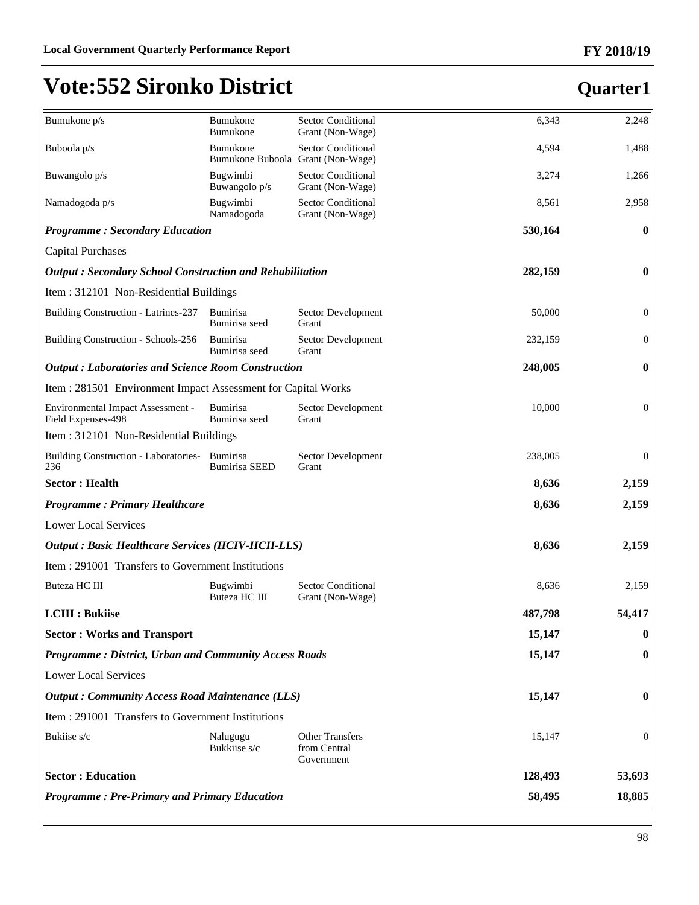# Vote:552 Sironko District

## Quarter1

| | | | | |
|---|---|---|---|---|
| Bumukone p/s | Bumukone Bumukone | Sector Conditional Grant (Non-Wage) | 6,343 | 2,248 |
| Buboola p/s | Bumukone Bumukone Buboola | Sector Conditional Grant (Non-Wage) | 4,594 | 1,488 |
| Buwangolo p/s | Bugwimbi Buwangolo p/s | Sector Conditional Grant (Non-Wage) | 3,274 | 1,266 |
| Namadogoda p/s | Bugwimbi Namadogoda | Sector Conditional Grant (Non-Wage) | 8,561 | 2,958 |
| ***Programme : Secondary Education*** | | | **530,164** | **0** |
| Capital Purchases | | | | |
| ***Output : Secondary School Construction and Rehabilitation*** | | | **282,159** | **0** |
| Item : 312101 Non-Residential Buildings | | | | |
| Building Construction - Latrines-237 | Bumirisa Bumirisa seed | Sector Development Grant | 50,000 | 0 |
| Building Construction - Schools-256 | Bumirisa Bumirisa seed | Sector Development Grant | 232,159 | 0 |
| ***Output : Laboratories and Science Room Construction*** | | | **248,005** | **0** |
| Item : 281501 Environment Impact Assessment for Capital Works | | | | |
| Environmental Impact Assessment - Field Expenses-498 | Bumirisa Bumirisa seed | Sector Development Grant | 10,000 | 0 |
| Item : 312101 Non-Residential Buildings | | | | |
| Building Construction - Laboratories-236 | Bumirisa Bumirisa SEED | Sector Development Grant | 238,005 | 0 |
| **Sector : Health** | | | **8,636** | **2,159** |
| ***Programme : Primary Healthcare*** | | | **8,636** | **2,159** |
| Lower Local Services | | | | |
| ***Output : Basic Healthcare Services (HCIV-HCII-LLS)*** | | | **8,636** | **2,159** |
| Item : 291001 Transfers to Government Institutions | | | | |
| Buteza HC III | Bugwimbi Buteza HC III | Sector Conditional Grant (Non-Wage) | 8,636 | 2,159 |
| **LCIII : Bukiise** | | | **487,798** | **54,417** |
| **Sector : Works and Transport** | | | **15,147** | **0** |
| ***Programme : District, Urban and Community Access Roads*** | | | **15,147** | **0** |
| Lower Local Services | | | | |
| ***Output : Community Access Road Maintenance (LLS)*** | | | **15,147** | **0** |
| Item : 291001 Transfers to Government Institutions | | | | |
| Bukiise s/c | Nalugugu Bukkiise s/c | Other Transfers from Central Government | 15,147 | 0 |
| **Sector : Education** | | | **128,493** | **53,693** |
| ***Programme : Pre-Primary and Primary Education*** | | | **58,495** | **18,885** |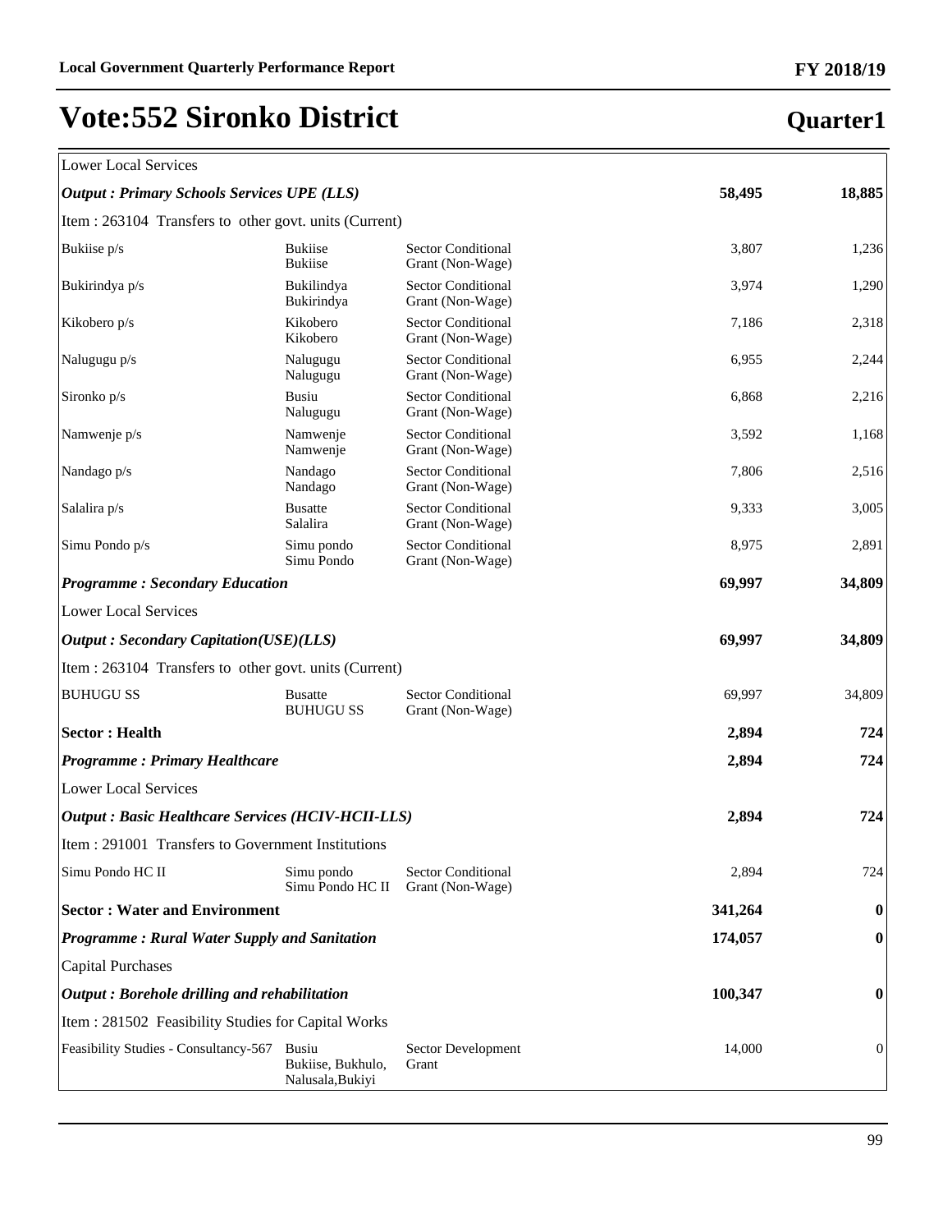# Vote:552 Sironko District

**Quarter1**

| | | | | |
|---|---|---|---|---|
| Lower Local Services | | | | |
| ***Output : Primary Schools Services UPE (LLS)*** | | | **58,495** | **18,885** |
| Item : 263104 Transfers to other govt. units (Current) | | | | |
| Bukiise p/s | Bukiise Bukiise | Sector Conditional Grant (Non-Wage) | 3,807 | 1,236 |
| Bukirindya p/s | Bukilindya Bukirindya | Sector Conditional Grant (Non-Wage) | 3,974 | 1,290 |
| Kikobero p/s | Kikobero Kikobero | Sector Conditional Grant (Non-Wage) | 7,186 | 2,318 |
| Nalugugu p/s | Nalugugu Nalugugu | Sector Conditional Grant (Non-Wage) | 6,955 | 2,244 |
| Sironko p/s | Busiu Nalugugu | Sector Conditional Grant (Non-Wage) | 6,868 | 2,216 |
| Namwenje p/s | Namwenje Namwenje | Sector Conditional Grant (Non-Wage) | 3,592 | 1,168 |
| Nandago p/s | Nandago Nandago | Sector Conditional Grant (Non-Wage) | 7,806 | 2,516 |
| Salalira p/s | Busatte Salalira | Sector Conditional Grant (Non-Wage) | 9,333 | 3,005 |
| Simu Pondo p/s | Simu pondo Simu Pondo | Sector Conditional Grant (Non-Wage) | 8,975 | 2,891 |
| ***Programme : Secondary Education*** | | | **69,997** | **34,809** |
| Lower Local Services | | | | |
| ***Output : Secondary Capitation(USE)(LLS)*** | | | **69,997** | **34,809** |
| Item : 263104 Transfers to other govt. units (Current) | | | | |
| BUHUGU SS | Busatte BUHUGU SS | Sector Conditional Grant (Non-Wage) | 69,997 | 34,809 |
| **Sector : Health** | | | **2,894** | **724** |
| ***Programme : Primary Healthcare*** | | | **2,894** | **724** |
| Lower Local Services | | | | |
| ***Output : Basic Healthcare Services (HCIV-HCII-LLS)*** | | | **2,894** | **724** |
| Item : 291001 Transfers to Government Institutions | | | | |
| Simu Pondo HC II | Simu pondo Simu Pondo HC II | Sector Conditional Grant (Non-Wage) | 2,894 | 724 |
| **Sector : Water and Environment** | | | **341,264** | **0** |
| ***Programme : Rural Water Supply and Sanitation*** | | | **174,057** | **0** |
| Capital Purchases | | | | |
| ***Output : Borehole drilling and rehabilitation*** | | | **100,347** | **0** |
| Item : 281502 Feasibility Studies for Capital Works | | | | |
| Feasibility Studies - Consultancy-567 | Busiu Bukiise, Bukhulo, Nalusala,Bukiyi | Sector Development Grant | 14,000 | 0 |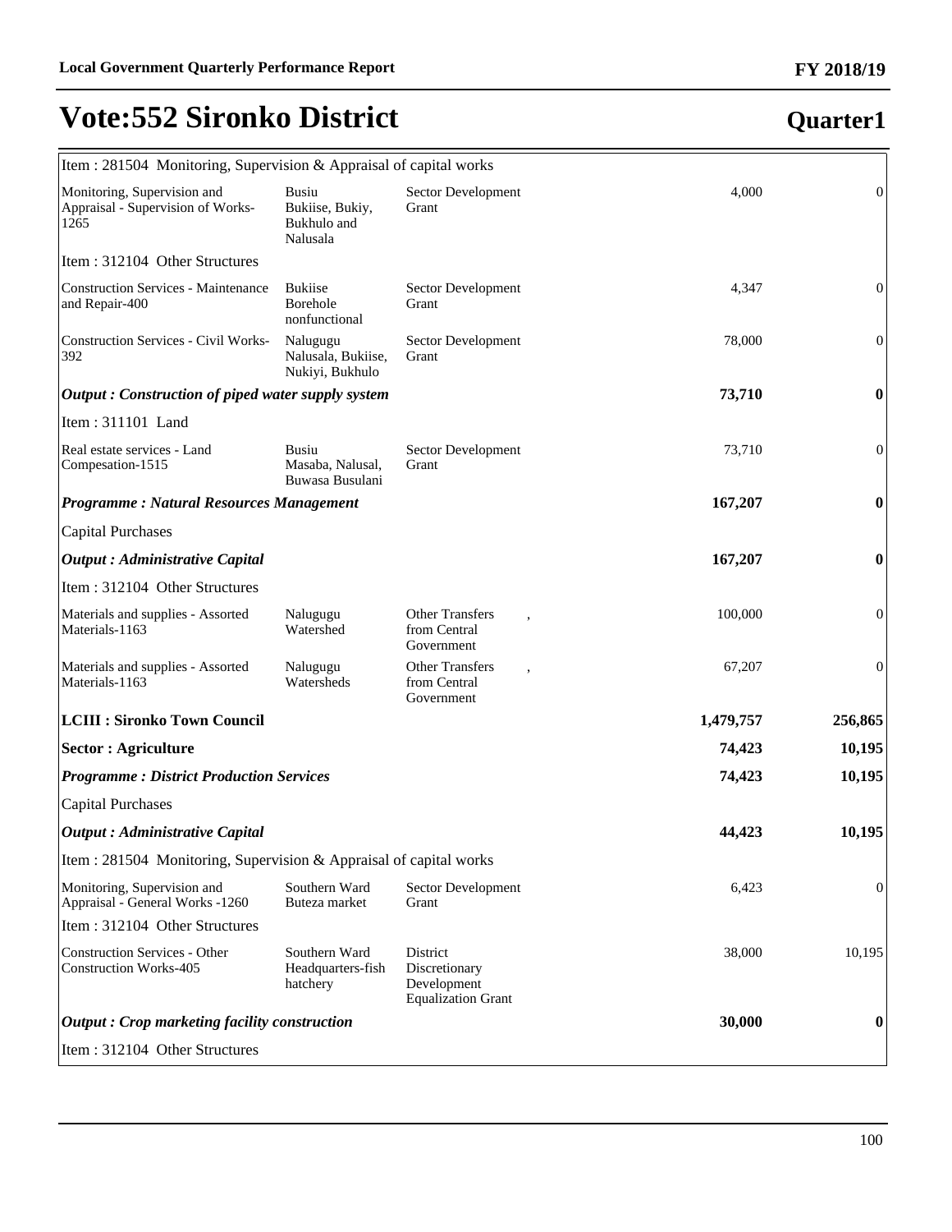# Vote:552 Sironko District

**Quarter1**

| | | | | |
|---|---|---|---|---|
| Item : 281504 Monitoring, Supervision & Appraisal of capital works | | | | |
| Monitoring, Supervision and Appraisal - Supervision of Works-1265 | Busiu Bukiise, Bukiy, Bukhulo and Nalusala | Sector Development Grant | 4,000 | 0 |
| Item : 312104 Other Structures | | | | |
| Construction Services - Maintenance and Repair-400 | Bukiise Borehole nonfunctional | Sector Development Grant | 4,347 | 0 |
| Construction Services - Civil Works-392 | Nalugugu Nalusala, Bukiise, Nukiyi, Bukhulo | Sector Development Grant | 78,000 | 0 |
| ***Output : Construction of piped water supply system*** | | | **73,710** | **0** |
| Item : 311101 Land | | | | |
| Real estate services - Land Compesation-1515 | Busiu Masaba, Nalusal, Buwasa Busulani | Sector Development Grant | 73,710 | 0 |
| ***Programme : Natural Resources Management*** | | | **167,207** | **0** |
| Capital Purchases | | | | |
| ***Output : Administrative Capital*** | | | **167,207** | **0** |
| Item : 312104 Other Structures | | | | |
| Materials and supplies - Assorted Materials-1163 | Nalugugu Watershed | Other Transfers from Central Government , | 100,000 | 0 |
| Materials and supplies - Assorted Materials-1163 | Nalugugu Watersheds | Other Transfers from Central Government , | 67,207 | 0 |
| **LCIII : Sironko Town Council** | | | **1,479,757** | **256,865** |
| **Sector : Agriculture** | | | **74,423** | **10,195** |
| ***Programme : District Production Services*** | | | **74,423** | **10,195** |
| Capital Purchases | | | | |
| ***Output : Administrative Capital*** | | | **44,423** | **10,195** |
| Item : 281504 Monitoring, Supervision & Appraisal of capital works | | | | |
| Monitoring, Supervision and Appraisal - General Works -1260 | Southern Ward Buteza market | Sector Development Grant | 6,423 | 0 |
| Item : 312104 Other Structures | | | | |
| Construction Services - Other Construction Works-405 | Southern Ward Headquarters-fish hatchery | District Discretionary Development Equalization Grant | 38,000 | 10,195 |
| ***Output : Crop marketing facility construction*** | | | **30,000** | **0** |
| Item : 312104 Other Structures | | | | |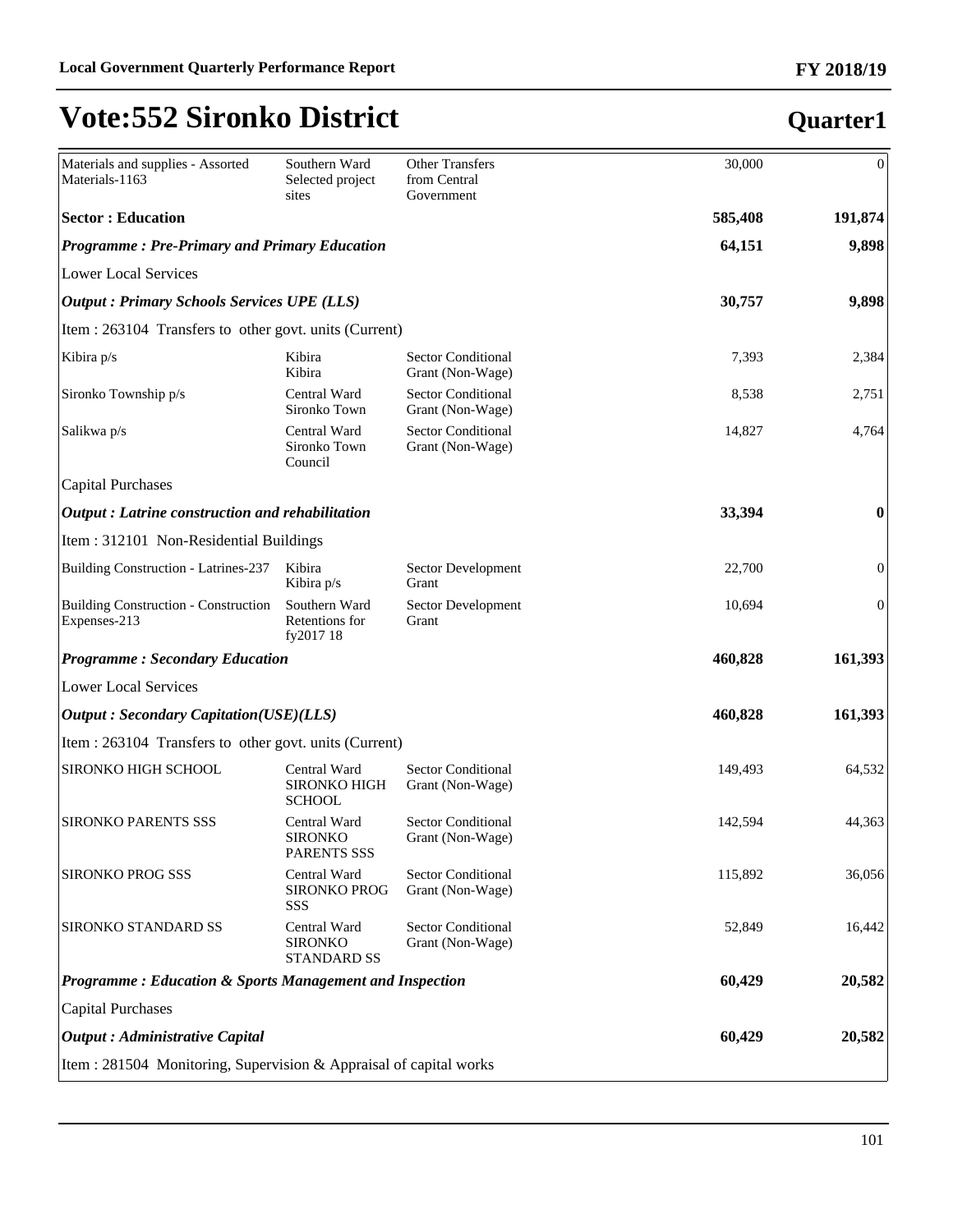# Vote:552 Sironko District

## Quarter1

| | | | | |
|---|---|---|---|---|
| Materials and supplies - Assorted Materials-1163 | Southern Ward Selected project sites | Other Transfers from Central Government | 30,000 | 0 |
| **Sector : Education** | | | **585,408** | **191,874** |
| ***Programme : Pre-Primary and Primary Education*** | | | **64,151** | **9,898** |
| Lower Local Services | | | | |
| ***Output : Primary Schools Services UPE (LLS)*** | | | **30,757** | **9,898** |
| Item : 263104 Transfers to other govt. units (Current) | | | | |
| Kibira p/s | Kibira Kibira | Sector Conditional Grant (Non-Wage) | 7,393 | 2,384 |
| Sironko Township p/s | Central Ward Sironko Town | Sector Conditional Grant (Non-Wage) | 8,538 | 2,751 |
| Salikwa p/s | Central Ward Sironko Town Council | Sector Conditional Grant (Non-Wage) | 14,827 | 4,764 |
| Capital Purchases | | | | |
| ***Output : Latrine construction and rehabilitation*** | | | **33,394** | **0** |
| Item : 312101 Non-Residential Buildings | | | | |
| Building Construction - Latrines-237 | Kibira Kibira p/s | Sector Development Grant | 22,700 | 0 |
| Building Construction - Construction Expenses-213 | Southern Ward Retentions for fy2017 18 | Sector Development Grant | 10,694 | 0 |
| ***Programme : Secondary Education*** | | | **460,828** | **161,393** |
| Lower Local Services | | | | |
| ***Output : Secondary Capitation(USE)(LLS)*** | | | **460,828** | **161,393** |
| Item : 263104 Transfers to other govt. units (Current) | | | | |
| SIRONKO HIGH SCHOOL | Central Ward SIRONKO HIGH SCHOOL | Sector Conditional Grant (Non-Wage) | 149,493 | 64,532 |
| SIRONKO PARENTS SSS | Central Ward SIRONKO PARENTS SSS | Sector Conditional Grant (Non-Wage) | 142,594 | 44,363 |
| SIRONKO PROG SSS | Central Ward SIRONKO PROG SSS | Sector Conditional Grant (Non-Wage) | 115,892 | 36,056 |
| SIRONKO STANDARD SS | Central Ward SIRONKO STANDARD SS | Sector Conditional Grant (Non-Wage) | 52,849 | 16,442 |
| ***Programme : Education & Sports Management and Inspection*** | | | **60,429** | **20,582** |
| Capital Purchases | | | | |
| ***Output : Administrative Capital*** | | | **60,429** | **20,582** |
| Item : 281504 Monitoring, Supervision & Appraisal of capital works | | | | |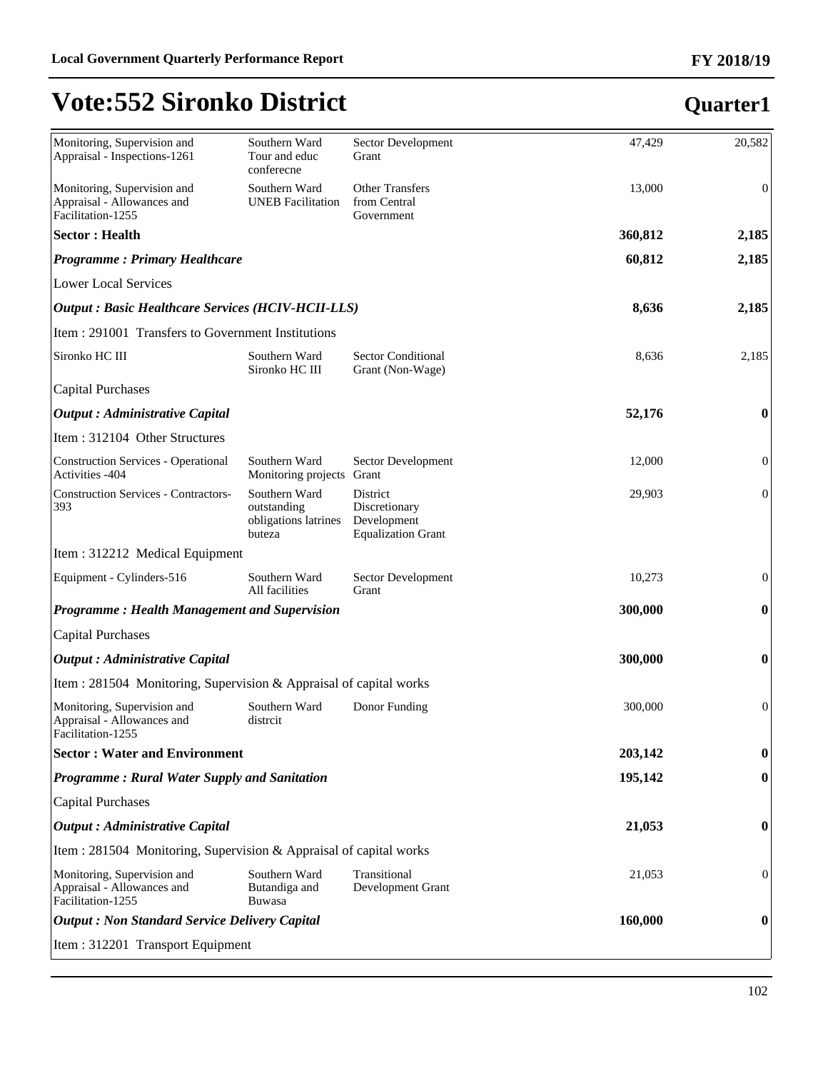# Vote:552 Sironko District

## Quarter1

| | | | | |
|---|---|---|---|---|
| Monitoring, Supervision and Appraisal - Inspections-1261 | Southern Ward Tour and educ conferecne | Sector Development Grant | 47,429 | 20,582 |
| Monitoring, Supervision and Appraisal - Allowances and Facilitation-1255 | Southern Ward UNEB Facilitation | Other Transfers from Central Government | 13,000 | 0 |
| **Sector : Health** | | | **360,812** | **2,185** |
| ***Programme : Primary Healthcare*** | | | **60,812** | **2,185** |
| Lower Local Services | | | | |
| ***Output : Basic Healthcare Services (HCIV-HCII-LLS)*** | | | **8,636** | **2,185** |
| Item : 291001 Transfers to Government Institutions | | | | |
| Sironko HC III | Southern Ward Sironko HC III | Sector Conditional Grant (Non-Wage) | 8,636 | 2,185 |
| Capital Purchases | | | | |
| ***Output : Administrative Capital*** | | | **52,176** | **0** |
| Item : 312104 Other Structures | | | | |
| Construction Services - Operational Activities -404 | Southern Ward Monitoring projects | Sector Development Grant | 12,000 | 0 |
| Construction Services - Contractors-393 | Southern Ward outstanding obligations latrines buteza | District Discretionary Development Equalization Grant | 29,903 | 0 |
| Item : 312212 Medical Equipment | | | | |
| Equipment - Cylinders-516 | Southern Ward All facilities | Sector Development Grant | 10,273 | 0 |
| ***Programme : Health Management and Supervision*** | | | **300,000** | **0** |
| Capital Purchases | | | | |
| ***Output : Administrative Capital*** | | | **300,000** | **0** |
| Item : 281504 Monitoring, Supervision & Appraisal of capital works | | | | |
| Monitoring, Supervision and Appraisal - Allowances and Facilitation-1255 | Southern Ward distrcit | Donor Funding | 300,000 | 0 |
| **Sector : Water and Environment** | | | **203,142** | **0** |
| ***Programme : Rural Water Supply and Sanitation*** | | | **195,142** | **0** |
| Capital Purchases | | | | |
| ***Output : Administrative Capital*** | | | **21,053** | **0** |
| Item : 281504 Monitoring, Supervision & Appraisal of capital works | | | | |
| Monitoring, Supervision and Appraisal - Allowances and Facilitation-1255 | Southern Ward Butandiga and Buwasa | Transitional Development Grant | 21,053 | 0 |
| ***Output : Non Standard Service Delivery Capital*** | | | **160,000** | **0** |
| Item : 312201 Transport Equipment | | | | |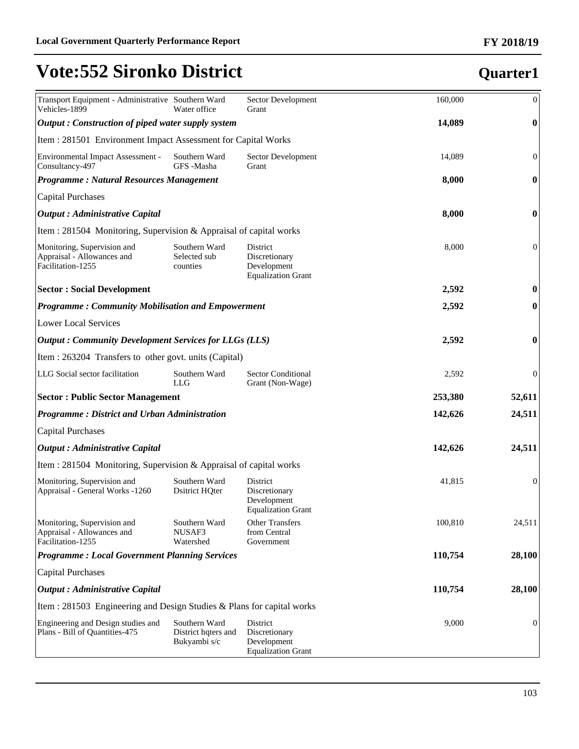# Vote:552 Sironko District

## Quarter1

| | | | | |
|---|---|---|---|---|
| Transport Equipment - Administrative Vehicles-1899 | Southern Ward Water office | Sector Development Grant | 160,000 | 0 |
| ***Output : Construction of piped water supply system*** | | | **14,089** | **0** |
| Item : 281501 Environment Impact Assessment for Capital Works | | | | |
| Environmental Impact Assessment - Consultancy-497 | Southern Ward GFS -Masha | Sector Development Grant | 14,089 | 0 |
| ***Programme : Natural Resources Management*** | | | **8,000** | **0** |
| Capital Purchases | | | | |
| ***Output : Administrative Capital*** | | | **8,000** | **0** |
| Item : 281504 Monitoring, Supervision & Appraisal of capital works | | | | |
| Monitoring, Supervision and Appraisal - Allowances and Facilitation-1255 | Southern Ward Selected sub counties | District Discretionary Development Equalization Grant | 8,000 | 0 |
| **Sector : Social Development** | | | **2,592** | **0** |
| ***Programme : Community Mobilisation and Empowerment*** | | | **2,592** | **0** |
| Lower Local Services | | | | |
| ***Output : Community Development Services for LLGs (LLS)*** | | | **2,592** | **0** |
| Item : 263204 Transfers to other govt. units (Capital) | | | | |
| LLG Social sector facilitation | Southern Ward LLG | Sector Conditional Grant (Non-Wage) | 2,592 | 0 |
| **Sector : Public Sector Management** | | | **253,380** | **52,611** |
| ***Programme : District and Urban Administration*** | | | **142,626** | **24,511** |
| Capital Purchases | | | | |
| ***Output : Administrative Capital*** | | | **142,626** | **24,511** |
| Item : 281504 Monitoring, Supervision & Appraisal of capital works | | | | |
| Monitoring, Supervision and Appraisal - General Works -1260 | Southern Ward Dsitrict HQter | District Discretionary Development Equalization Grant | 41,815 | 0 |
| Monitoring, Supervision and Appraisal - Allowances and Facilitation-1255 | Southern Ward NUSAF3 Watershed | Other Transfers from Central Government | 100,810 | 24,511 |
| ***Programme : Local Government Planning Services*** | | | **110,754** | **28,100** |
| Capital Purchases | | | | |
| ***Output : Administrative Capital*** | | | **110,754** | **28,100** |
| Item : 281503 Engineering and Design Studies & Plans for capital works | | | | |
| Engineering and Design studies and Plans - Bill of Quantities-475 | Southern Ward District hqters and Bukyambi s/c | District Discretionary Development Equalization Grant | 9,000 | 0 |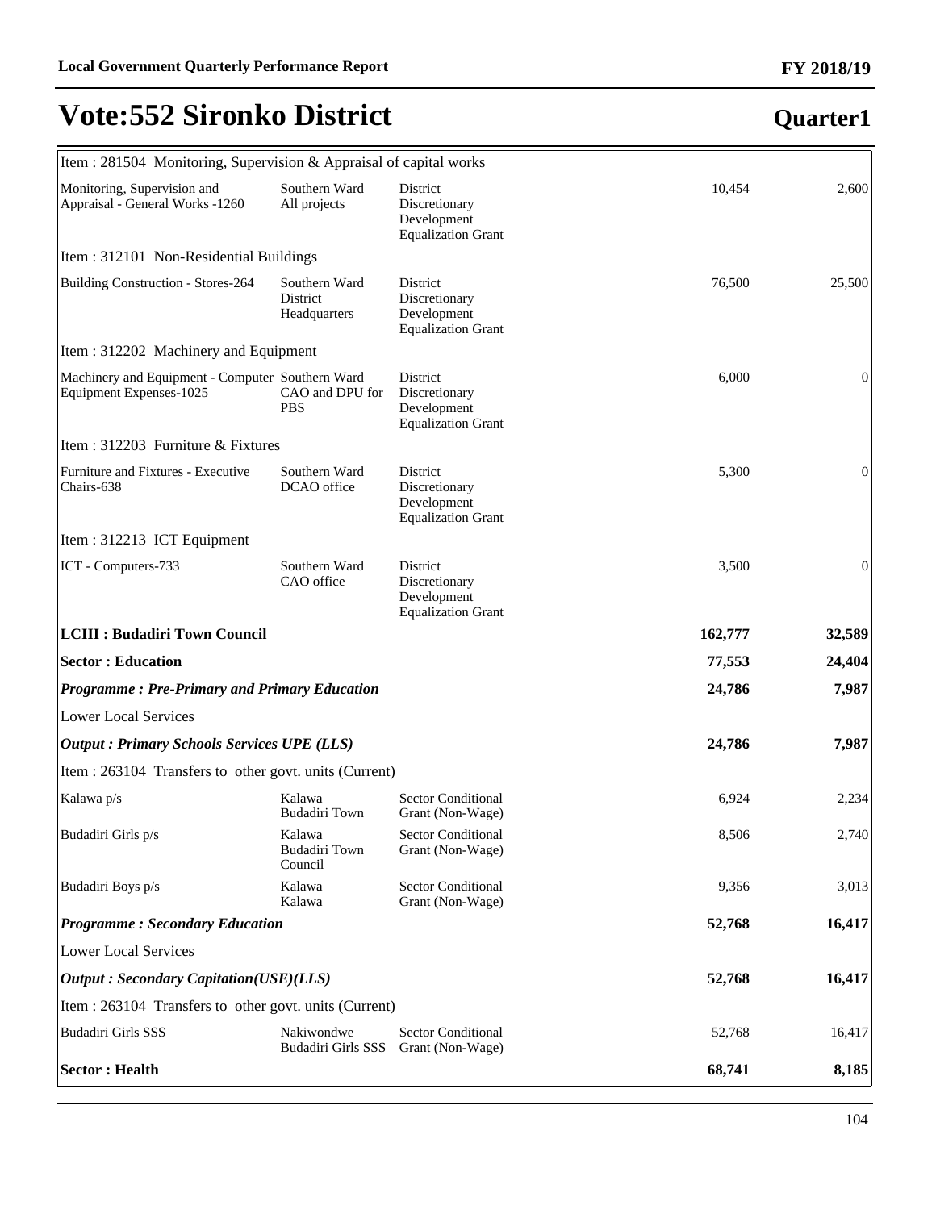# Vote:552 Sironko District

## Quarter1

| | | | | |
|---|---|---|---|---|
| Item : 281504 Monitoring, Supervision & Appraisal of capital works | | | | |
| Monitoring, Supervision and Appraisal - General Works -1260 | Southern Ward All projects | District Discretionary Development Equalization Grant | 10,454 | 2,600 |
| Item : 312101 Non-Residential Buildings | | | | |
| Building Construction - Stores-264 | Southern Ward District Headquarters | District Discretionary Development Equalization Grant | 76,500 | 25,500 |
| Item : 312202 Machinery and Equipment | | | | |
| Machinery and Equipment - Computer Equipment Expenses-1025 | Southern Ward CAO and DPU for PBS | District Discretionary Development Equalization Grant | 6,000 | 0 |
| Item : 312203 Furniture & Fixtures | | | | |
| Furniture and Fixtures - Executive Chairs-638 | Southern Ward DCAO office | District Discretionary Development Equalization Grant | 5,300 | 0 |
| Item : 312213 ICT Equipment | | | | |
| ICT - Computers-733 | Southern Ward CAO office | District Discretionary Development Equalization Grant | 3,500 | 0 |
| **LCIII : Budadiri Town Council** | | | **162,777** | **32,589** |
| **Sector : Education** | | | **77,553** | **24,404** |
| ***Programme : Pre-Primary and Primary Education*** | | | **24,786** | **7,987** |
| Lower Local Services | | | | |
| ***Output : Primary Schools Services UPE (LLS)*** | | | **24,786** | **7,987** |
| Item : 263104 Transfers to other govt. units (Current) | | | | |
| Kalawa p/s | Kalawa Budadiri Town | Sector Conditional Grant (Non-Wage) | 6,924 | 2,234 |
| Budadiri Girls p/s | Kalawa Budadiri Town Council | Sector Conditional Grant (Non-Wage) | 8,506 | 2,740 |
| Budadiri Boys p/s | Kalawa Kalawa | Sector Conditional Grant (Non-Wage) | 9,356 | 3,013 |
| ***Programme : Secondary Education*** | | | **52,768** | **16,417** |
| Lower Local Services | | | | |
| ***Output : Secondary Capitation(USE)(LLS)*** | | | **52,768** | **16,417** |
| Item : 263104 Transfers to other govt. units (Current) | | | | |
| Budadiri Girls SSS | Nakiwondwe Budadiri Girls SSS | Sector Conditional Grant (Non-Wage) | 52,768 | 16,417 |
| **Sector : Health** | | | **68,741** | **8,185** |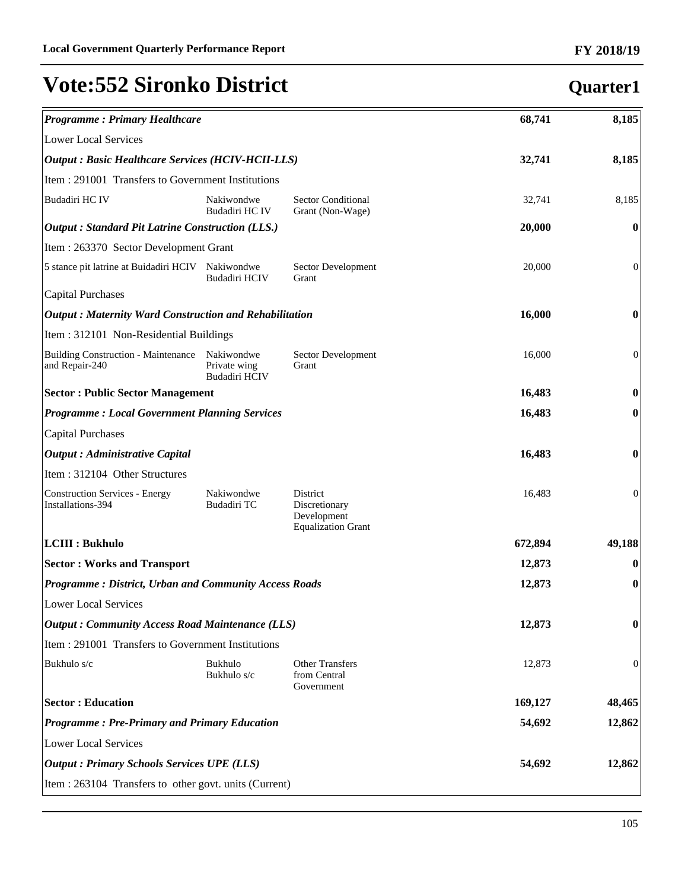# Vote:552 Sironko District

## Quarter1

| | | | | |
|---|---|---|---|---|
| ***Programme : Primary Healthcare*** | | | **68,741** | **8,185** |
| Lower Local Services | | | | |
| ***Output : Basic Healthcare Services (HCIV-HCII-LLS)*** | | | **32,741** | **8,185** |
| Item : 291001 Transfers to Government Institutions | | | | |
| Budadiri HC IV | Nakiwondwe Budadiri HC IV | Sector Conditional Grant (Non-Wage) | 32,741 | 8,185 |
| ***Output : Standard Pit Latrine Construction (LLS.)*** | | | **20,000** | **0** |
| Item : 263370 Sector Development Grant | | | | |
| 5 stance pit latrine at Buidadiri HCIV | Nakiwondwe Budadiri HCIV | Sector Development Grant | 20,000 | 0 |
| Capital Purchases | | | | |
| ***Output : Maternity Ward Construction and Rehabilitation*** | | | **16,000** | **0** |
| Item : 312101 Non-Residential Buildings | | | | |
| Building Construction - Maintenance and Repair-240 | Nakiwondwe Private wing Budadiri HCIV | Sector Development Grant | 16,000 | 0 |
| **Sector : Public Sector Management** | | | **16,483** | **0** |
| ***Programme : Local Government Planning Services*** | | | **16,483** | **0** |
| Capital Purchases | | | | |
| ***Output : Administrative Capital*** | | | **16,483** | **0** |
| Item : 312104 Other Structures | | | | |
| Construction Services - Energy Installations-394 | Nakiwondwe Budadiri TC | District Discretionary Development Equalization Grant | 16,483 | 0 |
| **LCIII : Bukhulo** | | | **672,894** | **49,188** |
| **Sector : Works and Transport** | | | **12,873** | **0** |
| ***Programme : District, Urban and Community Access Roads*** | | | **12,873** | **0** |
| Lower Local Services | | | | |
| ***Output : Community Access Road Maintenance (LLS)*** | | | **12,873** | **0** |
| Item : 291001 Transfers to Government Institutions | | | | |
| Bukhulo s/c | Bukhulo Bukhulo s/c | Other Transfers from Central Government | 12,873 | 0 |
| **Sector : Education** | | | **169,127** | **48,465** |
| ***Programme : Pre-Primary and Primary Education*** | | | **54,692** | **12,862** |
| Lower Local Services | | | | |
| ***Output : Primary Schools Services UPE (LLS)*** | | | **54,692** | **12,862** |
| Item : 263104 Transfers to other govt. units (Current) | | | | |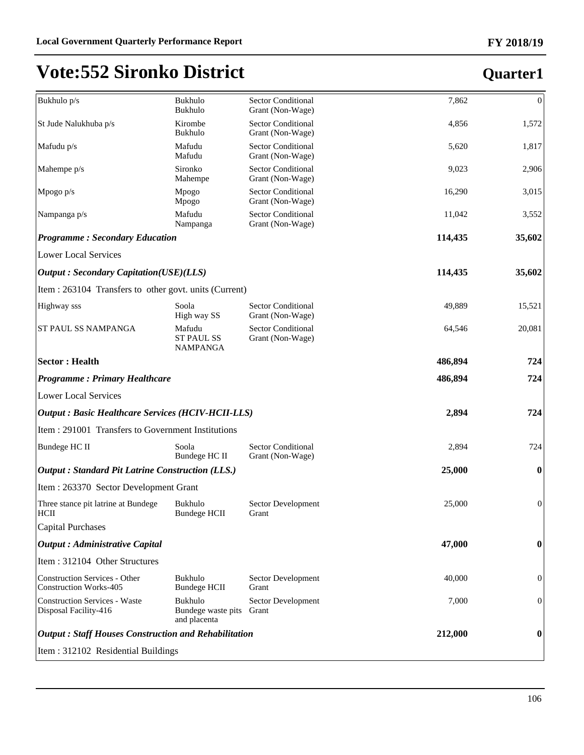# Vote:552 Sironko District

## Quarter1

| | | | | |
|---|---|---|---|---|
| Bukhulo p/s | Bukhulo<br>Bukhulo | Sector Conditional Grant (Non-Wage) | 7,862 | 0 |
| St Jude Nalukhuba p/s | Kirombe<br>Bukhulo | Sector Conditional Grant (Non-Wage) | 4,856 | 1,572 |
| Mafudu p/s | Mafudu<br>Mafudu | Sector Conditional Grant (Non-Wage) | 5,620 | 1,817 |
| Mahempe p/s | Sironko<br>Mahempe | Sector Conditional Grant (Non-Wage) | 9,023 | 2,906 |
| Mpogo p/s | Mpogo<br>Mpogo | Sector Conditional Grant (Non-Wage) | 16,290 | 3,015 |
| Nampanga p/s | Mafudu<br>Nampanga | Sector Conditional Grant (Non-Wage) | 11,042 | 3,552 |
| ***Programme : Secondary Education*** | | | **114,435** | **35,602** |
| Lower Local Services | | | | |
| ***Output : Secondary Capitation(USE)(LLS)*** | | | **114,435** | **35,602** |
| Item : 263104 Transfers to other govt. units (Current) | | | | |
| Highway sss | Soola<br>High way SS | Sector Conditional Grant (Non-Wage) | 49,889 | 15,521 |
| ST PAUL SS NAMPANGA | Mafudu<br>ST PAUL SS NAMPANGA | Sector Conditional Grant (Non-Wage) | 64,546 | 20,081 |
| **Sector : Health** | | | **486,894** | **724** |
| ***Programme : Primary Healthcare*** | | | **486,894** | **724** |
| Lower Local Services | | | | |
| ***Output : Basic Healthcare Services (HCIV-HCII-LLS)*** | | | **2,894** | **724** |
| Item : 291001 Transfers to Government Institutions | | | | |
| Bundege HC II | Soola<br>Bundege HC II | Sector Conditional Grant (Non-Wage) | 2,894 | 724 |
| ***Output : Standard Pit Latrine Construction (LLS.)*** | | | **25,000** | **0** |
| Item : 263370 Sector Development Grant | | | | |
| Three stance pit latrine at Bundege HCII | Bukhulo<br>Bundege HCII | Sector Development Grant | 25,000 | 0 |
| Capital Purchases | | | | |
| ***Output : Administrative Capital*** | | | **47,000** | **0** |
| Item : 312104 Other Structures | | | | |
| Construction Services - Other Construction Works-405 | Bukhulo<br>Bundege HCII | Sector Development Grant | 40,000 | 0 |
| Construction Services - Waste Disposal Facility-416 | Bukhulo<br>Bundege waste pits and placenta | Sector Development Grant | 7,000 | 0 |
| ***Output : Staff Houses Construction and Rehabilitation*** | | | **212,000** | **0** |
| Item : 312102 Residential Buildings | | | | |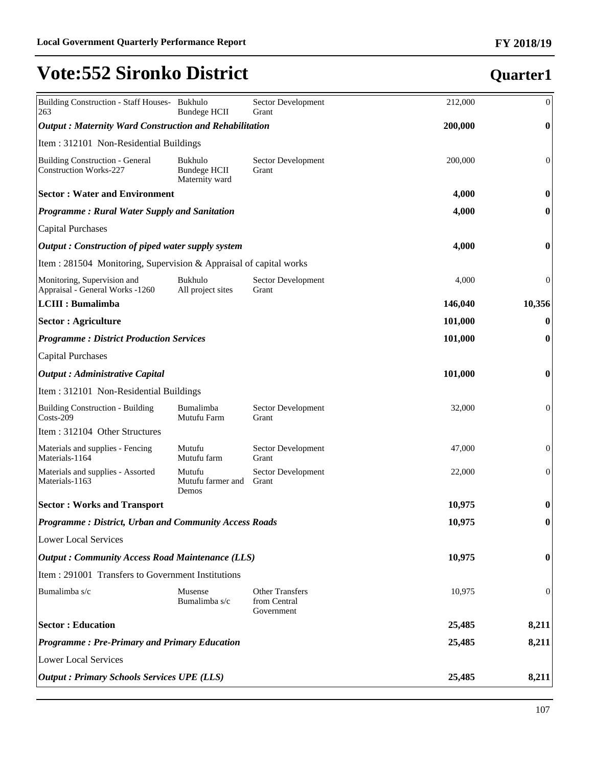# Vote:552 Sironko District

## Quarter1

| | | | | |
|---|---|---|---|---|
| Building Construction - Staff Houses-263 | Bukhulo Bundege HCII | Sector Development Grant | 212,000 | 0 |
| ***Output : Maternity Ward Construction and Rehabilitation*** | | | **200,000** | **0** |
| Item : 312101 Non-Residential Buildings | | | | |
| Building Construction - General Construction Works-227 | Bukhulo Bundege HCII Maternity ward | Sector Development Grant | 200,000 | 0 |
| **Sector : Water and Environment** | | | **4,000** | **0** |
| ***Programme : Rural Water Supply and Sanitation*** | | | **4,000** | **0** |
| Capital Purchases | | | | |
| ***Output : Construction of piped water supply system*** | | | **4,000** | **0** |
| Item : 281504 Monitoring, Supervision & Appraisal of capital works | | | | |
| Monitoring, Supervision and Appraisal - General Works -1260 | Bukhulo All project sites | Sector Development Grant | 4,000 | 0 |
| **LCIII : Bumalimba** | | | **146,040** | **10,356** |
| **Sector : Agriculture** | | | **101,000** | **0** |
| ***Programme : District Production Services*** | | | **101,000** | **0** |
| Capital Purchases | | | | |
| ***Output : Administrative Capital*** | | | **101,000** | **0** |
| Item : 312101 Non-Residential Buildings | | | | |
| Building Construction - Building Costs-209 | Bumalimba Mutufu Farm | Sector Development Grant | 32,000 | 0 |
| Item : 312104 Other Structures | | | | |
| Materials and supplies - Fencing Materials-1164 | Mutufu Mutufu farm | Sector Development Grant | 47,000 | 0 |
| Materials and supplies - Assorted Materials-1163 | Mutufu Mutufu farmer and Demos | Sector Development Grant | 22,000 | 0 |
| **Sector : Works and Transport** | | | **10,975** | **0** |
| ***Programme : District, Urban and Community Access Roads*** | | | **10,975** | **0** |
| Lower Local Services | | | | |
| ***Output : Community Access Road Maintenance (LLS)*** | | | **10,975** | **0** |
| Item : 291001 Transfers to Government Institutions | | | | |
| Bumalimba s/c | Musense Bumalimba s/c | Other Transfers from Central Government | 10,975 | 0 |
| **Sector : Education** | | | **25,485** | **8,211** |
| ***Programme : Pre-Primary and Primary Education*** | | | **25,485** | **8,211** |
| Lower Local Services | | | | |
| ***Output : Primary Schools Services UPE (LLS)*** | | | **25,485** | **8,211** |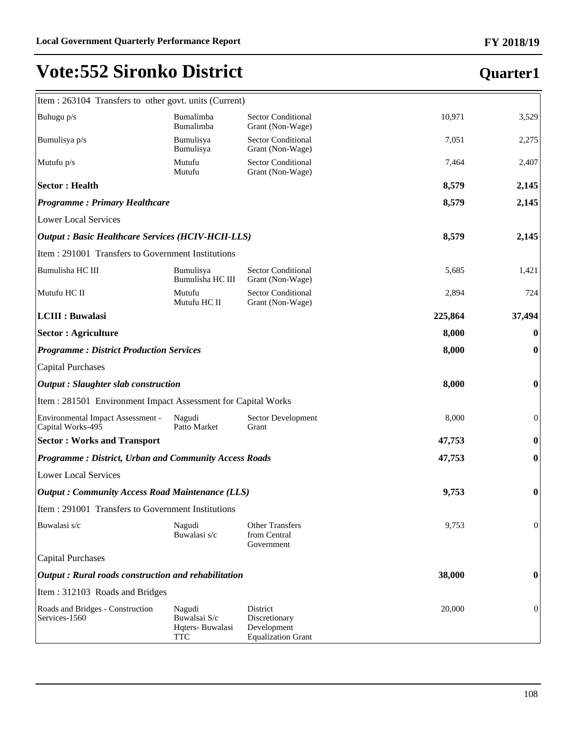# Vote:552 Sironko District

## Quarter1

| | | | | |
|---|---|---|---|---|
| Item : 263104 Transfers to other govt. units (Current) | | | | |
| Buhugu p/s | Bumalimba Bumalimba | Sector Conditional Grant (Non-Wage) | 10,971 | 3,529 |
| Bumulisya p/s | Bumulisya Bumulisya | Sector Conditional Grant (Non-Wage) | 7,051 | 2,275 |
| Mutufu p/s | Mutufu Mutufu | Sector Conditional Grant (Non-Wage) | 7,464 | 2,407 |
| **Sector : Health** | | | **8,579** | **2,145** |
| ***Programme : Primary Healthcare*** | | | **8,579** | **2,145** |
| Lower Local Services | | | | |
| ***Output : Basic Healthcare Services (HCIV-HCII-LLS)*** | | | **8,579** | **2,145** |
| Item : 291001 Transfers to Government Institutions | | | | |
| Bumulisha HC III | Bumulisya Bumulisha HC III | Sector Conditional Grant (Non-Wage) | 5,685 | 1,421 |
| Mutufu HC II | Mutufu Mutufu HC II | Sector Conditional Grant (Non-Wage) | 2,894 | 724 |
| **LCIII : Buwalasi** | | | **225,864** | **37,494** |
| **Sector : Agriculture** | | | **8,000** | **0** |
| ***Programme : District Production Services*** | | | **8,000** | **0** |
| Capital Purchases | | | | |
| ***Output : Slaughter slab construction*** | | | **8,000** | **0** |
| Item : 281501 Environment Impact Assessment for Capital Works | | | | |
| Environmental Impact Assessment - Capital Works-495 | Nagudi Patto Market | Sector Development Grant | 8,000 | 0 |
| **Sector : Works and Transport** | | | **47,753** | **0** |
| ***Programme : District, Urban and Community Access Roads*** | | | **47,753** | **0** |
| Lower Local Services | | | | |
| ***Output : Community Access Road Maintenance (LLS)*** | | | **9,753** | **0** |
| Item : 291001 Transfers to Government Institutions | | | | |
| Buwalasi s/c | Nagudi Buwalasi s/c | Other Transfers from Central Government | 9,753 | 0 |
| Capital Purchases | | | | |
| ***Output : Rural roads construction and rehabilitation*** | | | **38,000** | **0** |
| Item : 312103 Roads and Bridges | | | | |
| Roads and Bridges - Construction Services-1560 | Nagudi Buwalsai S/c Hqters- Buwalasi TTC | District Discretionary Development Equalization Grant | 20,000 | 0 |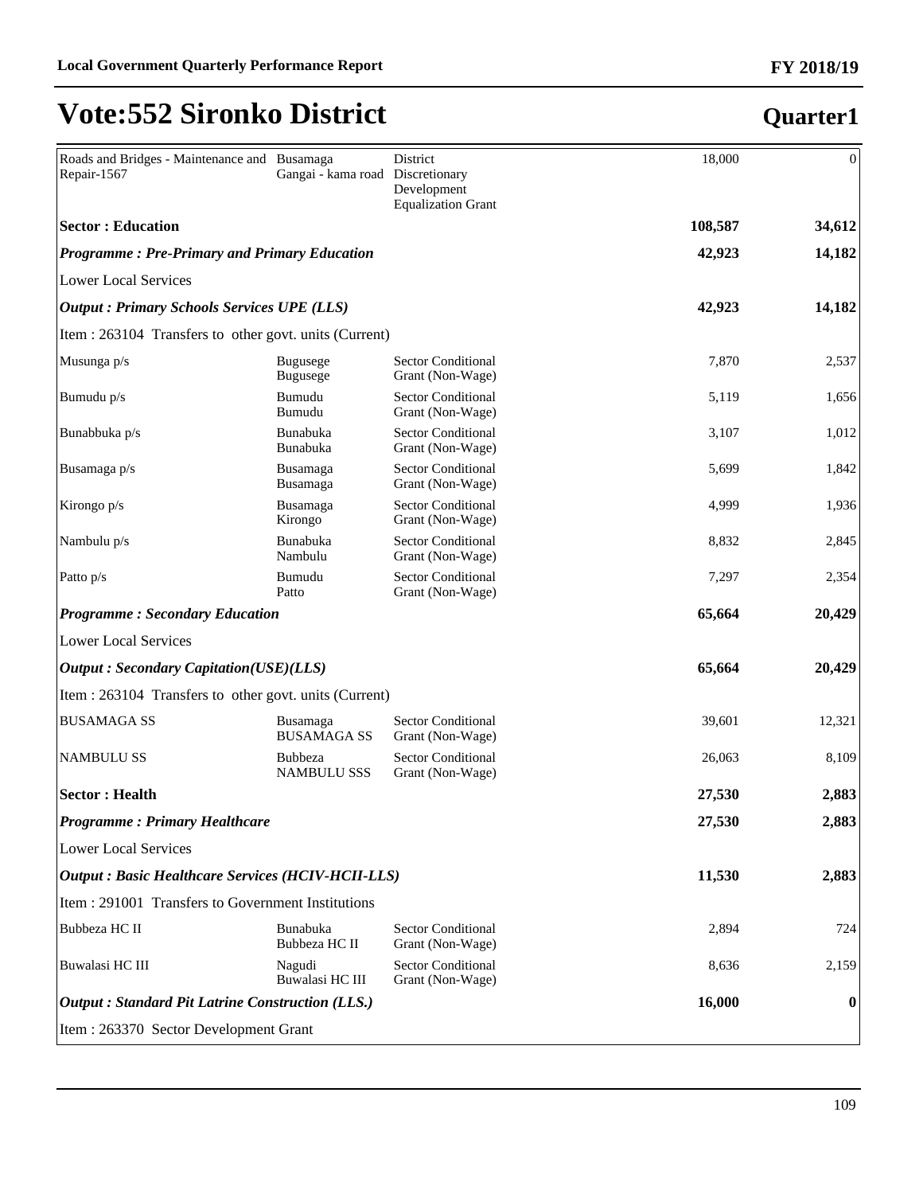# Vote:552 Sironko District

## Quarter1

| | | | | |
|---|---|---|---|---|
| Roads and Bridges - Maintenance and Repair-1567 | Busamaga Gangai - kama road | District Discretionary Development Equalization Grant | 18,000 | 0 |
| **Sector : Education** | | | **108,587** | **34,612** |
| ***Programme : Pre-Primary and Primary Education*** | | | **42,923** | **14,182** |
| Lower Local Services | | | | |
| ***Output : Primary Schools Services UPE (LLS)*** | | | **42,923** | **14,182** |
| Item : 263104 Transfers to other govt. units (Current) | | | | |
| Musunga p/s | Bugusege Bugusege | Sector Conditional Grant (Non-Wage) | 7,870 | 2,537 |
| Bumudu p/s | Bumudu Bumudu | Sector Conditional Grant (Non-Wage) | 5,119 | 1,656 |
| Bunabbuka p/s | Bunabuka Bunabuka | Sector Conditional Grant (Non-Wage) | 3,107 | 1,012 |
| Busamaga p/s | Busamaga Busamaga | Sector Conditional Grant (Non-Wage) | 5,699 | 1,842 |
| Kirongo p/s | Busamaga Kirongo | Sector Conditional Grant (Non-Wage) | 4,999 | 1,936 |
| Nambulu p/s | Bunabuka Nambulu | Sector Conditional Grant (Non-Wage) | 8,832 | 2,845 |
| Patto p/s | Bumudu Patto | Sector Conditional Grant (Non-Wage) | 7,297 | 2,354 |
| ***Programme : Secondary Education*** | | | **65,664** | **20,429** |
| Lower Local Services | | | | |
| ***Output : Secondary Capitation(USE)(LLS)*** | | | **65,664** | **20,429** |
| Item : 263104 Transfers to other govt. units (Current) | | | | |
| BUSAMAGA SS | Busamaga BUSAMAGA SS | Sector Conditional Grant (Non-Wage) | 39,601 | 12,321 |
| NAMBULU SS | Bubbeza NAMBULU SSS | Sector Conditional Grant (Non-Wage) | 26,063 | 8,109 |
| **Sector : Health** | | | **27,530** | **2,883** |
| ***Programme : Primary Healthcare*** | | | **27,530** | **2,883** |
| Lower Local Services | | | | |
| ***Output : Basic Healthcare Services (HCIV-HCII-LLS)*** | | | **11,530** | **2,883** |
| Item : 291001 Transfers to Government Institutions | | | | |
| Bubbeza HC II | Bunabuka Bubbeza HC II | Sector Conditional Grant (Non-Wage) | 2,894 | 724 |
| Buwalasi HC III | Nagudi Buwalasi HC III | Sector Conditional Grant (Non-Wage) | 8,636 | 2,159 |
| ***Output : Standard Pit Latrine Construction (LLS.)*** | | | **16,000** | **0** |
| Item : 263370 Sector Development Grant | | | | |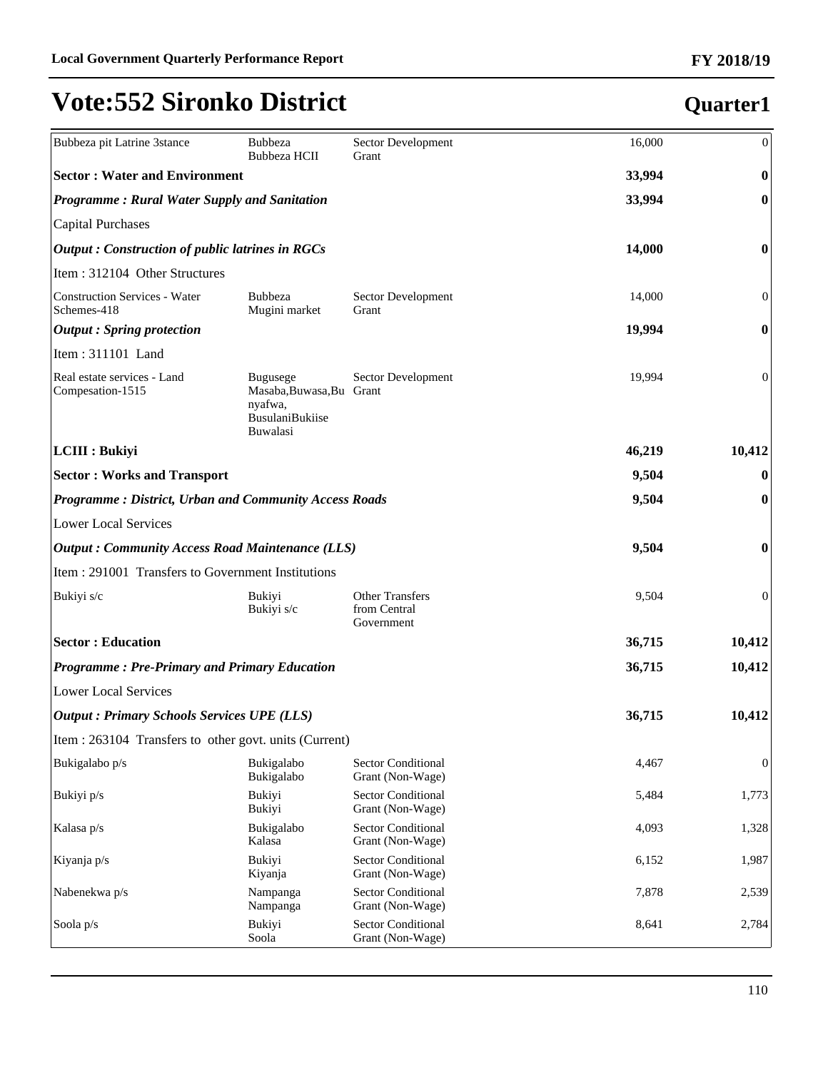# Vote:552 Sironko District

## Quarter1

| | | | | |
|---|---|---|---|---|
| Bubbeza pit Latrine 3stance | Bubbeza<br>Bubbeza HCII | Sector Development Grant | 16,000 | 0 |
| **Sector : Water and Environment** | | | **33,994** | **0** |
| ***Programme : Rural Water Supply and Sanitation*** | | | **33,994** | **0** |
| Capital Purchases | | | | |
| ***Output : Construction of public latrines in RGCs*** | | | **14,000** | **0** |
| Item : 312104 Other Structures | | | | |
| Construction Services - Water Schemes-418 | Bubbeza<br>Mugini market | Sector Development Grant | 14,000 | 0 |
| ***Output : Spring protection*** | | | **19,994** | **0** |
| Item : 311101 Land | | | | |
| Real estate services - Land Compesation-1515 | Bugusege<br>Masaba,Buwasa,Bunyafwa, BusulaniBukiise Buwalasi | Sector Development Grant | 19,994 | 0 |
| **LCIII : Bukiyi** | | | **46,219** | **10,412** |
| **Sector : Works and Transport** | | | **9,504** | **0** |
| ***Programme : District, Urban and Community Access Roads*** | | | **9,504** | **0** |
| Lower Local Services | | | | |
| ***Output : Community Access Road Maintenance (LLS)*** | | | **9,504** | **0** |
| Item : 291001 Transfers to Government Institutions | | | | |
| Bukiyi s/c | Bukiyi<br>Bukiyi s/c | Other Transfers from Central Government | 9,504 | 0 |
| **Sector : Education** | | | **36,715** | **10,412** |
| ***Programme : Pre-Primary and Primary Education*** | | | **36,715** | **10,412** |
| Lower Local Services | | | | |
| ***Output : Primary Schools Services UPE (LLS)*** | | | **36,715** | **10,412** |
| Item : 263104 Transfers to other govt. units (Current) | | | | |
| Bukigalabo p/s | Bukigalabo<br>Bukigalabo | Sector Conditional Grant (Non-Wage) | 4,467 | 0 |
| Bukiyi p/s | Bukiyi<br>Bukiyi | Sector Conditional Grant (Non-Wage) | 5,484 | 1,773 |
| Kalasa p/s | Bukigalabo<br>Kalasa | Sector Conditional Grant (Non-Wage) | 4,093 | 1,328 |
| Kiyanja p/s | Bukiyi<br>Kiyanja | Sector Conditional Grant (Non-Wage) | 6,152 | 1,987 |
| Nabenekwa p/s | Nampanga<br>Nampanga | Sector Conditional Grant (Non-Wage) | 7,878 | 2,539 |
| Soola p/s | Bukiyi<br>Soola | Sector Conditional Grant (Non-Wage) | 8,641 | 2,784 |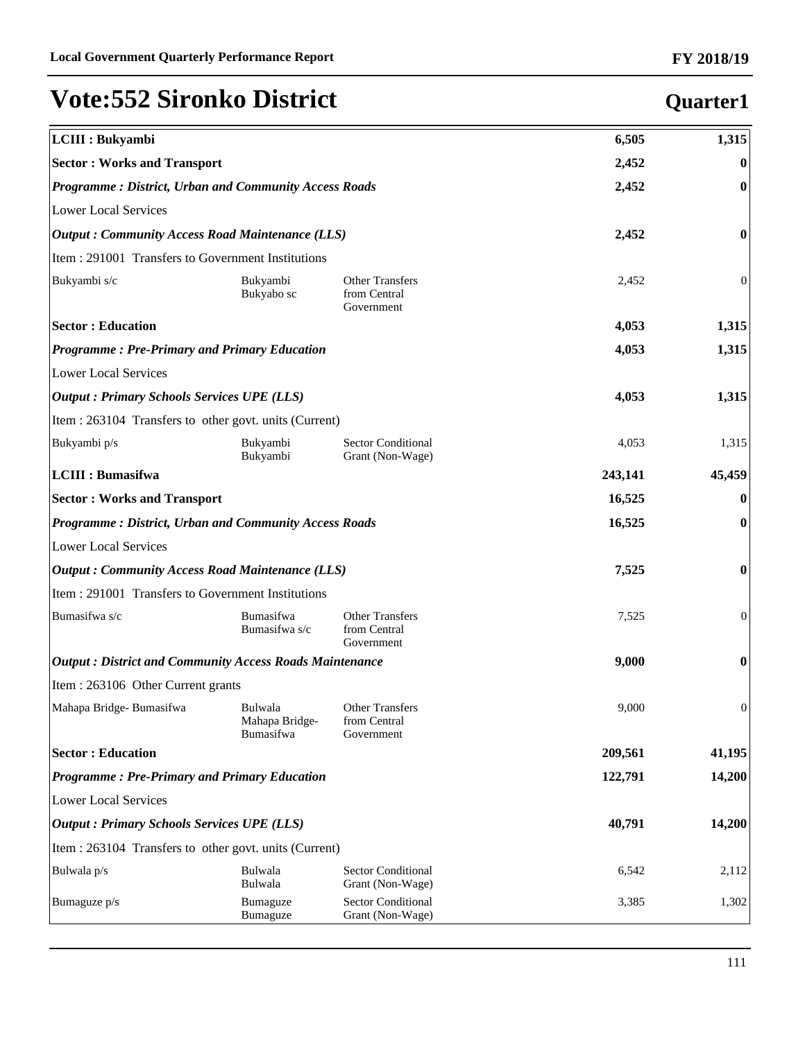# Vote:552 Sironko District

## Quarter1

| | | | | |
|---|---|---|---|---|
| **LCIII : Bukyambi** | | | **6,505** | **1,315** |
| **Sector : Works and Transport** | | | **2,452** | **0** |
| ***Programme : District, Urban and Community Access Roads*** | | | **2,452** | **0** |
| Lower Local Services | | | | |
| ***Output : Community Access Road Maintenance (LLS)*** | | | **2,452** | **0** |
| Item : 291001 Transfers to Government Institutions | | | | |
| Bukyambi s/c | Bukyambi Bukyabo sc | Other Transfers from Central Government | 2,452 | 0 |
| **Sector : Education** | | | **4,053** | **1,315** |
| ***Programme : Pre-Primary and Primary Education*** | | | **4,053** | **1,315** |
| Lower Local Services | | | | |
| ***Output : Primary Schools Services UPE (LLS)*** | | | **4,053** | **1,315** |
| Item : 263104 Transfers to other govt. units (Current) | | | | |
| Bukyambi p/s | Bukyambi Bukyambi | Sector Conditional Grant (Non-Wage) | 4,053 | 1,315 |
| **LCIII : Bumasifwa** | | | **243,141** | **45,459** |
| **Sector : Works and Transport** | | | **16,525** | **0** |
| ***Programme : District, Urban and Community Access Roads*** | | | **16,525** | **0** |
| Lower Local Services | | | | |
| ***Output : Community Access Road Maintenance (LLS)*** | | | **7,525** | **0** |
| Item : 291001 Transfers to Government Institutions | | | | |
| Bumasifwa s/c | Bumasifwa Bumasifwa s/c | Other Transfers from Central Government | 7,525 | 0 |
| ***Output : District and Community Access Roads Maintenance*** | | | **9,000** | **0** |
| Item : 263106 Other Current grants | | | | |
| Mahapa Bridge- Bumasifwa | Bulwala Mahapa Bridge- Bumasifwa | Other Transfers from Central Government | 9,000 | 0 |
| **Sector : Education** | | | **209,561** | **41,195** |
| ***Programme : Pre-Primary and Primary Education*** | | | **122,791** | **14,200** |
| Lower Local Services | | | | |
| ***Output : Primary Schools Services UPE (LLS)*** | | | **40,791** | **14,200** |
| Item : 263104 Transfers to other govt. units (Current) | | | | |
| Bulwala p/s | Bulwala Bulwala | Sector Conditional Grant (Non-Wage) | 6,542 | 2,112 |
| Bumaguze p/s | Bumaguze Bumaguze | Sector Conditional Grant (Non-Wage) | 3,385 | 1,302 |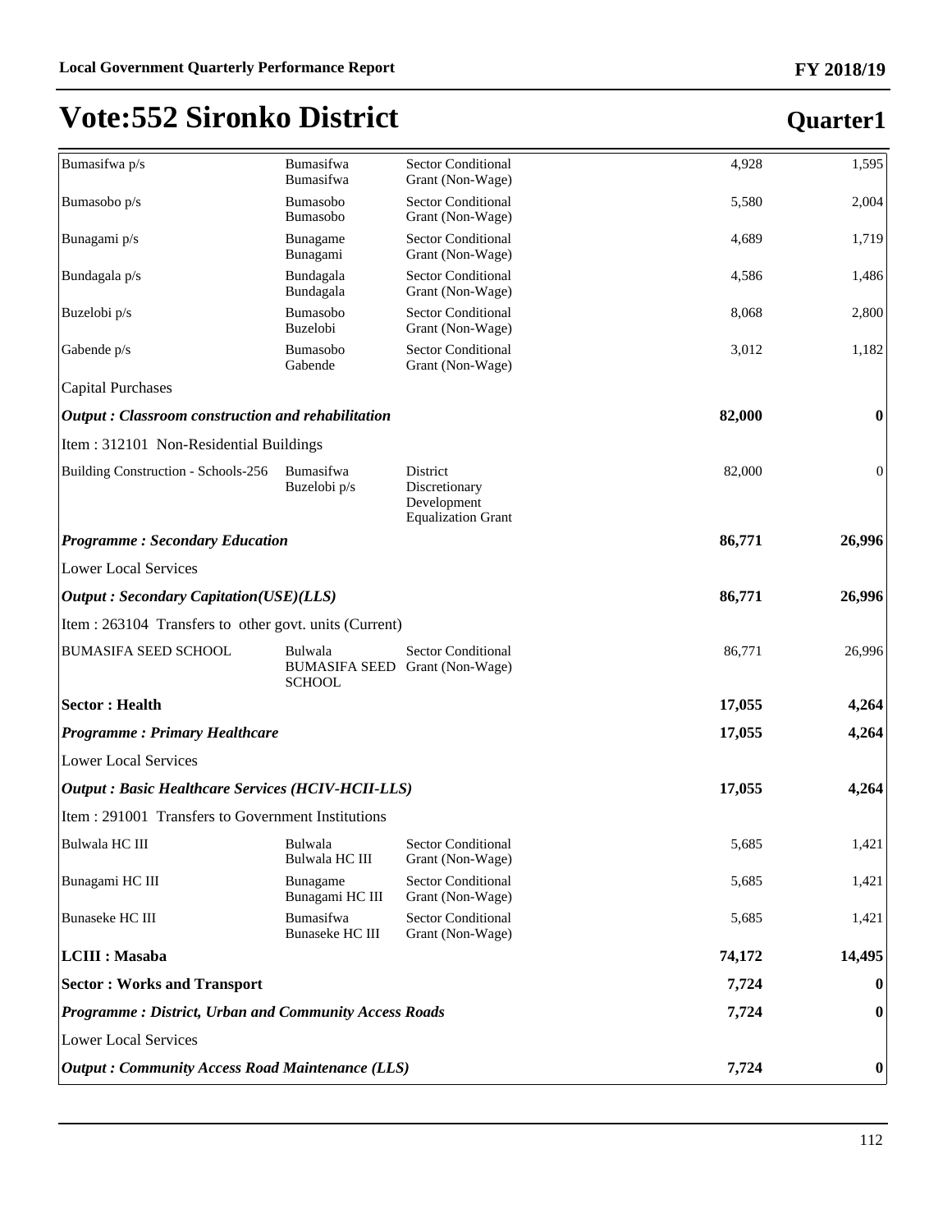# Vote:552 Sironko District

## Quarter1

| | | | | |
|---|---|---|---|---|
| Bumasifwa p/s | Bumasifwa Bumasifwa | Sector Conditional Grant (Non-Wage) | 4,928 | 1,595 |
| Bumasobo p/s | Bumasobo Bumasobo | Sector Conditional Grant (Non-Wage) | 5,580 | 2,004 |
| Bunagami p/s | Bunagame Bunagami | Sector Conditional Grant (Non-Wage) | 4,689 | 1,719 |
| Bundagala p/s | Bundagala Bundagala | Sector Conditional Grant (Non-Wage) | 4,586 | 1,486 |
| Buzelobi p/s | Bumasobo Buzelobi | Sector Conditional Grant (Non-Wage) | 8,068 | 2,800 |
| Gabende p/s | Bumasobo Gabende | Sector Conditional Grant (Non-Wage) | 3,012 | 1,182 |
| Capital Purchases | | | | |
| ***Output : Classroom construction and rehabilitation*** | | | **82,000** | **0** |
| Item : 312101 Non-Residential Buildings | | | | |
| Building Construction - Schools-256 | Bumasifwa Buzelobi p/s | District Discretionary Development Equalization Grant | 82,000 | 0 |
| ***Programme : Secondary Education*** | | | **86,771** | **26,996** |
| Lower Local Services | | | | |
| ***Output : Secondary Capitation(USE)(LLS)*** | | | **86,771** | **26,996** |
| Item : 263104 Transfers to other govt. units (Current) | | | | |
| BUMASIFA SEED SCHOOL | Bulwala BUMASIFA SEED SCHOOL | Sector Conditional Grant (Non-Wage) | 86,771 | 26,996 |
| **Sector : Health** | | | **17,055** | **4,264** |
| ***Programme : Primary Healthcare*** | | | **17,055** | **4,264** |
| Lower Local Services | | | | |
| ***Output : Basic Healthcare Services (HCIV-HCII-LLS)*** | | | **17,055** | **4,264** |
| Item : 291001 Transfers to Government Institutions | | | | |
| Bulwala HC III | Bulwala Bulwala HC III | Sector Conditional Grant (Non-Wage) | 5,685 | 1,421 |
| Bunagami HC III | Bunagame Bunagami HC III | Sector Conditional Grant (Non-Wage) | 5,685 | 1,421 |
| Bunaseke HC III | Bumasifwa Bunaseke HC III | Sector Conditional Grant (Non-Wage) | 5,685 | 1,421 |
| **LCIII : Masaba** | | | **74,172** | **14,495** |
| **Sector : Works and Transport** | | | **7,724** | **0** |
| ***Programme : District, Urban and Community Access Roads*** | | | **7,724** | **0** |
| Lower Local Services | | | | |
| ***Output : Community Access Road Maintenance (LLS)*** | | | **7,724** | **0** |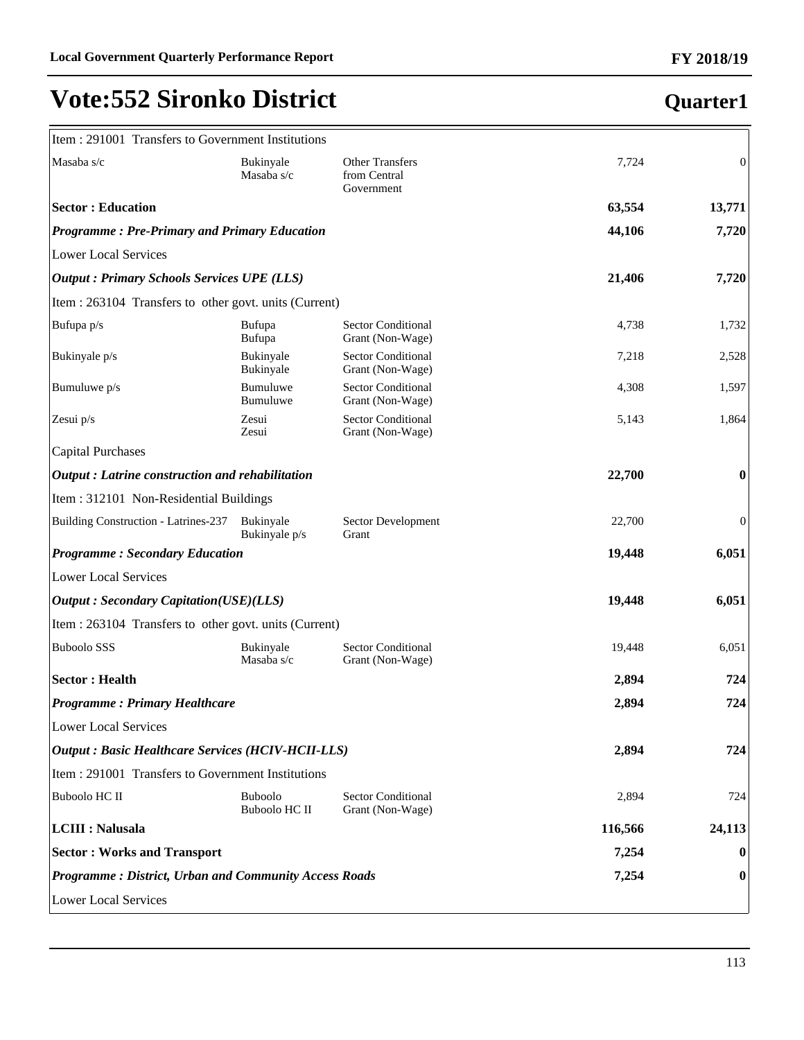# Vote:552 Sironko District

## Quarter1

| | | | | |
|---|---|---|---|---|
| Item : 291001 Transfers to Government Institutions | | | | |
| Masaba s/c | Bukinyale<br>Masaba s/c | Other Transfers from Central Government | 7,724 | 0 |
| **Sector : Education** | | | **63,554** | **13,771** |
| ***Programme : Pre-Primary and Primary Education*** | | | **44,106** | **7,720** |
| Lower Local Services | | | | |
| ***Output : Primary Schools Services UPE (LLS)*** | | | **21,406** | **7,720** |
| Item : 263104 Transfers to other govt. units (Current) | | | | |
| Bufupa p/s | Bufupa<br>Bufupa | Sector Conditional Grant (Non-Wage) | 4,738 | 1,732 |
| Bukinyale p/s | Bukinyale<br>Bukinyale | Sector Conditional Grant (Non-Wage) | 7,218 | 2,528 |
| Bumuluwe p/s | Bumuluwe<br>Bumuluwe | Sector Conditional Grant (Non-Wage) | 4,308 | 1,597 |
| Zesui p/s | Zesui<br>Zesui | Sector Conditional Grant (Non-Wage) | 5,143 | 1,864 |
| Capital Purchases | | | | |
| ***Output : Latrine construction and rehabilitation*** | | | **22,700** | **0** |
| Item : 312101 Non-Residential Buildings | | | | |
| Building Construction - Latrines-237 | Bukinyale<br>Bukinyale p/s | Sector Development Grant | 22,700 | 0 |
| ***Programme : Secondary Education*** | | | **19,448** | **6,051** |
| Lower Local Services | | | | |
| ***Output : Secondary Capitation(USE)(LLS)*** | | | **19,448** | **6,051** |
| Item : 263104 Transfers to other govt. units (Current) | | | | |
| Buboolo SSS | Bukinyale<br>Masaba s/c | Sector Conditional Grant (Non-Wage) | 19,448 | 6,051 |
| **Sector : Health** | | | **2,894** | **724** |
| ***Programme : Primary Healthcare*** | | | **2,894** | **724** |
| Lower Local Services | | | | |
| ***Output : Basic Healthcare Services (HCIV-HCII-LLS)*** | | | **2,894** | **724** |
| Item : 291001 Transfers to Government Institutions | | | | |
| Buboolo HC II | Buboolo<br>Buboolo HC II | Sector Conditional Grant (Non-Wage) | 2,894 | 724 |
| **LCIII : Nalusala** | | | **116,566** | **24,113** |
| **Sector : Works and Transport** | | | **7,254** | **0** |
| ***Programme : District, Urban and Community Access Roads*** | | | **7,254** | **0** |
| Lower Local Services | | | | |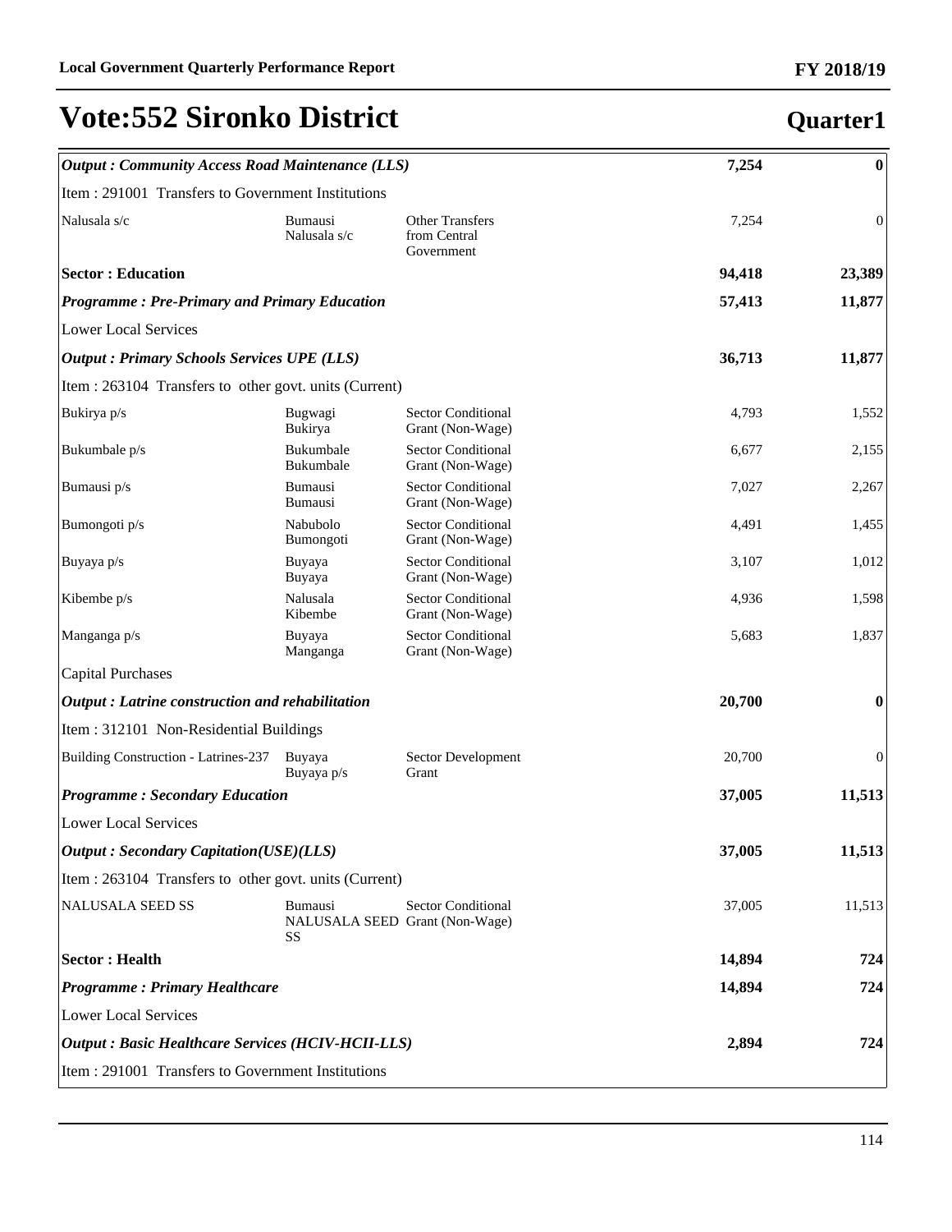## Vote:552 Sironko District

**Quarter1**

| | | | | |
|---|---|---|---|---|
| ***Output : Community Access Road Maintenance (LLS)*** | | | **7,254** | **0** |
| Item : 291001 Transfers to Government Institutions | | | | |
| Nalusala s/c | Bumausi Nalusala s/c | Other Transfers from Central Government | 7,254 | 0 |
| **Sector : Education** | | | **94,418** | **23,389** |
| ***Programme : Pre-Primary and Primary Education*** | | | **57,413** | **11,877** |
| Lower Local Services | | | | |
| ***Output : Primary Schools Services UPE (LLS)*** | | | **36,713** | **11,877** |
| Item : 263104 Transfers to other govt. units (Current) | | | | |
| Bukirya p/s | Bugwagi Bukirya | Sector Conditional Grant (Non-Wage) | 4,793 | 1,552 |
| Bukumbale p/s | Bukumbale Bukumbale | Sector Conditional Grant (Non-Wage) | 6,677 | 2,155 |
| Bumausi p/s | Bumausi Bumausi | Sector Conditional Grant (Non-Wage) | 7,027 | 2,267 |
| Bumongoti p/s | Nabubolo Bumongoti | Sector Conditional Grant (Non-Wage) | 4,491 | 1,455 |
| Buyaya p/s | Buyaya Buyaya | Sector Conditional Grant (Non-Wage) | 3,107 | 1,012 |
| Kibembe p/s | Nalusala Kibembe | Sector Conditional Grant (Non-Wage) | 4,936 | 1,598 |
| Manganga p/s | Buyaya Manganga | Sector Conditional Grant (Non-Wage) | 5,683 | 1,837 |
| Capital Purchases | | | | |
| ***Output : Latrine construction and rehabilitation*** | | | **20,700** | **0** |
| Item : 312101 Non-Residential Buildings | | | | |
| Building Construction - Latrines-237 | Buyaya Buyaya p/s | Sector Development Grant | 20,700 | 0 |
| ***Programme : Secondary Education*** | | | **37,005** | **11,513** |
| Lower Local Services | | | | |
| ***Output : Secondary Capitation(USE)(LLS)*** | | | **37,005** | **11,513** |
| Item : 263104 Transfers to other govt. units (Current) | | | | |
| NALUSALA SEED SS | Bumausi NALUSALA SEED SS | Sector Conditional Grant (Non-Wage) | 37,005 | 11,513 |
| **Sector : Health** | | | **14,894** | **724** |
| ***Programme : Primary Healthcare*** | | | **14,894** | **724** |
| Lower Local Services | | | | |
| ***Output : Basic Healthcare Services (HCIV-HCII-LLS)*** | | | **2,894** | **724** |
| Item : 291001 Transfers to Government Institutions | | | | |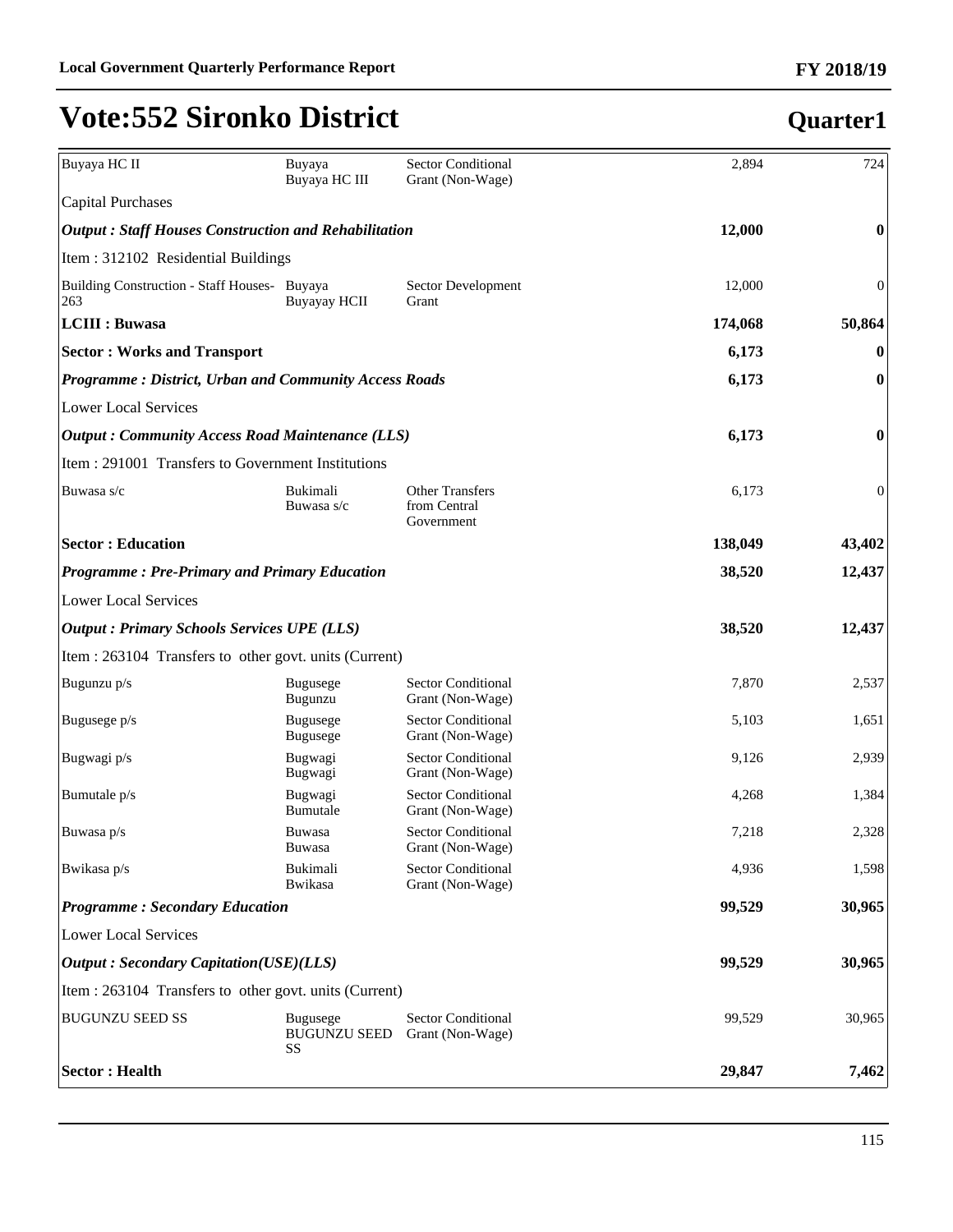# Vote:552 Sironko District

## Quarter1

| | | | | |
|---|---|---|---|---|
| Buyaya HC II | Buyaya<br>Buyaya HC III | Sector Conditional Grant (Non-Wage) | 2,894 | 724 |
| Capital Purchases | | | | |
| ***Output : Staff Houses Construction and Rehabilitation*** | | | **12,000** | **0** |
| Item : 312102 Residential Buildings | | | | |
| Building Construction - Staff Houses-263 | Buyaya<br>Buyayay HCII | Sector Development Grant | 12,000 | 0 |
| **LCIII : Buwasa** | | | **174,068** | **50,864** |
| **Sector : Works and Transport** | | | **6,173** | **0** |
| ***Programme : District, Urban and Community Access Roads*** | | | **6,173** | **0** |
| Lower Local Services | | | | |
| ***Output : Community Access Road Maintenance (LLS)*** | | | **6,173** | **0** |
| Item : 291001 Transfers to Government Institutions | | | | |
| Buwasa s/c | Bukimali<br>Buwasa s/c | Other Transfers from Central Government | 6,173 | 0 |
| **Sector : Education** | | | **138,049** | **43,402** |
| ***Programme : Pre-Primary and Primary Education*** | | | **38,520** | **12,437** |
| Lower Local Services | | | | |
| ***Output : Primary Schools Services UPE (LLS)*** | | | **38,520** | **12,437** |
| Item : 263104 Transfers to other govt. units (Current) | | | | |
| Bugunzu p/s | Bugusege<br>Bugunzu | Sector Conditional Grant (Non-Wage) | 7,870 | 2,537 |
| Bugusege p/s | Bugusege<br>Bugusege | Sector Conditional Grant (Non-Wage) | 5,103 | 1,651 |
| Bugwagi p/s | Bugwagi<br>Bugwagi | Sector Conditional Grant (Non-Wage) | 9,126 | 2,939 |
| Bumutale p/s | Bugwagi<br>Bumutale | Sector Conditional Grant (Non-Wage) | 4,268 | 1,384 |
| Buwasa p/s | Buwasa<br>Buwasa | Sector Conditional Grant (Non-Wage) | 7,218 | 2,328 |
| Bwikasa p/s | Bukimali<br>Bwikasa | Sector Conditional Grant (Non-Wage) | 4,936 | 1,598 |
| ***Programme : Secondary Education*** | | | **99,529** | **30,965** |
| Lower Local Services | | | | |
| ***Output : Secondary Capitation(USE)(LLS)*** | | | **99,529** | **30,965** |
| Item : 263104 Transfers to other govt. units (Current) | | | | |
| BUGUNZU SEED SS | Bugusege<br>BUGUNZU SEED SS | Sector Conditional Grant (Non-Wage) | 99,529 | 30,965 |
| **Sector : Health** | | | **29,847** | **7,462** |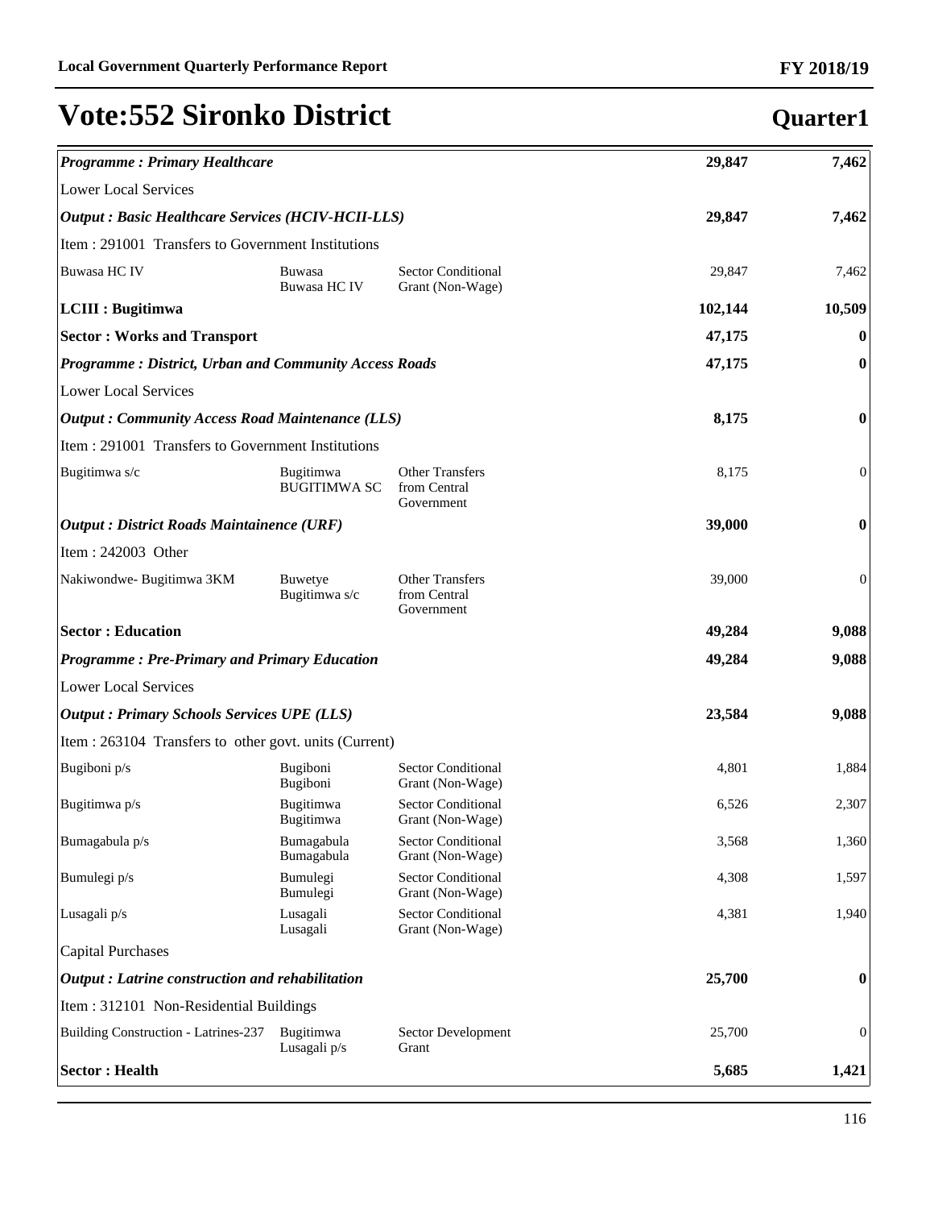# Vote:552 Sironko District

## Quarter1

| | | | | |
|---|---|---|---|---|
| ***Programme : Primary Healthcare*** | | | **29,847** | **7,462** |
| Lower Local Services | | | | |
| ***Output : Basic Healthcare Services (HCIV-HCII-LLS)*** | | | **29,847** | **7,462** |
| Item : 291001 Transfers to Government Institutions | | | | |
| Buwasa HC IV | Buwasa Buwasa HC IV | Sector Conditional Grant (Non-Wage) | 29,847 | 7,462 |
| **LCIII : Bugitimwa** | | | **102,144** | **10,509** |
| **Sector : Works and Transport** | | | **47,175** | **0** |
| ***Programme : District, Urban and Community Access Roads*** | | | **47,175** | **0** |
| Lower Local Services | | | | |
| ***Output : Community Access Road Maintenance (LLS)*** | | | **8,175** | **0** |
| Item : 291001 Transfers to Government Institutions | | | | |
| Bugitimwa s/c | Bugitimwa BUGITIMWA SC | Other Transfers from Central Government | 8,175 | 0 |
| ***Output : District Roads Maintainence (URF)*** | | | **39,000** | **0** |
| Item : 242003 Other | | | | |
| Nakiwondwe- Bugitimwa 3KM | Buwetye Bugitimwa s/c | Other Transfers from Central Government | 39,000 | 0 |
| **Sector : Education** | | | **49,284** | **9,088** |
| ***Programme : Pre-Primary and Primary Education*** | | | **49,284** | **9,088** |
| Lower Local Services | | | | |
| ***Output : Primary Schools Services UPE (LLS)*** | | | **23,584** | **9,088** |
| Item : 263104 Transfers to other govt. units (Current) | | | | |
| Bugiboni p/s | Bugiboni Bugiboni | Sector Conditional Grant (Non-Wage) | 4,801 | 1,884 |
| Bugitimwa p/s | Bugitimwa Bugitimwa | Sector Conditional Grant (Non-Wage) | 6,526 | 2,307 |
| Bumagabula p/s | Bumagabula Bumagabula | Sector Conditional Grant (Non-Wage) | 3,568 | 1,360 |
| Bumulegi p/s | Bumulegi Bumulegi | Sector Conditional Grant (Non-Wage) | 4,308 | 1,597 |
| Lusagali p/s | Lusagali Lusagali | Sector Conditional Grant (Non-Wage) | 4,381 | 1,940 |
| Capital Purchases | | | | |
| ***Output : Latrine construction and rehabilitation*** | | | **25,700** | **0** |
| Item : 312101 Non-Residential Buildings | | | | |
| Building Construction - Latrines-237 | Bugitimwa Lusagali p/s | Sector Development Grant | 25,700 | 0 |
| **Sector : Health** | | | **5,685** | **1,421** |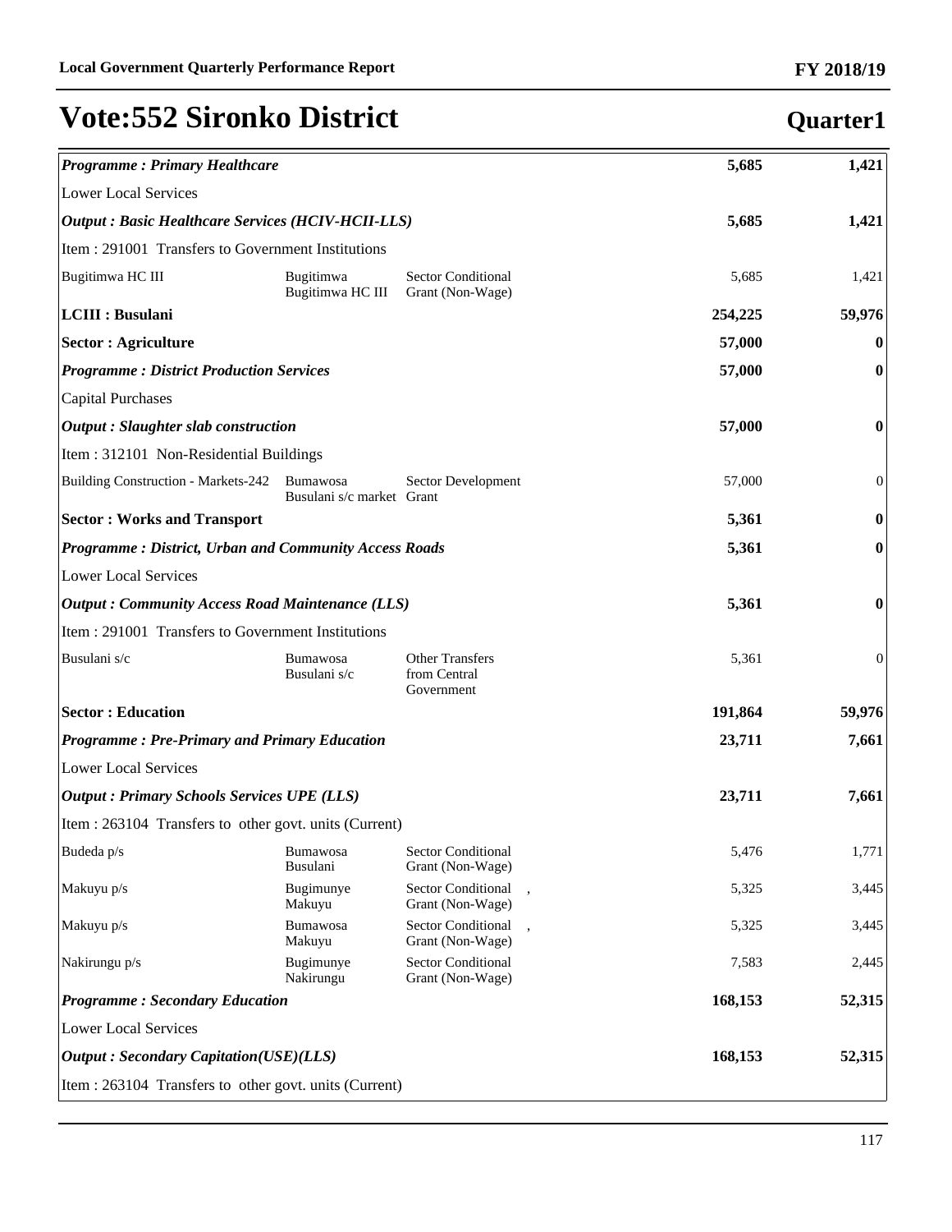# Vote:552 Sironko District

**Quarter1**

| | | | | |
|---|---|---|---|---|
| ***Programme : Primary Healthcare*** | | | **5,685** | **1,421** |
| Lower Local Services | | | | |
| ***Output : Basic Healthcare Services (HCIV-HCII-LLS)*** | | | **5,685** | **1,421** |
| Item : 291001 Transfers to Government Institutions | | | | |
| Bugitimwa HC III | Bugitimwa Bugitimwa HC III | Sector Conditional Grant (Non-Wage) | 5,685 | 1,421 |
| **LCIII : Busulani** | | | **254,225** | **59,976** |
| **Sector : Agriculture** | | | **57,000** | **0** |
| ***Programme : District Production Services*** | | | **57,000** | **0** |
| Capital Purchases | | | | |
| ***Output : Slaughter slab construction*** | | | **57,000** | **0** |
| Item : 312101 Non-Residential Buildings | | | | |
| Building Construction - Markets-242 | Bumawosa Busulani s/c market | Sector Development Grant | 57,000 | 0 |
| **Sector : Works and Transport** | | | **5,361** | **0** |
| ***Programme : District, Urban and Community Access Roads*** | | | **5,361** | **0** |
| Lower Local Services | | | | |
| ***Output : Community Access Road Maintenance (LLS)*** | | | **5,361** | **0** |
| Item : 291001 Transfers to Government Institutions | | | | |
| Busulani s/c | Bumawosa Busulani s/c | Other Transfers from Central Government | 5,361 | 0 |
| **Sector : Education** | | | **191,864** | **59,976** |
| ***Programme : Pre-Primary and Primary Education*** | | | **23,711** | **7,661** |
| Lower Local Services | | | | |
| ***Output : Primary Schools Services UPE (LLS)*** | | | **23,711** | **7,661** |
| Item : 263104 Transfers to other govt. units (Current) | | | | |
| Budeda p/s | Bumawosa Busulani | Sector Conditional Grant (Non-Wage) | 5,476 | 1,771 |
| Makuyu p/s | Bugimunye Makuyu | Sector Conditional Grant (Non-Wage) , | 5,325 | 3,445 |
| Makuyu p/s | Bumawosa Makuyu | Sector Conditional Grant (Non-Wage) , | 5,325 | 3,445 |
| Nakirungu p/s | Bugimunye Nakirungu | Sector Conditional Grant (Non-Wage) | 7,583 | 2,445 |
| ***Programme : Secondary Education*** | | | **168,153** | **52,315** |
| Lower Local Services | | | | |
| ***Output : Secondary Capitation(USE)(LLS)*** | | | **168,153** | **52,315** |
| Item : 263104 Transfers to other govt. units (Current) | | | | |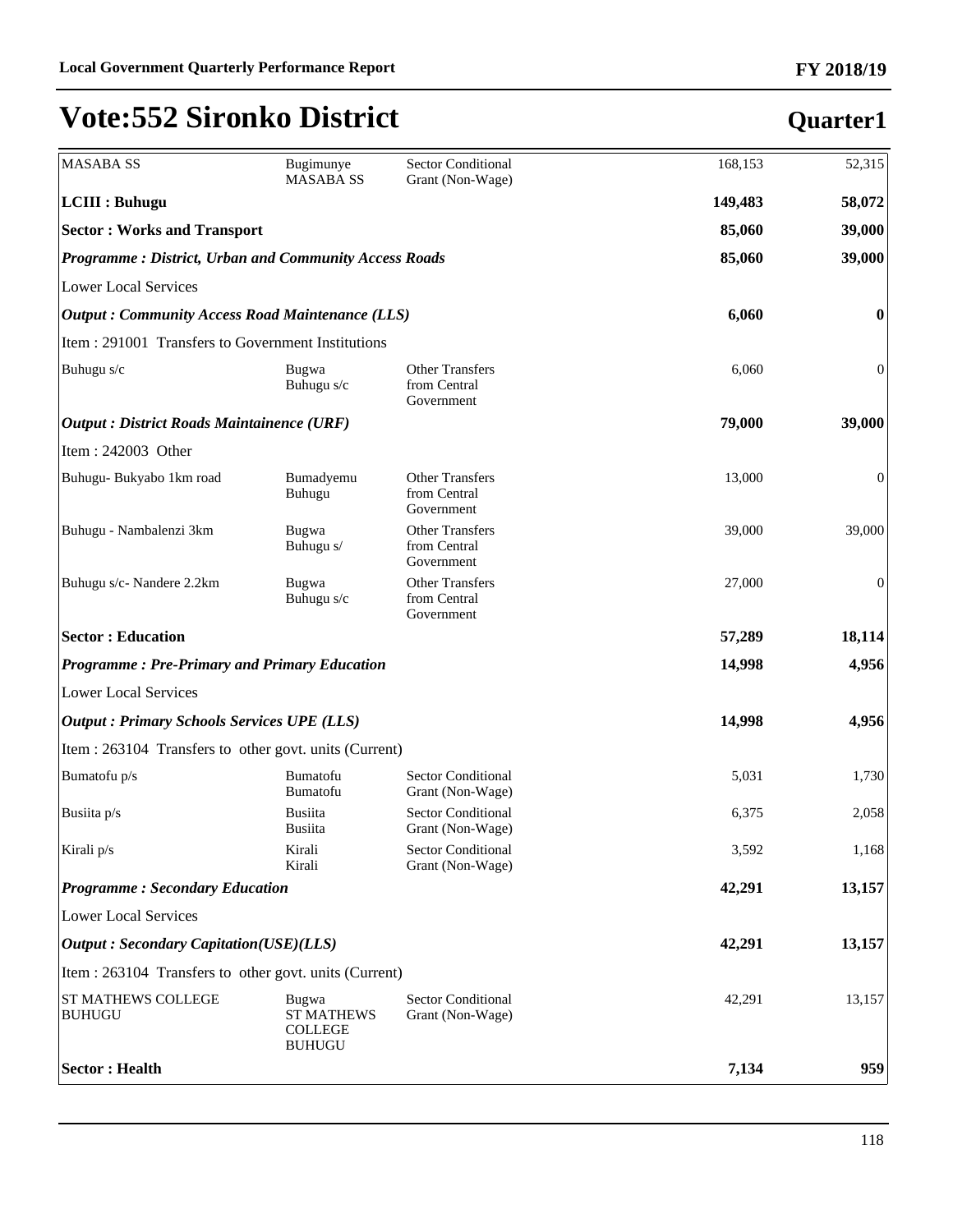# Vote:552 Sironko District

## Quarter1

| | | | | |
|---|---|---|---|---|
| MASABA SS | Bugimunye MASABA SS | Sector Conditional Grant (Non-Wage) | 168,153 | 52,315 |
| **LCIII : Buhugu** | | | **149,483** | **58,072** |
| **Sector : Works and Transport** | | | **85,060** | **39,000** |
| ***Programme : District, Urban and Community Access Roads*** | | | **85,060** | **39,000** |
| Lower Local Services | | | | |
| ***Output : Community Access Road Maintenance (LLS)*** | | | **6,060** | **0** |
| Item : 291001 Transfers to Government Institutions | | | | |
| Buhugu s/c | Bugwa Buhugu s/c | Other Transfers from Central Government | 6,060 | 0 |
| ***Output : District Roads Maintainence (URF)*** | | | **79,000** | **39,000** |
| Item : 242003 Other | | | | |
| Buhugu- Bukyabo 1km road | Bumadyemu Buhugu | Other Transfers from Central Government | 13,000 | 0 |
| Buhugu - Nambalenzi 3km | Bugwa Buhugu s/ | Other Transfers from Central Government | 39,000 | 39,000 |
| Buhugu s/c- Nandere 2.2km | Bugwa Buhugu s/c | Other Transfers from Central Government | 27,000 | 0 |
| **Sector : Education** | | | **57,289** | **18,114** |
| ***Programme : Pre-Primary and Primary Education*** | | | **14,998** | **4,956** |
| Lower Local Services | | | | |
| ***Output : Primary Schools Services UPE (LLS)*** | | | **14,998** | **4,956** |
| Item : 263104 Transfers to other govt. units (Current) | | | | |
| Bumatofu p/s | Bumatofu Bumatofu | Sector Conditional Grant (Non-Wage) | 5,031 | 1,730 |
| Busiita p/s | Busiita Busiita | Sector Conditional Grant (Non-Wage) | 6,375 | 2,058 |
| Kirali p/s | Kirali Kirali | Sector Conditional Grant (Non-Wage) | 3,592 | 1,168 |
| ***Programme : Secondary Education*** | | | **42,291** | **13,157** |
| Lower Local Services | | | | |
| ***Output : Secondary Capitation(USE)(LLS)*** | | | **42,291** | **13,157** |
| Item : 263104 Transfers to other govt. units (Current) | | | | |
| ST MATHEWS COLLEGE BUHUGU | Bugwa ST MATHEWS COLLEGE BUHUGU | Sector Conditional Grant (Non-Wage) | 42,291 | 13,157 |
| **Sector : Health** | | | **7,134** | **959** |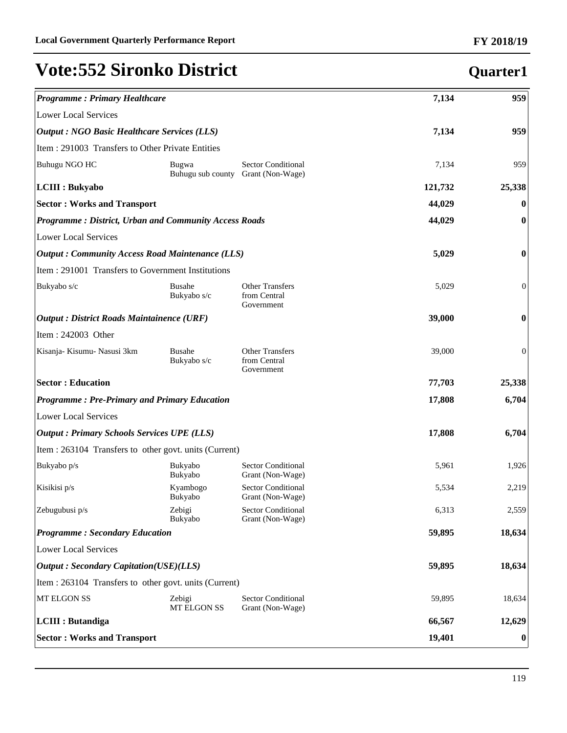# Vote:552 Sironko District

## Quarter1

| | | | | |
|---|---|---|---|---|
| ***Programme : Primary Healthcare*** | | | **7,134** | **959** |
| Lower Local Services | | | | |
| ***Output : NGO Basic Healthcare Services (LLS)*** | | | **7,134** | **959** |
| Item : 291003 Transfers to Other Private Entities | | | | |
| Buhugu NGO HC | Bugwa Buhugu sub county | Sector Conditional Grant (Non-Wage) | 7,134 | 959 |
| **LCIII : Bukyabo** | | | **121,732** | **25,338** |
| **Sector : Works and Transport** | | | **44,029** | **0** |
| ***Programme : District, Urban and Community Access Roads*** | | | **44,029** | **0** |
| Lower Local Services | | | | |
| ***Output : Community Access Road Maintenance (LLS)*** | | | **5,029** | **0** |
| Item : 291001 Transfers to Government Institutions | | | | |
| Bukyabo s/c | Busahe Bukyabo s/c | Other Transfers from Central Government | 5,029 | 0 |
| ***Output : District Roads Maintainence (URF)*** | | | **39,000** | **0** |
| Item : 242003 Other | | | | |
| Kisanja- Kisumu- Nasusi 3km | Busahe Bukyabo s/c | Other Transfers from Central Government | 39,000 | 0 |
| **Sector : Education** | | | **77,703** | **25,338** |
| ***Programme : Pre-Primary and Primary Education*** | | | **17,808** | **6,704** |
| Lower Local Services | | | | |
| ***Output : Primary Schools Services UPE (LLS)*** | | | **17,808** | **6,704** |
| Item : 263104 Transfers to other govt. units (Current) | | | | |
| Bukyabo p/s | Bukyabo Bukyabo | Sector Conditional Grant (Non-Wage) | 5,961 | 1,926 |
| Kisikisi p/s | Kyambogo Bukyabo | Sector Conditional Grant (Non-Wage) | 5,534 | 2,219 |
| Zebugubusi p/s | Zebigi Bukyabo | Sector Conditional Grant (Non-Wage) | 6,313 | 2,559 |
| ***Programme : Secondary Education*** | | | **59,895** | **18,634** |
| Lower Local Services | | | | |
| ***Output : Secondary Capitation(USE)(LLS)*** | | | **59,895** | **18,634** |
| Item : 263104 Transfers to other govt. units (Current) | | | | |
| MT ELGON SS | Zebigi MT ELGON SS | Sector Conditional Grant (Non-Wage) | 59,895 | 18,634 |
| **LCIII : Butandiga** | | | **66,567** | **12,629** |
| **Sector : Works and Transport** | | | **19,401** | **0** |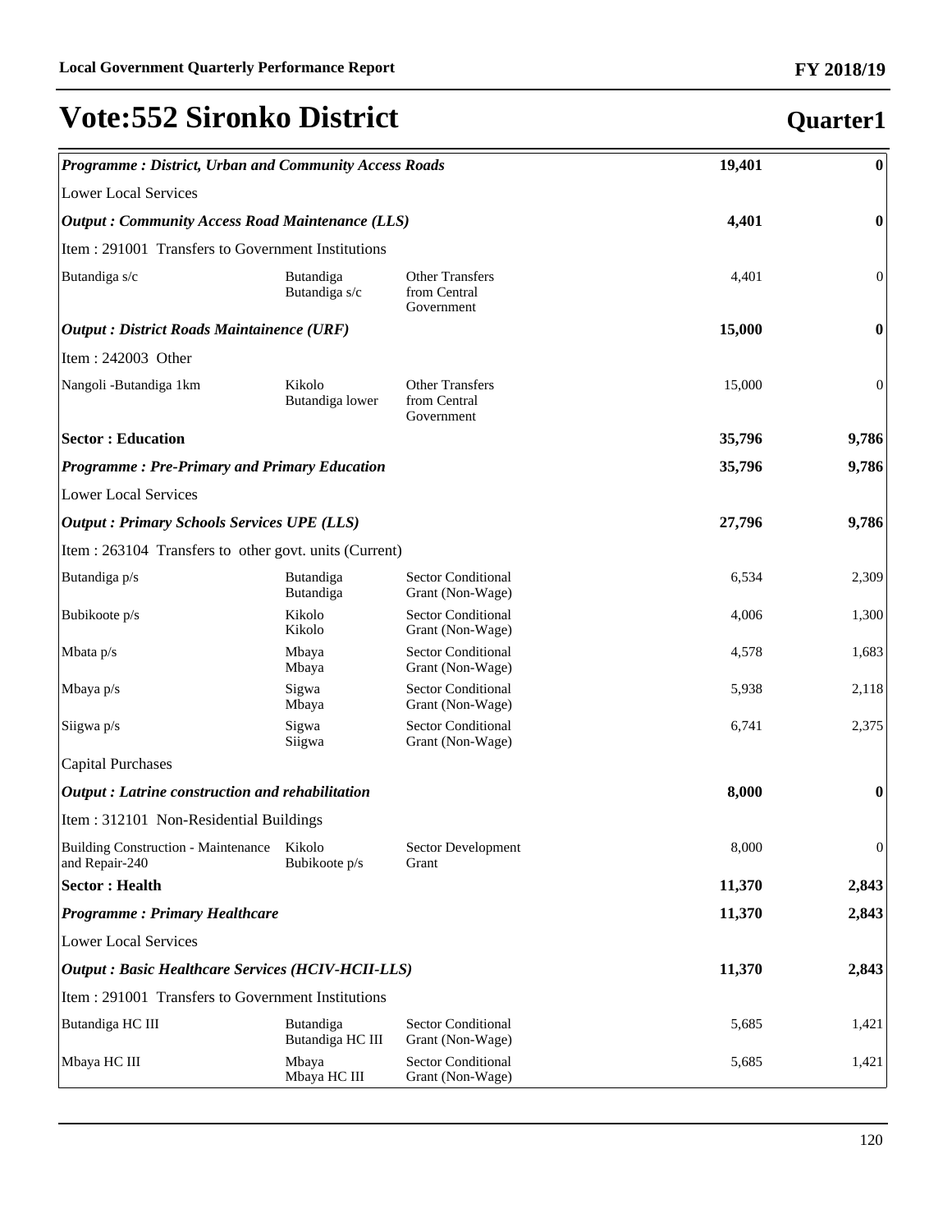# Vote:552 Sironko District

## Quarter1

| | | | | |
|---|---|---|---|---|
| ***Programme : District, Urban and Community Access Roads*** | | | **19,401** | **0** |
| Lower Local Services | | | | |
| ***Output : Community Access Road Maintenance (LLS)*** | | | **4,401** | **0** |
| Item : 291001 Transfers to Government Institutions | | | | |
| Butandiga s/c | Butandiga Butandiga s/c | Other Transfers from Central Government | 4,401 | 0 |
| ***Output : District Roads Maintainence (URF)*** | | | **15,000** | **0** |
| Item : 242003 Other | | | | |
| Nangoli -Butandiga 1km | Kikolo Butandiga lower | Other Transfers from Central Government | 15,000 | 0 |
| **Sector : Education** | | | **35,796** | **9,786** |
| ***Programme : Pre-Primary and Primary Education*** | | | **35,796** | **9,786** |
| Lower Local Services | | | | |
| ***Output : Primary Schools Services UPE (LLS)*** | | | **27,796** | **9,786** |
| Item : 263104 Transfers to other govt. units (Current) | | | | |
| Butandiga p/s | Butandiga Butandiga | Sector Conditional Grant (Non-Wage) | 6,534 | 2,309 |
| Bubikoote p/s | Kikolo Kikolo | Sector Conditional Grant (Non-Wage) | 4,006 | 1,300 |
| Mbata p/s | Mbaya Mbaya | Sector Conditional Grant (Non-Wage) | 4,578 | 1,683 |
| Mbaya p/s | Sigwa Mbaya | Sector Conditional Grant (Non-Wage) | 5,938 | 2,118 |
| Siigwa p/s | Sigwa Siigwa | Sector Conditional Grant (Non-Wage) | 6,741 | 2,375 |
| Capital Purchases | | | | |
| ***Output : Latrine construction and rehabilitation*** | | | **8,000** | **0** |
| Item : 312101 Non-Residential Buildings | | | | |
| Building Construction - Maintenance and Repair-240 | Kikolo Bubikoote p/s | Sector Development Grant | 8,000 | 0 |
| **Sector : Health** | | | **11,370** | **2,843** |
| ***Programme : Primary Healthcare*** | | | **11,370** | **2,843** |
| Lower Local Services | | | | |
| ***Output : Basic Healthcare Services (HCIV-HCII-LLS)*** | | | **11,370** | **2,843** |
| Item : 291001 Transfers to Government Institutions | | | | |
| Butandiga HC III | Butandiga Butandiga HC III | Sector Conditional Grant (Non-Wage) | 5,685 | 1,421 |
| Mbaya HC III | Mbaya Mbaya HC III | Sector Conditional Grant (Non-Wage) | 5,685 | 1,421 |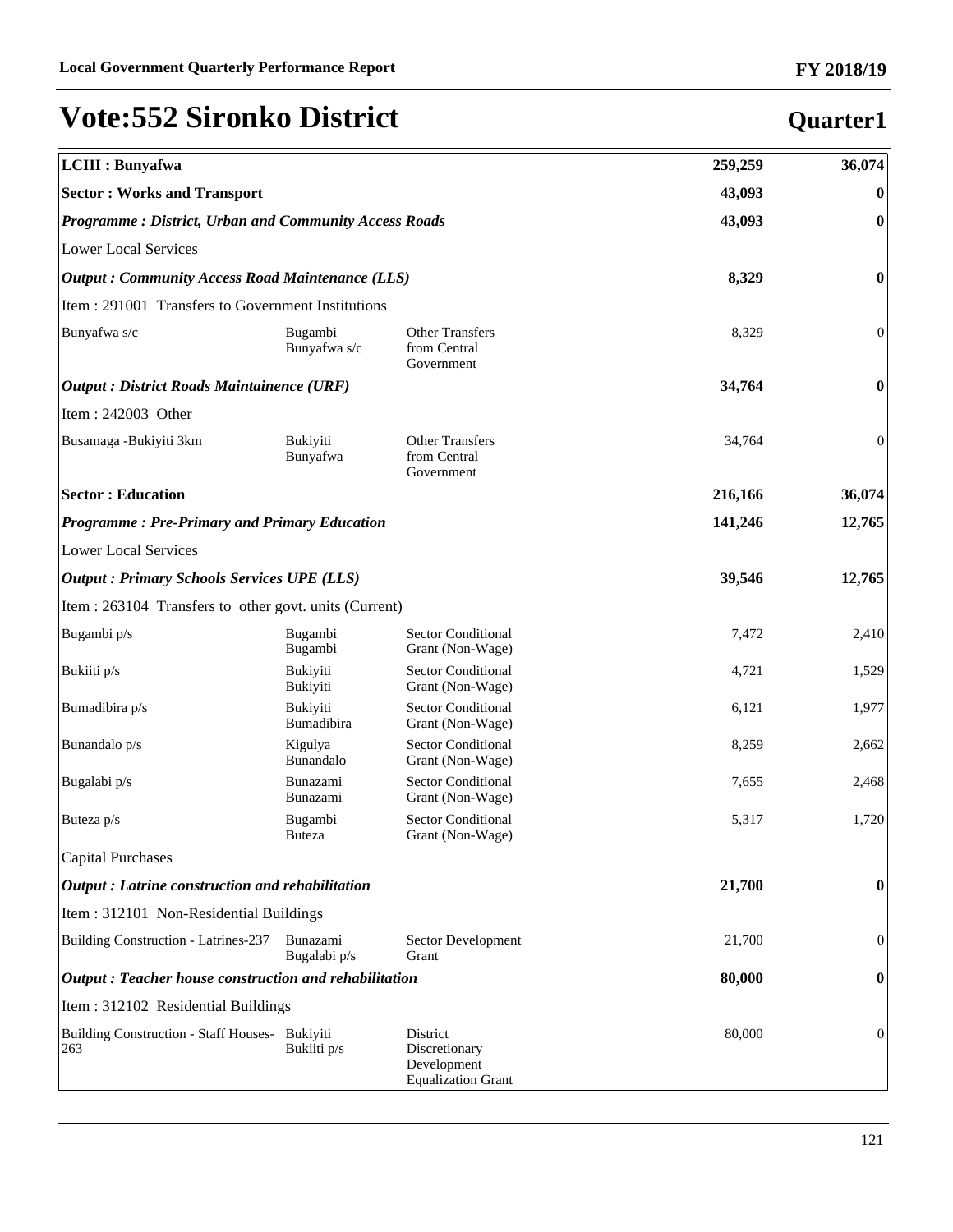# Vote:552 Sironko District

## Quarter1

| LCIII : Bunyafwa | | | 259,259 | 36,074 |
|---|---|---|---|---|
| **Sector : Works and Transport** | | | **43,093** | **0** |
| ***Programme : District, Urban and Community Access Roads*** | | | **43,093** | **0** |
| Lower Local Services | | | | |
| ***Output : Community Access Road Maintenance (LLS)*** | | | **8,329** | **0** |
| Item : 291001 Transfers to Government Institutions | | | | |
| Bunyafwa s/c | Bugambi Bunyafwa s/c | Other Transfers from Central Government | 8,329 | 0 |
| ***Output : District Roads Maintainence (URF)*** | | | **34,764** | **0** |
| Item : 242003 Other | | | | |
| Busamaga -Bukiyiti 3km | Bukiyiti Bunyafwa | Other Transfers from Central Government | 34,764 | 0 |
| **Sector : Education** | | | **216,166** | **36,074** |
| ***Programme : Pre-Primary and Primary Education*** | | | **141,246** | **12,765** |
| Lower Local Services | | | | |
| ***Output : Primary Schools Services UPE (LLS)*** | | | **39,546** | **12,765** |
| Item : 263104 Transfers to other govt. units (Current) | | | | |
| Bugambi p/s | Bugambi Bugambi | Sector Conditional Grant (Non-Wage) | 7,472 | 2,410 |
| Bukiiti p/s | Bukiyiti Bukiyiti | Sector Conditional Grant (Non-Wage) | 4,721 | 1,529 |
| Bumadibira p/s | Bukiyiti Bumadibira | Sector Conditional Grant (Non-Wage) | 6,121 | 1,977 |
| Bunandalo p/s | Kigulya Bunandalo | Sector Conditional Grant (Non-Wage) | 8,259 | 2,662 |
| Bugalabi p/s | Bunazami Bunazami | Sector Conditional Grant (Non-Wage) | 7,655 | 2,468 |
| Buteza p/s | Bugambi Buteza | Sector Conditional Grant (Non-Wage) | 5,317 | 1,720 |
| Capital Purchases | | | | |
| ***Output : Latrine construction and rehabilitation*** | | | **21,700** | **0** |
| Item : 312101 Non-Residential Buildings | | | | |
| Building Construction - Latrines-237 | Bunazami Bugalabi p/s | Sector Development Grant | 21,700 | 0 |
| ***Output : Teacher house construction and rehabilitation*** | | | **80,000** | **0** |
| Item : 312102 Residential Buildings | | | | |
| Building Construction - Staff Houses-263 | Bukiyiti Bukiiti p/s | District Discretionary Development Equalization Grant | 80,000 | 0 |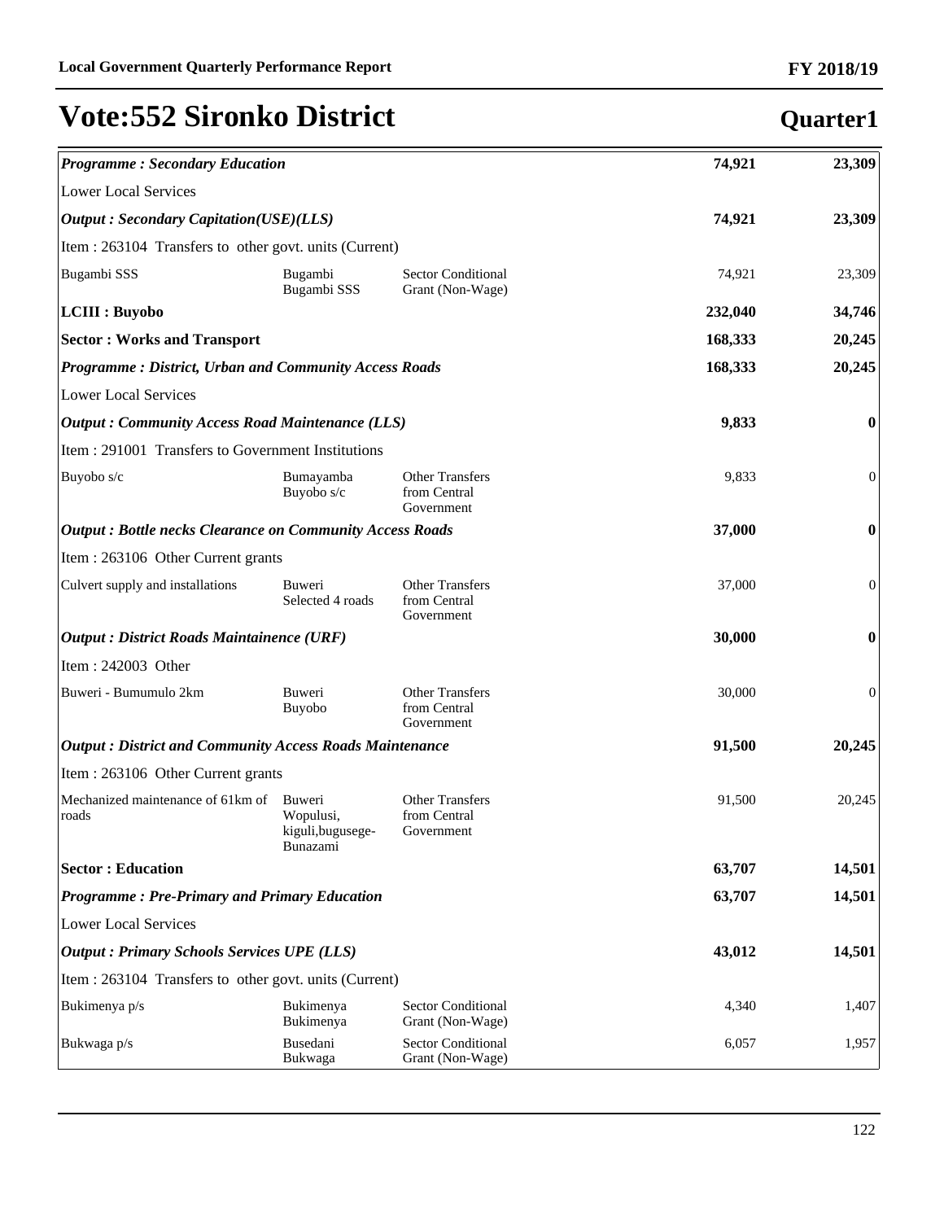# Vote:552 Sironko District

## Quarter1

| | | | | |
|---|---|---|---|---|
| ***Programme : Secondary Education*** | | | **74,921** | **23,309** |
| Lower Local Services | | | | |
| ***Output : Secondary Capitation(USE)(LLS)*** | | | **74,921** | **23,309** |
| Item : 263104 Transfers to other govt. units (Current) | | | | |
| Bugambi SSS | Bugambi Bugambi SSS | Sector Conditional Grant (Non-Wage) | 74,921 | 23,309 |
| **LCIII : Buyobo** | | | **232,040** | **34,746** |
| **Sector : Works and Transport** | | | **168,333** | **20,245** |
| ***Programme : District, Urban and Community Access Roads*** | | | **168,333** | **20,245** |
| Lower Local Services | | | | |
| ***Output : Community Access Road Maintenance (LLS)*** | | | **9,833** | **0** |
| Item : 291001 Transfers to Government Institutions | | | | |
| Buyobo s/c | Bumayamba Buyobo s/c | Other Transfers from Central Government | 9,833 | 0 |
| ***Output : Bottle necks Clearance on Community Access Roads*** | | | **37,000** | **0** |
| Item : 263106 Other Current grants | | | | |
| Culvert supply and installations | Buweri Selected 4 roads | Other Transfers from Central Government | 37,000 | 0 |
| ***Output : District Roads Maintainence (URF)*** | | | **30,000** | **0** |
| Item : 242003 Other | | | | |
| Buweri - Bumumulo 2km | Buweri Buyobo | Other Transfers from Central Government | 30,000 | 0 |
| ***Output : District and Community Access Roads Maintenance*** | | | **91,500** | **20,245** |
| Item : 263106 Other Current grants | | | | |
| Mechanized maintenance of 61km of roads | Buweri Wopulusi, kiguli,bugusege-Bunazami | Other Transfers from Central Government | 91,500 | 20,245 |
| **Sector : Education** | | | **63,707** | **14,501** |
| ***Programme : Pre-Primary and Primary Education*** | | | **63,707** | **14,501** |
| Lower Local Services | | | | |
| ***Output : Primary Schools Services UPE (LLS)*** | | | **43,012** | **14,501** |
| Item : 263104 Transfers to other govt. units (Current) | | | | |
| Bukimenya p/s | Bukimenya Bukimenya | Sector Conditional Grant (Non-Wage) | 4,340 | 1,407 |
| Bukwaga p/s | Busedani Bukwaga | Sector Conditional Grant (Non-Wage) | 6,057 | 1,957 |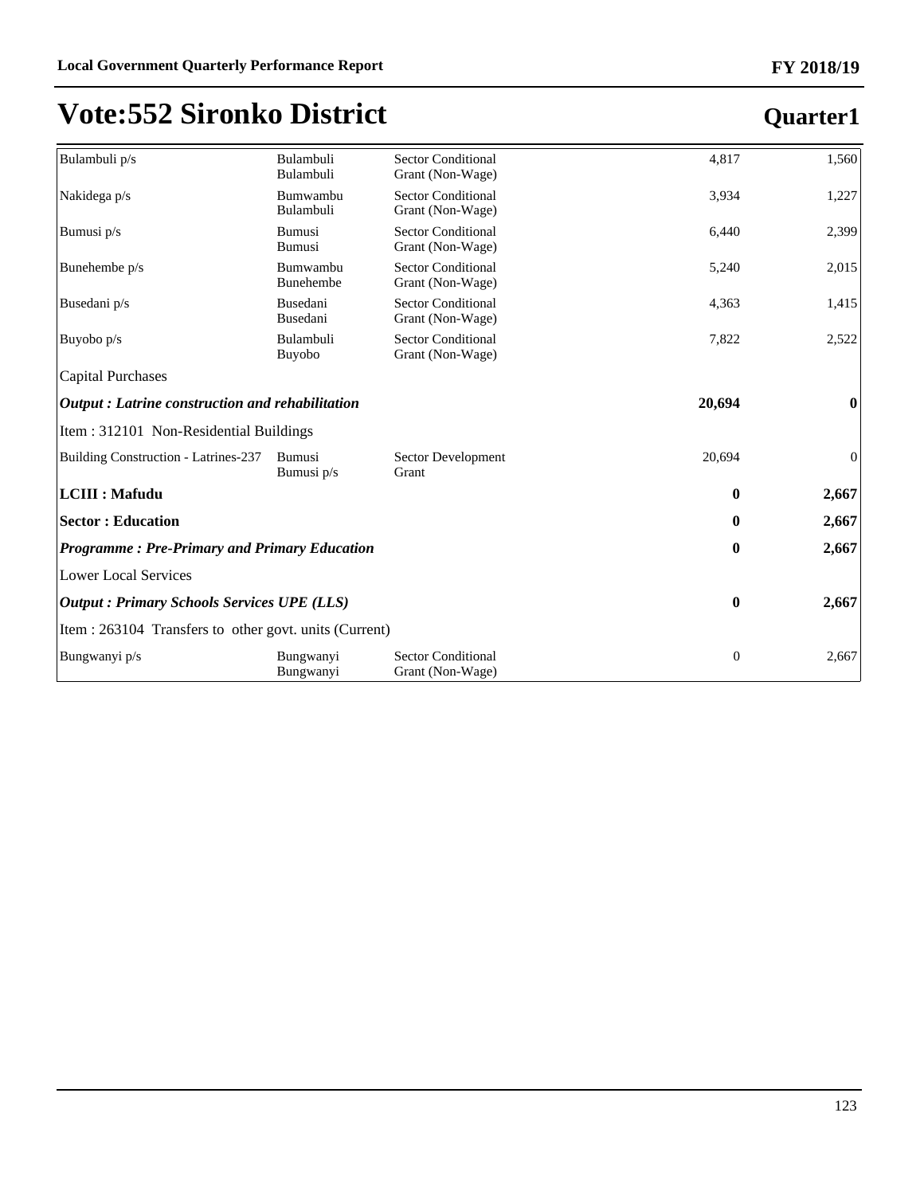# Vote:552 Sironko District

## Quarter1

| | | | | |
|---|---|---|---|---|
| Bulambuli p/s | Bulambuli Bulambuli | Sector Conditional Grant (Non-Wage) | 4,817 | 1,560 |
| Nakidega p/s | Bumwambu Bulambuli | Sector Conditional Grant (Non-Wage) | 3,934 | 1,227 |
| Bumusi p/s | Bumusi Bumusi | Sector Conditional Grant (Non-Wage) | 6,440 | 2,399 |
| Bunehembe p/s | Bumwambu Bunehembe | Sector Conditional Grant (Non-Wage) | 5,240 | 2,015 |
| Busedani p/s | Busedani Busedani | Sector Conditional Grant (Non-Wage) | 4,363 | 1,415 |
| Buyobo p/s | Bulambuli Buyobo | Sector Conditional Grant (Non-Wage) | 7,822 | 2,522 |
| Capital Purchases | | | | |
| ***Output : Latrine construction and rehabilitation*** | | | **20,694** | **0** |
| Item : 312101 Non-Residential Buildings | | | | |
| Building Construction - Latrines-237 | Bumusi Bumusi p/s | Sector Development Grant | 20,694 | 0 |
| **LCIII : Mafudu** | | | **0** | **2,667** |
| **Sector : Education** | | | **0** | **2,667** |
| ***Programme : Pre-Primary and Primary Education*** | | | **0** | **2,667** |
| Lower Local Services | | | | |
| ***Output : Primary Schools Services UPE (LLS)*** | | | **0** | **2,667** |
| Item : 263104 Transfers to other govt. units (Current) | | | | |
| Bungwanyi p/s | Bungwanyi Bungwanyi | Sector Conditional Grant (Non-Wage) | 0 | 2,667 |